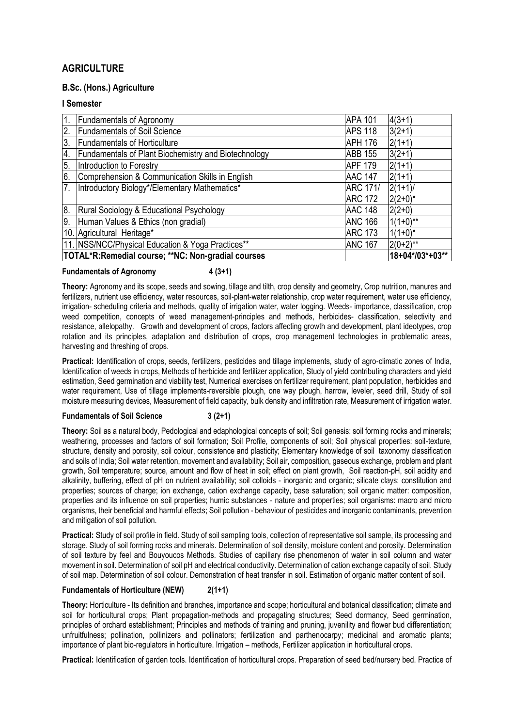# AGRICULTURE

## B.Sc. (Hons.) Agriculture

### I Semester

| | | | |
|---|---|---|---|
| 1. | Fundamentals of Agronomy | APA 101 | 4(3+1) |
| 2. | Fundamentals of Soil Science | APS 118 | 3(2+1) |
| 3. | Fundamentals of Horticulture | APH 176 | 2(1+1) |
| 4. | Fundamentals of Plant Biochemistry and Biotechnology | ABB 155 | 3(2+1) |
| 5. | Introduction to Forestry | APF 179 | 2(1+1) |
| 6. | Comprehension & Communication Skills in English | AAC 147 | 2(1+1) |
| 7. | Introductory Biology*/Elementary Mathematics* | ARC 171/ ARC 172 | 2(1+1)/ 2(2+0)* |
| 8. | Rural Sociology & Educational Psychology | AAC 148 | 2(2+0) |
| 9. | Human Values & Ethics (non gradial) | ANC 166 | 1(1+0)** |
| 10. | Agricultural Heritage* | ARC 173 | 1(1+0)* |
| 11. | NSS/NCC/Physical Education & Yoga Practices** | ANC 167 | 2(0+2)** |
| TOTAL*R:Remedial course; **NC: Non-gradial courses | | | 18+04*/03*+03** |

**Fundamentals of Agronomy 4 (3+1)**

**Theory:** Agronomy and its scope, seeds and sowing, tillage and tilth, crop density and geometry, Crop nutrition, manures and fertilizers, nutrient use efficiency, water resources, soil-plant-water relationship, crop water requirement, water use efficiency, irrigation- scheduling criteria and methods, quality of irrigation water, water logging. Weeds- importance, classification, crop weed competition, concepts of weed management-principles and methods, herbicides- classification, selectivity and resistance, allelopathy. Growth and development of crops, factors affecting growth and development, plant ideotypes, crop rotation and its principles, adaptation and distribution of crops, crop management technologies in problematic areas, harvesting and threshing of crops.

**Practical:** Identification of crops, seeds, fertilizers, pesticides and tillage implements, study of agro-climatic zones of India, Identification of weeds in crops, Methods of herbicide and fertilizer application, Study of yield contributing characters and yield estimation, Seed germination and viability test, Numerical exercises on fertilizer requirement, plant population, herbicides and water requirement, Use of tillage implements-reversible plough, one way plough, harrow, leveler, seed drill, Study of soil moisture measuring devices, Measurement of field capacity, bulk density and infiltration rate, Measurement of irrigation water.

**Fundamentals of Soil Science 3 (2+1)**

**Theory:** Soil as a natural body, Pedological and edaphological concepts of soil; Soil genesis: soil forming rocks and minerals; weathering, processes and factors of soil formation; Soil Profile, components of soil; Soil physical properties: soil-texture, structure, density and porosity, soil colour, consistence and plasticity; Elementary knowledge of soil taxonomy classification and soils of India; Soil water retention, movement and availability; Soil air, composition, gaseous exchange, problem and plant growth, Soil temperature; source, amount and flow of heat in soil; effect on plant growth, Soil reaction-pH, soil acidity and alkalinity, buffering, effect of pH on nutrient availability; soil colloids - inorganic and organic; silicate clays: constitution and properties; sources of charge; ion exchange, cation exchange capacity, base saturation; soil organic matter: composition, properties and its influence on soil properties; humic substances - nature and properties; soil organisms: macro and micro organisms, their beneficial and harmful effects; Soil pollution - behaviour of pesticides and inorganic contaminants, prevention and mitigation of soil pollution.

**Practical:** Study of soil profile in field. Study of soil sampling tools, collection of representative soil sample, its processing and storage. Study of soil forming rocks and minerals. Determination of soil density, moisture content and porosity. Determination of soil texture by feel and Bouyoucos Methods. Studies of capillary rise phenomenon of water in soil column and water movement in soil. Determination of soil pH and electrical conductivity. Determination of cation exchange capacity of soil. Study of soil map. Determination of soil colour. Demonstration of heat transfer in soil. Estimation of organic matter content of soil.

**Fundamentals of Horticulture (NEW) 2(1+1)**

**Theory:** Horticulture - Its definition and branches, importance and scope; horticultural and botanical classification; climate and soil for horticultural crops; Plant propagation-methods and propagating structures; Seed dormancy, Seed germination, principles of orchard establishment; Principles and methods of training and pruning, juvenility and flower bud differentiation; unfruitfulness; pollination, pollinizers and pollinators; fertilization and parthenocarpy; medicinal and aromatic plants; importance of plant bio-regulators in horticulture. Irrigation – methods, Fertilizer application in horticultural crops.

**Practical:** Identification of garden tools. Identification of horticultural crops. Preparation of seed bed/nursery bed. Practice of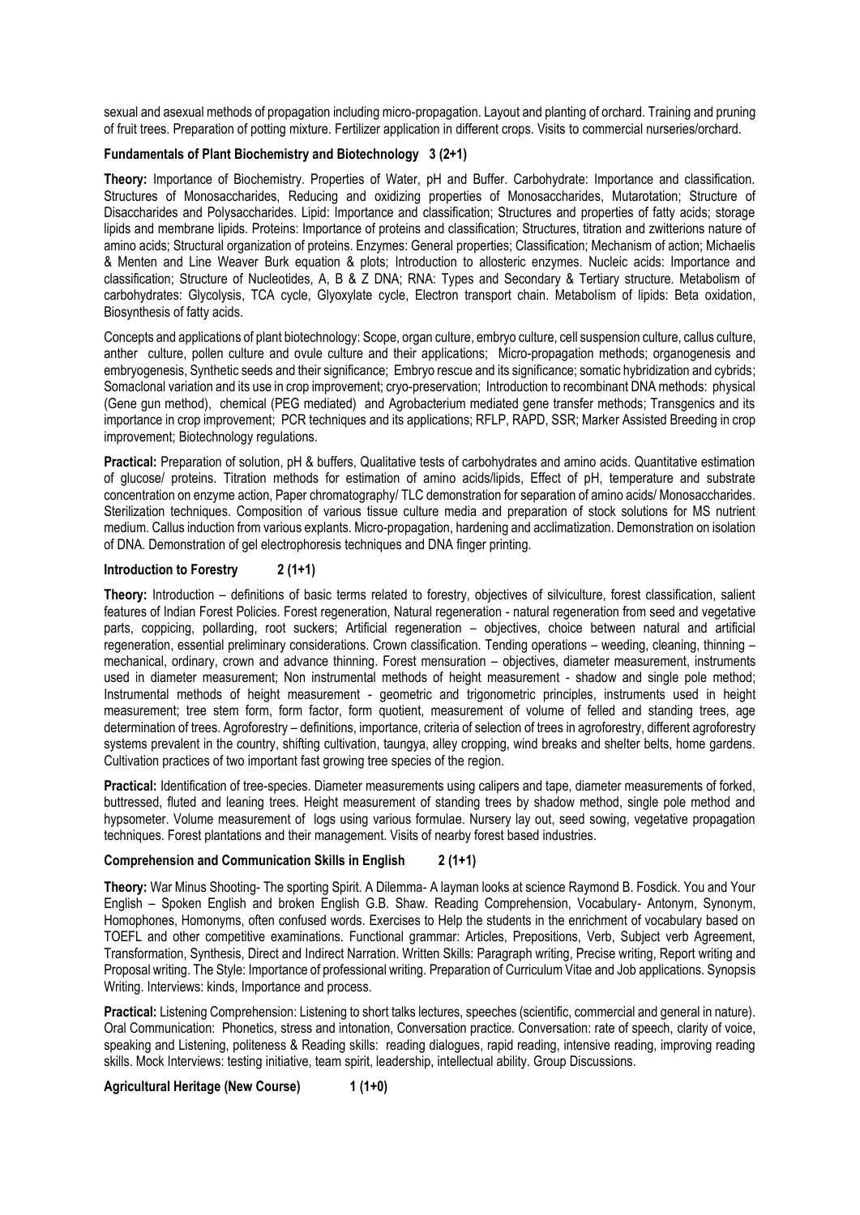sexual and asexual methods of propagation including micro-propagation. Layout and planting of orchard. Training and pruning of fruit trees. Preparation of potting mixture. Fertilizer application in different crops. Visits to commercial nurseries/orchard.

**Fundamentals of Plant Biochemistry and Biotechnology 3 (2+1)**

**Theory:** Importance of Biochemistry. Properties of Water, pH and Buffer. Carbohydrate: Importance and classification. Structures of Monosaccharides, Reducing and oxidizing properties of Monosaccharides, Mutarotation; Structure of Disaccharides and Polysaccharides. Lipid: Importance and classification; Structures and properties of fatty acids; storage lipids and membrane lipids. Proteins: Importance of proteins and classification; Structures, titration and zwitterions nature of amino acids; Structural organization of proteins. Enzymes: General properties; Classification; Mechanism of action; Michaelis & Menten and Line Weaver Burk equation & plots; Introduction to allosteric enzymes. Nucleic acids: Importance and classification; Structure of Nucleotides, A, B & Z DNA; RNA: Types and Secondary & Tertiary structure. Metabolism of carbohydrates: Glycolysis, TCA cycle, Glyoxylate cycle, Electron transport chain. Metabolism of lipids: Beta oxidation, Biosynthesis of fatty acids.

Concepts and applications of plant biotechnology: Scope, organ culture, embryo culture, cell suspension culture, callus culture, anther culture, pollen culture and ovule culture and their applications; Micro-propagation methods; organogenesis and embryogenesis, Synthetic seeds and their significance; Embryo rescue and its significance; somatic hybridization and cybrids; Somaclonal variation and its use in crop improvement; cryo-preservation; Introduction to recombinant DNA methods: physical (Gene gun method), chemical (PEG mediated) and Agrobacterium mediated gene transfer methods; Transgenics and its importance in crop improvement; PCR techniques and its applications; RFLP, RAPD, SSR; Marker Assisted Breeding in crop improvement; Biotechnology regulations.

**Practical:** Preparation of solution, pH & buffers, Qualitative tests of carbohydrates and amino acids. Quantitative estimation of glucose/ proteins. Titration methods for estimation of amino acids/lipids, Effect of pH, temperature and substrate concentration on enzyme action, Paper chromatography/ TLC demonstration for separation of amino acids/ Monosaccharides. Sterilization techniques. Composition of various tissue culture media and preparation of stock solutions for MS nutrient medium. Callus induction from various explants. Micro-propagation, hardening and acclimatization. Demonstration on isolation of DNA. Demonstration of gel electrophoresis techniques and DNA finger printing.

**Introduction to Forestry 2 (1+1)**

**Theory:** Introduction – definitions of basic terms related to forestry, objectives of silviculture, forest classification, salient features of Indian Forest Policies. Forest regeneration, Natural regeneration - natural regeneration from seed and vegetative parts, coppicing, pollarding, root suckers; Artificial regeneration – objectives, choice between natural and artificial regeneration, essential preliminary considerations. Crown classification. Tending operations – weeding, cleaning, thinning – mechanical, ordinary, crown and advance thinning. Forest mensuration – objectives, diameter measurement, instruments used in diameter measurement; Non instrumental methods of height measurement - shadow and single pole method; Instrumental methods of height measurement - geometric and trigonometric principles, instruments used in height measurement; tree stem form, form factor, form quotient, measurement of volume of felled and standing trees, age determination of trees. Agroforestry – definitions, importance, criteria of selection of trees in agroforestry, different agroforestry systems prevalent in the country, shifting cultivation, taungya, alley cropping, wind breaks and shelter belts, home gardens. Cultivation practices of two important fast growing tree species of the region.

**Practical:** Identification of tree-species. Diameter measurements using calipers and tape, diameter measurements of forked, buttressed, fluted and leaning trees. Height measurement of standing trees by shadow method, single pole method and hypsometer. Volume measurement of logs using various formulae. Nursery lay out, seed sowing, vegetative propagation techniques. Forest plantations and their management. Visits of nearby forest based industries.

**Comprehension and Communication Skills in English 2 (1+1)**

**Theory:** War Minus Shooting- The sporting Spirit. A Dilemma- A layman looks at science Raymond B. Fosdick. You and Your English – Spoken English and broken English G.B. Shaw. Reading Comprehension, Vocabulary- Antonym, Synonym, Homophones, Homonyms, often confused words. Exercises to Help the students in the enrichment of vocabulary based on TOEFL and other competitive examinations. Functional grammar: Articles, Prepositions, Verb, Subject verb Agreement, Transformation, Synthesis, Direct and Indirect Narration. Written Skills: Paragraph writing, Precise writing, Report writing and Proposal writing. The Style: Importance of professional writing. Preparation of Curriculum Vitae and Job applications. Synopsis Writing. Interviews: kinds, Importance and process.

**Practical:** Listening Comprehension: Listening to short talks lectures, speeches (scientific, commercial and general in nature). Oral Communication: Phonetics, stress and intonation, Conversation practice. Conversation: rate of speech, clarity of voice, speaking and Listening, politeness & Reading skills: reading dialogues, rapid reading, intensive reading, improving reading skills. Mock Interviews: testing initiative, team spirit, leadership, intellectual ability. Group Discussions.

**Agricultural Heritage (New Course) 1 (1+0)**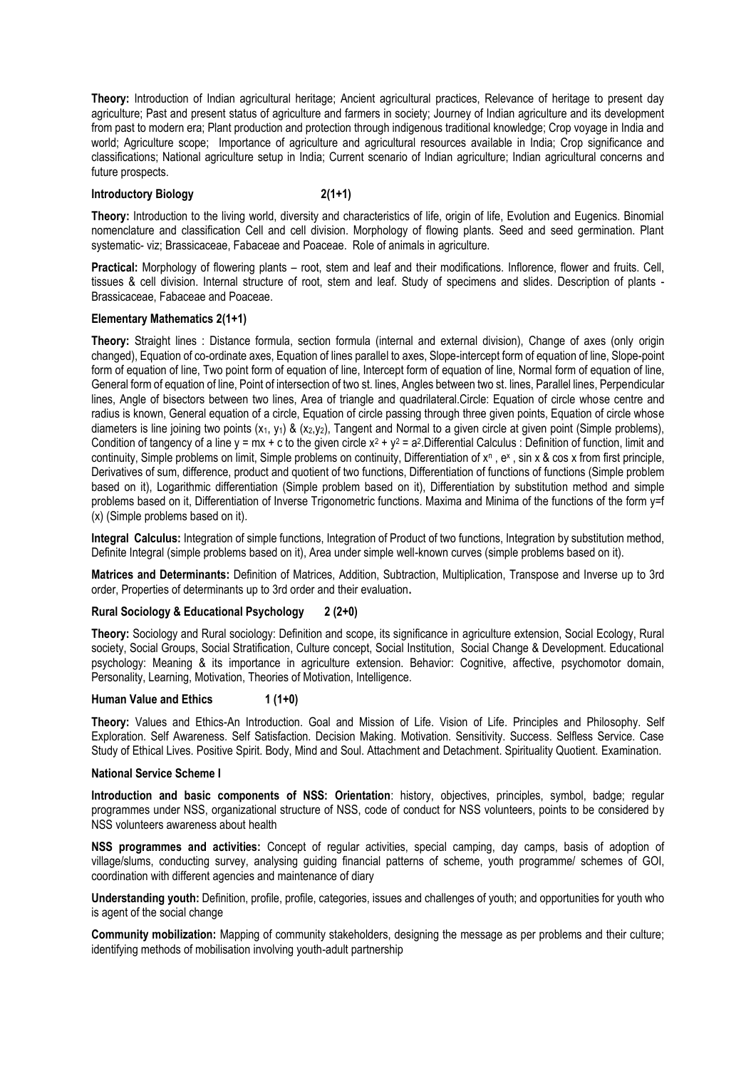**Theory:** Introduction of Indian agricultural heritage; Ancient agricultural practices, Relevance of heritage to present day agriculture; Past and present status of agriculture and farmers in society; Journey of Indian agriculture and its development from past to modern era; Plant production and protection through indigenous traditional knowledge; Crop voyage in India and world; Agriculture scope; Importance of agriculture and agricultural resources available in India; Crop significance and classifications; National agriculture setup in India; Current scenario of Indian agriculture; Indian agricultural concerns and future prospects.

**Introductory Biology 2(1+1)**

**Theory:** Introduction to the living world, diversity and characteristics of life, origin of life, Evolution and Eugenics. Binomial nomenclature and classification Cell and cell division. Morphology of flowing plants. Seed and seed germination. Plant systematic- viz; Brassicaceae, Fabaceae and Poaceae. Role of animals in agriculture.

**Practical:** Morphology of flowering plants – root, stem and leaf and their modifications. Inflorence, flower and fruits. Cell, tissues & cell division. Internal structure of root, stem and leaf. Study of specimens and slides. Description of plants - Brassicaceae, Fabaceae and Poaceae.

**Elementary Mathematics 2(1+1)**

**Theory:** Straight lines : Distance formula, section formula (internal and external division), Change of axes (only origin changed), Equation of co-ordinate axes, Equation of lines parallel to axes, Slope-intercept form of equation of line, Slope-point form of equation of line, Two point form of equation of line, Intercept form of equation of line, Normal form of equation of line, General form of equation of line, Point of intersection of two st. lines, Angles between two st. lines, Parallel lines, Perpendicular lines, Angle of bisectors between two lines, Area of triangle and quadrilateral.Circle: Equation of circle whose centre and radius is known, General equation of a circle, Equation of circle passing through three given points, Equation of circle whose diameters is line joining two points $(x_1, y_1)$ & $(x_2, y_2)$, Tangent and Normal to a given circle at given point (Simple problems), Condition of tangency of a line $y = mx + c$ to the given circle $x^2 + y^2 = a^2$.Differential Calculus : Definition of function, limit and continuity, Simple problems on limit, Simple problems on continuity, Differentiation of $x^n$ , $e^x$ , sin x & cos x from first principle, Derivatives of sum, difference, product and quotient of two functions, Differentiation of functions of functions (Simple problem based on it), Logarithmic differentiation (Simple problem based on it), Differentiation by substitution method and simple problems based on it, Differentiation of Inverse Trigonometric functions. Maxima and Minima of the functions of the form y=f (x) (Simple problems based on it).

**Integral Calculus:** Integration of simple functions, Integration of Product of two functions, Integration by substitution method, Definite Integral (simple problems based on it), Area under simple well-known curves (simple problems based on it).

**Matrices and Determinants:** Definition of Matrices, Addition, Subtraction, Multiplication, Transpose and Inverse up to 3rd order, Properties of determinants up to 3rd order and their evaluation**.**

**Rural Sociology & Educational Psychology 2 (2+0)**

**Theory:** Sociology and Rural sociology: Definition and scope, its significance in agriculture extension, Social Ecology, Rural society, Social Groups, Social Stratification, Culture concept, Social Institution, Social Change & Development. Educational psychology: Meaning & its importance in agriculture extension. Behavior: Cognitive, affective, psychomotor domain, Personality, Learning, Motivation, Theories of Motivation, Intelligence.

**Human Value and Ethics 1 (1+0)**

**Theory:** Values and Ethics-An Introduction. Goal and Mission of Life. Vision of Life. Principles and Philosophy. Self Exploration. Self Awareness. Self Satisfaction. Decision Making. Motivation. Sensitivity. Success. Selfless Service. Case Study of Ethical Lives. Positive Spirit. Body, Mind and Soul. Attachment and Detachment. Spirituality Quotient. Examination.

**National Service Scheme I**

**Introduction and basic components of NSS: Orientation**: history, objectives, principles, symbol, badge; regular programmes under NSS, organizational structure of NSS, code of conduct for NSS volunteers, points to be considered by NSS volunteers awareness about health

**NSS programmes and activities:** Concept of regular activities, special camping, day camps, basis of adoption of village/slums, conducting survey, analysing guiding financial patterns of scheme, youth programme/ schemes of GOI, coordination with different agencies and maintenance of diary

**Understanding youth:** Definition, profile, profile, categories, issues and challenges of youth; and opportunities for youth who is agent of the social change

**Community mobilization:** Mapping of community stakeholders, designing the message as per problems and their culture; identifying methods of mobilisation involving youth-adult partnership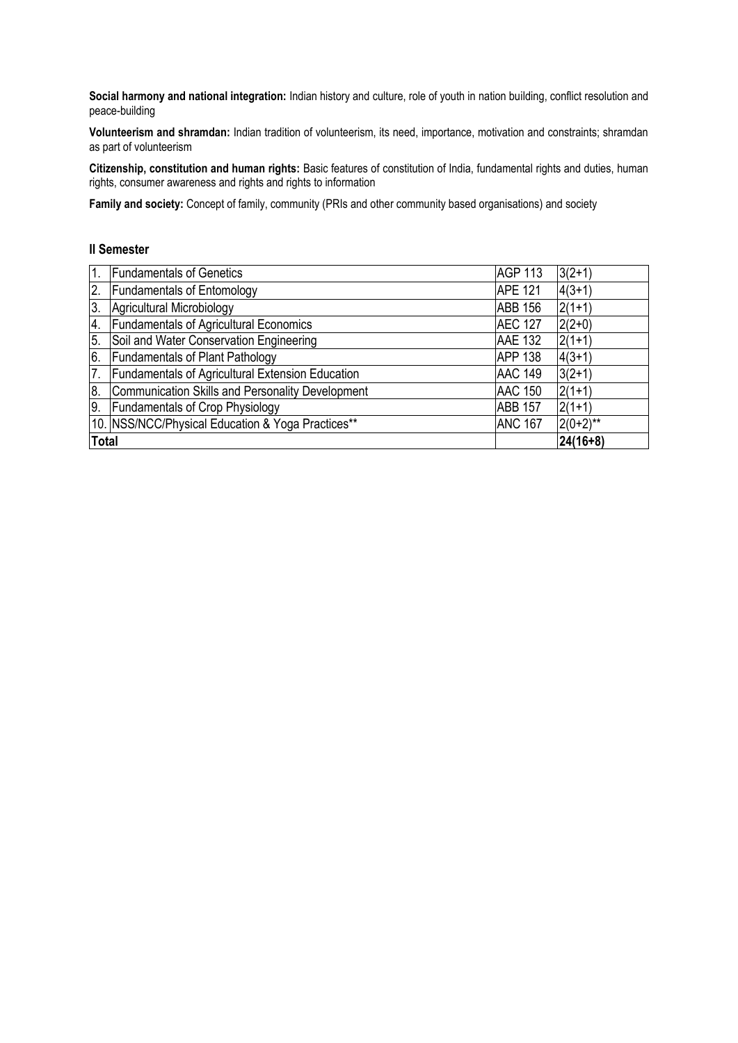**Social harmony and national integration:** Indian history and culture, role of youth in nation building, conflict resolution and peace-building

**Volunteerism and shramdan:** Indian tradition of volunteerism, its need, importance, motivation and constraints; shramdan as part of volunteerism

**Citizenship, constitution and human rights:** Basic features of constitution of India, fundamental rights and duties, human rights, consumer awareness and rights and rights to information

**Family and society:** Concept of family, community (PRIs and other community based organisations) and society

### II Semester

| | | | |
|---|---|---|---|
| 1. | Fundamentals of Genetics | AGP 113 | 3(2+1) |
| 2. | Fundamentals of Entomology | APE 121 | 4(3+1) |
| 3. | Agricultural Microbiology | ABB 156 | 2(1+1) |
| 4. | Fundamentals of Agricultural Economics | AEC 127 | 2(2+0) |
| 5. | Soil and Water Conservation Engineering | AAE 132 | 2(1+1) |
| 6. | Fundamentals of Plant Pathology | APP 138 | 4(3+1) |
| 7. | Fundamentals of Agricultural Extension Education | AAC 149 | 3(2+1) |
| 8. | Communication Skills and Personality Development | AAC 150 | 2(1+1) |
| 9. | Fundamentals of Crop Physiology | ABB 157 | 2(1+1) |
| 10. | NSS/NCC/Physical Education & Yoga Practices** | ANC 167 | 2(0+2)** |
| **Total** | | | **24(16+8)** |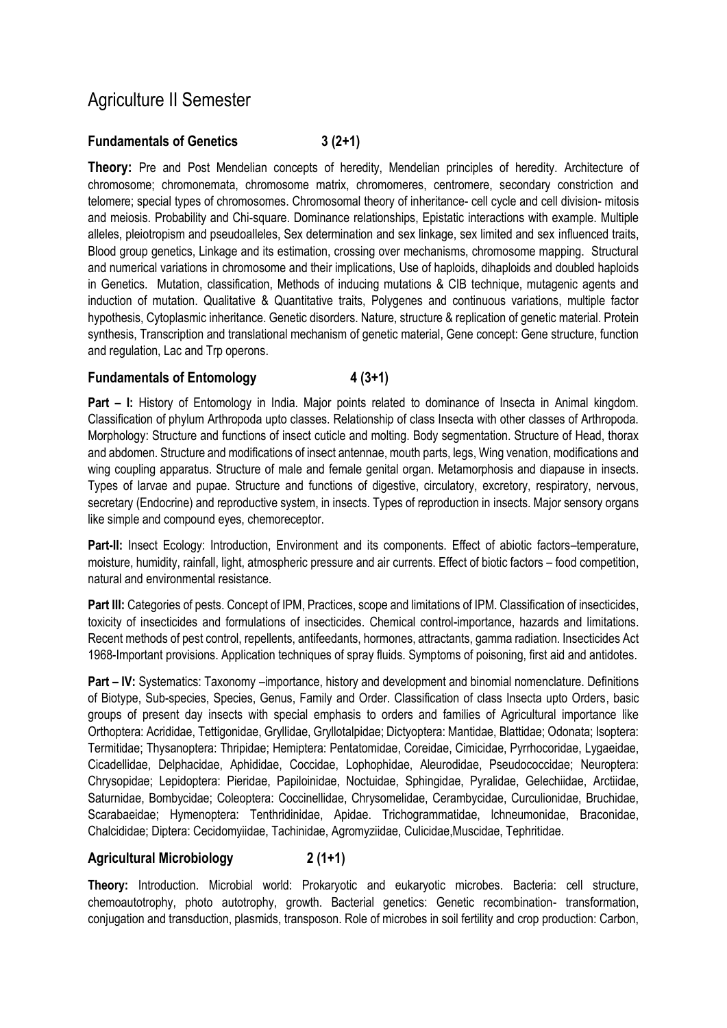# Agriculture II Semester

### Fundamentals of Genetics 3 (2+1)

**Theory:** Pre and Post Mendelian concepts of heredity, Mendelian principles of heredity. Architecture of chromosome; chromonemata, chromosome matrix, chromomeres, centromere, secondary constriction and telomere; special types of chromosomes. Chromosomal theory of inheritance- cell cycle and cell division- mitosis and meiosis. Probability and Chi-square. Dominance relationships, Epistatic interactions with example. Multiple alleles, pleiotropism and pseudoalleles, Sex determination and sex linkage, sex limited and sex influenced traits, Blood group genetics, Linkage and its estimation, crossing over mechanisms, chromosome mapping. Structural and numerical variations in chromosome and their implications, Use of haploids, dihaploids and doubled haploids in Genetics. Mutation, classification, Methods of inducing mutations & CIB technique, mutagenic agents and induction of mutation. Qualitative & Quantitative traits, Polygenes and continuous variations, multiple factor hypothesis, Cytoplasmic inheritance. Genetic disorders. Nature, structure & replication of genetic material. Protein synthesis, Transcription and translational mechanism of genetic material, Gene concept: Gene structure, function and regulation, Lac and Trp operons.

### Fundamentals of Entomology 4 (3+1)

**Part – I:** History of Entomology in India. Major points related to dominance of Insecta in Animal kingdom. Classification of phylum Arthropoda upto classes. Relationship of class Insecta with other classes of Arthropoda. Morphology: Structure and functions of insect cuticle and molting. Body segmentation. Structure of Head, thorax and abdomen. Structure and modifications of insect antennae, mouth parts, legs, Wing venation, modifications and wing coupling apparatus. Structure of male and female genital organ. Metamorphosis and diapause in insects. Types of larvae and pupae. Structure and functions of digestive, circulatory, excretory, respiratory, nervous, secretary (Endocrine) and reproductive system, in insects. Types of reproduction in insects. Major sensory organs like simple and compound eyes, chemoreceptor.

**Part-II:** Insect Ecology: Introduction, Environment and its components. Effect of abiotic factors–temperature, moisture, humidity, rainfall, light, atmospheric pressure and air currents. Effect of biotic factors – food competition, natural and environmental resistance.

**Part III:** Categories of pests. Concept of IPM, Practices, scope and limitations of IPM. Classification of insecticides, toxicity of insecticides and formulations of insecticides. Chemical control-importance, hazards and limitations. Recent methods of pest control, repellents, antifeedants, hormones, attractants, gamma radiation. Insecticides Act 1968-Important provisions. Application techniques of spray fluids. Symptoms of poisoning, first aid and antidotes.

**Part – IV:** Systematics: Taxonomy –importance, history and development and binomial nomenclature. Definitions of Biotype, Sub-species, Species, Genus, Family and Order. Classification of class Insecta upto Orders, basic groups of present day insects with special emphasis to orders and families of Agricultural importance like Orthoptera: Acrididae, Tettigonidae, Gryllidae, Gryllotalpidae; Dictyoptera: Mantidae, Blattidae; Odonata; Isoptera: Termitidae; Thysanoptera: Thripidae; Hemiptera: Pentatomidae, Coreidae, Cimicidae, Pyrrhocoridae, Lygaeidae, Cicadellidae, Delphacidae, Aphididae, Coccidae, Lophophidae, Aleurodidae, Pseudococcidae; Neuroptera: Chrysopidae; Lepidoptera: Pieridae, Papiloinidae, Noctuidae, Sphingidae, Pyralidae, Gelechiidae, Arctiidae, Saturnidae, Bombycidae; Coleoptera: Coccinellidae, Chrysomelidae, Cerambycidae, Curculionidae, Bruchidae, Scarabaeidae; Hymenoptera: Tenthridinidae, Apidae. Trichogrammatidae, Ichneumonidae, Braconidae, Chalcididae; Diptera: Cecidomyiidae, Tachinidae, Agromyziidae, Culicidae,Muscidae, Tephritidae.

### Agricultural Microbiology 2 (1+1)

**Theory:** Introduction. Microbial world: Prokaryotic and eukaryotic microbes. Bacteria: cell structure, chemoautotrophy, photo autotrophy, growth. Bacterial genetics: Genetic recombination- transformation, conjugation and transduction, plasmids, transposon. Role of microbes in soil fertility and crop production: Carbon,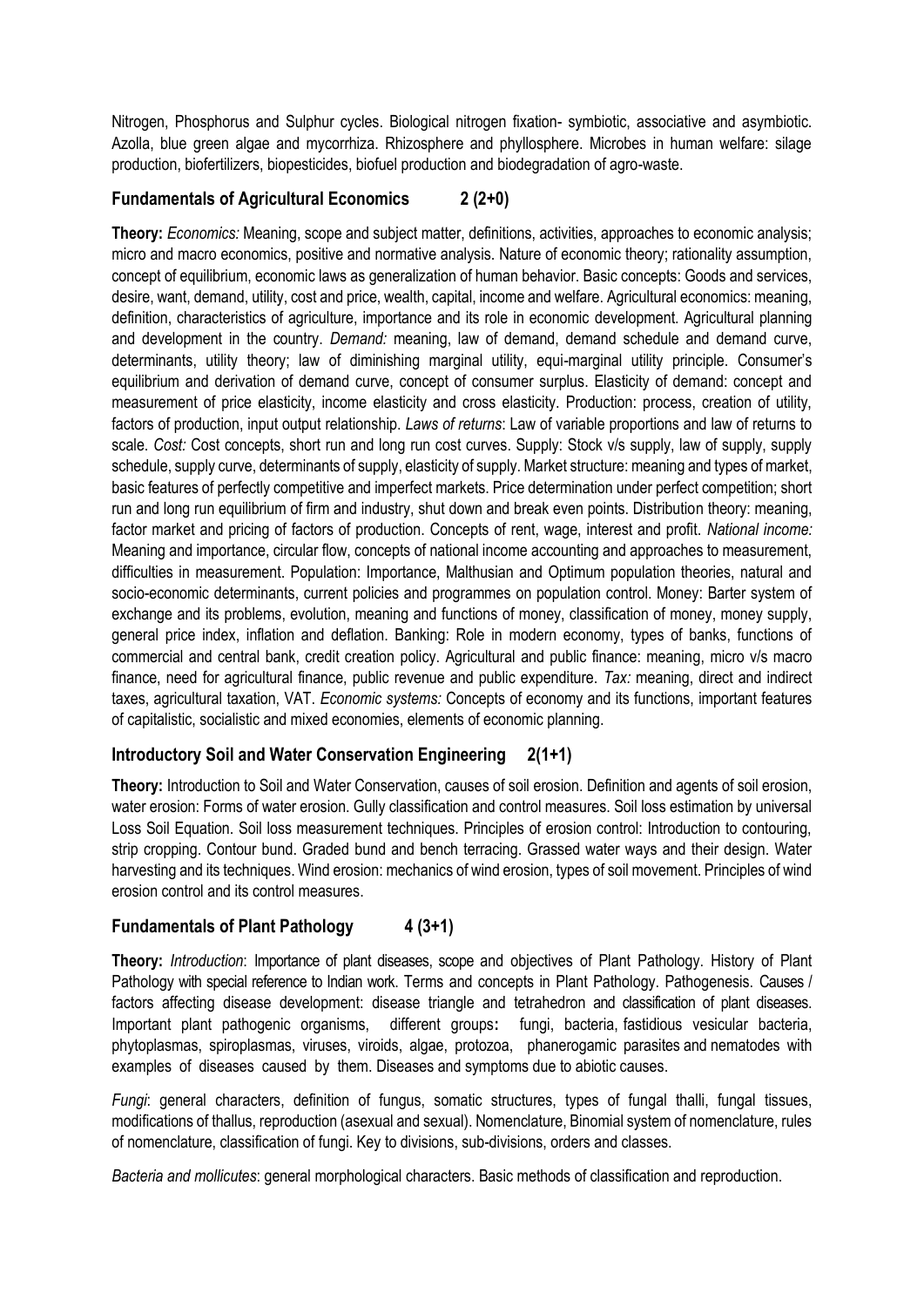Nitrogen, Phosphorus and Sulphur cycles. Biological nitrogen fixation- symbiotic, associative and asymbiotic. Azolla, blue green algae and mycorrhiza. Rhizosphere and phyllosphere. Microbes in human welfare: silage production, biofertilizers, biopesticides, biofuel production and biodegradation of agro-waste.

### Fundamentals of Agricultural Economics 2 (2+0)

**Theory:** *Economics:* Meaning, scope and subject matter, definitions, activities, approaches to economic analysis; micro and macro economics, positive and normative analysis. Nature of economic theory; rationality assumption, concept of equilibrium, economic laws as generalization of human behavior. Basic concepts: Goods and services, desire, want, demand, utility, cost and price, wealth, capital, income and welfare. Agricultural economics: meaning, definition, characteristics of agriculture, importance and its role in economic development. Agricultural planning and development in the country. *Demand:* meaning, law of demand, demand schedule and demand curve, determinants, utility theory; law of diminishing marginal utility, equi-marginal utility principle. Consumer's equilibrium and derivation of demand curve, concept of consumer surplus. Elasticity of demand: concept and measurement of price elasticity, income elasticity and cross elasticity. Production: process, creation of utility, factors of production, input output relationship. *Laws of returns*: Law of variable proportions and law of returns to scale. *Cost:* Cost concepts, short run and long run cost curves. Supply: Stock v/s supply, law of supply, supply schedule, supply curve, determinants of supply, elasticity of supply. Market structure: meaning and types of market, basic features of perfectly competitive and imperfect markets. Price determination under perfect competition; short run and long run equilibrium of firm and industry, shut down and break even points. Distribution theory: meaning, factor market and pricing of factors of production. Concepts of rent, wage, interest and profit. *National income:* Meaning and importance, circular flow, concepts of national income accounting and approaches to measurement, difficulties in measurement. Population: Importance, Malthusian and Optimum population theories, natural and socio-economic determinants, current policies and programmes on population control. Money: Barter system of exchange and its problems, evolution, meaning and functions of money, classification of money, money supply, general price index, inflation and deflation. Banking: Role in modern economy, types of banks, functions of commercial and central bank, credit creation policy. Agricultural and public finance: meaning, micro v/s macro finance, need for agricultural finance, public revenue and public expenditure. *Tax:* meaning, direct and indirect taxes, agricultural taxation, VAT. *Economic systems:* Concepts of economy and its functions, important features of capitalistic, socialistic and mixed economies, elements of economic planning.

### Introductory Soil and Water Conservation Engineering 2(1+1)

**Theory:** Introduction to Soil and Water Conservation, causes of soil erosion. Definition and agents of soil erosion, water erosion: Forms of water erosion. Gully classification and control measures. Soil loss estimation by universal Loss Soil Equation. Soil loss measurement techniques. Principles of erosion control: Introduction to contouring, strip cropping. Contour bund. Graded bund and bench terracing. Grassed water ways and their design. Water harvesting and its techniques. Wind erosion: mechanics of wind erosion, types of soil movement. Principles of wind erosion control and its control measures.

### Fundamentals of Plant Pathology 4 (3+1)

**Theory:** *Introduction*: Importance of plant diseases, scope and objectives of Plant Pathology. History of Plant Pathology with special reference to Indian work. Terms and concepts in Plant Pathology. Pathogenesis. Causes / factors affecting disease development: disease triangle and tetrahedron and classification of plant diseases. Important plant pathogenic organisms, different groups**:** fungi, bacteria, fastidious vesicular bacteria, phytoplasmas, spiroplasmas, viruses, viroids, algae, protozoa, phanerogamic parasites and nematodes with examples of diseases caused by them. Diseases and symptoms due to abiotic causes.

*Fungi*: general characters, definition of fungus, somatic structures, types of fungal thalli, fungal tissues, modifications of thallus, reproduction (asexual and sexual). Nomenclature, Binomial system of nomenclature, rules of nomenclature, classification of fungi. Key to divisions, sub-divisions, orders and classes.

*Bacteria and mollicutes*: general morphological characters. Basic methods of classification and reproduction.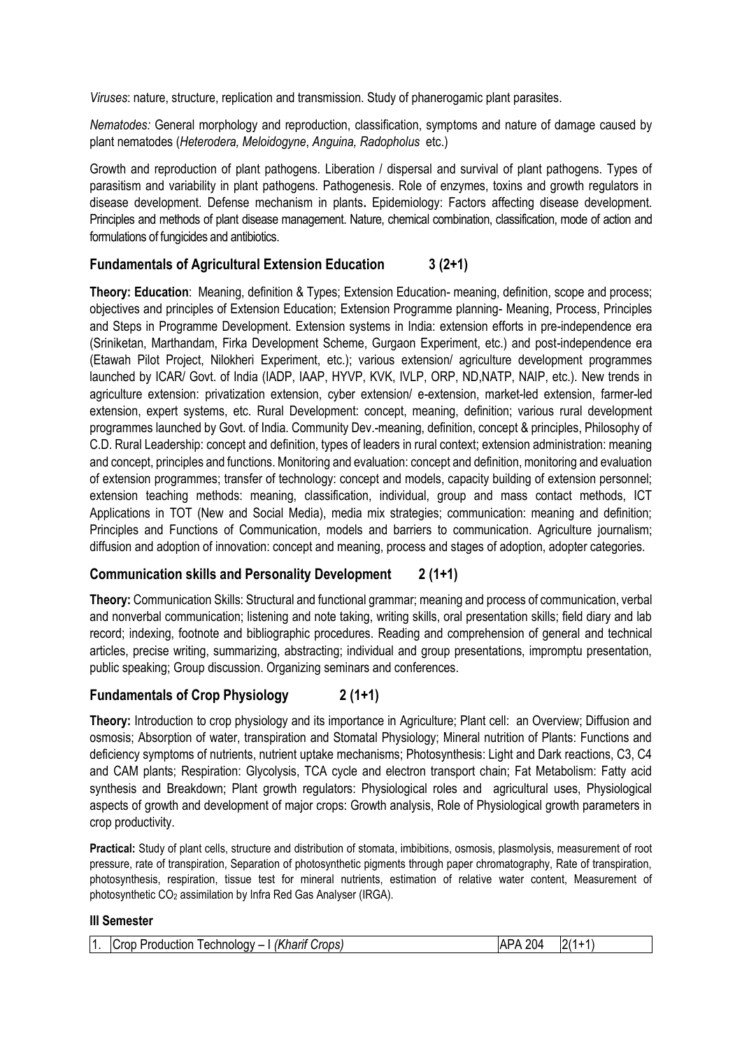*Viruses*: nature, structure, replication and transmission. Study of phanerogamic plant parasites.

*Nematodes:* General morphology and reproduction, classification, symptoms and nature of damage caused by plant nematodes (*Heterodera, Meloidogyne*, *Anguina, Radopholus* etc.)

Growth and reproduction of plant pathogens. Liberation / dispersal and survival of plant pathogens. Types of parasitism and variability in plant pathogens. Pathogenesis. Role of enzymes, toxins and growth regulators in disease development. Defense mechanism in plants**.** Epidemiology: Factors affecting disease development. Principles and methods of plant disease management. Nature, chemical combination, classification, mode of action and formulations of fungicides and antibiotics.

## Fundamentals of Agricultural Extension Education 3 (2+1)

**Theory: Education**: Meaning, definition & Types; Extension Education- meaning, definition, scope and process; objectives and principles of Extension Education; Extension Programme planning- Meaning, Process, Principles and Steps in Programme Development. Extension systems in India: extension efforts in pre-independence era (Sriniketan, Marthandam, Firka Development Scheme, Gurgaon Experiment, etc.) and post-independence era (Etawah Pilot Project, Nilokheri Experiment, etc.); various extension/ agriculture development programmes launched by ICAR/ Govt. of India (IADP, IAAP, HYVP, KVK, IVLP, ORP, ND,NATP, NAIP, etc.). New trends in agriculture extension: privatization extension, cyber extension/ e-extension, market-led extension, farmer-led extension, expert systems, etc. Rural Development: concept, meaning, definition; various rural development programmes launched by Govt. of India. Community Dev.-meaning, definition, concept & principles, Philosophy of C.D. Rural Leadership: concept and definition, types of leaders in rural context; extension administration: meaning and concept, principles and functions. Monitoring and evaluation: concept and definition, monitoring and evaluation of extension programmes; transfer of technology: concept and models, capacity building of extension personnel; extension teaching methods: meaning, classification, individual, group and mass contact methods, ICT Applications in TOT (New and Social Media), media mix strategies; communication: meaning and definition; Principles and Functions of Communication, models and barriers to communication. Agriculture journalism; diffusion and adoption of innovation: concept and meaning, process and stages of adoption, adopter categories.

## Communication skills and Personality Development 2 (1+1)

**Theory:** Communication Skills: Structural and functional grammar; meaning and process of communication, verbal and nonverbal communication; listening and note taking, writing skills, oral presentation skills; field diary and lab record; indexing, footnote and bibliographic procedures. Reading and comprehension of general and technical articles, precise writing, summarizing, abstracting; individual and group presentations, impromptu presentation, public speaking; Group discussion. Organizing seminars and conferences.

## Fundamentals of Crop Physiology 2 (1+1)

**Theory:** Introduction to crop physiology and its importance in Agriculture; Plant cell: an Overview; Diffusion and osmosis; Absorption of water, transpiration and Stomatal Physiology; Mineral nutrition of Plants: Functions and deficiency symptoms of nutrients, nutrient uptake mechanisms; Photosynthesis: Light and Dark reactions, C3, C4 and CAM plants; Respiration: Glycolysis, TCA cycle and electron transport chain; Fat Metabolism: Fatty acid synthesis and Breakdown; Plant growth regulators: Physiological roles and agricultural uses, Physiological aspects of growth and development of major crops: Growth analysis, Role of Physiological growth parameters in crop productivity.

**Practical:** Study of plant cells, structure and distribution of stomata, imbibitions, osmosis, plasmolysis, measurement of root pressure, rate of transpiration, Separation of photosynthetic pigments through paper chromatography, Rate of transpiration, photosynthesis, respiration, tissue test for mineral nutrients, estimation of relative water content, Measurement of photosynthetic $CO_2$ assimilation by Infra Red Gas Analyser (IRGA).

**III Semester**

| 1. | Crop Production Technology – I *(Kharif Crops)* | APA 204 | 2(1+1) |
|---|---|---|---|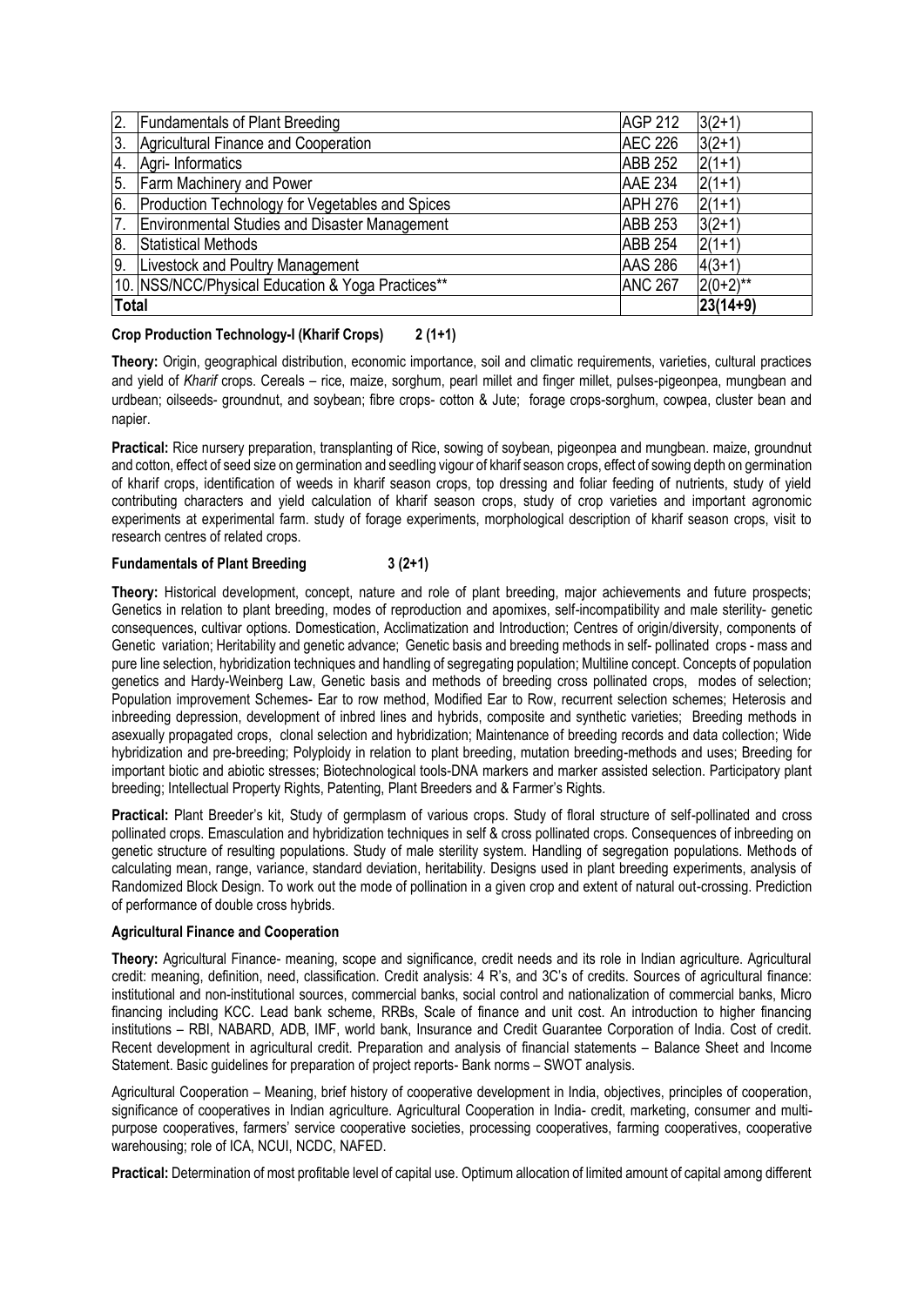| 2. | Fundamentals of Plant Breeding | AGP 212 | 3(2+1) |
|---|---|---|---|
| 3. | Agricultural Finance and Cooperation | AEC 226 | 3(2+1) |
| 4. | Agri- Informatics | ABB 252 | 2(1+1) |
| 5. | Farm Machinery and Power | AAE 234 | 2(1+1) |
| 6. | Production Technology for Vegetables and Spices | APH 276 | 2(1+1) |
| 7. | Environmental Studies and Disaster Management | ABB 253 | 3(2+1) |
| 8. | Statistical Methods | ABB 254 | 2(1+1) |
| 9. | Livestock and Poultry Management | AAS 286 | 4(3+1) |
| 10. | NSS/NCC/Physical Education & Yoga Practices** | ANC 267 | 2(0+2)** |
| **Total** | | | **23(14+9)** |

**Crop Production Technology-I (Kharif Crops) 2 (1+1)**

**Theory:** Origin, geographical distribution, economic importance, soil and climatic requirements, varieties, cultural practices and yield of *Kharif* crops. Cereals – rice, maize, sorghum, pearl millet and finger millet, pulses-pigeonpea, mungbean and urdbean; oilseeds- groundnut, and soybean; fibre crops- cotton & Jute; forage crops-sorghum, cowpea, cluster bean and napier.

**Practical:** Rice nursery preparation, transplanting of Rice, sowing of soybean, pigeonpea and mungbean. maize, groundnut and cotton, effect of seed size on germination and seedling vigour of kharif season crops, effect of sowing depth on germination of kharif crops, identification of weeds in kharif season crops, top dressing and foliar feeding of nutrients, study of yield contributing characters and yield calculation of kharif season crops, study of crop varieties and important agronomic experiments at experimental farm. study of forage experiments, morphological description of kharif season crops, visit to research centres of related crops.

**Fundamentals of Plant Breeding 3 (2+1)**

**Theory:** Historical development, concept, nature and role of plant breeding, major achievements and future prospects; Genetics in relation to plant breeding, modes of reproduction and apomixes, self-incompatibility and male sterility- genetic consequences, cultivar options. Domestication, Acclimatization and Introduction; Centres of origin/diversity, components of Genetic variation; Heritability and genetic advance; Genetic basis and breeding methods in self- pollinated crops - mass and pure line selection, hybridization techniques and handling of segregating population; Multiline concept. Concepts of population genetics and Hardy-Weinberg Law, Genetic basis and methods of breeding cross pollinated crops, modes of selection; Population improvement Schemes- Ear to row method, Modified Ear to Row, recurrent selection schemes; Heterosis and inbreeding depression, development of inbred lines and hybrids, composite and synthetic varieties; Breeding methods in asexually propagated crops, clonal selection and hybridization; Maintenance of breeding records and data collection; Wide hybridization and pre-breeding; Polyploidy in relation to plant breeding, mutation breeding-methods and uses; Breeding for important biotic and abiotic stresses; Biotechnological tools-DNA markers and marker assisted selection. Participatory plant breeding; Intellectual Property Rights, Patenting, Plant Breeders and & Farmer's Rights.

**Practical:** Plant Breeder's kit, Study of germplasm of various crops. Study of floral structure of self-pollinated and cross pollinated crops. Emasculation and hybridization techniques in self & cross pollinated crops. Consequences of inbreeding on genetic structure of resulting populations. Study of male sterility system. Handling of segregation populations. Methods of calculating mean, range, variance, standard deviation, heritability. Designs used in plant breeding experiments, analysis of Randomized Block Design. To work out the mode of pollination in a given crop and extent of natural out-crossing. Prediction of performance of double cross hybrids.

**Agricultural Finance and Cooperation**

**Theory:** Agricultural Finance- meaning, scope and significance, credit needs and its role in Indian agriculture. Agricultural credit: meaning, definition, need, classification. Credit analysis: 4 R's, and 3C's of credits. Sources of agricultural finance: institutional and non-institutional sources, commercial banks, social control and nationalization of commercial banks, Micro financing including KCC. Lead bank scheme, RRBs, Scale of finance and unit cost. An introduction to higher financing institutions – RBI, NABARD, ADB, IMF, world bank, Insurance and Credit Guarantee Corporation of India. Cost of credit. Recent development in agricultural credit. Preparation and analysis of financial statements – Balance Sheet and Income Statement. Basic guidelines for preparation of project reports- Bank norms – SWOT analysis.

Agricultural Cooperation – Meaning, brief history of cooperative development in India, objectives, principles of cooperation, significance of cooperatives in Indian agriculture. Agricultural Cooperation in India- credit, marketing, consumer and multi-purpose cooperatives, farmers' service cooperative societies, processing cooperatives, farming cooperatives, cooperative warehousing; role of ICA, NCUI, NCDC, NAFED.

**Practical:** Determination of most profitable level of capital use. Optimum allocation of limited amount of capital among different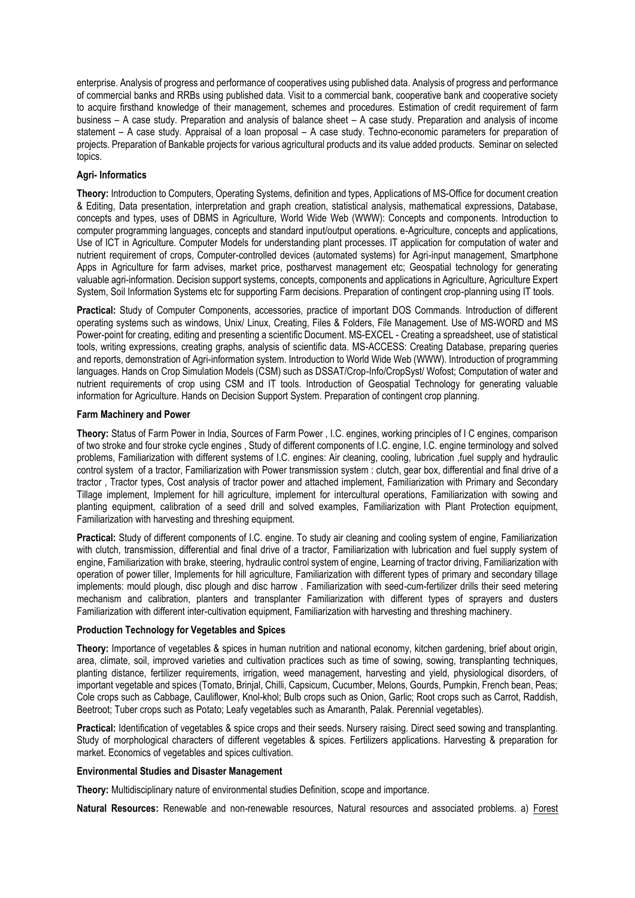enterprise. Analysis of progress and performance of cooperatives using published data. Analysis of progress and performance of commercial banks and RRBs using published data. Visit to a commercial bank, cooperative bank and cooperative society to acquire firsthand knowledge of their management, schemes and procedures. Estimation of credit requirement of farm business – A case study. Preparation and analysis of balance sheet – A case study. Preparation and analysis of income statement – A case study. Appraisal of a loan proposal – A case study. Techno-economic parameters for preparation of projects. Preparation of Bankable projects for various agricultural products and its value added products. Seminar on selected topics.

**Agri- Informatics**

**Theory:** Introduction to Computers, Operating Systems, definition and types, Applications of MS-Office for document creation & Editing, Data presentation, interpretation and graph creation, statistical analysis, mathematical expressions, Database, concepts and types, uses of DBMS in Agriculture, World Wide Web (WWW): Concepts and components. Introduction to computer programming languages, concepts and standard input/output operations. e-Agriculture, concepts and applications, Use of ICT in Agriculture. Computer Models for understanding plant processes. IT application for computation of water and nutrient requirement of crops, Computer-controlled devices (automated systems) for Agri-input management, Smartphone Apps in Agriculture for farm advises, market price, postharvest management etc; Geospatial technology for generating valuable agri-information. Decision support systems, concepts, components and applications in Agriculture, Agriculture Expert System, Soil Information Systems etc for supporting Farm decisions. Preparation of contingent crop-planning using IT tools.

**Practical:** Study of Computer Components, accessories, practice of important DOS Commands. Introduction of different operating systems such as windows, Unix/ Linux, Creating, Files & Folders, File Management. Use of MS-WORD and MS Power-point for creating, editing and presenting a scientific Document. MS-EXCEL - Creating a spreadsheet, use of statistical tools, writing expressions, creating graphs, analysis of scientific data. MS-ACCESS: Creating Database, preparing queries and reports, demonstration of Agri-information system. Introduction to World Wide Web (WWW). Introduction of programming languages. Hands on Crop Simulation Models (CSM) such as DSSAT/Crop-Info/CropSyst/ Wofost; Computation of water and nutrient requirements of crop using CSM and IT tools. Introduction of Geospatial Technology for generating valuable information for Agriculture. Hands on Decision Support System. Preparation of contingent crop planning.

**Farm Machinery and Power**

**Theory:** Status of Farm Power in India, Sources of Farm Power , I.C. engines, working principles of I C engines, comparison of two stroke and four stroke cycle engines , Study of different components of I.C. engine, I.C. engine terminology and solved problems, Familiarization with different systems of I.C. engines: Air cleaning, cooling, lubrication ,fuel supply and hydraulic control system of a tractor, Familiarization with Power transmission system : clutch, gear box, differential and final drive of a tractor , Tractor types, Cost analysis of tractor power and attached implement, Familiarization with Primary and Secondary Tillage implement, Implement for hill agriculture, implement for intercultural operations, Familiarization with sowing and planting equipment, calibration of a seed drill and solved examples, Familiarization with Plant Protection equipment, Familiarization with harvesting and threshing equipment.

**Practical:** Study of different components of I.C. engine. To study air cleaning and cooling system of engine, Familiarization with clutch, transmission, differential and final drive of a tractor, Familiarization with lubrication and fuel supply system of engine, Familiarization with brake, steering, hydraulic control system of engine, Learning of tractor driving, Familiarization with operation of power tiller, Implements for hill agriculture, Familiarization with different types of primary and secondary tillage implements: mould plough, disc plough and disc harrow . Familiarization with seed-cum-fertilizer drills their seed metering mechanism and calibration, planters and transplanter Familiarization with different types of sprayers and dusters Familiarization with different inter-cultivation equipment, Familiarization with harvesting and threshing machinery.

**Production Technology for Vegetables and Spices**

**Theory:** Importance of vegetables & spices in human nutrition and national economy, kitchen gardening, brief about origin, area, climate, soil, improved varieties and cultivation practices such as time of sowing, sowing, transplanting techniques, planting distance, fertilizer requirements, irrigation, weed management, harvesting and yield, physiological disorders, of important vegetable and spices (Tomato, Brinjal, Chilli, Capsicum, Cucumber, Melons, Gourds, Pumpkin, French bean, Peas; Cole crops such as Cabbage, Cauliflower, Knol-khol; Bulb crops such as Onion, Garlic; Root crops such as Carrot, Raddish, Beetroot; Tuber crops such as Potato; Leafy vegetables such as Amaranth, Palak. Perennial vegetables).

**Practical:** Identification of vegetables & spice crops and their seeds. Nursery raising. Direct seed sowing and transplanting. Study of morphological characters of different vegetables & spices. Fertilizers applications. Harvesting & preparation for market. Economics of vegetables and spices cultivation.

**Environmental Studies and Disaster Management**

**Theory:** Multidisciplinary nature of environmental studies Definition, scope and importance.

**Natural Resources:** Renewable and non-renewable resources, Natural resources and associated problems. a) Forest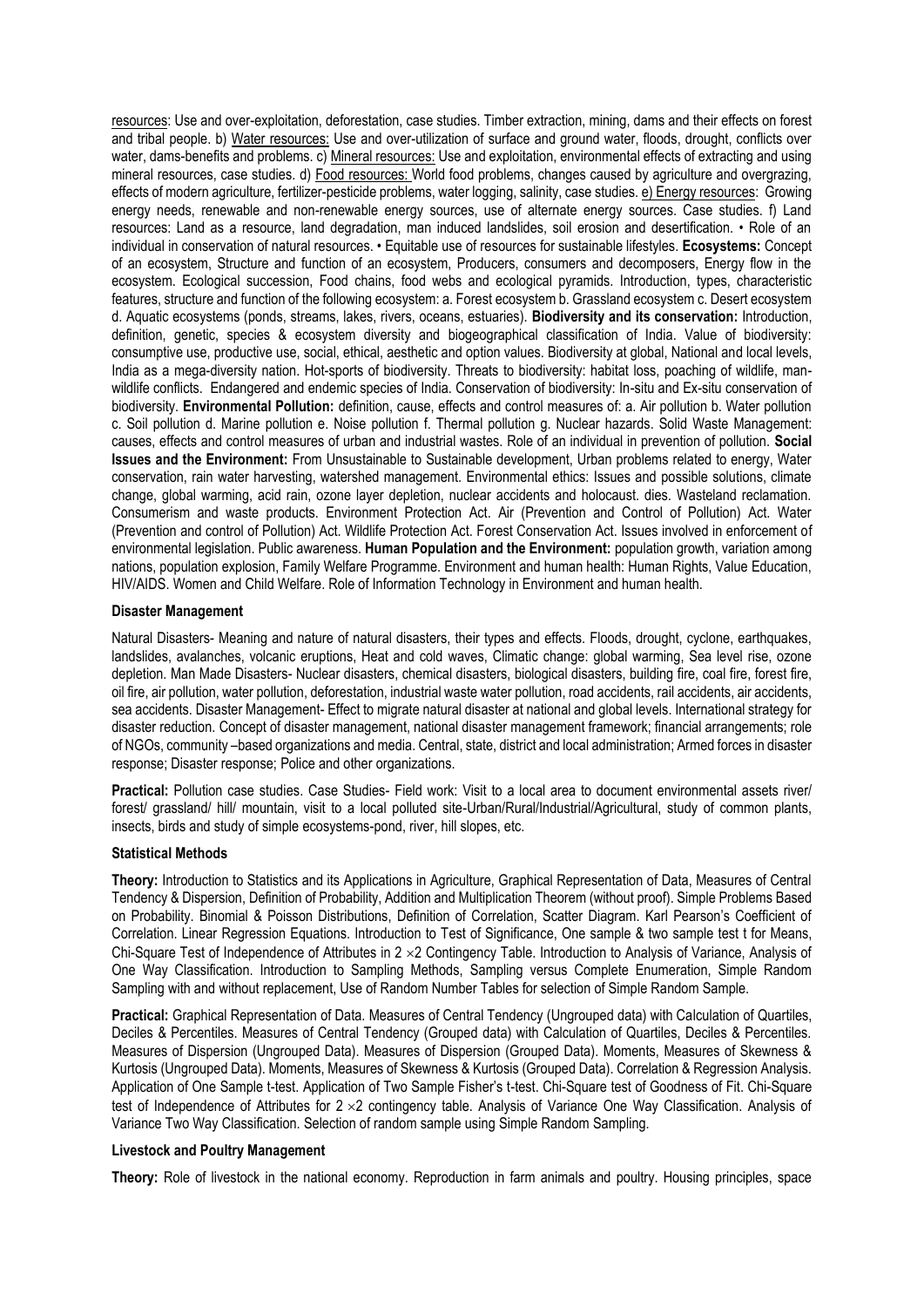resources: Use and over-exploitation, deforestation, case studies. Timber extraction, mining, dams and their effects on forest and tribal people. b) Water resources: Use and over-utilization of surface and ground water, floods, drought, conflicts over water, dams-benefits and problems. c) Mineral resources: Use and exploitation, environmental effects of extracting and using mineral resources, case studies. d) Food resources: World food problems, changes caused by agriculture and overgrazing, effects of modern agriculture, fertilizer-pesticide problems, water logging, salinity, case studies. e) Energy resources: Growing energy needs, renewable and non-renewable energy sources, use of alternate energy sources. Case studies. f) Land resources: Land as a resource, land degradation, man induced landslides, soil erosion and desertification. • Role of an individual in conservation of natural resources. • Equitable use of resources for sustainable lifestyles. **Ecosystems:** Concept of an ecosystem, Structure and function of an ecosystem, Producers, consumers and decomposers, Energy flow in the ecosystem. Ecological succession, Food chains, food webs and ecological pyramids. Introduction, types, characteristic features, structure and function of the following ecosystem: a. Forest ecosystem b. Grassland ecosystem c. Desert ecosystem d. Aquatic ecosystems (ponds, streams, lakes, rivers, oceans, estuaries). **Biodiversity and its conservation:** Introduction, definition, genetic, species & ecosystem diversity and biogeographical classification of India. Value of biodiversity: consumptive use, productive use, social, ethical, aesthetic and option values. Biodiversity at global, National and local levels, India as a mega-diversity nation. Hot-sports of biodiversity. Threats to biodiversity: habitat loss, poaching of wildlife, man-wildlife conflicts. Endangered and endemic species of India. Conservation of biodiversity: In-situ and Ex-situ conservation of biodiversity. **Environmental Pollution:** definition, cause, effects and control measures of: a. Air pollution b. Water pollution c. Soil pollution d. Marine pollution e. Noise pollution f. Thermal pollution g. Nuclear hazards. Solid Waste Management: causes, effects and control measures of urban and industrial wastes. Role of an individual in prevention of pollution. **Social Issues and the Environment:** From Unsustainable to Sustainable development, Urban problems related to energy, Water conservation, rain water harvesting, watershed management. Environmental ethics: Issues and possible solutions, climate change, global warming, acid rain, ozone layer depletion, nuclear accidents and holocaust. dies. Wasteland reclamation. Consumerism and waste products. Environment Protection Act. Air (Prevention and Control of Pollution) Act. Water (Prevention and control of Pollution) Act. Wildlife Protection Act. Forest Conservation Act. Issues involved in enforcement of environmental legislation. Public awareness. **Human Population and the Environment:** population growth, variation among nations, population explosion, Family Welfare Programme. Environment and human health: Human Rights, Value Education, HIV/AIDS. Women and Child Welfare. Role of Information Technology in Environment and human health.

**Disaster Management**

Natural Disasters- Meaning and nature of natural disasters, their types and effects. Floods, drought, cyclone, earthquakes, landslides, avalanches, volcanic eruptions, Heat and cold waves, Climatic change: global warming, Sea level rise, ozone depletion. Man Made Disasters- Nuclear disasters, chemical disasters, biological disasters, building fire, coal fire, forest fire, oil fire, air pollution, water pollution, deforestation, industrial waste water pollution, road accidents, rail accidents, air accidents, sea accidents. Disaster Management- Effect to migrate natural disaster at national and global levels. International strategy for disaster reduction. Concept of disaster management, national disaster management framework; financial arrangements; role of NGOs, community –based organizations and media. Central, state, district and local administration; Armed forces in disaster response; Disaster response; Police and other organizations.

**Practical:** Pollution case studies. Case Studies- Field work: Visit to a local area to document environmental assets river/ forest/ grassland/ hill/ mountain, visit to a local polluted site-Urban/Rural/Industrial/Agricultural, study of common plants, insects, birds and study of simple ecosystems-pond, river, hill slopes, etc.

**Statistical Methods**

**Theory:** Introduction to Statistics and its Applications in Agriculture, Graphical Representation of Data, Measures of Central Tendency & Dispersion, Definition of Probability, Addition and Multiplication Theorem (without proof). Simple Problems Based on Probability. Binomial & Poisson Distributions, Definition of Correlation, Scatter Diagram. Karl Pearson's Coefficient of Correlation. Linear Regression Equations. Introduction to Test of Significance, One sample & two sample test t for Means, Chi-Square Test of Independence of Attributes in $2 \times 2$ Contingency Table. Introduction to Analysis of Variance, Analysis of One Way Classification. Introduction to Sampling Methods, Sampling versus Complete Enumeration, Simple Random Sampling with and without replacement, Use of Random Number Tables for selection of Simple Random Sample.

**Practical:** Graphical Representation of Data. Measures of Central Tendency (Ungrouped data) with Calculation of Quartiles, Deciles & Percentiles. Measures of Central Tendency (Grouped data) with Calculation of Quartiles, Deciles & Percentiles. Measures of Dispersion (Ungrouped Data). Measures of Dispersion (Grouped Data). Moments, Measures of Skewness & Kurtosis (Ungrouped Data). Moments, Measures of Skewness & Kurtosis (Grouped Data). Correlation & Regression Analysis. Application of One Sample t-test. Application of Two Sample Fisher's t-test. Chi-Square test of Goodness of Fit. Chi-Square test of Independence of Attributes for $2 \times 2$ contingency table. Analysis of Variance One Way Classification. Analysis of Variance Two Way Classification. Selection of random sample using Simple Random Sampling.

**Livestock and Poultry Management**

**Theory:** Role of livestock in the national economy. Reproduction in farm animals and poultry. Housing principles, space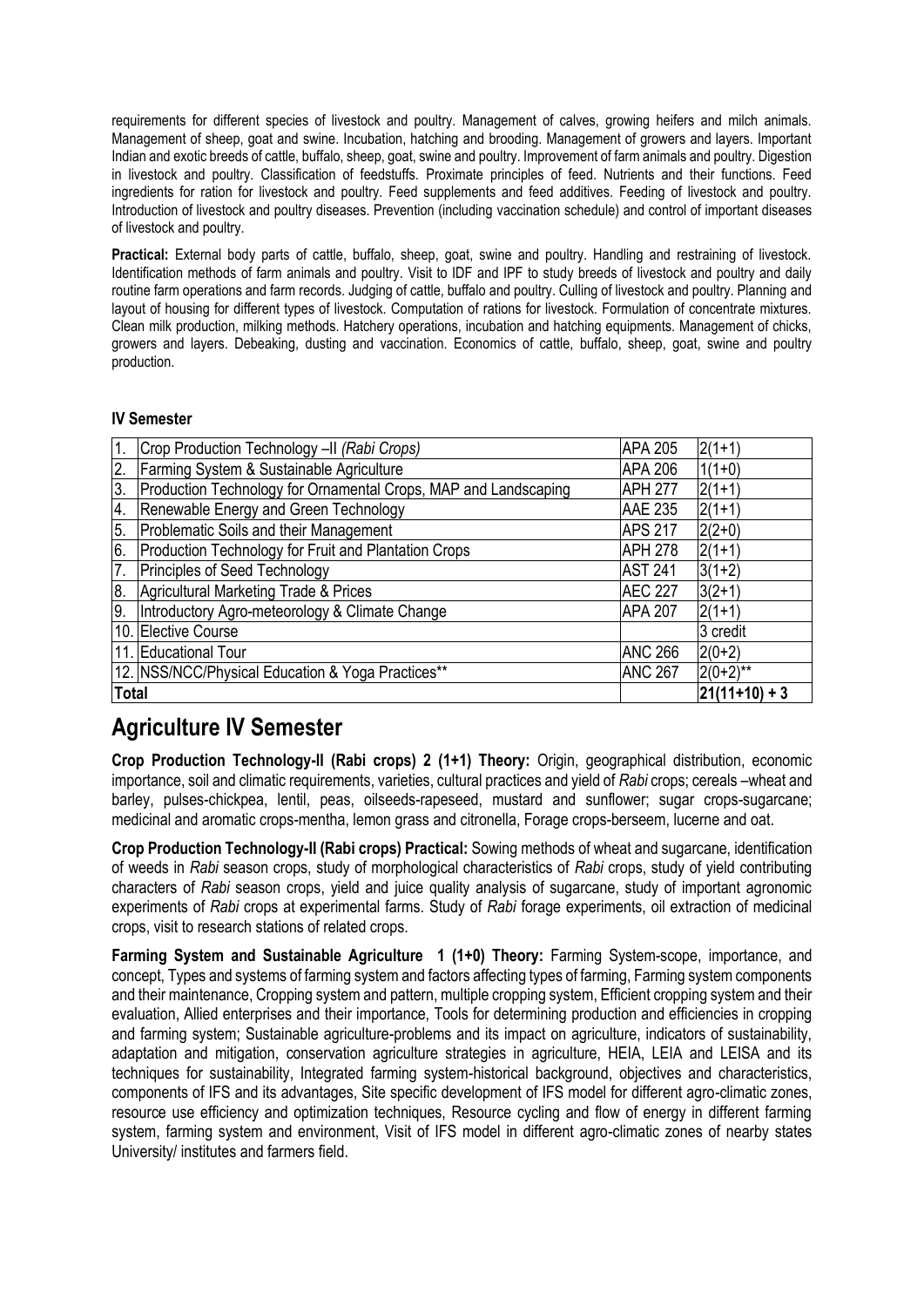requirements for different species of livestock and poultry. Management of calves, growing heifers and milch animals. Management of sheep, goat and swine. Incubation, hatching and brooding. Management of growers and layers. Important Indian and exotic breeds of cattle, buffalo, sheep, goat, swine and poultry. Improvement of farm animals and poultry. Digestion in livestock and poultry. Classification of feedstuffs. Proximate principles of feed. Nutrients and their functions. Feed ingredients for ration for livestock and poultry. Feed supplements and feed additives. Feeding of livestock and poultry. Introduction of livestock and poultry diseases. Prevention (including vaccination schedule) and control of important diseases of livestock and poultry.

**Practical:** External body parts of cattle, buffalo, sheep, goat, swine and poultry. Handling and restraining of livestock. Identification methods of farm animals and poultry. Visit to IDF and IPF to study breeds of livestock and poultry and daily routine farm operations and farm records. Judging of cattle, buffalo and poultry. Culling of livestock and poultry. Planning and layout of housing for different types of livestock. Computation of rations for livestock. Formulation of concentrate mixtures. Clean milk production, milking methods. Hatchery operations, incubation and hatching equipments. Management of chicks, growers and layers. Debeaking, dusting and vaccination. Economics of cattle, buffalo, sheep, goat, swine and poultry production.

**IV Semester**

| | | | |
|---|---|---|---|
| 1. | Crop Production Technology –II *(Rabi Crops)* | APA 205 | 2(1+1) |
| 2. | Farming System & Sustainable Agriculture | APA 206 | 1(1+0) |
| 3. | Production Technology for Ornamental Crops, MAP and Landscaping | APH 277 | 2(1+1) |
| 4. | Renewable Energy and Green Technology | AAE 235 | 2(1+1) |
| 5. | Problematic Soils and their Management | APS 217 | 2(2+0) |
| 6. | Production Technology for Fruit and Plantation Crops | APH 278 | 2(1+1) |
| 7. | Principles of Seed Technology | AST 241 | 3(1+2) |
| 8. | Agricultural Marketing Trade & Prices | AEC 227 | 3(2+1) |
| 9. | Introductory Agro-meteorology & Climate Change | APA 207 | 2(1+1) |
| 10. | Elective Course | | 3 credit |
| 11. | Educational Tour | ANC 266 | 2(0+2) |
| 12. | NSS/NCC/Physical Education & Yoga Practices** | ANC 267 | 2(0+2)** |
| **Total** | | | **21(11+10) + 3** |

# Agriculture IV Semester

**Crop Production Technology-II (Rabi crops) 2 (1+1) Theory:** Origin, geographical distribution, economic importance, soil and climatic requirements, varieties, cultural practices and yield of *Rabi* crops; cereals –wheat and barley, pulses-chickpea, lentil, peas, oilseeds-rapeseed, mustard and sunflower; sugar crops-sugarcane; medicinal and aromatic crops-mentha, lemon grass and citronella, Forage crops-berseem, lucerne and oat.

**Crop Production Technology-II (Rabi crops) Practical:** Sowing methods of wheat and sugarcane, identification of weeds in *Rabi* season crops, study of morphological characteristics of *Rabi* crops, study of yield contributing characters of *Rabi* season crops, yield and juice quality analysis of sugarcane, study of important agronomic experiments of *Rabi* crops at experimental farms. Study of *Rabi* forage experiments, oil extraction of medicinal crops, visit to research stations of related crops.

**Farming System and Sustainable Agriculture 1 (1+0) Theory:** Farming System-scope, importance, and concept, Types and systems of farming system and factors affecting types of farming, Farming system components and their maintenance, Cropping system and pattern, multiple cropping system, Efficient cropping system and their evaluation, Allied enterprises and their importance, Tools for determining production and efficiencies in cropping and farming system; Sustainable agriculture-problems and its impact on agriculture, indicators of sustainability, adaptation and mitigation, conservation agriculture strategies in agriculture, HEIA, LEIA and LEISA and its techniques for sustainability, Integrated farming system-historical background, objectives and characteristics, components of IFS and its advantages, Site specific development of IFS model for different agro-climatic zones, resource use efficiency and optimization techniques, Resource cycling and flow of energy in different farming system, farming system and environment, Visit of IFS model in different agro-climatic zones of nearby states University/ institutes and farmers field.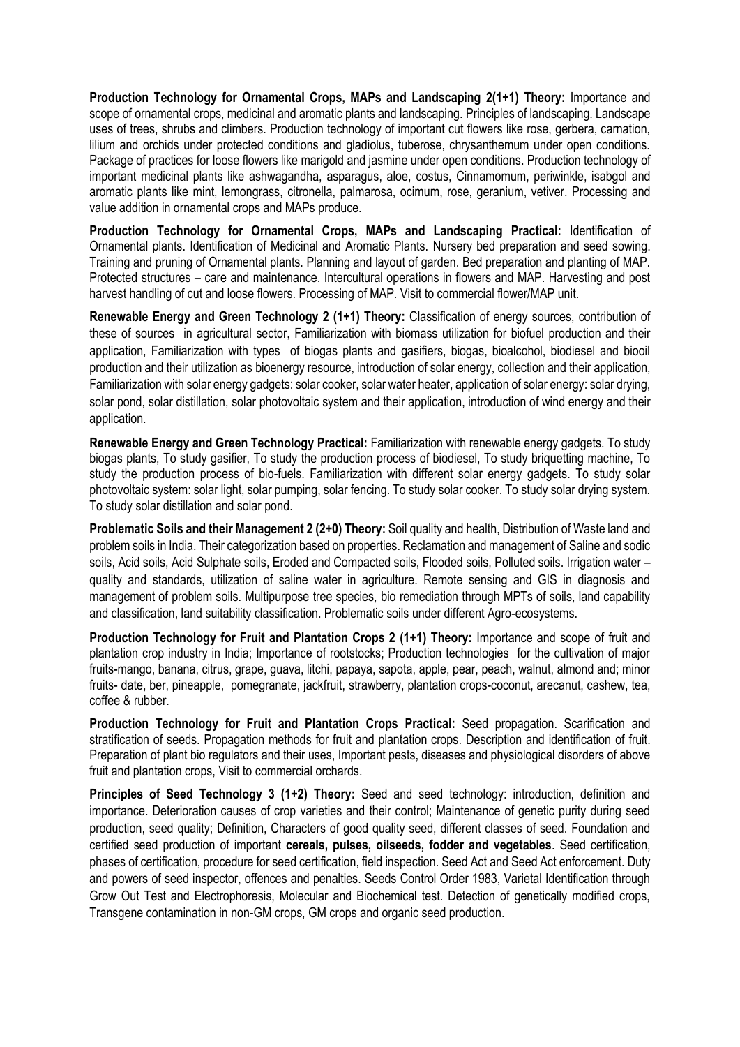**Production Technology for Ornamental Crops, MAPs and Landscaping 2(1+1) Theory:** Importance and scope of ornamental crops, medicinal and aromatic plants and landscaping. Principles of landscaping. Landscape uses of trees, shrubs and climbers. Production technology of important cut flowers like rose, gerbera, carnation, lilium and orchids under protected conditions and gladiolus, tuberose, chrysanthemum under open conditions. Package of practices for loose flowers like marigold and jasmine under open conditions. Production technology of important medicinal plants like ashwagandha, asparagus, aloe, costus, Cinnamomum, periwinkle, isabgol and aromatic plants like mint, lemongrass, citronella, palmarosa, ocimum, rose, geranium, vetiver. Processing and value addition in ornamental crops and MAPs produce.

**Production Technology for Ornamental Crops, MAPs and Landscaping Practical:** Identification of Ornamental plants. Identification of Medicinal and Aromatic Plants. Nursery bed preparation and seed sowing. Training and pruning of Ornamental plants. Planning and layout of garden. Bed preparation and planting of MAP. Protected structures – care and maintenance. Intercultural operations in flowers and MAP. Harvesting and post harvest handling of cut and loose flowers. Processing of MAP. Visit to commercial flower/MAP unit.

**Renewable Energy and Green Technology 2 (1+1) Theory:** Classification of energy sources, contribution of these of sources in agricultural sector, Familiarization with biomass utilization for biofuel production and their application, Familiarization with types of biogas plants and gasifiers, biogas, bioalcohol, biodiesel and biooil production and their utilization as bioenergy resource, introduction of solar energy, collection and their application, Familiarization with solar energy gadgets: solar cooker, solar water heater, application of solar energy: solar drying, solar pond, solar distillation, solar photovoltaic system and their application, introduction of wind energy and their application.

**Renewable Energy and Green Technology Practical:** Familiarization with renewable energy gadgets. To study biogas plants, To study gasifier, To study the production process of biodiesel, To study briquetting machine, To study the production process of bio-fuels. Familiarization with different solar energy gadgets. To study solar photovoltaic system: solar light, solar pumping, solar fencing. To study solar cooker. To study solar drying system. To study solar distillation and solar pond.

**Problematic Soils and their Management 2 (2+0) Theory:** Soil quality and health, Distribution of Waste land and problem soils in India. Their categorization based on properties. Reclamation and management of Saline and sodic soils, Acid soils, Acid Sulphate soils, Eroded and Compacted soils, Flooded soils, Polluted soils. Irrigation water – quality and standards, utilization of saline water in agriculture. Remote sensing and GIS in diagnosis and management of problem soils. Multipurpose tree species, bio remediation through MPTs of soils, land capability and classification, land suitability classification. Problematic soils under different Agro-ecosystems.

**Production Technology for Fruit and Plantation Crops 2 (1+1) Theory:** Importance and scope of fruit and plantation crop industry in India; Importance of rootstocks; Production technologies for the cultivation of major fruits-mango, banana, citrus, grape, guava, litchi, papaya, sapota, apple, pear, peach, walnut, almond and; minor fruits- date, ber, pineapple, pomegranate, jackfruit, strawberry, plantation crops-coconut, arecanut, cashew, tea, coffee & rubber.

**Production Technology for Fruit and Plantation Crops Practical:** Seed propagation. Scarification and stratification of seeds. Propagation methods for fruit and plantation crops. Description and identification of fruit. Preparation of plant bio regulators and their uses, Important pests, diseases and physiological disorders of above fruit and plantation crops, Visit to commercial orchards.

**Principles of Seed Technology 3 (1+2) Theory:** Seed and seed technology: introduction, definition and importance. Deterioration causes of crop varieties and their control; Maintenance of genetic purity during seed production, seed quality; Definition, Characters of good quality seed, different classes of seed. Foundation and certified seed production of important **cereals, pulses, oilseeds, fodder and vegetables**. Seed certification, phases of certification, procedure for seed certification, field inspection. Seed Act and Seed Act enforcement. Duty and powers of seed inspector, offences and penalties. Seeds Control Order 1983, Varietal Identification through Grow Out Test and Electrophoresis, Molecular and Biochemical test. Detection of genetically modified crops, Transgene contamination in non-GM crops, GM crops and organic seed production.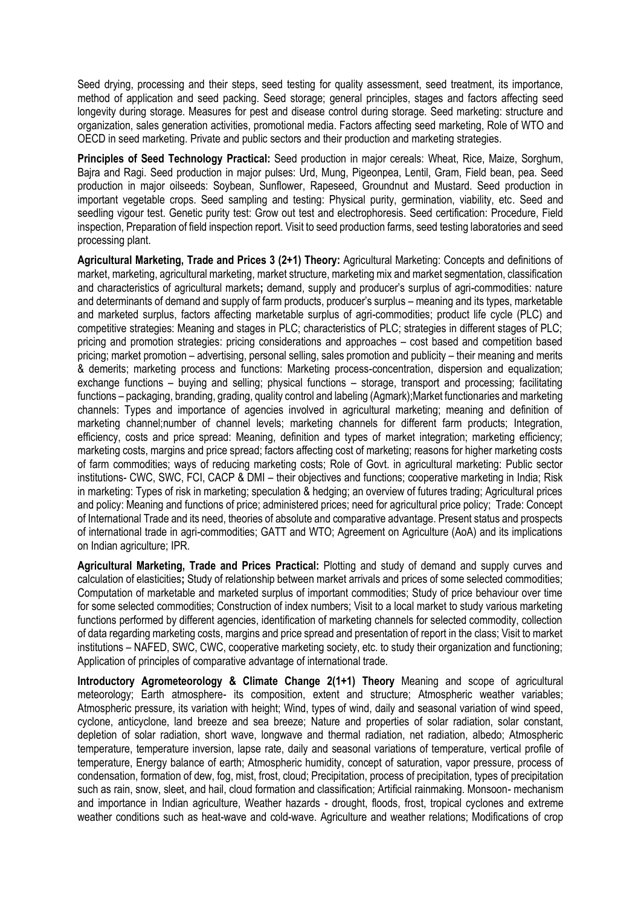Seed drying, processing and their steps, seed testing for quality assessment, seed treatment, its importance, method of application and seed packing. Seed storage; general principles, stages and factors affecting seed longevity during storage. Measures for pest and disease control during storage. Seed marketing: structure and organization, sales generation activities, promotional media. Factors affecting seed marketing, Role of WTO and OECD in seed marketing. Private and public sectors and their production and marketing strategies.

**Principles of Seed Technology Practical:** Seed production in major cereals: Wheat, Rice, Maize, Sorghum, Bajra and Ragi. Seed production in major pulses: Urd, Mung, Pigeonpea, Lentil, Gram, Field bean, pea. Seed production in major oilseeds: Soybean, Sunflower, Rapeseed, Groundnut and Mustard. Seed production in important vegetable crops. Seed sampling and testing: Physical purity, germination, viability, etc. Seed and seedling vigour test. Genetic purity test: Grow out test and electrophoresis. Seed certification: Procedure, Field inspection, Preparation of field inspection report. Visit to seed production farms, seed testing laboratories and seed processing plant.

**Agricultural Marketing, Trade and Prices 3 (2+1) Theory:** Agricultural Marketing: Concepts and definitions of market, marketing, agricultural marketing, market structure, marketing mix and market segmentation, classification and characteristics of agricultural markets**;** demand, supply and producer's surplus of agri-commodities: nature and determinants of demand and supply of farm products, producer's surplus – meaning and its types, marketable and marketed surplus, factors affecting marketable surplus of agri-commodities; product life cycle (PLC) and competitive strategies: Meaning and stages in PLC; characteristics of PLC; strategies in different stages of PLC; pricing and promotion strategies: pricing considerations and approaches – cost based and competition based pricing; market promotion – advertising, personal selling, sales promotion and publicity – their meaning and merits & demerits; marketing process and functions: Marketing process-concentration, dispersion and equalization; exchange functions – buying and selling; physical functions – storage, transport and processing; facilitating functions – packaging, branding, grading, quality control and labeling (Agmark);Market functionaries and marketing channels: Types and importance of agencies involved in agricultural marketing; meaning and definition of marketing channel;number of channel levels; marketing channels for different farm products; Integration, efficiency, costs and price spread: Meaning, definition and types of market integration; marketing efficiency; marketing costs, margins and price spread; factors affecting cost of marketing; reasons for higher marketing costs of farm commodities; ways of reducing marketing costs; Role of Govt. in agricultural marketing: Public sector institutions- CWC, SWC, FCI, CACP & DMI – their objectives and functions; cooperative marketing in India; Risk in marketing: Types of risk in marketing; speculation & hedging; an overview of futures trading; Agricultural prices and policy: Meaning and functions of price; administered prices; need for agricultural price policy; Trade: Concept of International Trade and its need, theories of absolute and comparative advantage. Present status and prospects of international trade in agri-commodities; GATT and WTO; Agreement on Agriculture (AoA) and its implications on Indian agriculture; IPR.

**Agricultural Marketing, Trade and Prices Practical:** Plotting and study of demand and supply curves and calculation of elasticities**;** Study of relationship between market arrivals and prices of some selected commodities; Computation of marketable and marketed surplus of important commodities; Study of price behaviour over time for some selected commodities; Construction of index numbers; Visit to a local market to study various marketing functions performed by different agencies, identification of marketing channels for selected commodity, collection of data regarding marketing costs, margins and price spread and presentation of report in the class; Visit to market institutions – NAFED, SWC, CWC, cooperative marketing society, etc. to study their organization and functioning; Application of principles of comparative advantage of international trade.

**Introductory Agrometeorology & Climate Change 2(1+1) Theory** Meaning and scope of agricultural meteorology; Earth atmosphere- its composition, extent and structure; Atmospheric weather variables; Atmospheric pressure, its variation with height; Wind, types of wind, daily and seasonal variation of wind speed, cyclone, anticyclone, land breeze and sea breeze; Nature and properties of solar radiation, solar constant, depletion of solar radiation, short wave, longwave and thermal radiation, net radiation, albedo; Atmospheric temperature, temperature inversion, lapse rate, daily and seasonal variations of temperature, vertical profile of temperature, Energy balance of earth; Atmospheric humidity, concept of saturation, vapor pressure, process of condensation, formation of dew, fog, mist, frost, cloud; Precipitation, process of precipitation, types of precipitation such as rain, snow, sleet, and hail, cloud formation and classification; Artificial rainmaking. Monsoon- mechanism and importance in Indian agriculture, Weather hazards - drought, floods, frost, tropical cyclones and extreme weather conditions such as heat-wave and cold-wave. Agriculture and weather relations; Modifications of crop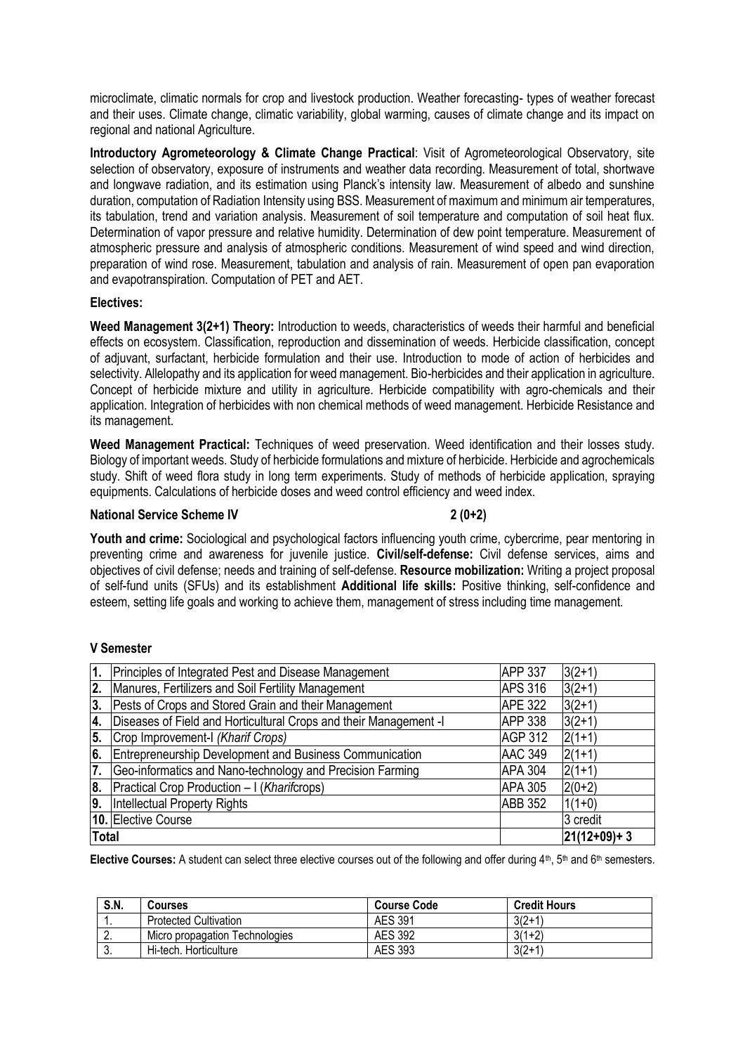microclimate, climatic normals for crop and livestock production. Weather forecasting- types of weather forecast and their uses. Climate change, climatic variability, global warming, causes of climate change and its impact on regional and national Agriculture.

**Introductory Agrometeorology & Climate Change Practical**: Visit of Agrometeorological Observatory, site selection of observatory, exposure of instruments and weather data recording. Measurement of total, shortwave and longwave radiation, and its estimation using Planck's intensity law. Measurement of albedo and sunshine duration, computation of Radiation Intensity using BSS. Measurement of maximum and minimum air temperatures, its tabulation, trend and variation analysis. Measurement of soil temperature and computation of soil heat flux. Determination of vapor pressure and relative humidity. Determination of dew point temperature. Measurement of atmospheric pressure and analysis of atmospheric conditions. Measurement of wind speed and wind direction, preparation of wind rose. Measurement, tabulation and analysis of rain. Measurement of open pan evaporation and evapotranspiration. Computation of PET and AET.

**Electives:**

**Weed Management 3(2+1) Theory:** Introduction to weeds, characteristics of weeds their harmful and beneficial effects on ecosystem. Classification, reproduction and dissemination of weeds. Herbicide classification, concept of adjuvant, surfactant, herbicide formulation and their use. Introduction to mode of action of herbicides and selectivity. Allelopathy and its application for weed management. Bio-herbicides and their application in agriculture. Concept of herbicide mixture and utility in agriculture. Herbicide compatibility with agro-chemicals and their application. Integration of herbicides with non chemical methods of weed management. Herbicide Resistance and its management.

**Weed Management Practical:** Techniques of weed preservation. Weed identification and their losses study. Biology of important weeds. Study of herbicide formulations and mixture of herbicide. Herbicide and agrochemicals study. Shift of weed flora study in long term experiments. Study of methods of herbicide application, spraying equipments. Calculations of herbicide doses and weed control efficiency and weed index.

**National Service Scheme IV 2 (0+2)**

**Youth and crime:** Sociological and psychological factors influencing youth crime, cybercrime, pear mentoring in preventing crime and awareness for juvenile justice. **Civil/self-defense:** Civil defense services, aims and objectives of civil defense; needs and training of self-defense. **Resource mobilization:** Writing a project proposal of self-fund units (SFUs) and its establishment **Additional life skills:** Positive thinking, self-confidence and esteem, setting life goals and working to achieve them, management of stress including time management.

**V Semester**

| | | | |
|---|---|---|---|
| **1.** | Principles of Integrated Pest and Disease Management | APP 337 | 3(2+1) |
| **2.** | Manures, Fertilizers and Soil Fertility Management | APS 316 | 3(2+1) |
| **3.** | Pests of Crops and Stored Grain and their Management | APE 322 | 3(2+1) |
| **4.** | Diseases of Field and Horticultural Crops and their Management -I | APP 338 | 3(2+1) |
| **5.** | Crop Improvement-I *(Kharif Crops)* | AGP 312 | 2(1+1) |
| **6.** | Entrepreneurship Development and Business Communication | AAC 349 | 2(1+1) |
| **7.** | Geo-informatics and Nano-technology and Precision Farming | APA 304 | 2(1+1) |
| **8.** | Practical Crop Production – I (*Kharif*crops) | APA 305 | 2(0+2) |
| **9.** | Intellectual Property Rights | ABB 352 | 1(1+0) |
| **10.** | Elective Course | | 3 credit |
| **Total** | | | **21(12+09)+ 3** |

**Elective Courses:** A student can select three elective courses out of the following and offer during 4th, 5th and 6th semesters.

| S.N. | Courses | Course Code | Credit Hours |
|---|---|---|---|
| 1. | Protected Cultivation | AES 391 | 3(2+1) |
| 2. | Micro propagation Technologies | AES 392 | 3(1+2) |
| 3. | Hi-tech. Horticulture | AES 393 | 3(2+1) |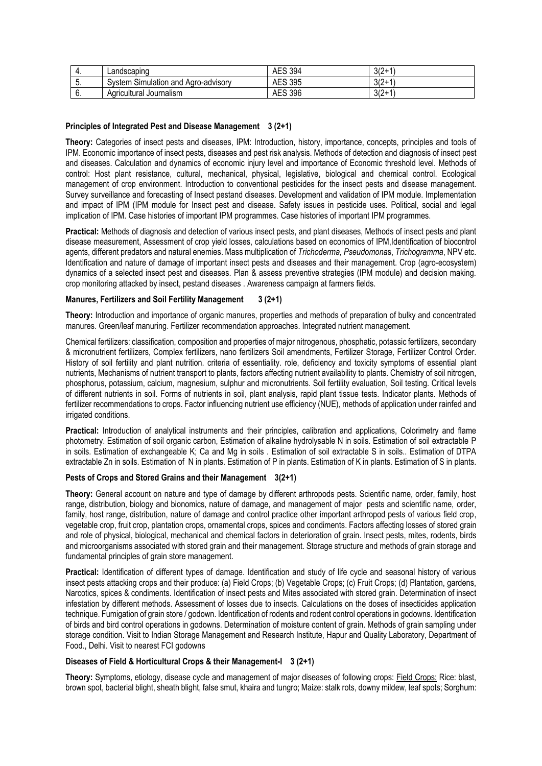| 4. | Landscaping | AES 394 | 3(2+1) |
|---|---|---|---|
| 5. | System Simulation and Agro-advisory | AES 395 | 3(2+1) |
| 6. | Agricultural Journalism | AES 396 | 3(2+1) |

**Principles of Integrated Pest and Disease Management 3 (2+1)**

**Theory:** Categories of insect pests and diseases, IPM: Introduction, history, importance, concepts, principles and tools of IPM. Economic importance of insect pests, diseases and pest risk analysis. Methods of detection and diagnosis of insect pest and diseases. Calculation and dynamics of economic injury level and importance of Economic threshold level. Methods of control: Host plant resistance, cultural, mechanical, physical, legislative, biological and chemical control. Ecological management of crop environment. Introduction to conventional pesticides for the insect pests and disease management. Survey surveillance and forecasting of Insect pestand diseases. Development and validation of IPM module. Implementation and impact of IPM (IPM module for Insect pest and disease. Safety issues in pesticide uses. Political, social and legal implication of IPM. Case histories of important IPM programmes. Case histories of important IPM programmes.

**Practical:** Methods of diagnosis and detection of various insect pests, and plant diseases, Methods of insect pests and plant disease measurement, Assessment of crop yield losses, calculations based on economics of IPM,Identification of biocontrol agents, different predators and natural enemies. Mass multiplication of *Trichoderma, Pseudomona*s, *Trichogramma*, NPV etc. Identification and nature of damage of important insect pests and diseases and their management. Crop (agro-ecosystem) dynamics of a selected insect pest and diseases. Plan & assess preventive strategies (IPM module) and decision making. crop monitoring attacked by insect, pestand diseases . Awareness campaign at farmers fields.

**Manures, Fertilizers and Soil Fertility Management 3 (2+1)**

**Theory:** Introduction and importance of organic manures, properties and methods of preparation of bulky and concentrated manures. Green/leaf manuring. Fertilizer recommendation approaches. Integrated nutrient management.

Chemical fertilizers: classification, composition and properties of major nitrogenous, phosphatic, potassic fertilizers, secondary & micronutrient fertilizers, Complex fertilizers, nano fertilizers Soil amendments, Fertilizer Storage, Fertilizer Control Order. History of soil fertility and plant nutrition. criteria of essentiality. role, deficiency and toxicity symptoms of essential plant nutrients, Mechanisms of nutrient transport to plants, factors affecting nutrient availability to plants. Chemistry of soil nitrogen, phosphorus, potassium, calcium, magnesium, sulphur and micronutrients. Soil fertility evaluation, Soil testing. Critical levels of different nutrients in soil. Forms of nutrients in soil, plant analysis, rapid plant tissue tests. Indicator plants. Methods of fertilizer recommendations to crops. Factor influencing nutrient use efficiency (NUE), methods of application under rainfed and irrigated conditions.

**Practical:** Introduction of analytical instruments and their principles, calibration and applications, Colorimetry and flame photometry. Estimation of soil organic carbon, Estimation of alkaline hydrolysable N in soils. Estimation of soil extractable P in soils. Estimation of exchangeable K; Ca and Mg in soils . Estimation of soil extractable S in soils.. Estimation of DTPA extractable Zn in soils. Estimation of N in plants. Estimation of P in plants. Estimation of K in plants. Estimation of S in plants.

**Pests of Crops and Stored Grains and their Management 3(2+1)**

**Theory:** General account on nature and type of damage by different arthropods pests. Scientific name, order, family, host range, distribution, biology and bionomics, nature of damage, and management of major pests and scientific name, order, family, host range, distribution, nature of damage and control practice other important arthropod pests of various field crop, vegetable crop, fruit crop, plantation crops, ornamental crops, spices and condiments. Factors affecting losses of stored grain and role of physical, biological, mechanical and chemical factors in deterioration of grain. Insect pests, mites, rodents, birds and microorganisms associated with stored grain and their management. Storage structure and methods of grain storage and fundamental principles of grain store management.

**Practical:** Identification of different types of damage. Identification and study of life cycle and seasonal history of various insect pests attacking crops and their produce: (a) Field Crops; (b) Vegetable Crops; (c) Fruit Crops; (d) Plantation, gardens, Narcotics, spices & condiments. Identification of insect pests and Mites associated with stored grain. Determination of insect infestation by different methods. Assessment of losses due to insects. Calculations on the doses of insecticides application technique. Fumigation of grain store / godown. Identification of rodents and rodent control operations in godowns. Identification of birds and bird control operations in godowns. Determination of moisture content of grain. Methods of grain sampling under storage condition. Visit to Indian Storage Management and Research Institute, Hapur and Quality Laboratory, Department of Food., Delhi. Visit to nearest FCI godowns

**Diseases of Field & Horticultural Crops & their Management-I 3 (2+1)**

**Theory:** Symptoms, etiology, disease cycle and management of major diseases of following crops: Field Crops: Rice: blast, brown spot, bacterial blight, sheath blight, false smut, khaira and tungro; Maize: stalk rots, downy mildew, leaf spots; Sorghum: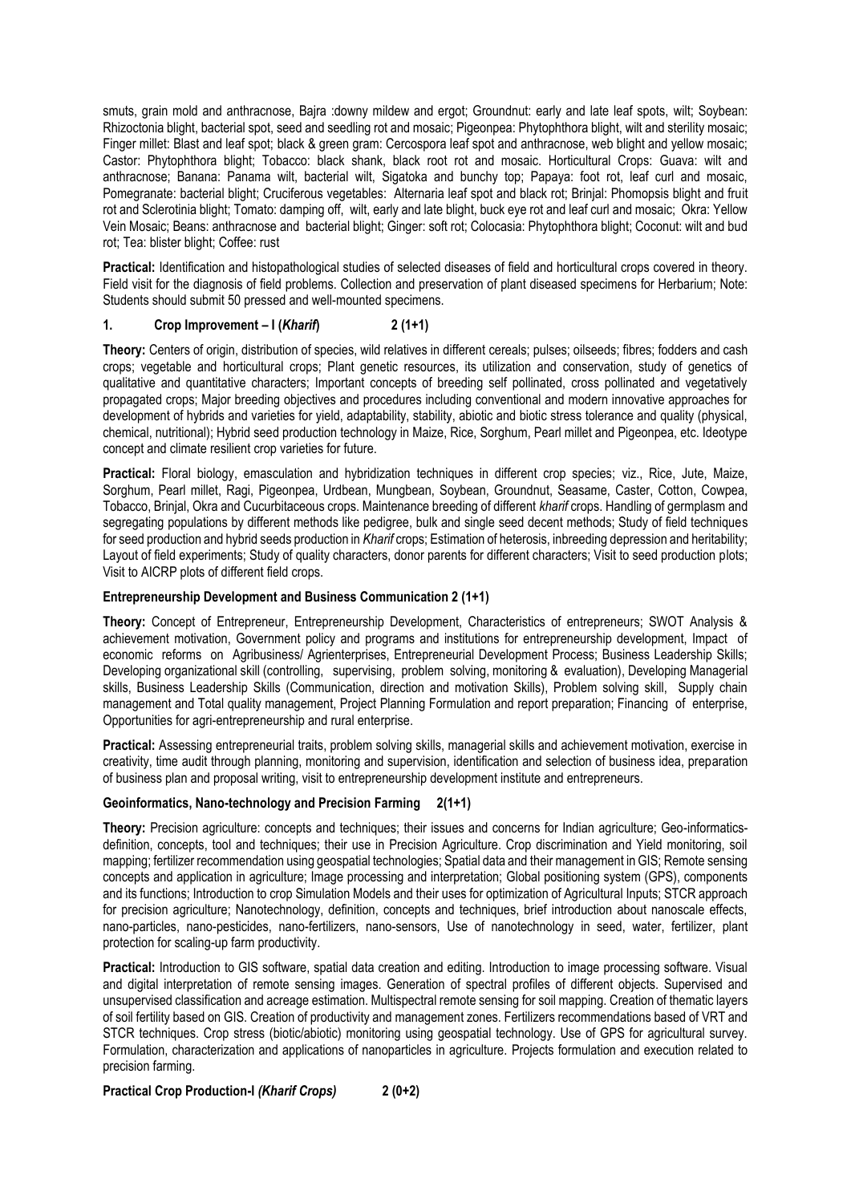smuts, grain mold and anthracnose, Bajra :downy mildew and ergot; Groundnut: early and late leaf spots, wilt; Soybean: Rhizoctonia blight, bacterial spot, seed and seedling rot and mosaic; Pigeonpea: Phytophthora blight, wilt and sterility mosaic; Finger millet: Blast and leaf spot; black & green gram: Cercospora leaf spot and anthracnose, web blight and yellow mosaic; Castor: Phytophthora blight; Tobacco: black shank, black root rot and mosaic. Horticultural Crops: Guava: wilt and anthracnose; Banana: Panama wilt, bacterial wilt, Sigatoka and bunchy top; Papaya: foot rot, leaf curl and mosaic, Pomegranate: bacterial blight; Cruciferous vegetables: Alternaria leaf spot and black rot; Brinjal: Phomopsis blight and fruit rot and Sclerotinia blight; Tomato: damping off, wilt, early and late blight, buck eye rot and leaf curl and mosaic; Okra: Yellow Vein Mosaic; Beans: anthracnose and bacterial blight; Ginger: soft rot; Colocasia: Phytophthora blight; Coconut: wilt and bud rot; Tea: blister blight; Coffee: rust

**Practical:** Identification and histopathological studies of selected diseases of field and horticultural crops covered in theory. Field visit for the diagnosis of field problems. Collection and preservation of plant diseased specimens for Herbarium; Note: Students should submit 50 pressed and well-mounted specimens.

### 1. Crop Improvement – I (*Kharif*) 2 (1+1)

**Theory:** Centers of origin, distribution of species, wild relatives in different cereals; pulses; oilseeds; fibres; fodders and cash crops; vegetable and horticultural crops; Plant genetic resources, its utilization and conservation, study of genetics of qualitative and quantitative characters; Important concepts of breeding self pollinated, cross pollinated and vegetatively propagated crops; Major breeding objectives and procedures including conventional and modern innovative approaches for development of hybrids and varieties for yield, adaptability, stability, abiotic and biotic stress tolerance and quality (physical, chemical, nutritional); Hybrid seed production technology in Maize, Rice, Sorghum, Pearl millet and Pigeonpea, etc. Ideotype concept and climate resilient crop varieties for future.

**Practical:** Floral biology, emasculation and hybridization techniques in different crop species; viz., Rice, Jute, Maize, Sorghum, Pearl millet, Ragi, Pigeonpea, Urdbean, Mungbean, Soybean, Groundnut, Seasame, Caster, Cotton, Cowpea, Tobacco, Brinjal, Okra and Cucurbitaceous crops. Maintenance breeding of different *kharif* crops. Handling of germplasm and segregating populations by different methods like pedigree, bulk and single seed decent methods; Study of field techniques for seed production and hybrid seeds production in *Kharif* crops; Estimation of heterosis, inbreeding depression and heritability; Layout of field experiments; Study of quality characters, donor parents for different characters; Visit to seed production plots; Visit to AICRP plots of different field crops.

### Entrepreneurship Development and Business Communication 2 (1+1)

**Theory:** Concept of Entrepreneur, Entrepreneurship Development, Characteristics of entrepreneurs; SWOT Analysis & achievement motivation, Government policy and programs and institutions for entrepreneurship development, Impact of economic reforms on Agribusiness/ Agrienterprises, Entrepreneurial Development Process; Business Leadership Skills; Developing organizational skill (controlling, supervising, problem solving, monitoring & evaluation), Developing Managerial skills, Business Leadership Skills (Communication, direction and motivation Skills), Problem solving skill, Supply chain management and Total quality management, Project Planning Formulation and report preparation; Financing of enterprise, Opportunities for agri-entrepreneurship and rural enterprise.

**Practical:** Assessing entrepreneurial traits, problem solving skills, managerial skills and achievement motivation, exercise in creativity, time audit through planning, monitoring and supervision, identification and selection of business idea, preparation of business plan and proposal writing, visit to entrepreneurship development institute and entrepreneurs.

### Geoinformatics, Nano-technology and Precision Farming 2(1+1)

**Theory:** Precision agriculture: concepts and techniques; their issues and concerns for Indian agriculture; Geo-informatics-definition, concepts, tool and techniques; their use in Precision Agriculture. Crop discrimination and Yield monitoring, soil mapping; fertilizer recommendation using geospatial technologies; Spatial data and their management in GIS; Remote sensing concepts and application in agriculture; Image processing and interpretation; Global positioning system (GPS), components and its functions; Introduction to crop Simulation Models and their uses for optimization of Agricultural Inputs; STCR approach for precision agriculture; Nanotechnology, definition, concepts and techniques, brief introduction about nanoscale effects, nano-particles, nano-pesticides, nano-fertilizers, nano-sensors, Use of nanotechnology in seed, water, fertilizer, plant protection for scaling-up farm productivity.

**Practical:** Introduction to GIS software, spatial data creation and editing. Introduction to image processing software. Visual and digital interpretation of remote sensing images. Generation of spectral profiles of different objects. Supervised and unsupervised classification and acreage estimation. Multispectral remote sensing for soil mapping. Creation of thematic layers of soil fertility based on GIS. Creation of productivity and management zones. Fertilizers recommendations based of VRT and STCR techniques. Crop stress (biotic/abiotic) monitoring using geospatial technology. Use of GPS for agricultural survey. Formulation, characterization and applications of nanoparticles in agriculture. Projects formulation and execution related to precision farming.

### Practical Crop Production-I *(Kharif Crops)* 2 (0+2)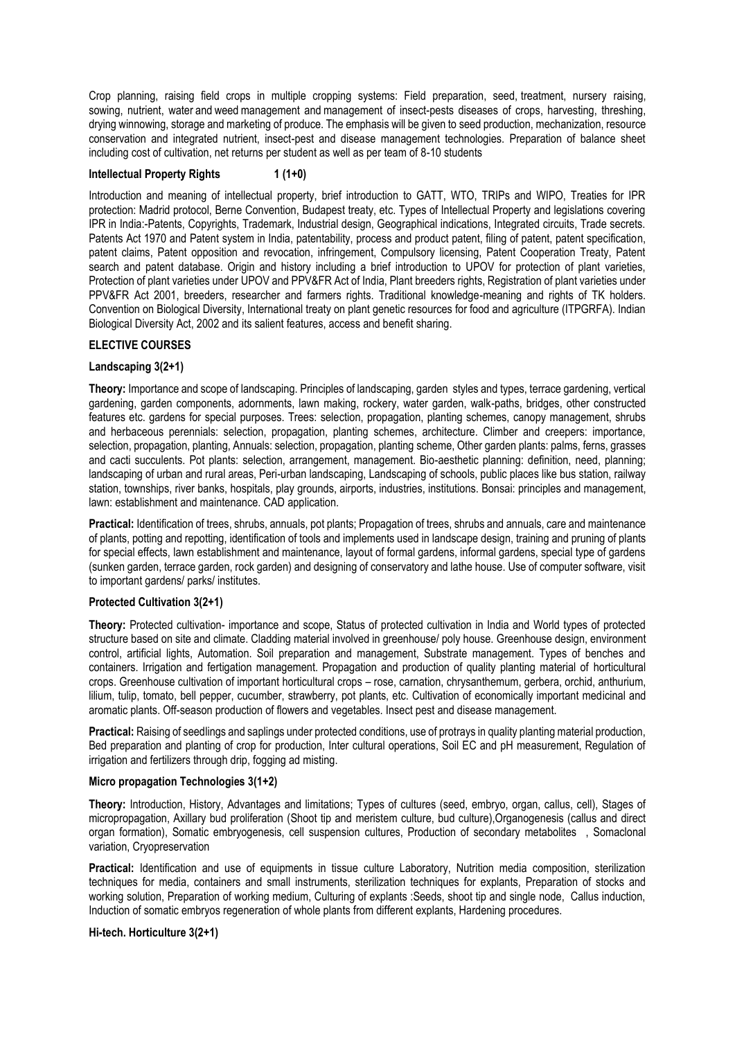Crop planning, raising field crops in multiple cropping systems: Field preparation, seed, treatment, nursery raising, sowing, nutrient, water and weed management and management of insect-pests diseases of crops, harvesting, threshing, drying winnowing, storage and marketing of produce. The emphasis will be given to seed production, mechanization, resource conservation and integrated nutrient, insect-pest and disease management technologies. Preparation of balance sheet including cost of cultivation, net returns per student as well as per team of 8-10 students

**Intellectual Property Rights 1 (1+0)**

Introduction and meaning of intellectual property, brief introduction to GATT, WTO, TRIPs and WIPO, Treaties for IPR protection: Madrid protocol, Berne Convention, Budapest treaty, etc. Types of Intellectual Property and legislations covering IPR in India:-Patents, Copyrights, Trademark, Industrial design, Geographical indications, Integrated circuits, Trade secrets. Patents Act 1970 and Patent system in India, patentability, process and product patent, filing of patent, patent specification, patent claims, Patent opposition and revocation, infringement, Compulsory licensing, Patent Cooperation Treaty, Patent search and patent database. Origin and history including a brief introduction to UPOV for protection of plant varieties, Protection of plant varieties under UPOV and PPV&FR Act of India, Plant breeders rights, Registration of plant varieties under PPV&FR Act 2001, breeders, researcher and farmers rights. Traditional knowledge-meaning and rights of TK holders. Convention on Biological Diversity, International treaty on plant genetic resources for food and agriculture (ITPGRFA). Indian Biological Diversity Act, 2002 and its salient features, access and benefit sharing.

## ELECTIVE COURSES

### Landscaping 3(2+1)

**Theory:** Importance and scope of landscaping. Principles of landscaping, garden styles and types, terrace gardening, vertical gardening, garden components, adornments, lawn making, rockery, water garden, walk-paths, bridges, other constructed features etc. gardens for special purposes. Trees: selection, propagation, planting schemes, canopy management, shrubs and herbaceous perennials: selection, propagation, planting schemes, architecture. Climber and creepers: importance, selection, propagation, planting, Annuals: selection, propagation, planting scheme, Other garden plants: palms, ferns, grasses and cacti succulents. Pot plants: selection, arrangement, management. Bio-aesthetic planning: definition, need, planning; landscaping of urban and rural areas, Peri-urban landscaping, Landscaping of schools, public places like bus station, railway station, townships, river banks, hospitals, play grounds, airports, industries, institutions. Bonsai: principles and management, lawn: establishment and maintenance. CAD application.

**Practical:** Identification of trees, shrubs, annuals, pot plants; Propagation of trees, shrubs and annuals, care and maintenance of plants, potting and repotting, identification of tools and implements used in landscape design, training and pruning of plants for special effects, lawn establishment and maintenance, layout of formal gardens, informal gardens, special type of gardens (sunken garden, terrace garden, rock garden) and designing of conservatory and lathe house. Use of computer software, visit to important gardens/ parks/ institutes.

### Protected Cultivation 3(2+1)

**Theory:** Protected cultivation- importance and scope, Status of protected cultivation in India and World types of protected structure based on site and climate. Cladding material involved in greenhouse/ poly house. Greenhouse design, environment control, artificial lights, Automation. Soil preparation and management, Substrate management. Types of benches and containers. Irrigation and fertigation management. Propagation and production of quality planting material of horticultural crops. Greenhouse cultivation of important horticultural crops – rose, carnation, chrysanthemum, gerbera, orchid, anthurium, lilium, tulip, tomato, bell pepper, cucumber, strawberry, pot plants, etc. Cultivation of economically important medicinal and aromatic plants. Off-season production of flowers and vegetables. Insect pest and disease management.

**Practical:** Raising of seedlings and saplings under protected conditions, use of protrays in quality planting material production, Bed preparation and planting of crop for production, Inter cultural operations, Soil EC and pH measurement, Regulation of irrigation and fertilizers through drip, fogging ad misting.

### Micro propagation Technologies 3(1+2)

**Theory:** Introduction, History, Advantages and limitations; Types of cultures (seed, embryo, organ, callus, cell), Stages of micropropagation, Axillary bud proliferation (Shoot tip and meristem culture, bud culture),Organogenesis (callus and direct organ formation), Somatic embryogenesis, cell suspension cultures, Production of secondary metabolites , Somaclonal variation, Cryopreservation

**Practical:** Identification and use of equipments in tissue culture Laboratory, Nutrition media composition, sterilization techniques for media, containers and small instruments, sterilization techniques for explants, Preparation of stocks and working solution, Preparation of working medium, Culturing of explants :Seeds, shoot tip and single node, Callus induction, Induction of somatic embryos regeneration of whole plants from different explants, Hardening procedures.

### Hi-tech. Horticulture 3(2+1)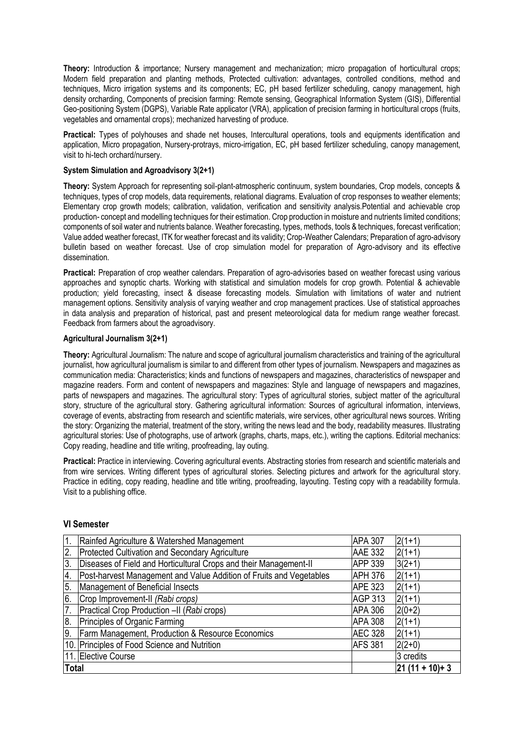**Theory:** Introduction & importance; Nursery management and mechanization; micro propagation of horticultural crops; Modern field preparation and planting methods, Protected cultivation: advantages, controlled conditions, method and techniques, Micro irrigation systems and its components; EC, pH based fertilizer scheduling, canopy management, high density orcharding, Components of precision farming: Remote sensing, Geographical Information System (GIS), Differential Geo-positioning System (DGPS), Variable Rate applicator (VRA), application of precision farming in horticultural crops (fruits, vegetables and ornamental crops); mechanized harvesting of produce.

**Practical:** Types of polyhouses and shade net houses, Intercultural operations, tools and equipments identification and application, Micro propagation, Nursery-protrays, micro-irrigation, EC, pH based fertilizer scheduling, canopy management, visit to hi-tech orchard/nursery.

**System Simulation and Agroadvisory 3(2+1)**

**Theory:** System Approach for representing soil-plant-atmospheric continuum, system boundaries, Crop models, concepts & techniques, types of crop models, data requirements, relational diagrams. Evaluation of crop responses to weather elements; Elementary crop growth models; calibration, validation, verification and sensitivity analysis.Potential and achievable crop production- concept and modelling techniques for their estimation. Crop production in moisture and nutrients limited conditions; components of soil water and nutrients balance. Weather forecasting, types, methods, tools & techniques, forecast verification; Value added weather forecast, ITK for weather forecast and its validity; Crop-Weather Calendars; Preparation of agro-advisory bulletin based on weather forecast. Use of crop simulation model for preparation of Agro-advisory and its effective dissemination.

**Practical:** Preparation of crop weather calendars. Preparation of agro-advisories based on weather forecast using various approaches and synoptic charts. Working with statistical and simulation models for crop growth. Potential & achievable production; yield forecasting, insect & disease forecasting models. Simulation with limitations of water and nutrient management options. Sensitivity analysis of varying weather and crop management practices. Use of statistical approaches in data analysis and preparation of historical, past and present meteorological data for medium range weather forecast. Feedback from farmers about the agroadvisory.

**Agricultural Journalism 3(2+1)**

**Theory:** Agricultural Journalism: The nature and scope of agricultural journalism characteristics and training of the agricultural journalist, how agricultural journalism is similar to and different from other types of journalism. Newspapers and magazines as communication media: Characteristics; kinds and functions of newspapers and magazines, characteristics of newspaper and magazine readers. Form and content of newspapers and magazines: Style and language of newspapers and magazines, parts of newspapers and magazines. The agricultural story: Types of agricultural stories, subject matter of the agricultural story, structure of the agricultural story. Gathering agricultural information: Sources of agricultural information, interviews, coverage of events, abstracting from research and scientific materials, wire services, other agricultural news sources. Writing the story: Organizing the material, treatment of the story, writing the news lead and the body, readability measures. Illustrating agricultural stories: Use of photographs, use of artwork (graphs, charts, maps, etc.), writing the captions. Editorial mechanics: Copy reading, headline and title writing, proofreading, lay outing.

**Practical:** Practice in interviewing. Covering agricultural events. Abstracting stories from research and scientific materials and from wire services. Writing different types of agricultural stories. Selecting pictures and artwork for the agricultural story. Practice in editing, copy reading, headline and title writing, proofreading, layouting. Testing copy with a readability formula. Visit to a publishing office.

## VI Semester

| | | | |
|---|---|---|---|
| 1. | Rainfed Agriculture & Watershed Management | APA 307 | 2(1+1) |
| 2. | Protected Cultivation and Secondary Agriculture | AAE 332 | 2(1+1) |
| 3. | Diseases of Field and Horticultural Crops and their Management-II | APP 339 | 3(2+1) |
| 4. | Post-harvest Management and Value Addition of Fruits and Vegetables | APH 376 | 2(1+1) |
| 5. | Management of Beneficial Insects | APE 323 | 2(1+1) |
| 6. | Crop Improvement-II *(Rabi crops)* | AGP 313 | 2(1+1) |
| 7. | Practical Crop Production –II (*Rabi* crops) | APA 306 | 2(0+2) |
| 8. | Principles of Organic Farming | APA 308 | 2(1+1) |
| 9. | Farm Management, Production & Resource Economics | AEC 328 | 2(1+1) |
| 10. | Principles of Food Science and Nutrition | AFS 381 | 2(2+0) |
| 11. | Elective Course | | 3 credits |
| **Total** | | | **21 (11 + 10)+ 3** |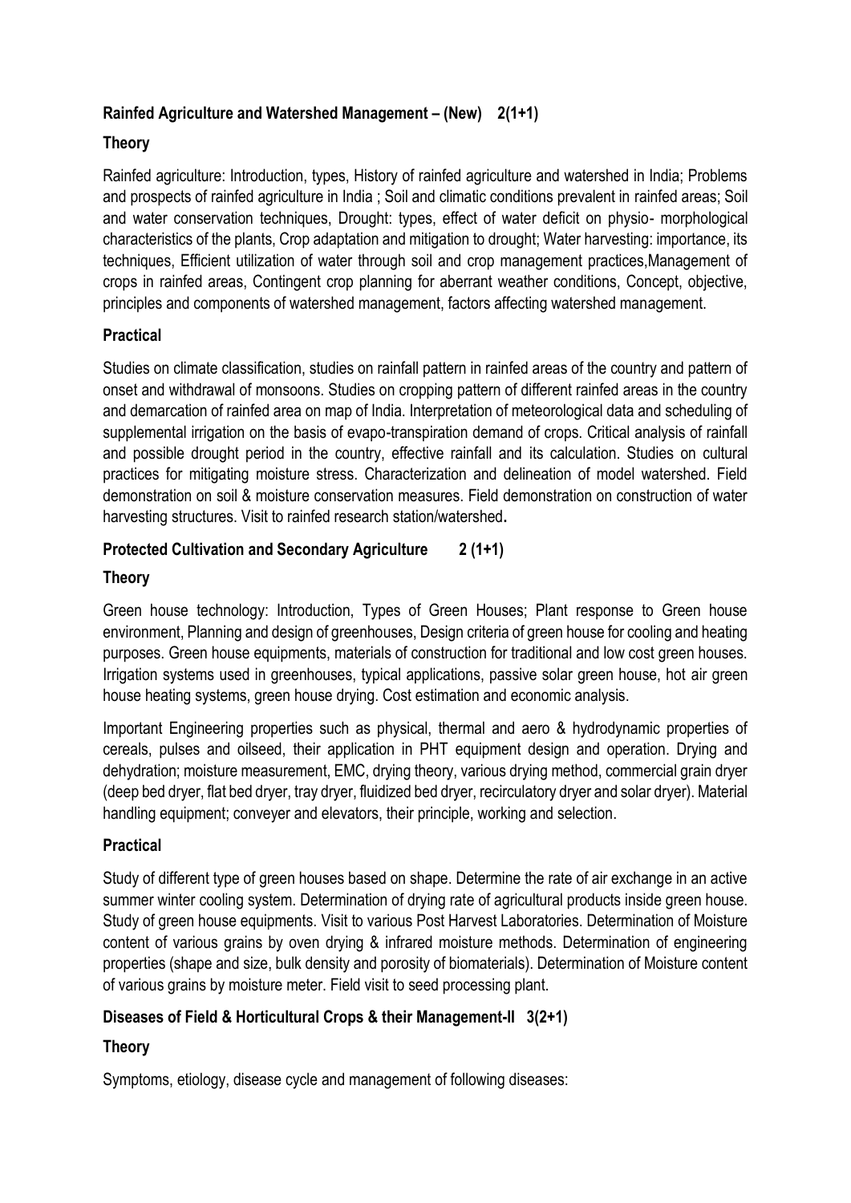### Rainfed Agriculture and Watershed Management – (New) 2(1+1)

#### Theory

Rainfed agriculture: Introduction, types, History of rainfed agriculture and watershed in India; Problems and prospects of rainfed agriculture in India ; Soil and climatic conditions prevalent in rainfed areas; Soil and water conservation techniques, Drought: types, effect of water deficit on physio- morphological characteristics of the plants, Crop adaptation and mitigation to drought; Water harvesting: importance, its techniques, Efficient utilization of water through soil and crop management practices,Management of crops in rainfed areas, Contingent crop planning for aberrant weather conditions, Concept, objective, principles and components of watershed management, factors affecting watershed management.

#### Practical

Studies on climate classification, studies on rainfall pattern in rainfed areas of the country and pattern of onset and withdrawal of monsoons. Studies on cropping pattern of different rainfed areas in the country and demarcation of rainfed area on map of India. Interpretation of meteorological data and scheduling of supplemental irrigation on the basis of evapo-transpiration demand of crops. Critical analysis of rainfall and possible drought period in the country, effective rainfall and its calculation. Studies on cultural practices for mitigating moisture stress. Characterization and delineation of model watershed. Field demonstration on soil & moisture conservation measures. Field demonstration on construction of water harvesting structures. Visit to rainfed research station/watershed**.**

### Protected Cultivation and Secondary Agriculture 2 (1+1)

#### Theory

Green house technology: Introduction, Types of Green Houses; Plant response to Green house environment, Planning and design of greenhouses, Design criteria of green house for cooling and heating purposes. Green house equipments, materials of construction for traditional and low cost green houses. Irrigation systems used in greenhouses, typical applications, passive solar green house, hot air green house heating systems, green house drying. Cost estimation and economic analysis.

Important Engineering properties such as physical, thermal and aero & hydrodynamic properties of cereals, pulses and oilseed, their application in PHT equipment design and operation. Drying and dehydration; moisture measurement, EMC, drying theory, various drying method, commercial grain dryer (deep bed dryer, flat bed dryer, tray dryer, fluidized bed dryer, recirculatory dryer and solar dryer). Material handling equipment; conveyer and elevators, their principle, working and selection.

#### Practical

Study of different type of green houses based on shape. Determine the rate of air exchange in an active summer winter cooling system. Determination of drying rate of agricultural products inside green house. Study of green house equipments. Visit to various Post Harvest Laboratories. Determination of Moisture content of various grains by oven drying & infrared moisture methods. Determination of engineering properties (shape and size, bulk density and porosity of biomaterials). Determination of Moisture content of various grains by moisture meter. Field visit to seed processing plant.

### Diseases of Field & Horticultural Crops & their Management-II 3(2+1)

#### Theory

Symptoms, etiology, disease cycle and management of following diseases: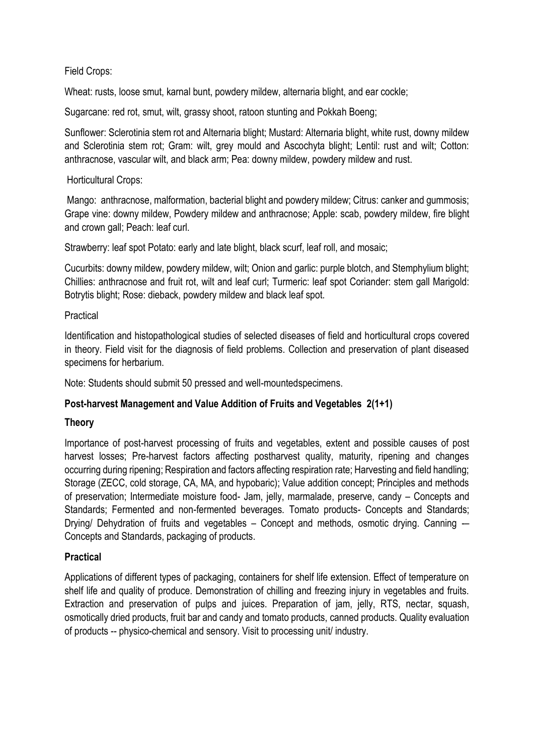Field Crops:

Wheat: rusts, loose smut, karnal bunt, powdery mildew, alternaria blight, and ear cockle;

Sugarcane: red rot, smut, wilt, grassy shoot, ratoon stunting and Pokkah Boeng;

Sunflower: Sclerotinia stem rot and Alternaria blight; Mustard: Alternaria blight, white rust, downy mildew and Sclerotinia stem rot; Gram: wilt, grey mould and Ascochyta blight; Lentil: rust and wilt; Cotton: anthracnose, vascular wilt, and black arm; Pea: downy mildew, powdery mildew and rust.

Horticultural Crops:

Mango: anthracnose, malformation, bacterial blight and powdery mildew; Citrus: canker and gummosis; Grape vine: downy mildew, Powdery mildew and anthracnose; Apple: scab, powdery mildew, fire blight and crown gall; Peach: leaf curl.

Strawberry: leaf spot Potato: early and late blight, black scurf, leaf roll, and mosaic;

Cucurbits: downy mildew, powdery mildew, wilt; Onion and garlic: purple blotch, and Stemphylium blight; Chillies: anthracnose and fruit rot, wilt and leaf curl; Turmeric: leaf spot Coriander: stem gall Marigold: Botrytis blight; Rose: dieback, powdery mildew and black leaf spot.

Practical

Identification and histopathological studies of selected diseases of field and horticultural crops covered in theory. Field visit for the diagnosis of field problems. Collection and preservation of plant diseased specimens for herbarium.

Note: Students should submit 50 pressed and well-mountedspecimens.

**Post-harvest Management and Value Addition of Fruits and Vegetables 2(1+1)**

**Theory**

Importance of post-harvest processing of fruits and vegetables, extent and possible causes of post harvest losses; Pre-harvest factors affecting postharvest quality, maturity, ripening and changes occurring during ripening; Respiration and factors affecting respiration rate; Harvesting and field handling; Storage (ZECC, cold storage, CA, MA, and hypobaric); Value addition concept; Principles and methods of preservation; Intermediate moisture food- Jam, jelly, marmalade, preserve, candy – Concepts and Standards; Fermented and non-fermented beverages. Tomato products- Concepts and Standards; Drying/ Dehydration of fruits and vegetables – Concept and methods, osmotic drying. Canning -– Concepts and Standards, packaging of products.

**Practical**

Applications of different types of packaging, containers for shelf life extension. Effect of temperature on shelf life and quality of produce. Demonstration of chilling and freezing injury in vegetables and fruits. Extraction and preservation of pulps and juices. Preparation of jam, jelly, RTS, nectar, squash, osmotically dried products, fruit bar and candy and tomato products, canned products. Quality evaluation of products -- physico-chemical and sensory. Visit to processing unit/ industry.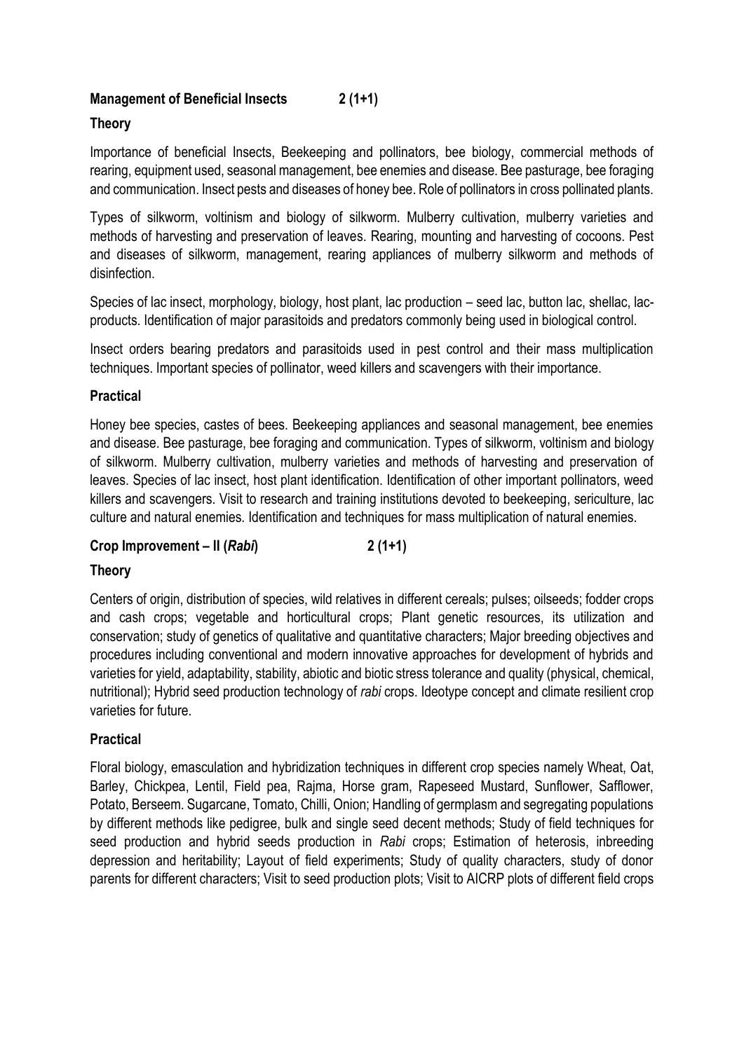**Management of Beneficial Insects 2 (1+1)**

**Theory**

Importance of beneficial Insects, Beekeeping and pollinators, bee biology, commercial methods of rearing, equipment used, seasonal management, bee enemies and disease. Bee pasturage, bee foraging and communication. Insect pests and diseases of honey bee. Role of pollinators in cross pollinated plants.

Types of silkworm, voltinism and biology of silkworm. Mulberry cultivation, mulberry varieties and methods of harvesting and preservation of leaves. Rearing, mounting and harvesting of cocoons. Pest and diseases of silkworm, management, rearing appliances of mulberry silkworm and methods of disinfection.

Species of lac insect, morphology, biology, host plant, lac production – seed lac, button lac, shellac, lac-products. Identification of major parasitoids and predators commonly being used in biological control.

Insect orders bearing predators and parasitoids used in pest control and their mass multiplication techniques. Important species of pollinator, weed killers and scavengers with their importance.

**Practical**

Honey bee species, castes of bees. Beekeeping appliances and seasonal management, bee enemies and disease. Bee pasturage, bee foraging and communication. Types of silkworm, voltinism and biology of silkworm. Mulberry cultivation, mulberry varieties and methods of harvesting and preservation of leaves. Species of lac insect, host plant identification. Identification of other important pollinators, weed killers and scavengers. Visit to research and training institutions devoted to beekeeping, sericulture, lac culture and natural enemies. Identification and techniques for mass multiplication of natural enemies.

**Crop Improvement – II (*Rabi*) 2 (1+1)**

**Theory**

Centers of origin, distribution of species, wild relatives in different cereals; pulses; oilseeds; fodder crops and cash crops; vegetable and horticultural crops; Plant genetic resources, its utilization and conservation; study of genetics of qualitative and quantitative characters; Major breeding objectives and procedures including conventional and modern innovative approaches for development of hybrids and varieties for yield, adaptability, stability, abiotic and biotic stress tolerance and quality (physical, chemical, nutritional); Hybrid seed production technology of *rabi* crops. Ideotype concept and climate resilient crop varieties for future.

**Practical**

Floral biology, emasculation and hybridization techniques in different crop species namely Wheat, Oat, Barley, Chickpea, Lentil, Field pea, Rajma, Horse gram, Rapeseed Mustard, Sunflower, Safflower, Potato, Berseem. Sugarcane, Tomato, Chilli, Onion; Handling of germplasm and segregating populations by different methods like pedigree, bulk and single seed decent methods; Study of field techniques for seed production and hybrid seeds production in *Rabi* crops; Estimation of heterosis, inbreeding depression and heritability; Layout of field experiments; Study of quality characters, study of donor parents for different characters; Visit to seed production plots; Visit to AICRP plots of different field crops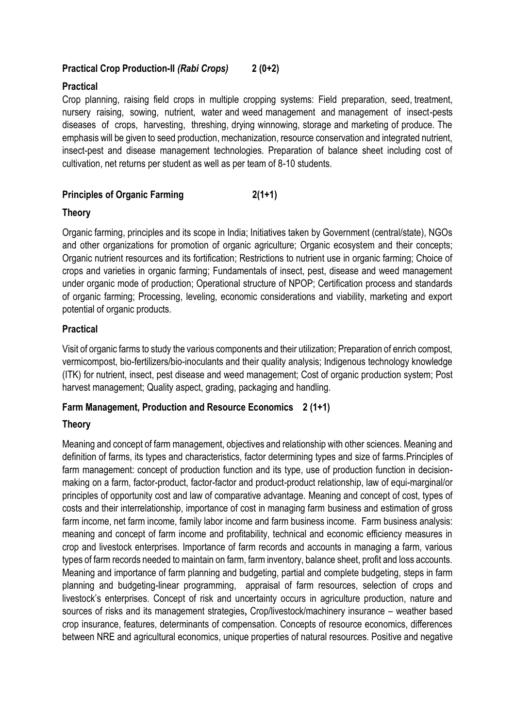**Practical Crop Production-II *(Rabi Crops)* 2 (0+2)**

**Practical**

Crop planning, raising field crops in multiple cropping systems: Field preparation, seed, treatment, nursery raising, sowing, nutrient, water and weed management and management of insect-pests diseases of crops, harvesting, threshing, drying winnowing, storage and marketing of produce. The emphasis will be given to seed production, mechanization, resource conservation and integrated nutrient, insect-pest and disease management technologies. Preparation of balance sheet including cost of cultivation, net returns per student as well as per team of 8-10 students.

**Principles of Organic Farming 2(1+1)**

**Theory**

Organic farming, principles and its scope in India; Initiatives taken by Government (central/state), NGOs and other organizations for promotion of organic agriculture; Organic ecosystem and their concepts; Organic nutrient resources and its fortification; Restrictions to nutrient use in organic farming; Choice of crops and varieties in organic farming; Fundamentals of insect, pest, disease and weed management under organic mode of production; Operational structure of NPOP; Certification process and standards of organic farming; Processing, leveling, economic considerations and viability, marketing and export potential of organic products.

**Practical**

Visit of organic farms to study the various components and their utilization; Preparation of enrich compost, vermicompost, bio-fertilizers/bio-inoculants and their quality analysis; Indigenous technology knowledge (ITK) for nutrient, insect, pest disease and weed management; Cost of organic production system; Post harvest management; Quality aspect, grading, packaging and handling.

**Farm Management, Production and Resource Economics 2 (1+1)**

**Theory**

Meaning and concept of farm management, objectives and relationship with other sciences. Meaning and definition of farms, its types and characteristics, factor determining types and size of farms. Principles of farm management: concept of production function and its type, use of production function in decision-making on a farm, factor-product, factor-factor and product-product relationship, law of equi-marginal/or principles of opportunity cost and law of comparative advantage. Meaning and concept of cost, types of costs and their interrelationship, importance of cost in managing farm business and estimation of gross farm income, net farm income, family labor income and farm business income. Farm business analysis: meaning and concept of farm income and profitability, technical and economic efficiency measures in crop and livestock enterprises. Importance of farm records and accounts in managing a farm, various types of farm records needed to maintain on farm, farm inventory, balance sheet, profit and loss accounts. Meaning and importance of farm planning and budgeting, partial and complete budgeting, steps in farm planning and budgeting-linear programming, appraisal of farm resources, selection of crops and livestock's enterprises. Concept of risk and uncertainty occurs in agriculture production, nature and sources of risks and its management strategies, Crop/livestock/machinery insurance – weather based crop insurance, features, determinants of compensation. Concepts of resource economics, differences between NRE and agricultural economics, unique properties of natural resources. Positive and negative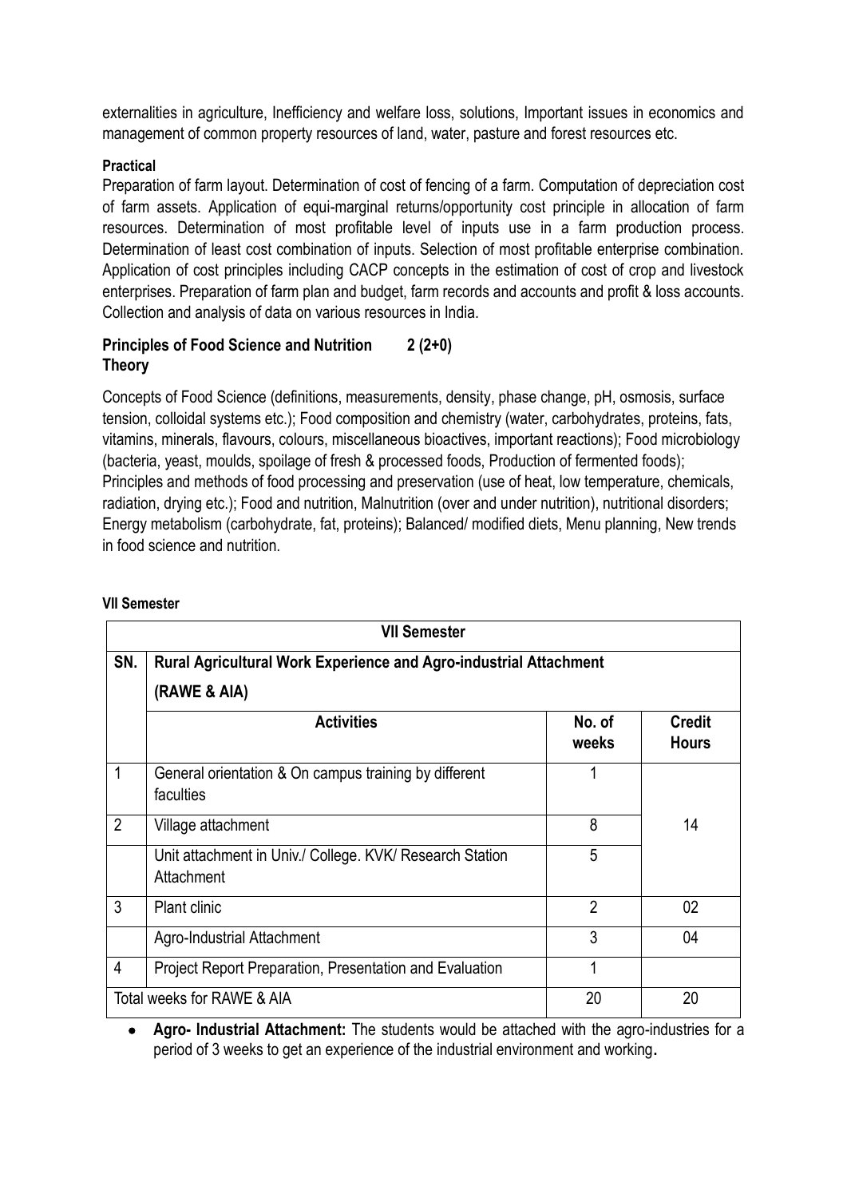externalities in agriculture, Inefficiency and welfare loss, solutions, Important issues in economics and management of common property resources of land, water, pasture and forest resources etc.

**Practical**

Preparation of farm layout. Determination of cost of fencing of a farm. Computation of depreciation cost of farm assets. Application of equi-marginal returns/opportunity cost principle in allocation of farm resources. Determination of most profitable level of inputs use in a farm production process. Determination of least cost combination of inputs. Selection of most profitable enterprise combination. Application of cost principles including CACP concepts in the estimation of cost of crop and livestock enterprises. Preparation of farm plan and budget, farm records and accounts and profit & loss accounts. Collection and analysis of data on various resources in India.

**Principles of Food Science and Nutrition 2 (2+0)**
**Theory**

Concepts of Food Science (definitions, measurements, density, phase change, pH, osmosis, surface tension, colloidal systems etc.); Food composition and chemistry (water, carbohydrates, proteins, fats, vitamins, minerals, flavours, colours, miscellaneous bioactives, important reactions); Food microbiology (bacteria, yeast, moulds, spoilage of fresh & processed foods, Production of fermented foods); Principles and methods of food processing and preservation (use of heat, low temperature, chemicals, radiation, drying etc.); Food and nutrition, Malnutrition (over and under nutrition), nutritional disorders; Energy metabolism (carbohydrate, fat, proteins); Balanced/ modified diets, Menu planning, New trends in food science and nutrition.

**VII Semester**

| VII Semester | | | |
|---|---|---|---|
| **SN.** | **Rural Agricultural Work Experience and Agro-industrial Attachment (RAWE & AIA)** | | |
| | **Activities** | **No. of weeks** | **Credit Hours** |
| 1 | General orientation & On campus training by different faculties | 1 | 14 |
| 2 | Village attachment | 8 | |
| | Unit attachment in Univ./ College. KVK/ Research Station Attachment | 5 | |
| 3 | Plant clinic | 2 | 02 |
| | Agro-Industrial Attachment | 3 | 04 |
| 4 | Project Report Preparation, Presentation and Evaluation | 1 | |
| Total weeks for RAWE & AIA | | 20 | 20 |

- **Agro- Industrial Attachment:** The students would be attached with the agro-industries for a period of 3 weeks to get an experience of the industrial environment and working.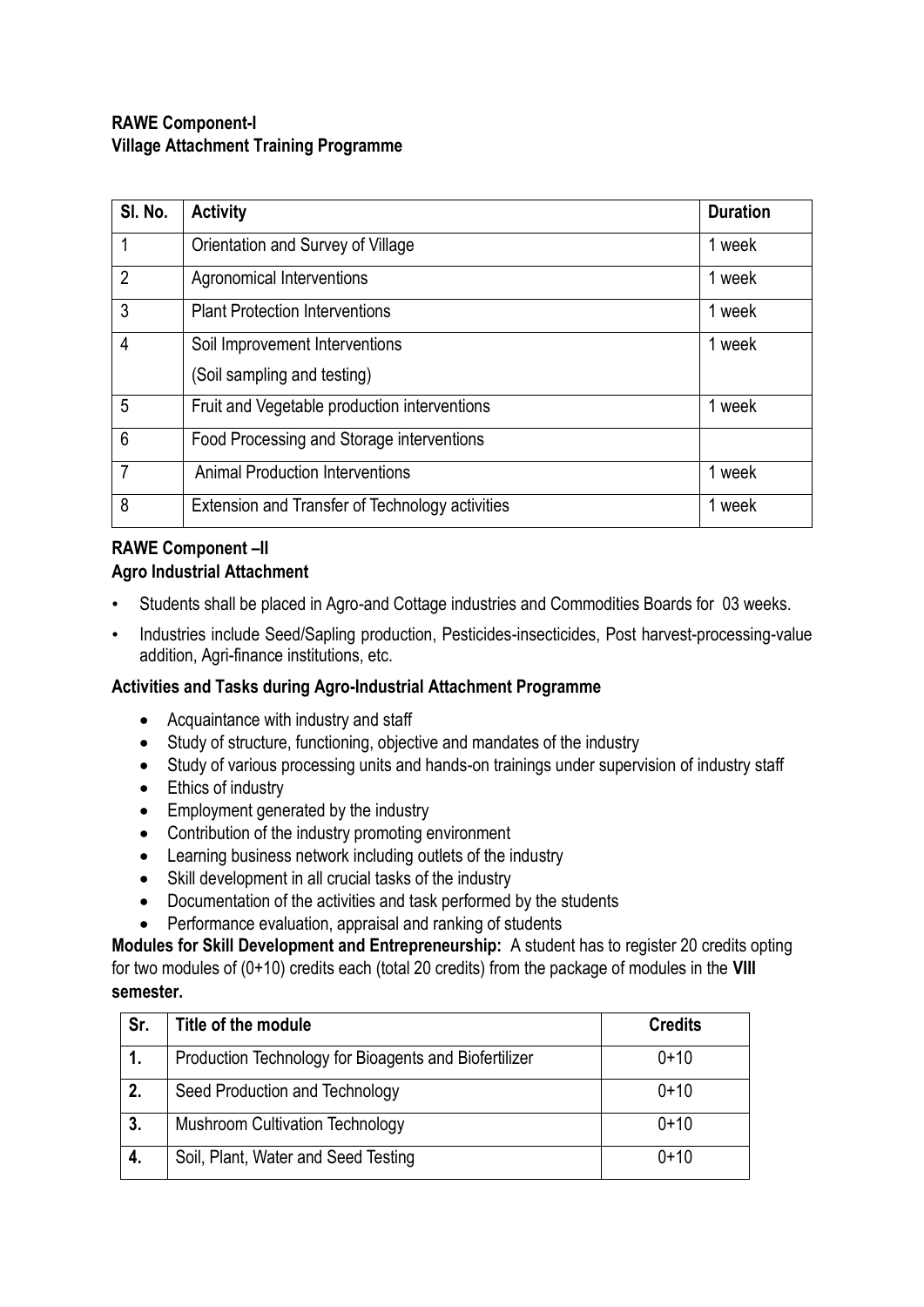**RAWE Component-I**
**Village Attachment Training Programme**

| Sl. No. | Activity | Duration |
|---|---|---|
| 1 | Orientation and Survey of Village | 1 week |
| 2 | Agronomical Interventions | 1 week |
| 3 | Plant Protection Interventions | 1 week |
| 4 | Soil Improvement Interventions<br>(Soil sampling and testing) | 1 week |
| 5 | Fruit and Vegetable production interventions | 1 week |
| 6 | Food Processing and Storage interventions | |
| 7 | Animal Production Interventions | 1 week |
| 8 | Extension and Transfer of Technology activities | 1 week |

**RAWE Component –II**
**Agro Industrial Attachment**

- Students shall be placed in Agro-and Cottage industries and Commodities Boards for 03 weeks.
- Industries include Seed/Sapling production, Pesticides-insecticides, Post harvest-processing-value addition, Agri-finance institutions, etc.

**Activities and Tasks during Agro-Industrial Attachment Programme**

- Acquaintance with industry and staff
- Study of structure, functioning, objective and mandates of the industry
- Study of various processing units and hands-on trainings under supervision of industry staff
- Ethics of industry
- Employment generated by the industry
- Contribution of the industry promoting environment
- Learning business network including outlets of the industry
- Skill development in all crucial tasks of the industry
- Documentation of the activities and task performed by the students
- Performance evaluation, appraisal and ranking of students

**Modules for Skill Development and Entrepreneurship:** A student has to register 20 credits opting for two modules of (0+10) credits each (total 20 credits) from the package of modules in the **VIII semester.**

| Sr. | Title of the module | Credits |
|---|---|---|
| **1.** | Production Technology for Bioagents and Biofertilizer | 0+10 |
| **2.** | Seed Production and Technology | 0+10 |
| **3.** | Mushroom Cultivation Technology | 0+10 |
| **4.** | Soil, Plant, Water and Seed Testing | 0+10 |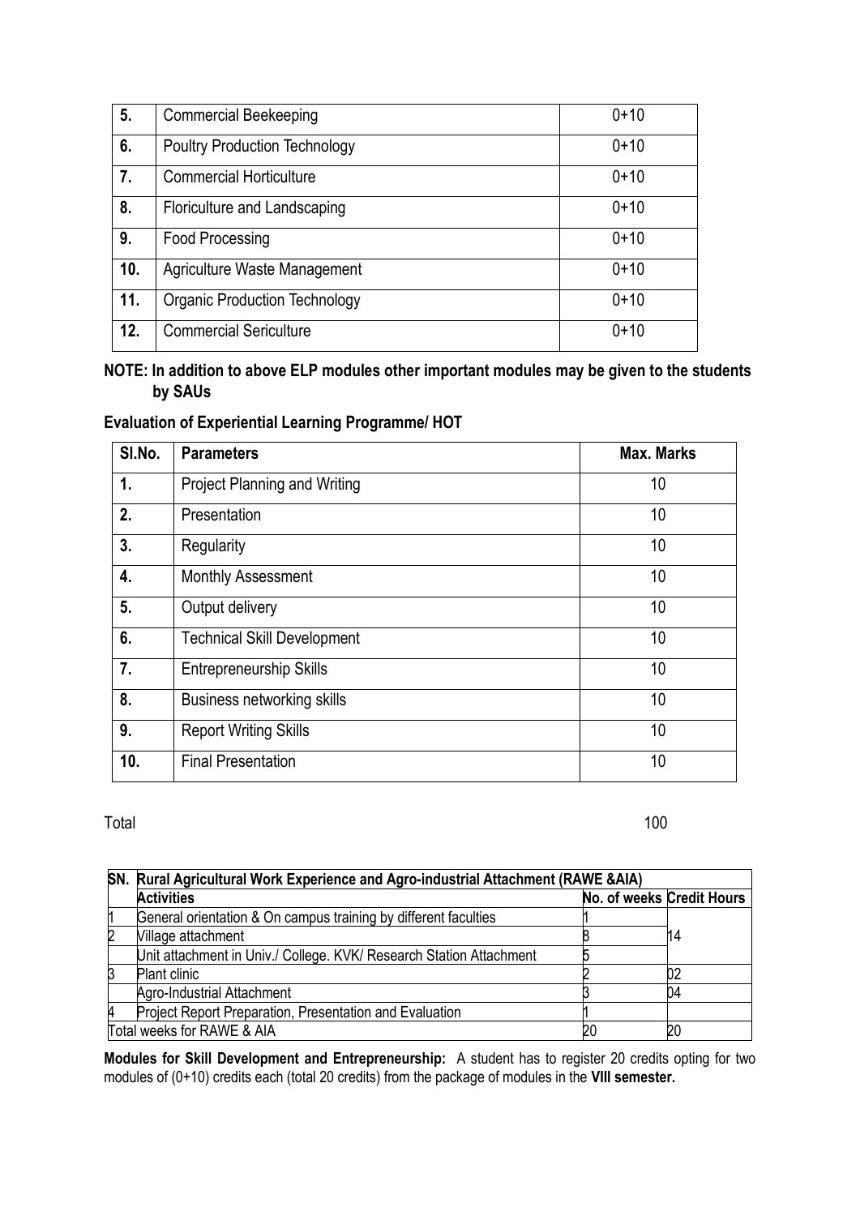| 5. | Commercial Beekeeping | 0+10 |
|---|---|---|
| 6. | Poultry Production Technology | 0+10 |
| 7. | Commercial Horticulture | 0+10 |
| 8. | Floriculture and Landscaping | 0+10 |
| 9. | Food Processing | 0+10 |
| 10. | Agriculture Waste Management | 0+10 |
| 11. | Organic Production Technology | 0+10 |
| 12. | Commercial Sericulture | 0+10 |

**NOTE: In addition to above ELP modules other important modules may be given to the students by SAUs**

**Evaluation of Experiential Learning Programme/ HOT**

| Sl.No. | Parameters | Max. Marks |
|---|---|---|
| 1. | Project Planning and Writing | 10 |
| 2. | Presentation | 10 |
| 3. | Regularity | 10 |
| 4. | Monthly Assessment | 10 |
| 5. | Output delivery | 10 |
| 6. | Technical Skill Development | 10 |
| 7. | Entrepreneurship Skills | 10 |
| 8. | Business networking skills | 10 |
| 9. | Report Writing Skills | 10 |
| 10. | Final Presentation | 10 |

Total 100

| SN. | Rural Agricultural Work Experience and Agro-industrial Attachment (RAWE &AIA) | | |
|---|---|---|---|
| | **Activities** | **No. of weeks** | **Credit Hours** |
| 1 | General orientation & On campus training by different faculties | 1 | 14 |
| 2 | Village attachment | 8 | |
| | Unit attachment in Univ./ College. KVK/ Research Station Attachment | 5 | |
| 3 | Plant clinic | 2 | 02 |
| | Agro-Industrial Attachment | 3 | 04 |
| 4 | Project Report Preparation, Presentation and Evaluation | 1 | |
| Total weeks for RAWE & AIA | | 20 | 20 |

**Modules for Skill Development and Entrepreneurship:** A student has to register 20 credits opting for two modules of (0+10) credits each (total 20 credits) from the package of modules in the **VIII semester.**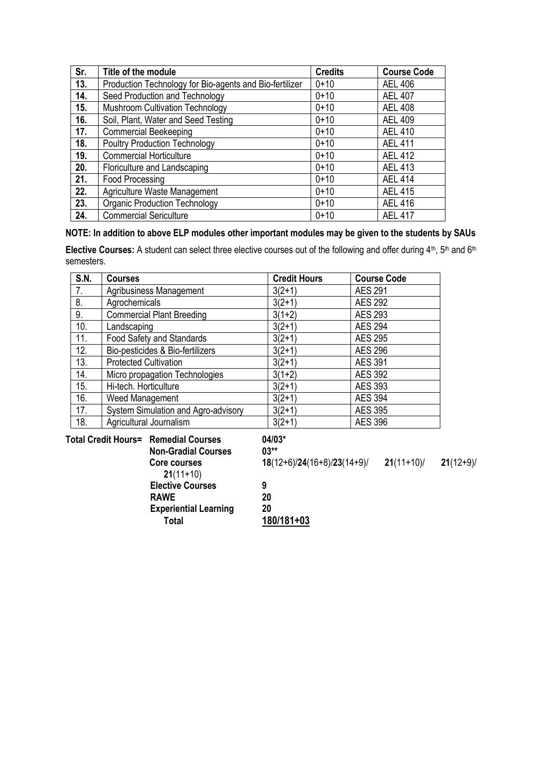| Sr. | Title of the module | Credits | Course Code |
|---|---|---|---|
| 13. | Production Technology for Bio-agents and Bio-fertilizer | 0+10 | AEL 406 |
| 14. | Seed Production and Technology | 0+10 | AEL 407 |
| 15. | Mushroom Cultivation Technology | 0+10 | AEL 408 |
| 16. | Soil, Plant, Water and Seed Testing | 0+10 | AEL 409 |
| 17. | Commercial Beekeeping | 0+10 | AEL 410 |
| 18. | Poultry Production Technology | 0+10 | AEL 411 |
| 19. | Commercial Horticulture | 0+10 | AEL 412 |
| 20. | Floriculture and Landscaping | 0+10 | AEL 413 |
| 21. | Food Processing | 0+10 | AEL 414 |
| 22. | Agriculture Waste Management | 0+10 | AEL 415 |
| 23. | Organic Production Technology | 0+10 | AEL 416 |
| 24. | Commercial Sericulture | 0+10 | AEL 417 |

**NOTE: In addition to above ELP modules other important modules may be given to the students by SAUs**

**Elective Courses:** A student can select three elective courses out of the following and offer during 4th, 5th and 6th semesters.

| S.N. | Courses | Credit Hours | Course Code |
|---|---|---|---|
| 7. | Agribusiness Management | 3(2+1) | AES 291 |
| 8. | Agrochemicals | 3(2+1) | AES 292 |
| 9. | Commercial Plant Breeding | 3(1+2) | AES 293 |
| 10. | Landscaping | 3(2+1) | AES 294 |
| 11. | Food Safety and Standards | 3(2+1) | AES 295 |
| 12. | Bio-pesticides & Bio-fertilizers | 3(2+1) | AES 296 |
| 13. | Protected Cultivation | 3(2+1) | AES 391 |
| 14. | Micro propagation Technologies | 3(1+2) | AES 392 |
| 15. | Hi-tech. Horticulture | 3(2+1) | AES 393 |
| 16. | Weed Management | 3(2+1) | AES 394 |
| 17. | System Simulation and Agro-advisory | 3(2+1) | AES 395 |
| 18. | Agricultural Journalism | 3(2+1) | AES 396 |

**Total Credit Hours=**

| | |
|---|---|
| **Remedial Courses** | **04/03*** |
| **Non-Gradial Courses** | **03**** |
| **Core courses** | **18**(12+6)/**24**(16+8)/**23**(14+9)/ **21**(11+10)/ **21**(12+9)/ **21**(11+10) |
| **Elective Courses** | **9** |
| **RAWE** | **20** |
| **Experiential Learning** | **20** |
| **Total** | **180/181+03** |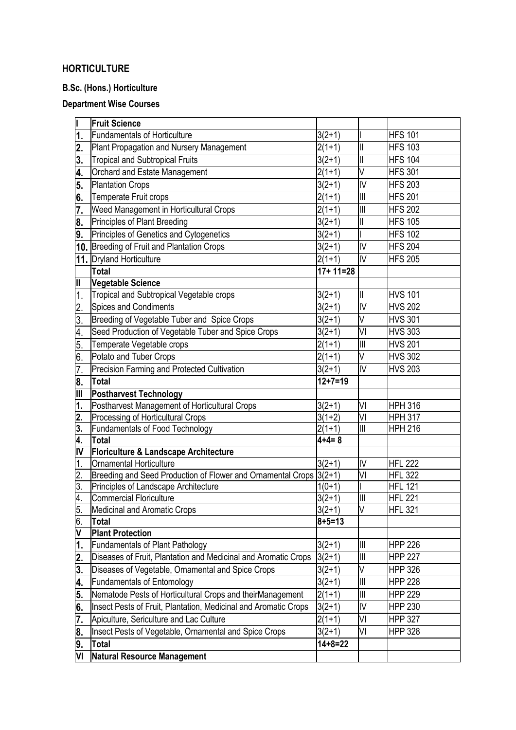## HORTICULTURE

### B.Sc. (Hons.) Horticulture

### Department Wise Courses

| | | | | |
|---|---|---|---|---|
| **I** | **Fruit Science** | | | |
| **1.** | Fundamentals of Horticulture | 3(2+1) | I | HFS 101 |
| **2.** | Plant Propagation and Nursery Management | 2(1+1) | II | HFS 103 |
| **3.** | Tropical and Subtropical Fruits | 3(2+1) | II | HFS 104 |
| **4.** | Orchard and Estate Management | 2(1+1) | V | HFS 301 |
| **5.** | Plantation Crops | 3(2+1) | IV | HFS 203 |
| **6.** | Temperate Fruit crops | 2(1+1) | III | HFS 201 |
| **7.** | Weed Management in Horticultural Crops | 2(1+1) | III | HFS 202 |
| **8.** | Principles of Plant Breeding | 3(2+1) | II | HFS 105 |
| **9.** | Principles of Genetics and Cytogenetics | 3(2+1) | I | HFS 102 |
| **10.** | Breeding of Fruit and Plantation Crops | 3(2+1) | IV | HFS 204 |
| **11.** | Dryland Horticulture | 2(1+1) | IV | HFS 205 |
| | **Total** | **17+ 11=28** | | |
| **II** | **Vegetable Science** | | | |
| 1. | Tropical and Subtropical Vegetable crops | 3(2+1) | II | HVS 101 |
| 2. | Spices and Condiments | 3(2+1) | IV | HVS 202 |
| 3. | Breeding of Vegetable Tuber and Spice Crops | 3(2+1) | V | HVS 301 |
| 4. | Seed Production of Vegetable Tuber and Spice Crops | 3(2+1) | VI | HVS 303 |
| 5. | Temperate Vegetable crops | 2(1+1) | III | HVS 201 |
| 6. | Potato and Tuber Crops | 2(1+1) | V | HVS 302 |
| 7. | Precision Farming and Protected Cultivation | 3(2+1) | IV | HVS 203 |
| **8.** | **Total** | **12+7=19** | | |
| **III** | **Postharvest Technology** | | | |
| **1.** | Postharvest Management of Horticultural Crops | 3(2+1) | VI | HPH 316 |
| **2.** | Processing of Horticultural Crops | 3(1+2) | VI | HPH 317 |
| **3.** | Fundamentals of Food Technology | 2(1+1) | III | HPH 216 |
| **4.** | **Total** | **4+4= 8** | | |
| **IV** | **Floriculture & Landscape Architecture** | | | |
| 1. | Ornamental Horticulture | 3(2+1) | IV | HFL 222 |
| 2. | Breeding and Seed Production of Flower and Ornamental Crops | 3(2+1) | VI | HFL 322 |
| 3. | Principles of Landscape Architecture | 1(0+1) | I | HFL 121 |
| 4. | Commercial Floriculture | 3(2+1) | III | HFL 221 |
| 5. | Medicinal and Aromatic Crops | 3(2+1) | V | HFL 321 |
| 6. | **Total** | **8+5=13** | | |
| **V** | **Plant Protection** | | | |
| **1.** | Fundamentals of Plant Pathology | 3(2+1) | III | HPP 226 |
| **2.** | Diseases of Fruit, Plantation and Medicinal and Aromatic Crops | 3(2+1) | III | HPP 227 |
| **3.** | Diseases of Vegetable, Ornamental and Spice Crops | 3(2+1) | V | HPP 326 |
| **4.** | Fundamentals of Entomology | 3(2+1) | III | HPP 228 |
| **5.** | Nematode Pests of Horticultural Crops and theirManagement | 2(1+1) | III | HPP 229 |
| **6.** | Insect Pests of Fruit, Plantation, Medicinal and Aromatic Crops | 3(2+1) | IV | HPP 230 |
| **7.** | Apiculture, Sericulture and Lac Culture | 2(1+1) | VI | HPP 327 |
| **8.** | Insect Pests of Vegetable, Ornamental and Spice Crops | 3(2+1) | VI | HPP 328 |
| **9.** | **Total** | **14+8=22** | | |
| **VI** | **Natural Resource Management** | | | |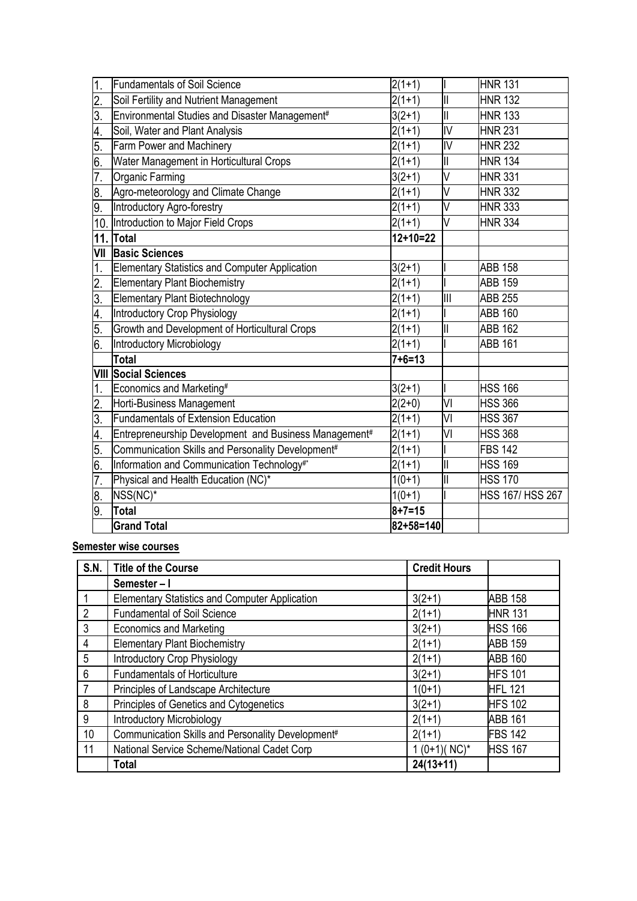| | | | | |
|---|---|---|---|---|
| 1. | Fundamentals of Soil Science | 2(1+1) | I | HNR 131 |
| 2. | Soil Fertility and Nutrient Management | 2(1+1) | II | HNR 132 |
| 3. | Environmental Studies and Disaster Management# | 3(2+1) | II | HNR 133 |
| 4. | Soil, Water and Plant Analysis | 2(1+1) | IV | HNR 231 |
| 5. | Farm Power and Machinery | 2(1+1) | IV | HNR 232 |
| 6. | Water Management in Horticultural Crops | 2(1+1) | II | HNR 134 |
| 7. | Organic Farming | 3(2+1) | V | HNR 331 |
| 8. | Agro-meteorology and Climate Change | 2(1+1) | V | HNR 332 |
| 9. | Introductory Agro-forestry | 2(1+1) | V | HNR 333 |
| 10. | Introduction to Major Field Crops | 2(1+1) | V | HNR 334 |
| **11.** | **Total** | **12+10=22** | | |
| **VII** | **Basic Sciences** | | | |
| 1. | Elementary Statistics and Computer Application | 3(2+1) | I | ABB 158 |
| 2. | Elementary Plant Biochemistry | 2(1+1) | I | ABB 159 |
| 3. | Elementary Plant Biotechnology | 2(1+1) | III | ABB 255 |
| 4. | Introductory Crop Physiology | 2(1+1) | I | ABB 160 |
| 5. | Growth and Development of Horticultural Crops | 2(1+1) | II | ABB 162 |
| 6. | Introductory Microbiology | 2(1+1) | I | ABB 161 |
| | **Total** | **7+6=13** | | |
| **VIII** | **Social Sciences** | | | |
| 1. | Economics and Marketing# | 3(2+1) | I | HSS 166 |
| 2. | Horti-Business Management | 2(2+0) | VI | HSS 366 |
| 3. | Fundamentals of Extension Education | 2(1+1) | VI | HSS 367 |
| 4. | Entrepreneurship Development and Business Management# | 2(1+1) | VI | HSS 368 |
| 5. | Communication Skills and Personality Development# | 2(1+1) | I | FBS 142 |
| 6. | Information and Communication Technology#* | 2(1+1) | II | HSS 169 |
| 7. | Physical and Health Education (NC)* | 1(0+1) | II | HSS 170 |
| 8. | NSS(NC)* | 1(0+1) | I | HSS 167/ HSS 267 |
| 9. | **Total** | **8+7=15** | | |
| | **Grand Total** | **82+58=140** | | |

**Semester wise courses**

| S.N. | Title of the Course | Credit Hours | |
|---|---|---|---|
| | **Semester – I** | | |
| 1 | Elementary Statistics and Computer Application | 3(2+1) | ABB 158 |
| 2 | Fundamental of Soil Science | 2(1+1) | HNR 131 |
| 3 | Economics and Marketing | 3(2+1) | HSS 166 |
| 4 | Elementary Plant Biochemistry | 2(1+1) | ABB 159 |
| 5 | Introductory Crop Physiology | 2(1+1) | ABB 160 |
| 6 | Fundamentals of Horticulture | 3(2+1) | HFS 101 |
| 7 | Principles of Landscape Architecture | 1(0+1) | HFL 121 |
| 8 | Principles of Genetics and Cytogenetics | 3(2+1) | HFS 102 |
| 9 | Introductory Microbiology | 2(1+1) | ABB 161 |
| 10 | Communication Skills and Personality Development# | 2(1+1) | FBS 142 |
| 11 | National Service Scheme/National Cadet Corp | 1 (0+1)( NC)* | HSS 167 |
| | **Total** | **24(13+11)** | |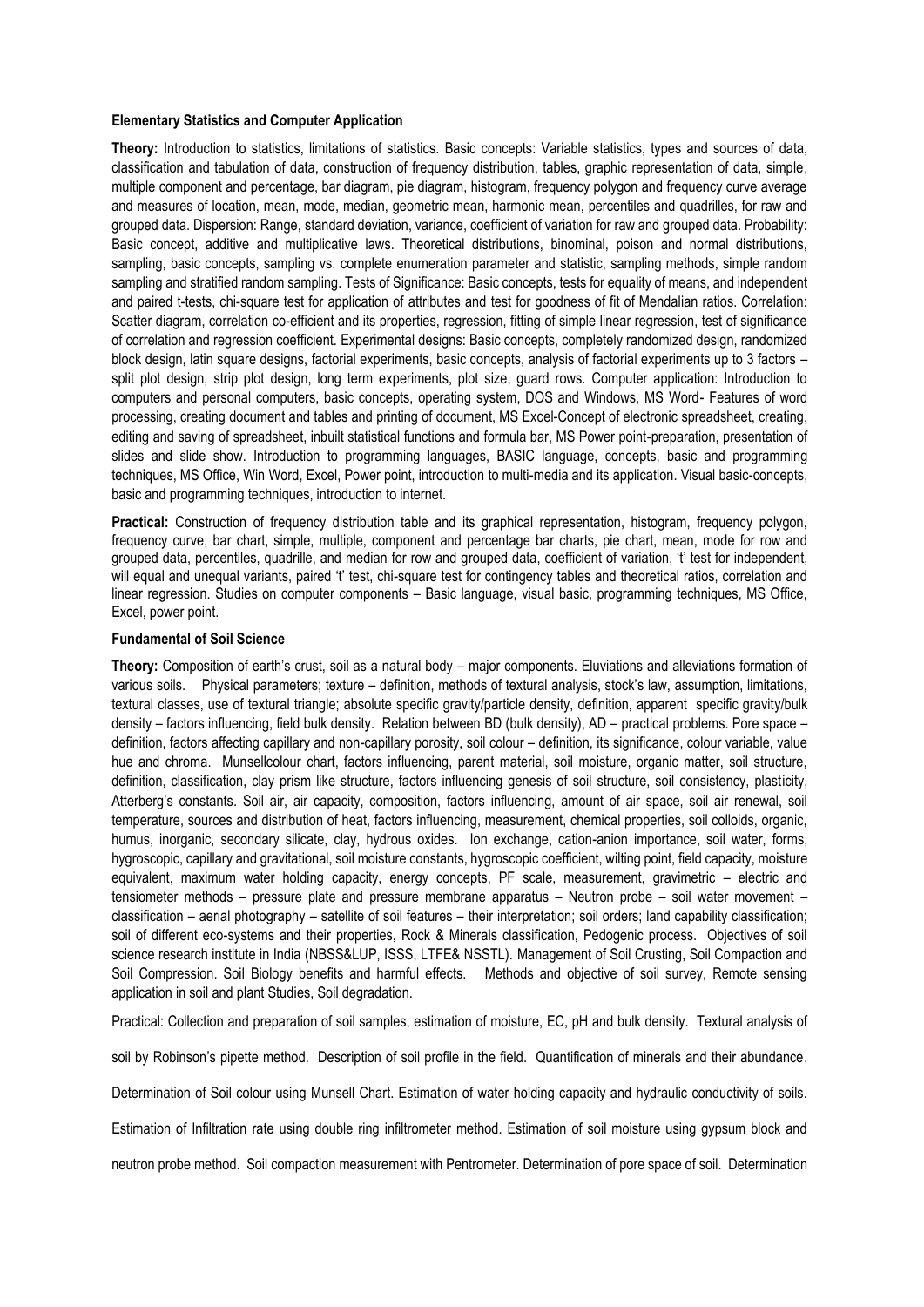**Elementary Statistics and Computer Application**

**Theory:** Introduction to statistics, limitations of statistics. Basic concepts: Variable statistics, types and sources of data, classification and tabulation of data, construction of frequency distribution, tables, graphic representation of data, simple, multiple component and percentage, bar diagram, pie diagram, histogram, frequency polygon and frequency curve average and measures of location, mean, mode, median, geometric mean, harmonic mean, percentiles and quadrilles, for raw and grouped data. Dispersion: Range, standard deviation, variance, coefficient of variation for raw and grouped data. Probability: Basic concept, additive and multiplicative laws. Theoretical distributions, binominal, poison and normal distributions, sampling, basic concepts, sampling vs. complete enumeration parameter and statistic, sampling methods, simple random sampling and stratified random sampling. Tests of Significance: Basic concepts, tests for equality of means, and independent and paired t-tests, chi-square test for application of attributes and test for goodness of fit of Mendalian ratios. Correlation: Scatter diagram, correlation co-efficient and its properties, regression, fitting of simple linear regression, test of significance of correlation and regression coefficient. Experimental designs: Basic concepts, completely randomized design, randomized block design, latin square designs, factorial experiments, basic concepts, analysis of factorial experiments up to 3 factors – split plot design, strip plot design, long term experiments, plot size, guard rows. Computer application: Introduction to computers and personal computers, basic concepts, operating system, DOS and Windows, MS Word- Features of word processing, creating document and tables and printing of document, MS Excel-Concept of electronic spreadsheet, creating, editing and saving of spreadsheet, inbuilt statistical functions and formula bar, MS Power point-preparation, presentation of slides and slide show. Introduction to programming languages, BASIC language, concepts, basic and programming techniques, MS Office, Win Word, Excel, Power point, introduction to multi-media and its application. Visual basic-concepts, basic and programming techniques, introduction to internet.

**Practical:** Construction of frequency distribution table and its graphical representation, histogram, frequency polygon, frequency curve, bar chart, simple, multiple, component and percentage bar charts, pie chart, mean, mode for row and grouped data, percentiles, quadrille, and median for row and grouped data, coefficient of variation, 't' test for independent, will equal and unequal variants, paired 't' test, chi-square test for contingency tables and theoretical ratios, correlation and linear regression. Studies on computer components – Basic language, visual basic, programming techniques, MS Office, Excel, power point.

**Fundamental of Soil Science**

**Theory:** Composition of earth's crust, soil as a natural body – major components. Eluviations and alleviations formation of various soils. Physical parameters; texture – definition, methods of textural analysis, stock's law, assumption, limitations, textural classes, use of textural triangle; absolute specific gravity/particle density, definition, apparent specific gravity/bulk density – factors influencing, field bulk density. Relation between BD (bulk density), AD – practical problems. Pore space – definition, factors affecting capillary and non-capillary porosity, soil colour – definition, its significance, colour variable, value hue and chroma. Munsellcolour chart, factors influencing, parent material, soil moisture, organic matter, soil structure, definition, classification, clay prism like structure, factors influencing genesis of soil structure, soil consistency, plasticity, Atterberg's constants. Soil air, air capacity, composition, factors influencing, amount of air space, soil air renewal, soil temperature, sources and distribution of heat, factors influencing, measurement, chemical properties, soil colloids, organic, humus, inorganic, secondary silicate, clay, hydrous oxides. Ion exchange, cation-anion importance, soil water, forms, hygroscopic, capillary and gravitational, soil moisture constants, hygroscopic coefficient, wilting point, field capacity, moisture equivalent, maximum water holding capacity, energy concepts, PF scale, measurement, gravimetric – electric and tensiometer methods – pressure plate and pressure membrane apparatus – Neutron probe – soil water movement – classification – aerial photography – satellite of soil features – their interpretation; soil orders; land capability classification; soil of different eco-systems and their properties, Rock & Minerals classification, Pedogenic process. Objectives of soil science research institute in India (NBSS&LUP, ISSS, LTFE& NSSTL). Management of Soil Crusting, Soil Compaction and Soil Compression. Soil Biology benefits and harmful effects. Methods and objective of soil survey, Remote sensing application in soil and plant Studies, Soil degradation.

Practical: Collection and preparation of soil samples, estimation of moisture, EC, pH and bulk density. Textural analysis of soil by Robinson's pipette method. Description of soil profile in the field. Quantification of minerals and their abundance. Determination of Soil colour using Munsell Chart. Estimation of water holding capacity and hydraulic conductivity of soils. Estimation of Infiltration rate using double ring infiltrometer method. Estimation of soil moisture using gypsum block and neutron probe method. Soil compaction measurement with Pentrometer. Determination of pore space of soil. Determination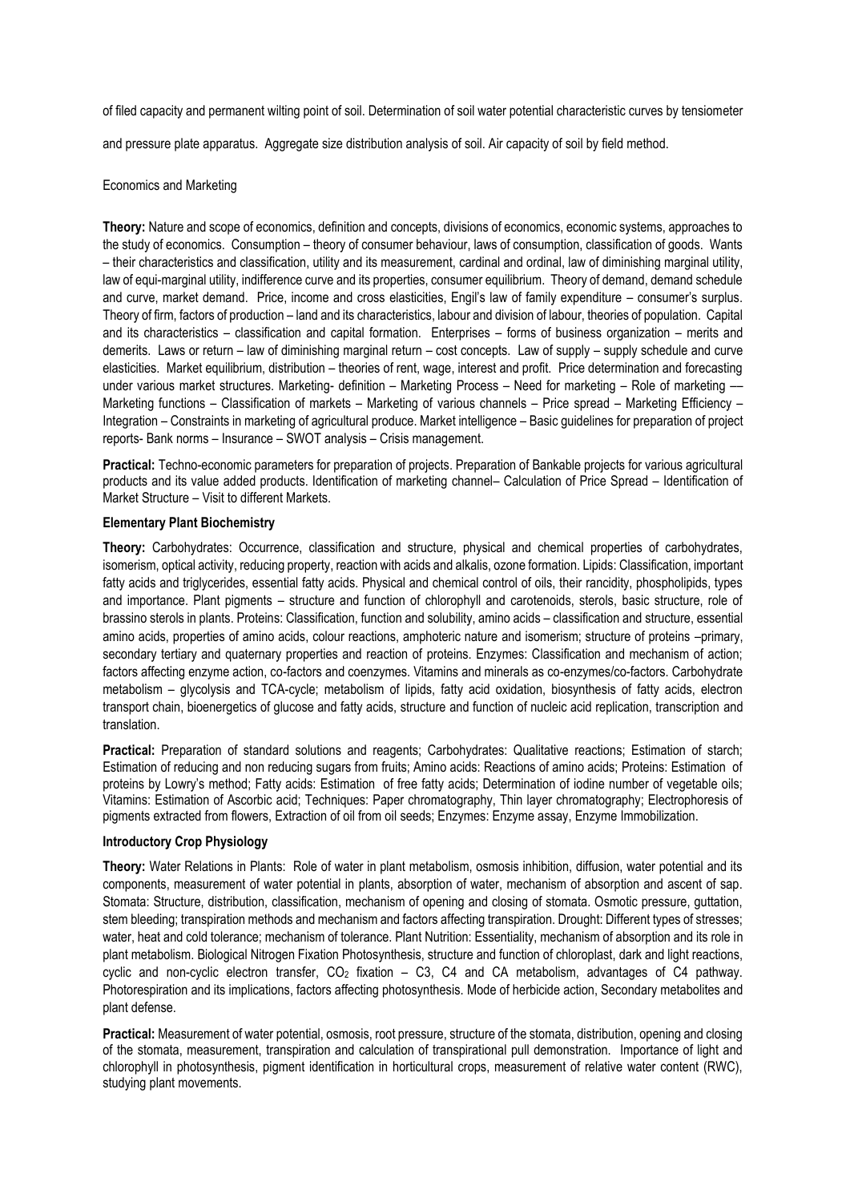of filed capacity and permanent wilting point of soil. Determination of soil water potential characteristic curves by tensiometer and pressure plate apparatus. Aggregate size distribution analysis of soil. Air capacity of soil by field method.

Economics and Marketing

**Theory:** Nature and scope of economics, definition and concepts, divisions of economics, economic systems, approaches to the study of economics. Consumption – theory of consumer behaviour, laws of consumption, classification of goods. Wants – their characteristics and classification, utility and its measurement, cardinal and ordinal, law of diminishing marginal utility, law of equi-marginal utility, indifference curve and its properties, consumer equilibrium. Theory of demand, demand schedule and curve, market demand. Price, income and cross elasticities, Engil's law of family expenditure – consumer's surplus. Theory of firm, factors of production – land and its characteristics, labour and division of labour, theories of population. Capital and its characteristics – classification and capital formation. Enterprises – forms of business organization – merits and demerits. Laws or return – law of diminishing marginal return – cost concepts. Law of supply – supply schedule and curve elasticities. Market equilibrium, distribution – theories of rent, wage, interest and profit. Price determination and forecasting under various market structures. Marketing- definition – Marketing Process – Need for marketing – Role of marketing –– Marketing functions – Classification of markets – Marketing of various channels – Price spread – Marketing Efficiency – Integration – Constraints in marketing of agricultural produce. Market intelligence – Basic guidelines for preparation of project reports- Bank norms – Insurance – SWOT analysis – Crisis management.

**Practical:** Techno-economic parameters for preparation of projects. Preparation of Bankable projects for various agricultural products and its value added products. Identification of marketing channel– Calculation of Price Spread – Identification of Market Structure – Visit to different Markets.

**Elementary Plant Biochemistry**

**Theory:** Carbohydrates: Occurrence, classification and structure, physical and chemical properties of carbohydrates, isomerism, optical activity, reducing property, reaction with acids and alkalis, ozone formation. Lipids: Classification, important fatty acids and triglycerides, essential fatty acids. Physical and chemical control of oils, their rancidity, phospholipids, types and importance. Plant pigments – structure and function of chlorophyll and carotenoids, sterols, basic structure, role of brassino sterols in plants. Proteins: Classification, function and solubility, amino acids – classification and structure, essential amino acids, properties of amino acids, colour reactions, amphoteric nature and isomerism; structure of proteins –primary, secondary tertiary and quaternary properties and reaction of proteins. Enzymes: Classification and mechanism of action; factors affecting enzyme action, co-factors and coenzymes. Vitamins and minerals as co-enzymes/co-factors. Carbohydrate metabolism – glycolysis and TCA-cycle; metabolism of lipids, fatty acid oxidation, biosynthesis of fatty acids, electron transport chain, bioenergetics of glucose and fatty acids, structure and function of nucleic acid replication, transcription and translation.

**Practical:** Preparation of standard solutions and reagents; Carbohydrates: Qualitative reactions; Estimation of starch; Estimation of reducing and non reducing sugars from fruits; Amino acids: Reactions of amino acids; Proteins: Estimation of proteins by Lowry's method; Fatty acids: Estimation of free fatty acids; Determination of iodine number of vegetable oils; Vitamins: Estimation of Ascorbic acid; Techniques: Paper chromatography, Thin layer chromatography; Electrophoresis of pigments extracted from flowers, Extraction of oil from oil seeds; Enzymes: Enzyme assay, Enzyme Immobilization.

**Introductory Crop Physiology**

**Theory:** Water Relations in Plants: Role of water in plant metabolism, osmosis inhibition, diffusion, water potential and its components, measurement of water potential in plants, absorption of water, mechanism of absorption and ascent of sap. Stomata: Structure, distribution, classification, mechanism of opening and closing of stomata. Osmotic pressure, guttation, stem bleeding; transpiration methods and mechanism and factors affecting transpiration. Drought: Different types of stresses; water, heat and cold tolerance; mechanism of tolerance. Plant Nutrition: Essentiality, mechanism of absorption and its role in plant metabolism. Biological Nitrogen Fixation Photosynthesis, structure and function of chloroplast, dark and light reactions, cyclic and non-cyclic electron transfer, $CO_2$ fixation – C3, C4 and CA metabolism, advantages of C4 pathway. Photorespiration and its implications, factors affecting photosynthesis. Mode of herbicide action, Secondary metabolites and plant defense.

**Practical:** Measurement of water potential, osmosis, root pressure, structure of the stomata, distribution, opening and closing of the stomata, measurement, transpiration and calculation of transpirational pull demonstration. Importance of light and chlorophyll in photosynthesis, pigment identification in horticultural crops, measurement of relative water content (RWC), studying plant movements.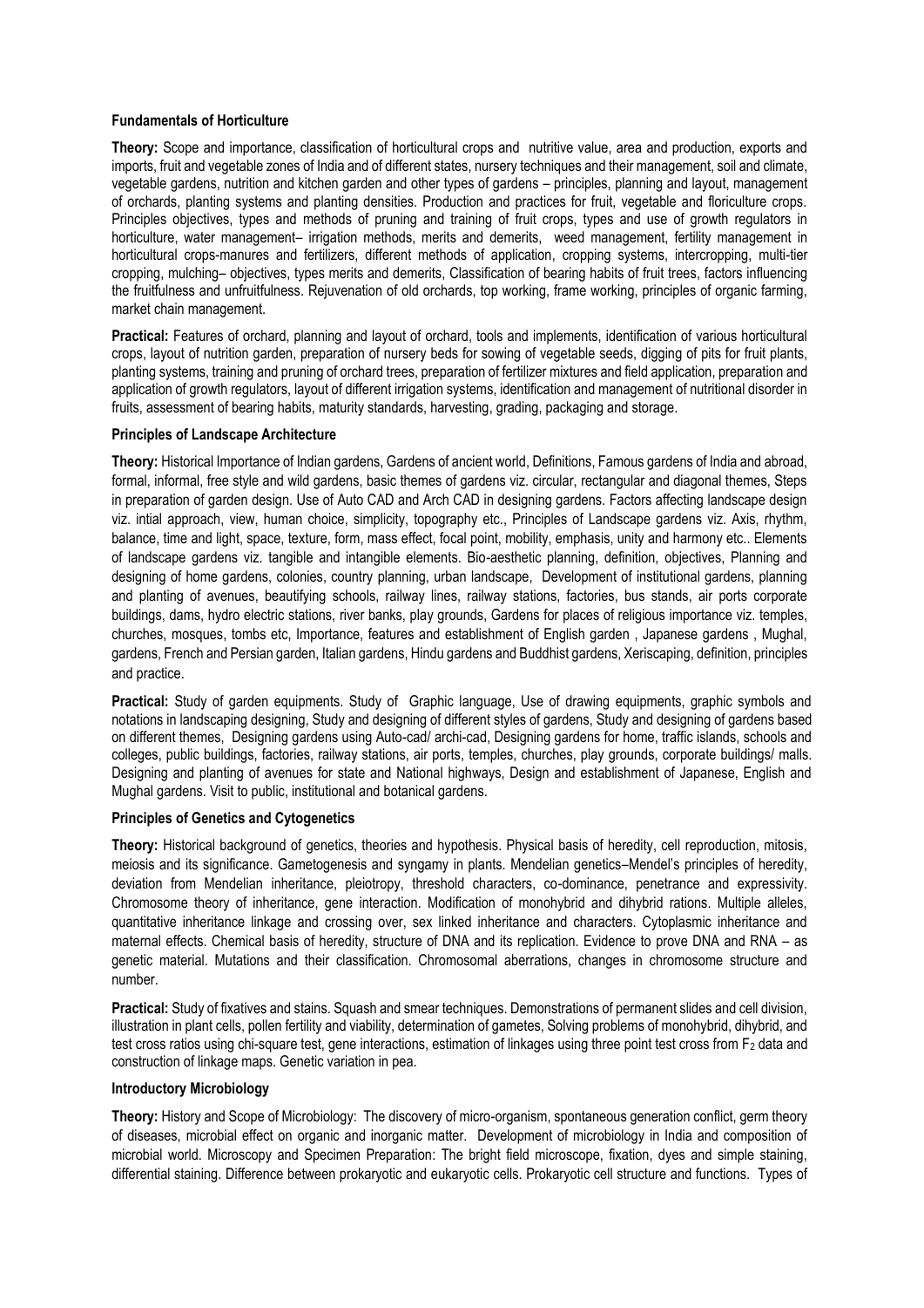**Fundamentals of Horticulture**

**Theory:** Scope and importance, classification of horticultural crops and nutritive value, area and production, exports and imports, fruit and vegetable zones of India and of different states, nursery techniques and their management, soil and climate, vegetable gardens, nutrition and kitchen garden and other types of gardens – principles, planning and layout, management of orchards, planting systems and planting densities. Production and practices for fruit, vegetable and floriculture crops. Principles objectives, types and methods of pruning and training of fruit crops, types and use of growth regulators in horticulture, water management– irrigation methods, merits and demerits, weed management, fertility management in horticultural crops-manures and fertilizers, different methods of application, cropping systems, intercropping, multi-tier cropping, mulching– objectives, types merits and demerits, Classification of bearing habits of fruit trees, factors influencing the fruitfulness and unfruitfulness. Rejuvenation of old orchards, top working, frame working, principles of organic farming, market chain management.

**Practical:** Features of orchard, planning and layout of orchard, tools and implements, identification of various horticultural crops, layout of nutrition garden, preparation of nursery beds for sowing of vegetable seeds, digging of pits for fruit plants, planting systems, training and pruning of orchard trees, preparation of fertilizer mixtures and field application, preparation and application of growth regulators, layout of different irrigation systems, identification and management of nutritional disorder in fruits, assessment of bearing habits, maturity standards, harvesting, grading, packaging and storage.

**Principles of Landscape Architecture**

**Theory:** Historical Importance of Indian gardens, Gardens of ancient world, Definitions, Famous gardens of India and abroad, formal, informal, free style and wild gardens, basic themes of gardens viz. circular, rectangular and diagonal themes, Steps in preparation of garden design. Use of Auto CAD and Arch CAD in designing gardens. Factors affecting landscape design viz. intial approach, view, human choice, simplicity, topography etc., Principles of Landscape gardens viz. Axis, rhythm, balance, time and light, space, texture, form, mass effect, focal point, mobility, emphasis, unity and harmony etc.. Elements of landscape gardens viz. tangible and intangible elements. Bio-aesthetic planning, definition, objectives, Planning and designing of home gardens, colonies, country planning, urban landscape, Development of institutional gardens, planning and planting of avenues, beautifying schools, railway lines, railway stations, factories, bus stands, air ports corporate buildings, dams, hydro electric stations, river banks, play grounds, Gardens for places of religious importance viz. temples, churches, mosques, tombs etc, Importance, features and establishment of English garden , Japanese gardens , Mughal, gardens, French and Persian garden, Italian gardens, Hindu gardens and Buddhist gardens, Xeriscaping, definition, principles and practice.

**Practical:** Study of garden equipments. Study of Graphic language, Use of drawing equipments, graphic symbols and notations in landscaping designing, Study and designing of different styles of gardens, Study and designing of gardens based on different themes, Designing gardens using Auto-cad/ archi-cad, Designing gardens for home, traffic islands, schools and colleges, public buildings, factories, railway stations, air ports, temples, churches, play grounds, corporate buildings/ malls. Designing and planting of avenues for state and National highways, Design and establishment of Japanese, English and Mughal gardens. Visit to public, institutional and botanical gardens.

**Principles of Genetics and Cytogenetics**

**Theory:** Historical background of genetics, theories and hypothesis. Physical basis of heredity, cell reproduction, mitosis, meiosis and its significance. Gametogenesis and syngamy in plants. Mendelian genetics–Mendel's principles of heredity, deviation from Mendelian inheritance, pleiotropy, threshold characters, co-dominance, penetrance and expressivity. Chromosome theory of inheritance, gene interaction. Modification of monohybrid and dihybrid rations. Multiple alleles, quantitative inheritance linkage and crossing over, sex linked inheritance and characters. Cytoplasmic inheritance and maternal effects. Chemical basis of heredity, structure of DNA and its replication. Evidence to prove DNA and RNA – as genetic material. Mutations and their classification. Chromosomal aberrations, changes in chromosome structure and number.

**Practical:** Study of fixatives and stains. Squash and smear techniques. Demonstrations of permanent slides and cell division, illustration in plant cells, pollen fertility and viability, determination of gametes, Solving problems of monohybrid, dihybrid, and test cross ratios using chi-square test, gene interactions, estimation of linkages using three point test cross from $F_2$ data and construction of linkage maps. Genetic variation in pea.

**Introductory Microbiology**

**Theory:** History and Scope of Microbiology: The discovery of micro-organism, spontaneous generation conflict, germ theory of diseases, microbial effect on organic and inorganic matter. Development of microbiology in India and composition of microbial world. Microscopy and Specimen Preparation: The bright field microscope, fixation, dyes and simple staining, differential staining. Difference between prokaryotic and eukaryotic cells. Prokaryotic cell structure and functions. Types of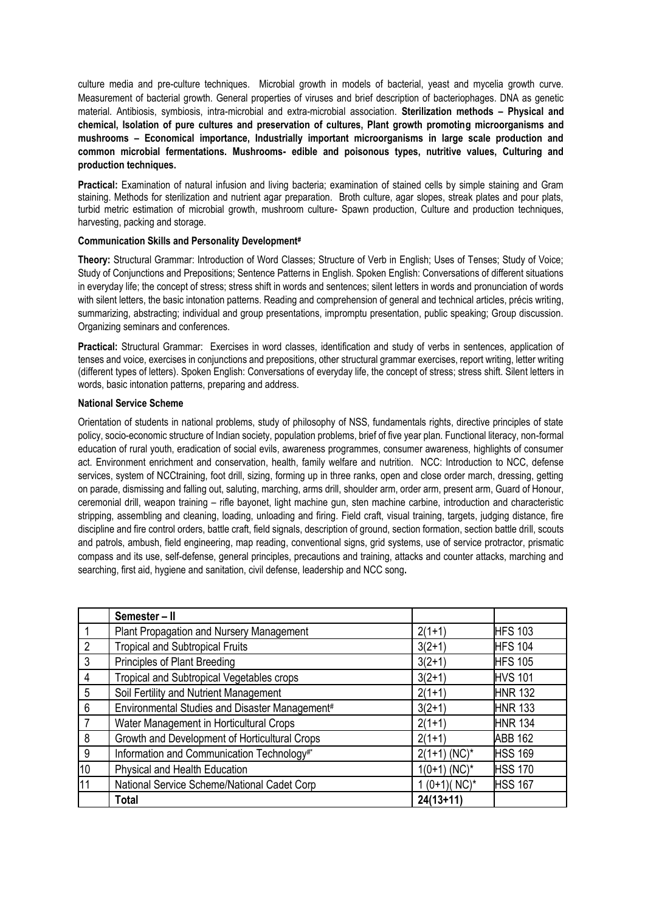culture media and pre-culture techniques. Microbial growth in models of bacterial, yeast and mycelia growth curve. Measurement of bacterial growth. General properties of viruses and brief description of bacteriophages. DNA as genetic material. Antibiosis, symbiosis, intra-microbial and extra-microbial association. **Sterilization methods – Physical and chemical, Isolation of pure cultures and preservation of cultures, Plant growth promoting microorganisms and mushrooms – Economical importance, Industrially important microorganisms in large scale production and common microbial fermentations. Mushrooms- edible and poisonous types, nutritive values, Culturing and production techniques.**

**Practical:** Examination of natural infusion and living bacteria; examination of stained cells by simple staining and Gram staining. Methods for sterilization and nutrient agar preparation. Broth culture, agar slopes, streak plates and pour plats, turbid metric estimation of microbial growth, mushroom culture- Spawn production, Culture and production techniques, harvesting, packing and storage.

**Communication Skills and Personality Development#**

**Theory:** Structural Grammar: Introduction of Word Classes; Structure of Verb in English; Uses of Tenses; Study of Voice; Study of Conjunctions and Prepositions; Sentence Patterns in English. Spoken English: Conversations of different situations in everyday life; the concept of stress; stress shift in words and sentences; silent letters in words and pronunciation of words with silent letters, the basic intonation patterns. Reading and comprehension of general and technical articles, précis writing, summarizing, abstracting; individual and group presentations, impromptu presentation, public speaking; Group discussion. Organizing seminars and conferences.

**Practical:** Structural Grammar: Exercises in word classes, identification and study of verbs in sentences, application of tenses and voice, exercises in conjunctions and prepositions, other structural grammar exercises, report writing, letter writing (different types of letters). Spoken English: Conversations of everyday life, the concept of stress; stress shift. Silent letters in words, basic intonation patterns, preparing and address.

**National Service Scheme**

Orientation of students in national problems, study of philosophy of NSS, fundamentals rights, directive principles of state policy, socio-economic structure of Indian society, population problems, brief of five year plan. Functional literacy, non-formal education of rural youth, eradication of social evils, awareness programmes, consumer awareness, highlights of consumer act. Environment enrichment and conservation, health, family welfare and nutrition. NCC: Introduction to NCC, defense services, system of NCCtraining, foot drill, sizing, forming up in three ranks, open and close order march, dressing, getting on parade, dismissing and falling out, saluting, marching, arms drill, shoulder arm, order arm, present arm, Guard of Honour, ceremonial drill, weapon training – rifle bayonet, light machine gun, sten machine carbine, introduction and characteristic stripping, assembling and cleaning, loading, unloading and firing. Field craft, visual training, targets, judging distance, fire discipline and fire control orders, battle craft, field signals, description of ground, section formation, section battle drill, scouts and patrols, ambush, field engineering, map reading, conventional signs, grid systems, use of service protractor, prismatic compass and its use, self-defense, general principles, precautions and training, attacks and counter attacks, marching and searching, first aid, hygiene and sanitation, civil defense, leadership and NCC song.

| | Semester – II | | |
|---|---|---|---|
| 1 | Plant Propagation and Nursery Management | 2(1+1) | HFS 103 |
| 2 | Tropical and Subtropical Fruits | 3(2+1) | HFS 104 |
| 3 | Principles of Plant Breeding | 3(2+1) | HFS 105 |
| 4 | Tropical and Subtropical Vegetables crops | 3(2+1) | HVS 101 |
| 5 | Soil Fertility and Nutrient Management | 2(1+1) | HNR 132 |
| 6 | Environmental Studies and Disaster Management# | 3(2+1) | HNR 133 |
| 7 | Water Management in Horticultural Crops | 2(1+1) | HNR 134 |
| 8 | Growth and Development of Horticultural Crops | 2(1+1) | ABB 162 |
| 9 | Information and Communication Technology#* | 2(1+1) (NC)* | HSS 169 |
| 10 | Physical and Health Education | 1(0+1) (NC)* | HSS 170 |
| 11 | National Service Scheme/National Cadet Corp | 1 (0+1)( NC)* | HSS 167 |
| | **Total** | **24(13+11)** | |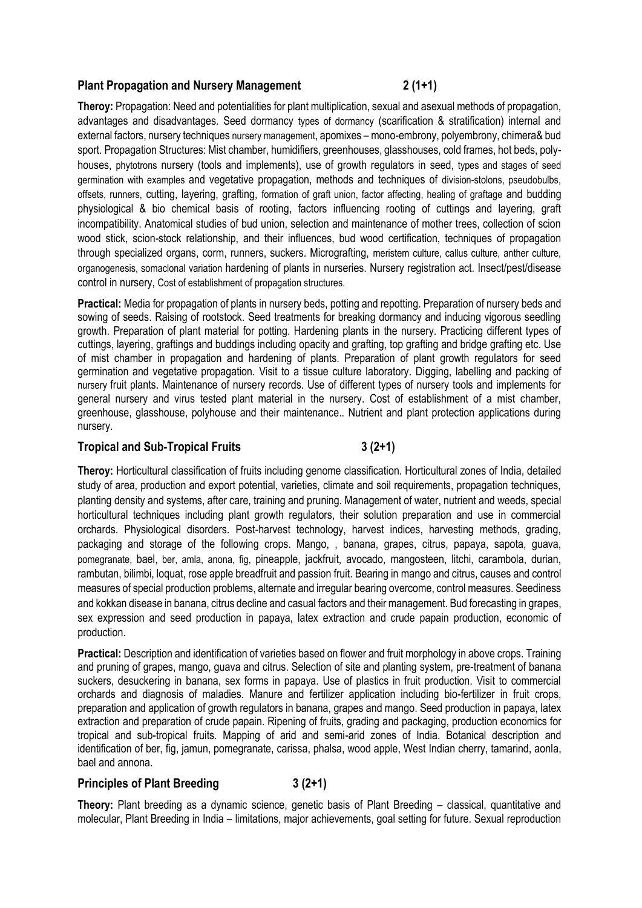## Plant Propagation and Nursery Management 2 (1+1)

**Theroy:** Propagation: Need and potentialities for plant multiplication, sexual and asexual methods of propagation, advantages and disadvantages. Seed dormancy types of dormancy (scarification & stratification) internal and external factors, nursery techniques nursery management, apomixes – mono-embrony, polyembrony, chimera& bud sport. Propagation Structures: Mist chamber, humidifiers, greenhouses, glasshouses, cold frames, hot beds, poly-houses, phytotrons nursery (tools and implements), use of growth regulators in seed, types and stages of seed germination with examples and vegetative propagation, methods and techniques of division-stolons, pseudobulbs, offsets, runners, cutting, layering, grafting, formation of graft union, factor affecting, healing of graftage and budding physiological & bio chemical basis of rooting, factors influencing rooting of cuttings and layering, graft incompatibility. Anatomical studies of bud union, selection and maintenance of mother trees, collection of scion wood stick, scion-stock relationship, and their influences, bud wood certification, techniques of propagation through specialized organs, corm, runners, suckers. Micrografting, meristem culture, callus culture, anther culture, organogenesis, somaclonal variation hardening of plants in nurseries. Nursery registration act. Insect/pest/disease control in nursery, Cost of establishment of propagation structures.

**Practical:** Media for propagation of plants in nursery beds, potting and repotting. Preparation of nursery beds and sowing of seeds. Raising of rootstock. Seed treatments for breaking dormancy and inducing vigorous seedling growth. Preparation of plant material for potting. Hardening plants in the nursery. Practicing different types of cuttings, layering, graftings and buddings including opacity and grafting, top grafting and bridge grafting etc. Use of mist chamber in propagation and hardening of plants. Preparation of plant growth regulators for seed germination and vegetative propagation. Visit to a tissue culture laboratory. Digging, labelling and packing of nursery fruit plants. Maintenance of nursery records. Use of different types of nursery tools and implements for general nursery and virus tested plant material in the nursery. Cost of establishment of a mist chamber, greenhouse, glasshouse, polyhouse and their maintenance.. Nutrient and plant protection applications during nursery.

## Tropical and Sub-Tropical Fruits 3 (2+1)

**Theroy:** Horticultural classification of fruits including genome classification. Horticultural zones of India, detailed study of area, production and export potential, varieties, climate and soil requirements, propagation techniques, planting density and systems, after care, training and pruning. Management of water, nutrient and weeds, special horticultural techniques including plant growth regulators, their solution preparation and use in commercial orchards. Physiological disorders. Post-harvest technology, harvest indices, harvesting methods, grading, packaging and storage of the following crops. Mango, , banana, grapes, citrus, papaya, sapota, guava, pomegranate, bael, ber, amla, anona, fig, pineapple, jackfruit, avocado, mangosteen, litchi, carambola, durian, rambutan, bilimbi, loquat, rose apple breadfruit and passion fruit. Bearing in mango and citrus, causes and control measures of special production problems, alternate and irregular bearing overcome, control measures. Seediness and kokkan disease in banana, citrus decline and casual factors and their management. Bud forecasting in grapes, sex expression and seed production in papaya, latex extraction and crude papain production, economic of production.

**Practical:** Description and identification of varieties based on flower and fruit morphology in above crops. Training and pruning of grapes, mango, guava and citrus. Selection of site and planting system, pre-treatment of banana suckers, desuckering in banana, sex forms in papaya. Use of plastics in fruit production. Visit to commercial orchards and diagnosis of maladies. Manure and fertilizer application including bio-fertilizer in fruit crops, preparation and application of growth regulators in banana, grapes and mango. Seed production in papaya, latex extraction and preparation of crude papain. Ripening of fruits, grading and packaging, production economics for tropical and sub-tropical fruits. Mapping of arid and semi-arid zones of India. Botanical description and identification of ber, fig, jamun, pomegranate, carissa, phalsa, wood apple, West Indian cherry, tamarind, aonla, bael and annona.

## Principles of Plant Breeding 3 (2+1)

**Theory:** Plant breeding as a dynamic science, genetic basis of Plant Breeding – classical, quantitative and molecular, Plant Breeding in India – limitations, major achievements, goal setting for future. Sexual reproduction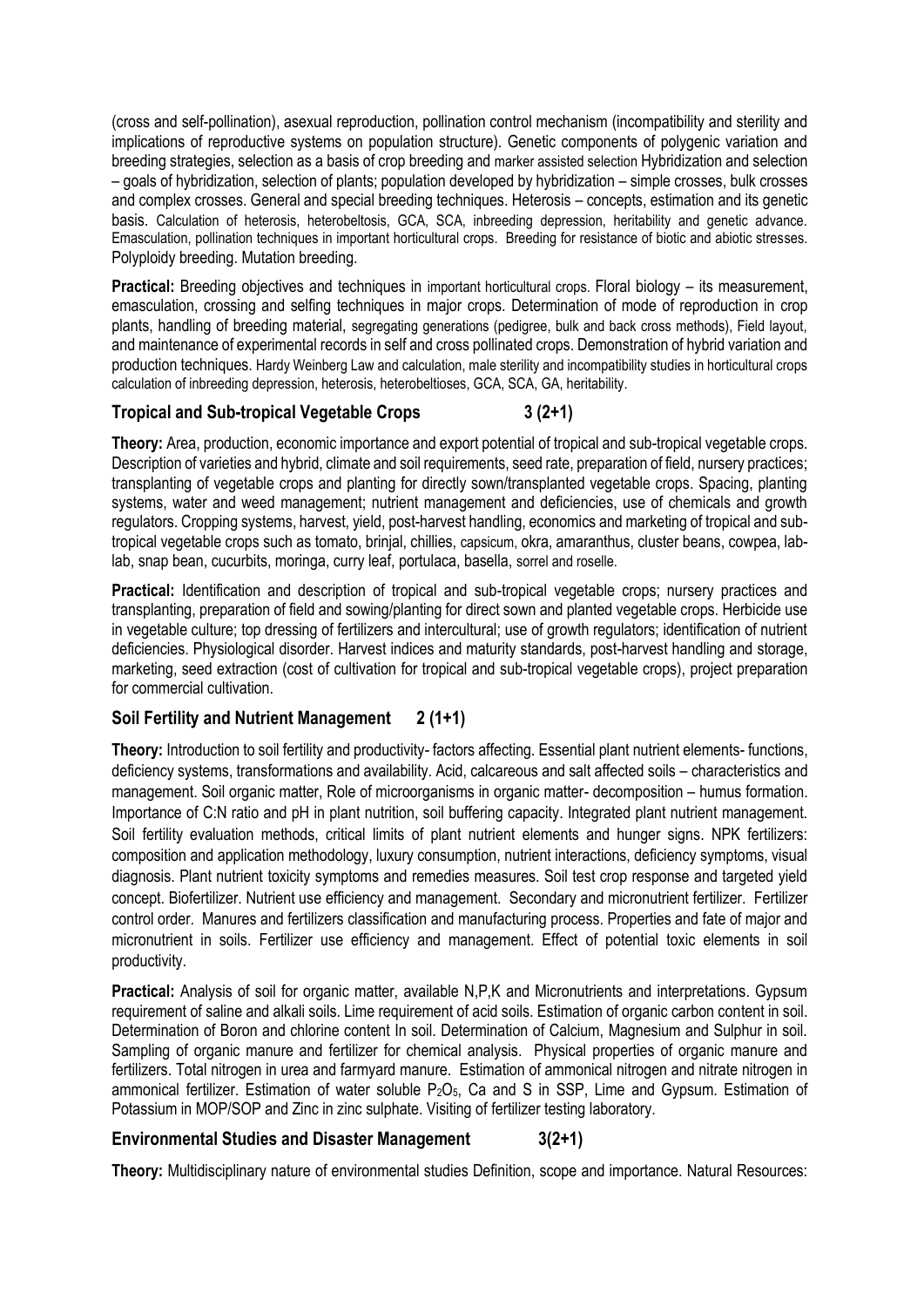(cross and self-pollination), asexual reproduction, pollination control mechanism (incompatibility and sterility and implications of reproductive systems on population structure). Genetic components of polygenic variation and breeding strategies, selection as a basis of crop breeding and marker assisted selection Hybridization and selection – goals of hybridization, selection of plants; population developed by hybridization – simple crosses, bulk crosses and complex crosses. General and special breeding techniques. Heterosis – concepts, estimation and its genetic basis. Calculation of heterosis, heterobeltosis, GCA, SCA, inbreeding depression, heritability and genetic advance. Emasculation, pollination techniques in important horticultural crops. Breeding for resistance of biotic and abiotic stresses. Polyploidy breeding. Mutation breeding.

**Practical:** Breeding objectives and techniques in important horticultural crops. Floral biology – its measurement, emasculation, crossing and selfing techniques in major crops. Determination of mode of reproduction in crop plants, handling of breeding material, segregating generations (pedigree, bulk and back cross methods), Field layout, and maintenance of experimental records in self and cross pollinated crops. Demonstration of hybrid variation and production techniques. Hardy Weinberg Law and calculation, male sterility and incompatibility studies in horticultural crops calculation of inbreeding depression, heterosis, heterobeltioses, GCA, SCA, GA, heritability.

## Tropical and Sub-tropical Vegetable Crops 3 (2+1)

**Theory:** Area, production, economic importance and export potential of tropical and sub-tropical vegetable crops. Description of varieties and hybrid, climate and soil requirements, seed rate, preparation of field, nursery practices; transplanting of vegetable crops and planting for directly sown/transplanted vegetable crops. Spacing, planting systems, water and weed management; nutrient management and deficiencies, use of chemicals and growth regulators. Cropping systems, harvest, yield, post-harvest handling, economics and marketing of tropical and sub-tropical vegetable crops such as tomato, brinjal, chillies, capsicum, okra, amaranthus, cluster beans, cowpea, lab-lab, snap bean, cucurbits, moringa, curry leaf, portulaca, basella, sorrel and roselle.

**Practical:** Identification and description of tropical and sub-tropical vegetable crops; nursery practices and transplanting, preparation of field and sowing/planting for direct sown and planted vegetable crops. Herbicide use in vegetable culture; top dressing of fertilizers and intercultural; use of growth regulators; identification of nutrient deficiencies. Physiological disorder. Harvest indices and maturity standards, post-harvest handling and storage, marketing, seed extraction (cost of cultivation for tropical and sub-tropical vegetable crops), project preparation for commercial cultivation.

## Soil Fertility and Nutrient Management 2 (1+1)

**Theory:** Introduction to soil fertility and productivity- factors affecting. Essential plant nutrient elements- functions, deficiency systems, transformations and availability. Acid, calcareous and salt affected soils – characteristics and management. Soil organic matter, Role of microorganisms in organic matter- decomposition – humus formation. Importance of C:N ratio and pH in plant nutrition, soil buffering capacity. Integrated plant nutrient management. Soil fertility evaluation methods, critical limits of plant nutrient elements and hunger signs. NPK fertilizers: composition and application methodology, luxury consumption, nutrient interactions, deficiency symptoms, visual diagnosis. Plant nutrient toxicity symptoms and remedies measures. Soil test crop response and targeted yield concept. Biofertilizer. Nutrient use efficiency and management. Secondary and micronutrient fertilizer. Fertilizer control order. Manures and fertilizers classification and manufacturing process. Properties and fate of major and micronutrient in soils. Fertilizer use efficiency and management. Effect of potential toxic elements in soil productivity.

**Practical:** Analysis of soil for organic matter, available N,P,K and Micronutrients and interpretations. Gypsum requirement of saline and alkali soils. Lime requirement of acid soils. Estimation of organic carbon content in soil. Determination of Boron and chlorine content In soil. Determination of Calcium, Magnesium and Sulphur in soil. Sampling of organic manure and fertilizer for chemical analysis. Physical properties of organic manure and fertilizers. Total nitrogen in urea and farmyard manure. Estimation of ammonical nitrogen and nitrate nitrogen in ammonical fertilizer. Estimation of water soluble $P_2O_5$, Ca and S in SSP, Lime and Gypsum. Estimation of Potassium in MOP/SOP and Zinc in zinc sulphate. Visiting of fertilizer testing laboratory.

## Environmental Studies and Disaster Management 3(2+1)

**Theory:** Multidisciplinary nature of environmental studies Definition, scope and importance. Natural Resources: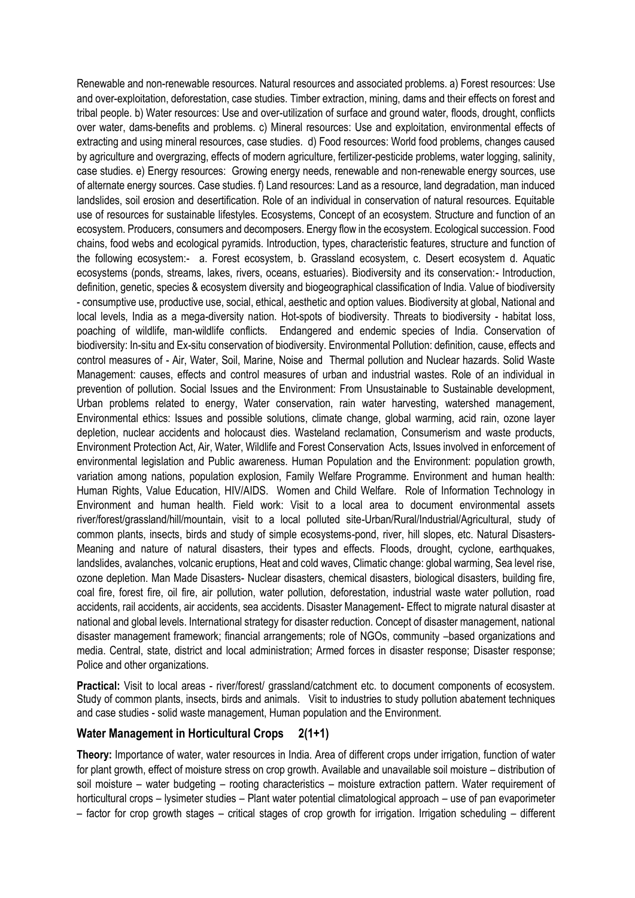Renewable and non-renewable resources. Natural resources and associated problems. a) Forest resources: Use and over-exploitation, deforestation, case studies. Timber extraction, mining, dams and their effects on forest and tribal people. b) Water resources: Use and over-utilization of surface and ground water, floods, drought, conflicts over water, dams-benefits and problems. c) Mineral resources: Use and exploitation, environmental effects of extracting and using mineral resources, case studies. d) Food resources: World food problems, changes caused by agriculture and overgrazing, effects of modern agriculture, fertilizer-pesticide problems, water logging, salinity, case studies. e) Energy resources: Growing energy needs, renewable and non-renewable energy sources, use of alternate energy sources. Case studies. f) Land resources: Land as a resource, land degradation, man induced landslides, soil erosion and desertification. Role of an individual in conservation of natural resources. Equitable use of resources for sustainable lifestyles. Ecosystems, Concept of an ecosystem. Structure and function of an ecosystem. Producers, consumers and decomposers. Energy flow in the ecosystem. Ecological succession. Food chains, food webs and ecological pyramids. Introduction, types, characteristic features, structure and function of the following ecosystem:- a. Forest ecosystem, b. Grassland ecosystem, c. Desert ecosystem d. Aquatic ecosystems (ponds, streams, lakes, rivers, oceans, estuaries). Biodiversity and its conservation:- Introduction, definition, genetic, species & ecosystem diversity and biogeographical classification of India. Value of biodiversity - consumptive use, productive use, social, ethical, aesthetic and option values. Biodiversity at global, National and local levels, India as a mega-diversity nation. Hot-sports of biodiversity. Threats to biodiversity - habitat loss, poaching of wildlife, man-wildlife conflicts. Endangered and endemic species of India. Conservation of biodiversity: In-situ and Ex-situ conservation of biodiversity. Environmental Pollution: definition, cause, effects and control measures of - Air, Water, Soil, Marine, Noise and Thermal pollution and Nuclear hazards. Solid Waste Management: causes, effects and control measures of urban and industrial wastes. Role of an individual in prevention of pollution. Social Issues and the Environment: From Unsustainable to Sustainable development, Urban problems related to energy, Water conservation, rain water harvesting, watershed management, Environmental ethics: Issues and possible solutions, climate change, global warming, acid rain, ozone layer depletion, nuclear accidents and holocaust dies. Wasteland reclamation, Consumerism and waste products, Environment Protection Act, Air, Water, Wildlife and Forest Conservation Acts, Issues involved in enforcement of environmental legislation and Public awareness. Human Population and the Environment: population growth, variation among nations, population explosion, Family Welfare Programme. Environment and human health: Human Rights, Value Education, HIV/AIDS. Women and Child Welfare. Role of Information Technology in Environment and human health. Field work: Visit to a local area to document environmental assets river/forest/grassland/hill/mountain, visit to a local polluted site-Urban/Rural/Industrial/Agricultural, study of common plants, insects, birds and study of simple ecosystems-pond, river, hill slopes, etc. Natural Disasters- Meaning and nature of natural disasters, their types and effects. Floods, drought, cyclone, earthquakes, landslides, avalanches, volcanic eruptions, Heat and cold waves, Climatic change: global warming, Sea level rise, ozone depletion. Man Made Disasters- Nuclear disasters, chemical disasters, biological disasters, building fire, coal fire, forest fire, oil fire, air pollution, water pollution, deforestation, industrial waste water pollution, road accidents, rail accidents, air accidents, sea accidents. Disaster Management- Effect to migrate natural disaster at national and global levels. International strategy for disaster reduction. Concept of disaster management, national disaster management framework; financial arrangements; role of NGOs, community –based organizations and media. Central, state, district and local administration; Armed forces in disaster response; Disaster response; Police and other organizations.

**Practical:** Visit to local areas - river/forest/ grassland/catchment etc. to document components of ecosystem. Study of common plants, insects, birds and animals. Visit to industries to study pollution abatement techniques and case studies - solid waste management, Human population and the Environment.

### Water Management in Horticultural Crops 2(1+1)

**Theory:** Importance of water, water resources in India. Area of different crops under irrigation, function of water for plant growth, effect of moisture stress on crop growth. Available and unavailable soil moisture – distribution of soil moisture – water budgeting – rooting characteristics – moisture extraction pattern. Water requirement of horticultural crops – lysimeter studies – Plant water potential climatological approach – use of pan evaporimeter – factor for crop growth stages – critical stages of crop growth for irrigation. Irrigation scheduling – different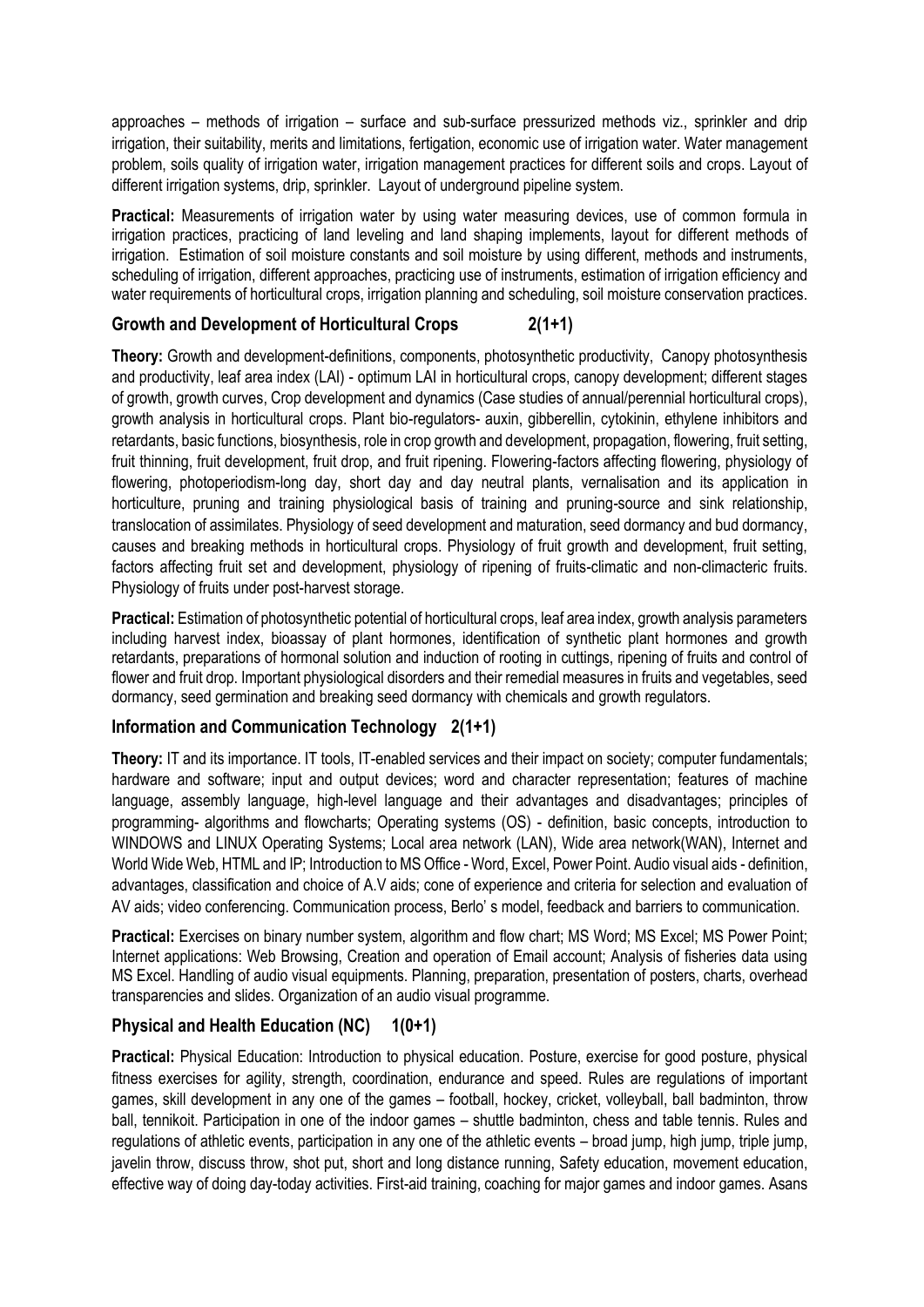approaches – methods of irrigation – surface and sub-surface pressurized methods viz., sprinkler and drip irrigation, their suitability, merits and limitations, fertigation, economic use of irrigation water. Water management problem, soils quality of irrigation water, irrigation management practices for different soils and crops. Layout of different irrigation systems, drip, sprinkler. Layout of underground pipeline system.

**Practical:** Measurements of irrigation water by using water measuring devices, use of common formula in irrigation practices, practicing of land leveling and land shaping implements, layout for different methods of irrigation. Estimation of soil moisture constants and soil moisture by using different, methods and instruments, scheduling of irrigation, different approaches, practicing use of instruments, estimation of irrigation efficiency and water requirements of horticultural crops, irrigation planning and scheduling, soil moisture conservation practices.

### Growth and Development of Horticultural Crops 2(1+1)

**Theory:** Growth and development-definitions, components, photosynthetic productivity, Canopy photosynthesis and productivity, leaf area index (LAI) - optimum LAI in horticultural crops, canopy development; different stages of growth, growth curves, Crop development and dynamics (Case studies of annual/perennial horticultural crops), growth analysis in horticultural crops. Plant bio-regulators- auxin, gibberellin, cytokinin, ethylene inhibitors and retardants, basic functions, biosynthesis, role in crop growth and development, propagation, flowering, fruit setting, fruit thinning, fruit development, fruit drop, and fruit ripening. Flowering-factors affecting flowering, physiology of flowering, photoperiodism-long day, short day and day neutral plants, vernalisation and its application in horticulture, pruning and training physiological basis of training and pruning-source and sink relationship, translocation of assimilates. Physiology of seed development and maturation, seed dormancy and bud dormancy, causes and breaking methods in horticultural crops. Physiology of fruit growth and development, fruit setting, factors affecting fruit set and development, physiology of ripening of fruits-climatic and non-climacteric fruits. Physiology of fruits under post-harvest storage.

**Practical:** Estimation of photosynthetic potential of horticultural crops, leaf area index, growth analysis parameters including harvest index, bioassay of plant hormones, identification of synthetic plant hormones and growth retardants, preparations of hormonal solution and induction of rooting in cuttings, ripening of fruits and control of flower and fruit drop. Important physiological disorders and their remedial measures in fruits and vegetables, seed dormancy, seed germination and breaking seed dormancy with chemicals and growth regulators.

### Information and Communication Technology 2(1+1)

**Theory:** IT and its importance. IT tools, IT-enabled services and their impact on society; computer fundamentals; hardware and software; input and output devices; word and character representation; features of machine language, assembly language, high-level language and their advantages and disadvantages; principles of programming- algorithms and flowcharts; Operating systems (OS) - definition, basic concepts, introduction to WINDOWS and LINUX Operating Systems; Local area network (LAN), Wide area network(WAN), Internet and World Wide Web, HTML and IP; Introduction to MS Office - Word, Excel, Power Point. Audio visual aids - definition, advantages, classification and choice of A.V aids; cone of experience and criteria for selection and evaluation of AV aids; video conferencing. Communication process, Berlo' s model, feedback and barriers to communication.

**Practical:** Exercises on binary number system, algorithm and flow chart; MS Word; MS Excel; MS Power Point; Internet applications: Web Browsing, Creation and operation of Email account; Analysis of fisheries data using MS Excel. Handling of audio visual equipments. Planning, preparation, presentation of posters, charts, overhead transparencies and slides. Organization of an audio visual programme.

### Physical and Health Education (NC) 1(0+1)

**Practical:** Physical Education: Introduction to physical education. Posture, exercise for good posture, physical fitness exercises for agility, strength, coordination, endurance and speed. Rules are regulations of important games, skill development in any one of the games – football, hockey, cricket, volleyball, ball badminton, throw ball, tennikoit. Participation in one of the indoor games – shuttle badminton, chess and table tennis. Rules and regulations of athletic events, participation in any one of the athletic events – broad jump, high jump, triple jump, javelin throw, discuss throw, shot put, short and long distance running, Safety education, movement education, effective way of doing day-today activities. First-aid training, coaching for major games and indoor games. Asans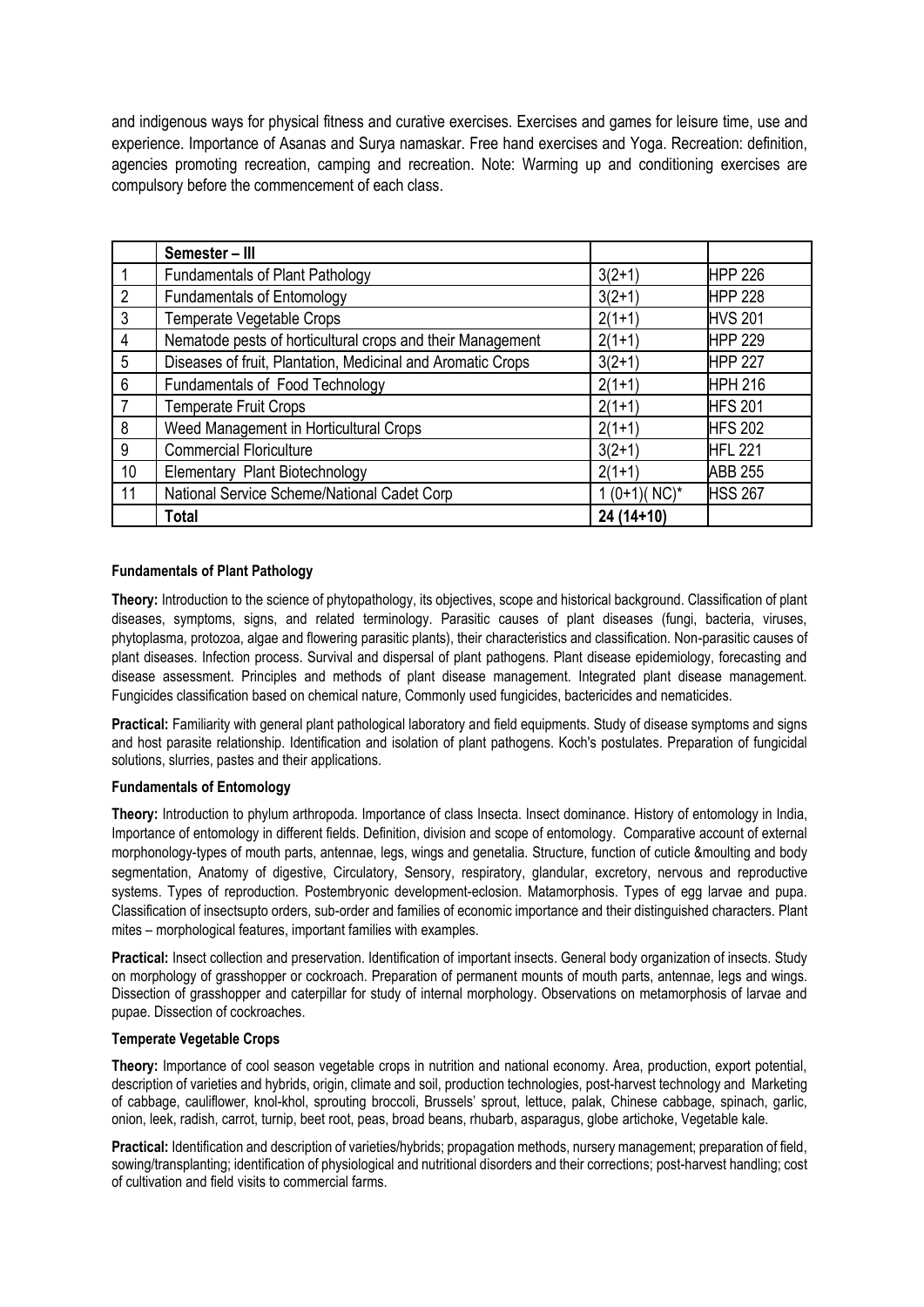and indigenous ways for physical fitness and curative exercises. Exercises and games for leisure time, use and experience. Importance of Asanas and Surya namaskar. Free hand exercises and Yoga. Recreation: definition, agencies promoting recreation, camping and recreation. Note: Warming up and conditioning exercises are compulsory before the commencement of each class.

| | **Semester – III** | | |
|---|---|---|---|
| 1 | Fundamentals of Plant Pathology | 3(2+1) | HPP 226 |
| 2 | Fundamentals of Entomology | 3(2+1) | HPP 228 |
| 3 | Temperate Vegetable Crops | 2(1+1) | HVS 201 |
| 4 | Nematode pests of horticultural crops and their Management | 2(1+1) | HPP 229 |
| 5 | Diseases of fruit, Plantation, Medicinal and Aromatic Crops | 3(2+1) | HPP 227 |
| 6 | Fundamentals of Food Technology | 2(1+1) | HPH 216 |
| 7 | Temperate Fruit Crops | 2(1+1) | HFS 201 |
| 8 | Weed Management in Horticultural Crops | 2(1+1) | HFS 202 |
| 9 | Commercial Floriculture | 3(2+1) | HFL 221 |
| 10 | Elementary Plant Biotechnology | 2(1+1) | ABB 255 |
| 11 | National Service Scheme/National Cadet Corp | 1 (0+1)( NC)* | HSS 267 |
| | **Total** | **24 (14+10)** | |

**Fundamentals of Plant Pathology**

**Theory:** Introduction to the science of phytopathology, its objectives, scope and historical background. Classification of plant diseases, symptoms, signs, and related terminology. Parasitic causes of plant diseases (fungi, bacteria, viruses, phytoplasma, protozoa, algae and flowering parasitic plants), their characteristics and classification. Non-parasitic causes of plant diseases. Infection process. Survival and dispersal of plant pathogens. Plant disease epidemiology, forecasting and disease assessment. Principles and methods of plant disease management. Integrated plant disease management. Fungicides classification based on chemical nature, Commonly used fungicides, bactericides and nematicides.

**Practical:** Familiarity with general plant pathological laboratory and field equipments. Study of disease symptoms and signs and host parasite relationship. Identification and isolation of plant pathogens. Koch's postulates. Preparation of fungicidal solutions, slurries, pastes and their applications.

**Fundamentals of Entomology**

**Theory:** Introduction to phylum arthropoda. Importance of class Insecta. Insect dominance. History of entomology in India, Importance of entomology in different fields. Definition, division and scope of entomology. Comparative account of external morphonology-types of mouth parts, antennae, legs, wings and genetalia. Structure, function of cuticle &moulting and body segmentation, Anatomy of digestive, Circulatory, Sensory, respiratory, glandular, excretory, nervous and reproductive systems. Types of reproduction. Postembryonic development-eclosion. Matamorphosis. Types of egg larvae and pupa. Classification of insectsupto orders, sub-order and families of economic importance and their distinguished characters. Plant mites – morphological features, important families with examples.

**Practical:** Insect collection and preservation. Identification of important insects. General body organization of insects. Study on morphology of grasshopper or cockroach. Preparation of permanent mounts of mouth parts, antennae, legs and wings. Dissection of grasshopper and caterpillar for study of internal morphology. Observations on metamorphosis of larvae and pupae. Dissection of cockroaches.

**Temperate Vegetable Crops**

**Theory:** Importance of cool season vegetable crops in nutrition and national economy. Area, production, export potential, description of varieties and hybrids, origin, climate and soil, production technologies, post-harvest technology and Marketing of cabbage, cauliflower, knol-khol, sprouting broccoli, Brussels' sprout, lettuce, palak, Chinese cabbage, spinach, garlic, onion, leek, radish, carrot, turnip, beet root, peas, broad beans, rhubarb, asparagus, globe artichoke, Vegetable kale.

**Practical:** Identification and description of varieties/hybrids; propagation methods, nursery management; preparation of field, sowing/transplanting; identification of physiological and nutritional disorders and their corrections; post-harvest handling; cost of cultivation and field visits to commercial farms.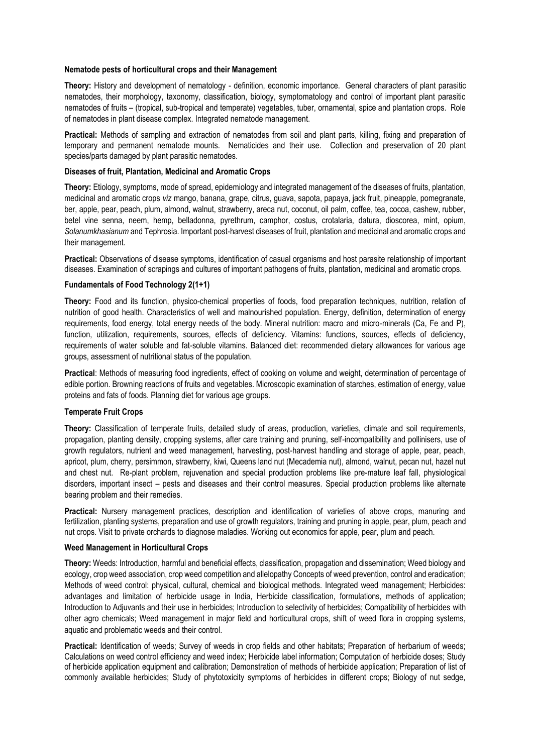**Nematode pests of horticultural crops and their Management**

**Theory:** History and development of nematology - definition, economic importance. General characters of plant parasitic nematodes, their morphology, taxonomy, classification, biology, symptomatology and control of important plant parasitic nematodes of fruits – (tropical, sub-tropical and temperate) vegetables, tuber, ornamental, spice and plantation crops. Role of nematodes in plant disease complex. Integrated nematode management.

**Practical:** Methods of sampling and extraction of nematodes from soil and plant parts, killing, fixing and preparation of temporary and permanent nematode mounts. Nematicides and their use. Collection and preservation of 20 plant species/parts damaged by plant parasitic nematodes.

**Diseases of fruit, Plantation, Medicinal and Aromatic Crops**

**Theory:** Etiology, symptoms, mode of spread, epidemiology and integrated management of the diseases of fruits, plantation, medicinal and aromatic crops *viz* mango, banana, grape, citrus, guava, sapota, papaya, jack fruit, pineapple, pomegranate, ber, apple, pear, peach, plum, almond, walnut, strawberry, areca nut, coconut, oil palm, coffee, tea, cocoa, cashew, rubber, betel vine senna, neem, hemp, belladonna, pyrethrum, camphor, costus, crotalaria, datura, dioscorea, mint, opium, *Solanumkhasianum* and Tephrosia. Important post-harvest diseases of fruit, plantation and medicinal and aromatic crops and their management.

**Practical:** Observations of disease symptoms, identification of casual organisms and host parasite relationship of important diseases. Examination of scrapings and cultures of important pathogens of fruits, plantation, medicinal and aromatic crops.

**Fundamentals of Food Technology 2(1+1)**

**Theory:** Food and its function, physico-chemical properties of foods, food preparation techniques, nutrition, relation of nutrition of good health. Characteristics of well and malnourished population. Energy, definition, determination of energy requirements, food energy, total energy needs of the body. Mineral nutrition: macro and micro-minerals (Ca, Fe and P), function, utilization, requirements, sources, effects of deficiency. Vitamins: functions, sources, effects of deficiency, requirements of water soluble and fat-soluble vitamins. Balanced diet: recommended dietary allowances for various age groups, assessment of nutritional status of the population.

**Practical**: Methods of measuring food ingredients, effect of cooking on volume and weight, determination of percentage of edible portion. Browning reactions of fruits and vegetables. Microscopic examination of starches, estimation of energy, value proteins and fats of foods. Planning diet for various age groups.

**Temperate Fruit Crops**

**Theory:** Classification of temperate fruits, detailed study of areas, production, varieties, climate and soil requirements, propagation, planting density, cropping systems, after care training and pruning, self-incompatibility and pollinisers, use of growth regulators, nutrient and weed management, harvesting, post-harvest handling and storage of apple, pear, peach, apricot, plum, cherry, persimmon, strawberry, kiwi, Queens land nut (Mecademia nut), almond, walnut, pecan nut, hazel nut and chest nut. Re-plant problem, rejuvenation and special production problems like pre-mature leaf fall, physiological disorders, important insect – pests and diseases and their control measures. Special production problems like alternate bearing problem and their remedies.

**Practical:** Nursery management practices, description and identification of varieties of above crops, manuring and fertilization, planting systems, preparation and use of growth regulators, training and pruning in apple, pear, plum, peach and nut crops. Visit to private orchards to diagnose maladies. Working out economics for apple, pear, plum and peach.

**Weed Management in Horticultural Crops**

**Theory:** Weeds: Introduction, harmful and beneficial effects, classification, propagation and dissemination; Weed biology and ecology, crop weed association, crop weed competition and allelopathy Concepts of weed prevention, control and eradication; Methods of weed control: physical, cultural, chemical and biological methods. Integrated weed management; Herbicides: advantages and limitation of herbicide usage in India, Herbicide classification, formulations, methods of application; Introduction to Adjuvants and their use in herbicides; Introduction to selectivity of herbicides; Compatibility of herbicides with other agro chemicals; Weed management in major field and horticultural crops, shift of weed flora in cropping systems, aquatic and problematic weeds and their control.

**Practical:** Identification of weeds; Survey of weeds in crop fields and other habitats; Preparation of herbarium of weeds; Calculations on weed control efficiency and weed index; Herbicide label information; Computation of herbicide doses; Study of herbicide application equipment and calibration; Demonstration of methods of herbicide application; Preparation of list of commonly available herbicides; Study of phytotoxicity symptoms of herbicides in different crops; Biology of nut sedge,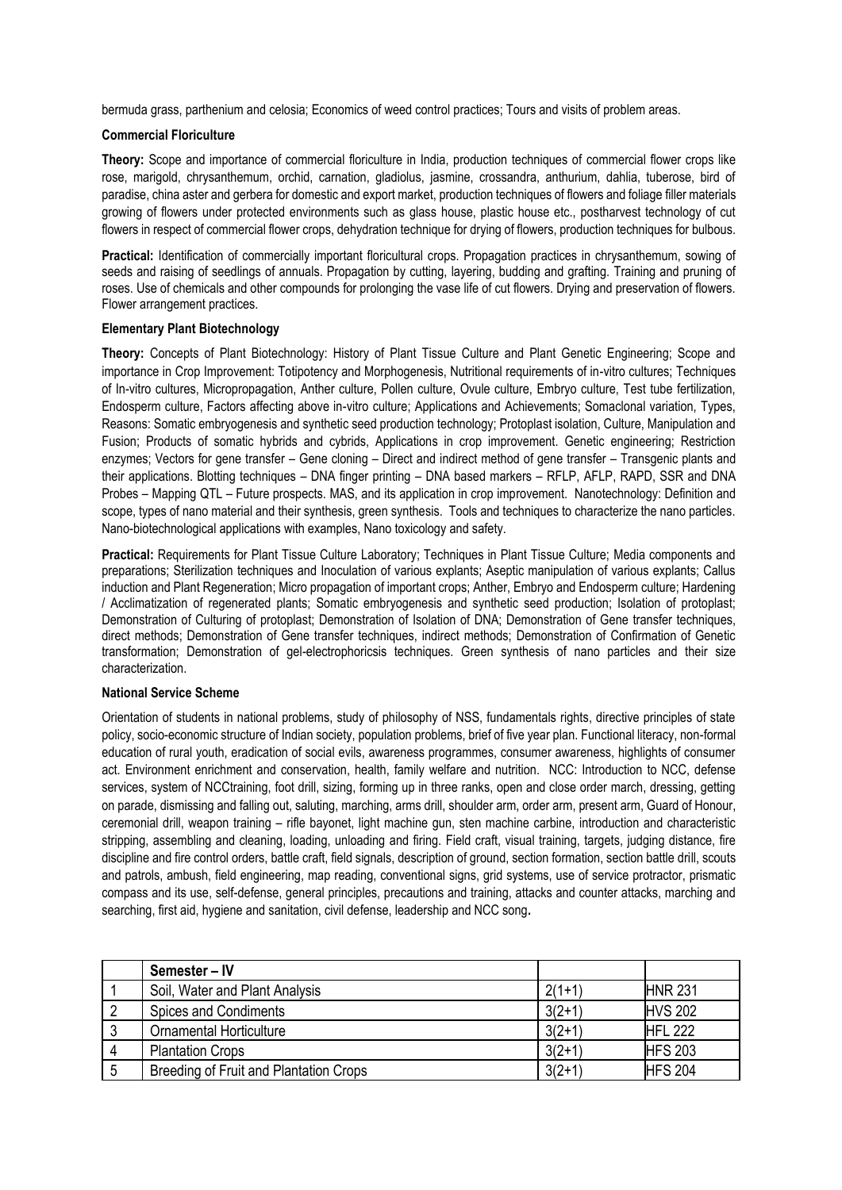bermuda grass, parthenium and celosia; Economics of weed control practices; Tours and visits of problem areas.

**Commercial Floriculture**

**Theory:** Scope and importance of commercial floriculture in India, production techniques of commercial flower crops like rose, marigold, chrysanthemum, orchid, carnation, gladiolus, jasmine, crossandra, anthurium, dahlia, tuberose, bird of paradise, china aster and gerbera for domestic and export market, production techniques of flowers and foliage filler materials growing of flowers under protected environments such as glass house, plastic house etc., postharvest technology of cut flowers in respect of commercial flower crops, dehydration technique for drying of flowers, production techniques for bulbous.

**Practical:** Identification of commercially important floricultural crops. Propagation practices in chrysanthemum, sowing of seeds and raising of seedlings of annuals. Propagation by cutting, layering, budding and grafting. Training and pruning of roses. Use of chemicals and other compounds for prolonging the vase life of cut flowers. Drying and preservation of flowers. Flower arrangement practices.

**Elementary Plant Biotechnology**

**Theory:** Concepts of Plant Biotechnology: History of Plant Tissue Culture and Plant Genetic Engineering; Scope and importance in Crop Improvement: Totipotency and Morphogenesis, Nutritional requirements of in-vitro cultures; Techniques of In-vitro cultures, Micropropagation, Anther culture, Pollen culture, Ovule culture, Embryo culture, Test tube fertilization, Endosperm culture, Factors affecting above in-vitro culture; Applications and Achievements; Somaclonal variation, Types, Reasons: Somatic embryogenesis and synthetic seed production technology; Protoplast isolation, Culture, Manipulation and Fusion; Products of somatic hybrids and cybrids, Applications in crop improvement. Genetic engineering; Restriction enzymes; Vectors for gene transfer – Gene cloning – Direct and indirect method of gene transfer – Transgenic plants and their applications. Blotting techniques – DNA finger printing – DNA based markers – RFLP, AFLP, RAPD, SSR and DNA Probes – Mapping QTL – Future prospects. MAS, and its application in crop improvement. Nanotechnology: Definition and scope, types of nano material and their synthesis, green synthesis. Tools and techniques to characterize the nano particles. Nano-biotechnological applications with examples, Nano toxicology and safety.

**Practical:** Requirements for Plant Tissue Culture Laboratory; Techniques in Plant Tissue Culture; Media components and preparations; Sterilization techniques and Inoculation of various explants; Aseptic manipulation of various explants; Callus induction and Plant Regeneration; Micro propagation of important crops; Anther, Embryo and Endosperm culture; Hardening / Acclimatization of regenerated plants; Somatic embryogenesis and synthetic seed production; Isolation of protoplast; Demonstration of Culturing of protoplast; Demonstration of Isolation of DNA; Demonstration of Gene transfer techniques, direct methods; Demonstration of Gene transfer techniques, indirect methods; Demonstration of Confirmation of Genetic transformation; Demonstration of gel-electrophoricsis techniques. Green synthesis of nano particles and their size characterization.

**National Service Scheme**

Orientation of students in national problems, study of philosophy of NSS, fundamentals rights, directive principles of state policy, socio-economic structure of Indian society, population problems, brief of five year plan. Functional literacy, non-formal education of rural youth, eradication of social evils, awareness programmes, consumer awareness, highlights of consumer act. Environment enrichment and conservation, health, family welfare and nutrition. NCC: Introduction to NCC, defense services, system of NCCtraining, foot drill, sizing, forming up in three ranks, open and close order march, dressing, getting on parade, dismissing and falling out, saluting, marching, arms drill, shoulder arm, order arm, present arm, Guard of Honour, ceremonial drill, weapon training – rifle bayonet, light machine gun, sten machine carbine, introduction and characteristic stripping, assembling and cleaning, loading, unloading and firing. Field craft, visual training, targets, judging distance, fire discipline and fire control orders, battle craft, field signals, description of ground, section formation, section battle drill, scouts and patrols, ambush, field engineering, map reading, conventional signs, grid systems, use of service protractor, prismatic compass and its use, self-defense, general principles, precautions and training, attacks and counter attacks, marching and searching, first aid, hygiene and sanitation, civil defense, leadership and NCC song.

| | **Semester – IV** | | |
|---|---|---|---|
| 1 | Soil, Water and Plant Analysis | 2(1+1) | HNR 231 |
| 2 | Spices and Condiments | 3(2+1) | HVS 202 |
| 3 | Ornamental Horticulture | 3(2+1) | HFL 222 |
| 4 | Plantation Crops | 3(2+1) | HFS 203 |
| 5 | Breeding of Fruit and Plantation Crops | 3(2+1) | HFS 204 |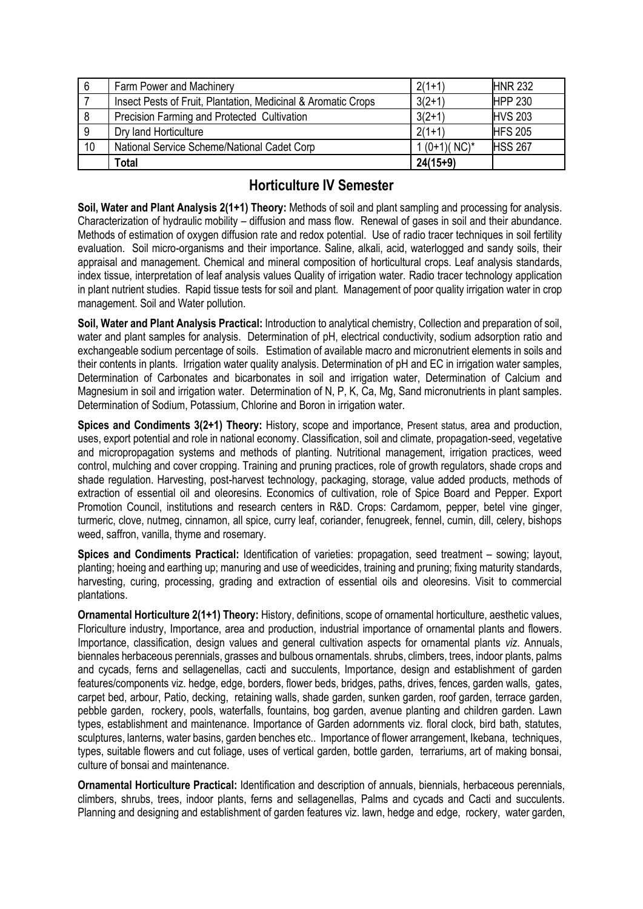| 6 | Farm Power and Machinery | 2(1+1) | HNR 232 |
|---|---|---|---|
| 7 | Insect Pests of Fruit, Plantation, Medicinal & Aromatic Crops | 3(2+1) | HPP 230 |
| 8 | Precision Farming and Protected Cultivation | 3(2+1) | HVS 203 |
| 9 | Dry land Horticulture | 2(1+1) | HFS 205 |
| 10 | National Service Scheme/National Cadet Corp | 1 (0+1)( NC)* | HSS 267 |
| | **Total** | **24(15+9)** | |

## Horticulture IV Semester

**Soil, Water and Plant Analysis 2(1+1) Theory:** Methods of soil and plant sampling and processing for analysis. Characterization of hydraulic mobility – diffusion and mass flow. Renewal of gases in soil and their abundance. Methods of estimation of oxygen diffusion rate and redox potential. Use of radio tracer techniques in soil fertility evaluation. Soil micro-organisms and their importance. Saline, alkali, acid, waterlogged and sandy soils, their appraisal and management. Chemical and mineral composition of horticultural crops. Leaf analysis standards, index tissue, interpretation of leaf analysis values Quality of irrigation water. Radio tracer technology application in plant nutrient studies. Rapid tissue tests for soil and plant. Management of poor quality irrigation water in crop management. Soil and Water pollution.

**Soil, Water and Plant Analysis Practical:** Introduction to analytical chemistry, Collection and preparation of soil, water and plant samples for analysis. Determination of pH, electrical conductivity, sodium adsorption ratio and exchangeable sodium percentage of soils. Estimation of available macro and micronutrient elements in soils and their contents in plants. Irrigation water quality analysis. Determination of pH and EC in irrigation water samples, Determination of Carbonates and bicarbonates in soil and irrigation water, Determination of Calcium and Magnesium in soil and irrigation water. Determination of N, P, K, Ca, Mg, Sand micronutrients in plant samples. Determination of Sodium, Potassium, Chlorine and Boron in irrigation water.

**Spices and Condiments 3(2+1) Theory:** History, scope and importance, Present status, area and production, uses, export potential and role in national economy. Classification, soil and climate, propagation-seed, vegetative and micropropagation systems and methods of planting. Nutritional management, irrigation practices, weed control, mulching and cover cropping. Training and pruning practices, role of growth regulators, shade crops and shade regulation. Harvesting, post-harvest technology, packaging, storage, value added products, methods of extraction of essential oil and oleoresins. Economics of cultivation, role of Spice Board and Pepper. Export Promotion Council, institutions and research centers in R&D. Crops: Cardamom, pepper, betel vine ginger, turmeric, clove, nutmeg, cinnamon, all spice, curry leaf, coriander, fenugreek, fennel, cumin, dill, celery, bishops weed, saffron, vanilla, thyme and rosemary.

**Spices and Condiments Practical:** Identification of varieties: propagation, seed treatment – sowing; layout, planting; hoeing and earthing up; manuring and use of weedicides, training and pruning; fixing maturity standards, harvesting, curing, processing, grading and extraction of essential oils and oleoresins. Visit to commercial plantations.

**Ornamental Horticulture 2(1+1) Theory:** History, definitions, scope of ornamental horticulture, aesthetic values, Floriculture industry, Importance, area and production, industrial importance of ornamental plants and flowers. Importance, classification, design values and general cultivation aspects for ornamental plants *viz*. Annuals, biennales herbaceous perennials, grasses and bulbous ornamentals. shrubs, climbers, trees, indoor plants, palms and cycads, ferns and sellagenellas, cacti and succulents, Importance, design and establishment of garden features/components viz. hedge, edge, borders, flower beds, bridges, paths, drives, fences, garden walls, gates, carpet bed, arbour, Patio, decking, retaining walls, shade garden, sunken garden, roof garden, terrace garden, pebble garden, rockery, pools, waterfalls, fountains, bog garden, avenue planting and children garden. Lawn types, establishment and maintenance. Importance of Garden adornments viz. floral clock, bird bath, statutes, sculptures, lanterns, water basins, garden benches etc.. Importance of flower arrangement, Ikebana, techniques, types, suitable flowers and cut foliage, uses of vertical garden, bottle garden, terrariums, art of making bonsai, culture of bonsai and maintenance.

**Ornamental Horticulture Practical:** Identification and description of annuals, biennials, herbaceous perennials, climbers, shrubs, trees, indoor plants, ferns and sellagenellas, Palms and cycads and Cacti and succulents. Planning and designing and establishment of garden features viz. lawn, hedge and edge, rockery, water garden,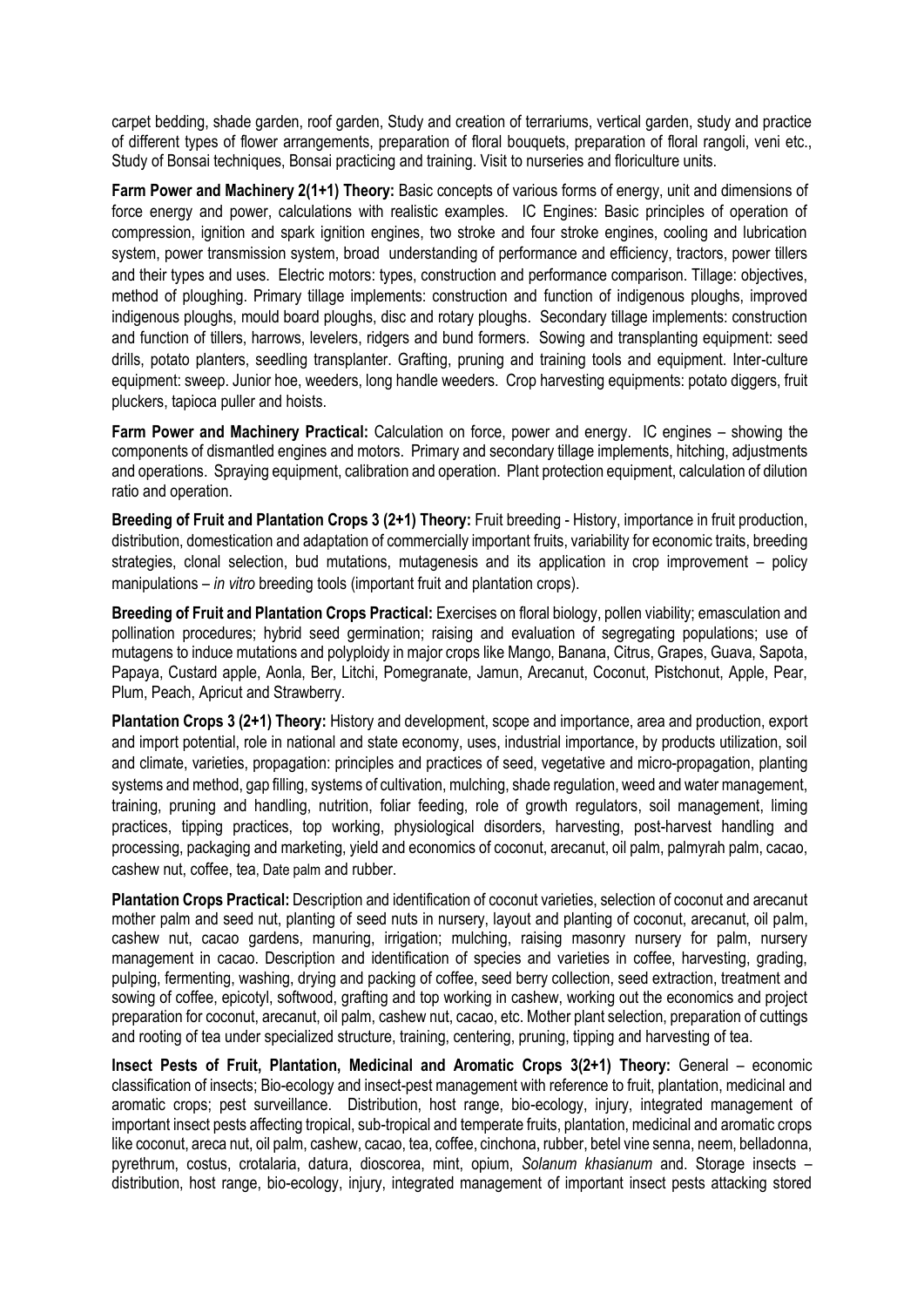carpet bedding, shade garden, roof garden, Study and creation of terrariums, vertical garden, study and practice of different types of flower arrangements, preparation of floral bouquets, preparation of floral rangoli, veni etc., Study of Bonsai techniques, Bonsai practicing and training. Visit to nurseries and floriculture units.

**Farm Power and Machinery 2(1+1) Theory:** Basic concepts of various forms of energy, unit and dimensions of force energy and power, calculations with realistic examples. IC Engines: Basic principles of operation of compression, ignition and spark ignition engines, two stroke and four stroke engines, cooling and lubrication system, power transmission system, broad understanding of performance and efficiency, tractors, power tillers and their types and uses. Electric motors: types, construction and performance comparison. Tillage: objectives, method of ploughing. Primary tillage implements: construction and function of indigenous ploughs, improved indigenous ploughs, mould board ploughs, disc and rotary ploughs. Secondary tillage implements: construction and function of tillers, harrows, levelers, ridgers and bund formers. Sowing and transplanting equipment: seed drills, potato planters, seedling transplanter. Grafting, pruning and training tools and equipment. Inter-culture equipment: sweep. Junior hoe, weeders, long handle weeders. Crop harvesting equipments: potato diggers, fruit pluckers, tapioca puller and hoists.

**Farm Power and Machinery Practical:** Calculation on force, power and energy. IC engines – showing the components of dismantled engines and motors. Primary and secondary tillage implements, hitching, adjustments and operations. Spraying equipment, calibration and operation. Plant protection equipment, calculation of dilution ratio and operation.

**Breeding of Fruit and Plantation Crops 3 (2+1) Theory:** Fruit breeding - History, importance in fruit production, distribution, domestication and adaptation of commercially important fruits, variability for economic traits, breeding strategies, clonal selection, bud mutations, mutagenesis and its application in crop improvement – policy manipulations – *in vitro* breeding tools (important fruit and plantation crops).

**Breeding of Fruit and Plantation Crops Practical:** Exercises on floral biology, pollen viability; emasculation and pollination procedures; hybrid seed germination; raising and evaluation of segregating populations; use of mutagens to induce mutations and polyploidy in major crops like Mango, Banana, Citrus, Grapes, Guava, Sapota, Papaya, Custard apple, Aonla, Ber, Litchi, Pomegranate, Jamun, Arecanut, Coconut, Pistchonut, Apple, Pear, Plum, Peach, Apricut and Strawberry.

**Plantation Crops 3 (2+1) Theory:** History and development, scope and importance, area and production, export and import potential, role in national and state economy, uses, industrial importance, by products utilization, soil and climate, varieties, propagation: principles and practices of seed, vegetative and micro-propagation, planting systems and method, gap filling, systems of cultivation, mulching, shade regulation, weed and water management, training, pruning and handling, nutrition, foliar feeding, role of growth regulators, soil management, liming practices, tipping practices, top working, physiological disorders, harvesting, post-harvest handling and processing, packaging and marketing, yield and economics of coconut, arecanut, oil palm, palmyrah palm, cacao, cashew nut, coffee, tea, Date palm and rubber.

**Plantation Crops Practical:** Description and identification of coconut varieties, selection of coconut and arecanut mother palm and seed nut, planting of seed nuts in nursery, layout and planting of coconut, arecanut, oil palm, cashew nut, cacao gardens, manuring, irrigation; mulching, raising masonry nursery for palm, nursery management in cacao. Description and identification of species and varieties in coffee, harvesting, grading, pulping, fermenting, washing, drying and packing of coffee, seed berry collection, seed extraction, treatment and sowing of coffee, epicotyl, softwood, grafting and top working in cashew, working out the economics and project preparation for coconut, arecanut, oil palm, cashew nut, cacao, etc. Mother plant selection, preparation of cuttings and rooting of tea under specialized structure, training, centering, pruning, tipping and harvesting of tea.

**Insect Pests of Fruit, Plantation, Medicinal and Aromatic Crops 3(2+1) Theory:** General – economic classification of insects; Bio-ecology and insect-pest management with reference to fruit, plantation, medicinal and aromatic crops; pest surveillance. Distribution, host range, bio-ecology, injury, integrated management of important insect pests affecting tropical, sub-tropical and temperate fruits, plantation, medicinal and aromatic crops like coconut, areca nut, oil palm, cashew, cacao, tea, coffee, cinchona, rubber, betel vine senna, neem, belladonna, pyrethrum, costus, crotalaria, datura, dioscorea, mint, opium, *Solanum khasianum* and. Storage insects – distribution, host range, bio-ecology, injury, integrated management of important insect pests attacking stored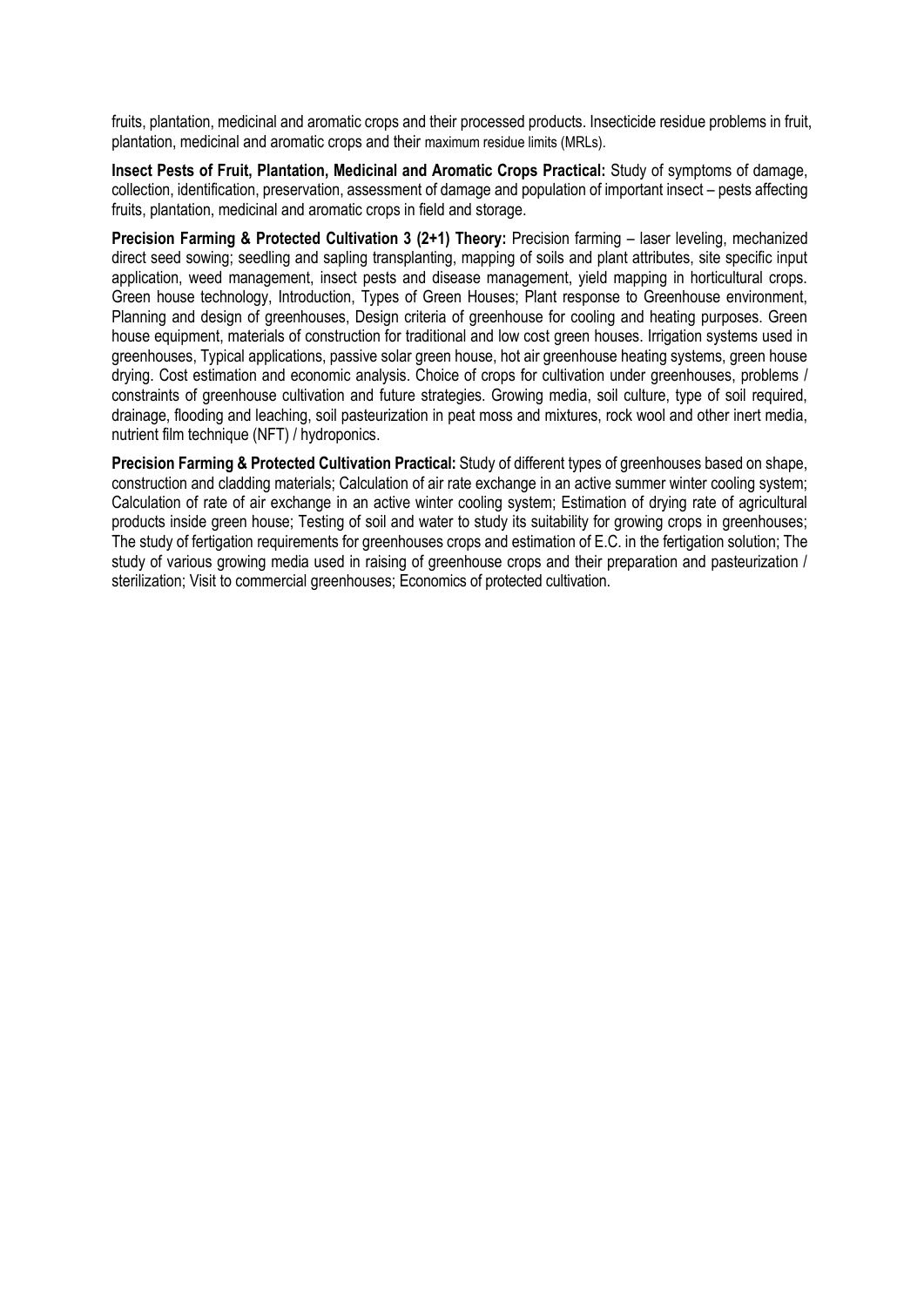fruits, plantation, medicinal and aromatic crops and their processed products. Insecticide residue problems in fruit, plantation, medicinal and aromatic crops and their maximum residue limits (MRLs).

**Insect Pests of Fruit, Plantation, Medicinal and Aromatic Crops Practical:** Study of symptoms of damage, collection, identification, preservation, assessment of damage and population of important insect – pests affecting fruits, plantation, medicinal and aromatic crops in field and storage.

**Precision Farming & Protected Cultivation 3 (2+1) Theory:** Precision farming – laser leveling, mechanized direct seed sowing; seedling and sapling transplanting, mapping of soils and plant attributes, site specific input application, weed management, insect pests and disease management, yield mapping in horticultural crops. Green house technology, Introduction, Types of Green Houses; Plant response to Greenhouse environment, Planning and design of greenhouses, Design criteria of greenhouse for cooling and heating purposes. Green house equipment, materials of construction for traditional and low cost green houses. Irrigation systems used in greenhouses, Typical applications, passive solar green house, hot air greenhouse heating systems, green house drying. Cost estimation and economic analysis. Choice of crops for cultivation under greenhouses, problems / constraints of greenhouse cultivation and future strategies. Growing media, soil culture, type of soil required, drainage, flooding and leaching, soil pasteurization in peat moss and mixtures, rock wool and other inert media, nutrient film technique (NFT) / hydroponics.

**Precision Farming & Protected Cultivation Practical:** Study of different types of greenhouses based on shape, construction and cladding materials; Calculation of air rate exchange in an active summer winter cooling system; Calculation of rate of air exchange in an active winter cooling system; Estimation of drying rate of agricultural products inside green house; Testing of soil and water to study its suitability for growing crops in greenhouses; The study of fertigation requirements for greenhouses crops and estimation of E.C. in the fertigation solution; The study of various growing media used in raising of greenhouse crops and their preparation and pasteurization / sterilization; Visit to commercial greenhouses; Economics of protected cultivation.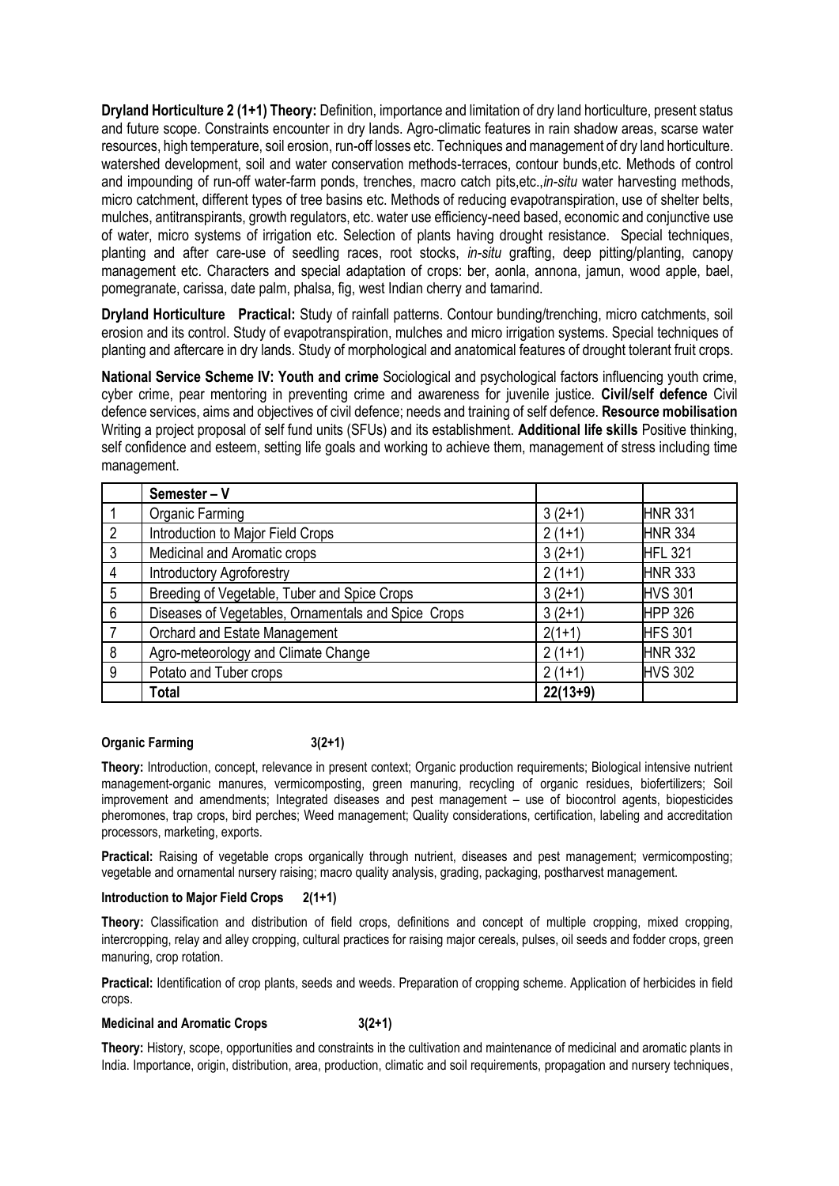**Dryland Horticulture 2 (1+1) Theory:** Definition, importance and limitation of dry land horticulture, present status and future scope. Constraints encounter in dry lands. Agro-climatic features in rain shadow areas, scarse water resources, high temperature, soil erosion, run-off losses etc. Techniques and management of dry land horticulture. watershed development, soil and water conservation methods-terraces, contour bunds,etc. Methods of control and impounding of run-off water-farm ponds, trenches, macro catch pits,etc.,*in-situ* water harvesting methods, micro catchment, different types of tree basins etc. Methods of reducing evapotranspiration, use of shelter belts, mulches, antitranspirants, growth regulators, etc. water use efficiency-need based, economic and conjunctive use of water, micro systems of irrigation etc. Selection of plants having drought resistance. Special techniques, planting and after care-use of seedling races, root stocks, *in-situ* grafting, deep pitting/planting, canopy management etc. Characters and special adaptation of crops: ber, aonla, annona, jamun, wood apple, bael, pomegranate, carissa, date palm, phalsa, fig, west Indian cherry and tamarind.

**Dryland Horticulture Practical:** Study of rainfall patterns. Contour bunding/trenching, micro catchments, soil erosion and its control. Study of evapotranspiration, mulches and micro irrigation systems. Special techniques of planting and aftercare in dry lands. Study of morphological and anatomical features of drought tolerant fruit crops.

**National Service Scheme IV: Youth and crime** Sociological and psychological factors influencing youth crime, cyber crime, pear mentoring in preventing crime and awareness for juvenile justice. **Civil/self defence** Civil defence services, aims and objectives of civil defence; needs and training of self defence. **Resource mobilisation** Writing a project proposal of self fund units (SFUs) and its establishment. **Additional life skills** Positive thinking, self confidence and esteem, setting life goals and working to achieve them, management of stress including time management.

| | **Semester – V** | | |
|---|---|---|---|
| 1 | Organic Farming | 3 (2+1) | HNR 331 |
| 2 | Introduction to Major Field Crops | 2 (1+1) | HNR 334 |
| 3 | Medicinal and Aromatic crops | 3 (2+1) | HFL 321 |
| 4 | Introductory Agroforestry | 2 (1+1) | HNR 333 |
| 5 | Breeding of Vegetable, Tuber and Spice Crops | 3 (2+1) | HVS 301 |
| 6 | Diseases of Vegetables, Ornamentals and Spice Crops | 3 (2+1) | HPP 326 |
| 7 | Orchard and Estate Management | 2(1+1) | HFS 301 |
| 8 | Agro-meteorology and Climate Change | 2 (1+1) | HNR 332 |
| 9 | Potato and Tuber crops | 2 (1+1) | HVS 302 |
| | **Total** | **22(13+9)** | |

**Organic Farming 3(2+1)**

**Theory:** Introduction, concept, relevance in present context; Organic production requirements; Biological intensive nutrient management-organic manures, vermicomposting, green manuring, recycling of organic residues, biofertilizers; Soil improvement and amendments; Integrated diseases and pest management – use of biocontrol agents, biopesticides pheromones, trap crops, bird perches; Weed management; Quality considerations, certification, labeling and accreditation processors, marketing, exports.

**Practical:** Raising of vegetable crops organically through nutrient, diseases and pest management; vermicomposting; vegetable and ornamental nursery raising; macro quality analysis, grading, packaging, postharvest management.

**Introduction to Major Field Crops 2(1+1)**

**Theory:** Classification and distribution of field crops, definitions and concept of multiple cropping, mixed cropping, intercropping, relay and alley cropping, cultural practices for raising major cereals, pulses, oil seeds and fodder crops, green manuring, crop rotation.

**Practical:** Identification of crop plants, seeds and weeds. Preparation of cropping scheme. Application of herbicides in field crops.

**Medicinal and Aromatic Crops 3(2+1)**

**Theory:** History, scope, opportunities and constraints in the cultivation and maintenance of medicinal and aromatic plants in India. Importance, origin, distribution, area, production, climatic and soil requirements, propagation and nursery techniques,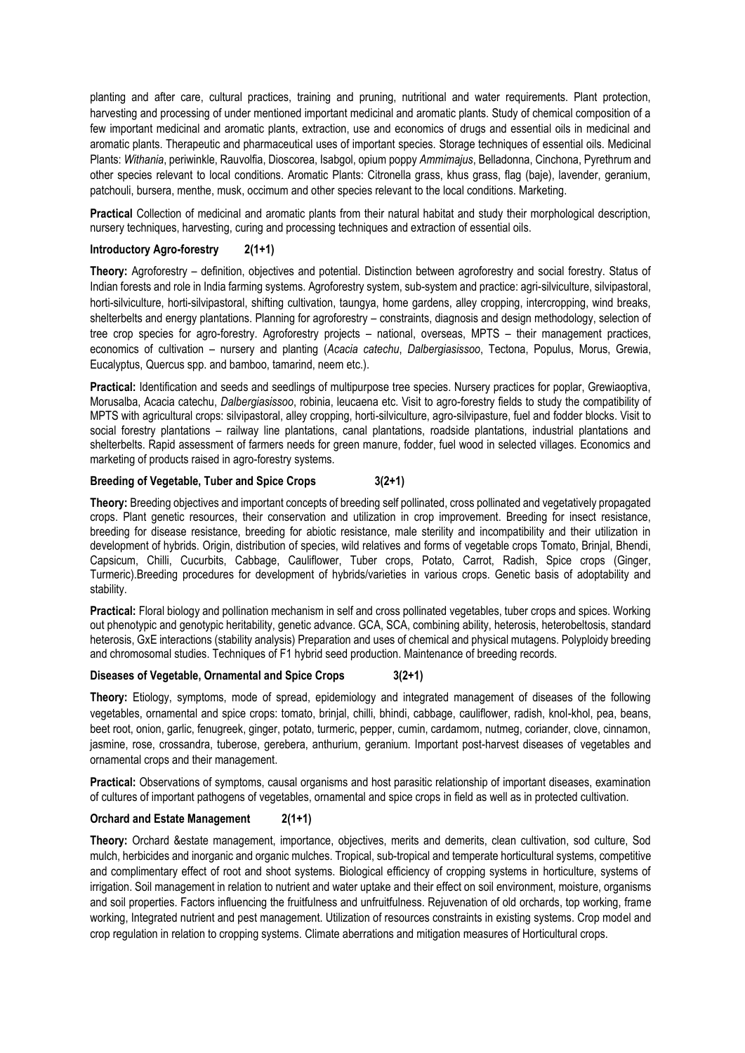planting and after care, cultural practices, training and pruning, nutritional and water requirements. Plant protection, harvesting and processing of under mentioned important medicinal and aromatic plants. Study of chemical composition of a few important medicinal and aromatic plants, extraction, use and economics of drugs and essential oils in medicinal and aromatic plants. Therapeutic and pharmaceutical uses of important species. Storage techniques of essential oils. Medicinal Plants: *Withania*, periwinkle, Rauvolfia, Dioscorea, Isabgol, opium poppy *Ammimajus*, Belladonna, Cinchona, Pyrethrum and other species relevant to local conditions. Aromatic Plants: Citronella grass, khus grass, flag (baje), lavender, geranium, patchouli, bursera, menthe, musk, occimum and other species relevant to the local conditions. Marketing.

**Practical** Collection of medicinal and aromatic plants from their natural habitat and study their morphological description, nursery techniques, harvesting, curing and processing techniques and extraction of essential oils.

**Introductory Agro-forestry 2(1+1)**

**Theory:** Agroforestry – definition, objectives and potential. Distinction between agroforestry and social forestry. Status of Indian forests and role in India farming systems. Agroforestry system, sub-system and practice: agri-silviculture, silvipastoral, horti-silviculture, horti-silvipastoral, shifting cultivation, taungya, home gardens, alley cropping, intercropping, wind breaks, shelterbelts and energy plantations. Planning for agroforestry – constraints, diagnosis and design methodology, selection of tree crop species for agro-forestry. Agroforestry projects – national, overseas, MPTS – their management practices, economics of cultivation – nursery and planting (*Acacia catechu*, *Dalbergiasissoo*, Tectona, Populus, Morus, Grewia, Eucalyptus, Quercus spp. and bamboo, tamarind, neem etc.).

**Practical:** Identification and seeds and seedlings of multipurpose tree species. Nursery practices for poplar, Grewiaoptiva, Morusalba, Acacia catechu, *Dalbergiasissoo*, robinia, leucaena etc. Visit to agro-forestry fields to study the compatibility of MPTS with agricultural crops: silvipastoral, alley cropping, horti-silviculture, agro-silvipasture, fuel and fodder blocks. Visit to social forestry plantations – railway line plantations, canal plantations, roadside plantations, industrial plantations and shelterbelts. Rapid assessment of farmers needs for green manure, fodder, fuel wood in selected villages. Economics and marketing of products raised in agro-forestry systems.

**Breeding of Vegetable, Tuber and Spice Crops 3(2+1)**

**Theory:** Breeding objectives and important concepts of breeding self pollinated, cross pollinated and vegetatively propagated crops. Plant genetic resources, their conservation and utilization in crop improvement. Breeding for insect resistance, breeding for disease resistance, breeding for abiotic resistance, male sterility and incompatibility and their utilization in development of hybrids. Origin, distribution of species, wild relatives and forms of vegetable crops Tomato, Brinjal, Bhendi, Capsicum, Chilli, Cucurbits, Cabbage, Cauliflower, Tuber crops, Potato, Carrot, Radish, Spice crops (Ginger, Turmeric).Breeding procedures for development of hybrids/varieties in various crops. Genetic basis of adoptability and stability.

**Practical:** Floral biology and pollination mechanism in self and cross pollinated vegetables, tuber crops and spices. Working out phenotypic and genotypic heritability, genetic advance. GCA, SCA, combining ability, heterosis, heterobeltosis, standard heterosis, GxE interactions (stability analysis) Preparation and uses of chemical and physical mutagens. Polyploidy breeding and chromosomal studies. Techniques of F1 hybrid seed production. Maintenance of breeding records.

**Diseases of Vegetable, Ornamental and Spice Crops 3(2+1)**

**Theory:** Etiology, symptoms, mode of spread, epidemiology and integrated management of diseases of the following vegetables, ornamental and spice crops: tomato, brinjal, chilli, bhindi, cabbage, cauliflower, radish, knol-khol, pea, beans, beet root, onion, garlic, fenugreek, ginger, potato, turmeric, pepper, cumin, cardamom, nutmeg, coriander, clove, cinnamon, jasmine, rose, crossandra, tuberose, gerebera, anthurium, geranium. Important post-harvest diseases of vegetables and ornamental crops and their management.

**Practical:** Observations of symptoms, causal organisms and host parasitic relationship of important diseases, examination of cultures of important pathogens of vegetables, ornamental and spice crops in field as well as in protected cultivation.

**Orchard and Estate Management 2(1+1)**

**Theory:** Orchard &estate management, importance, objectives, merits and demerits, clean cultivation, sod culture, Sod mulch, herbicides and inorganic and organic mulches. Tropical, sub-tropical and temperate horticultural systems, competitive and complimentary effect of root and shoot systems. Biological efficiency of cropping systems in horticulture, systems of irrigation. Soil management in relation to nutrient and water uptake and their effect on soil environment, moisture, organisms and soil properties. Factors influencing the fruitfulness and unfruitfulness. Rejuvenation of old orchards, top working, frame working, Integrated nutrient and pest management. Utilization of resources constraints in existing systems. Crop model and crop regulation in relation to cropping systems. Climate aberrations and mitigation measures of Horticultural crops.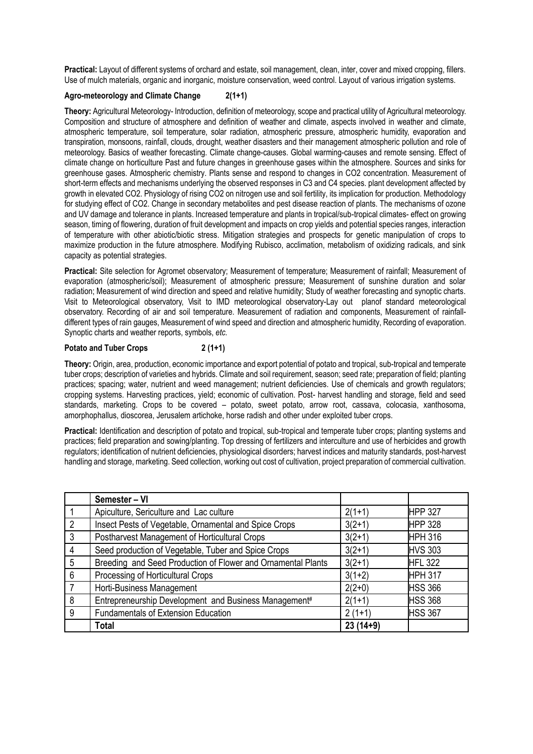**Practical:** Layout of different systems of orchard and estate, soil management, clean, inter, cover and mixed cropping, fillers. Use of mulch materials, organic and inorganic, moisture conservation, weed control. Layout of various irrigation systems.

**Agro-meteorology and Climate Change 2(1+1)**

**Theory:** Agricultural Meteorology- Introduction, definition of meteorology, scope and practical utility of Agricultural meteorology. Composition and structure of atmosphere and definition of weather and climate, aspects involved in weather and climate, atmospheric temperature, soil temperature, solar radiation, atmospheric pressure, atmospheric humidity, evaporation and transpiration, monsoons, rainfall, clouds, drought, weather disasters and their management atmospheric pollution and role of meteorology. Basics of weather forecasting. Climate change-causes. Global warming-causes and remote sensing. Effect of climate change on horticulture Past and future changes in greenhouse gases within the atmosphere. Sources and sinks for greenhouse gases. Atmospheric chemistry. Plants sense and respond to changes in $CO_2$ concentration. Measurement of short-term effects and mechanisms underlying the observed responses in C3 and C4 species. plant development affected by growth in elevated $CO_2$. Physiology of rising $CO_2$ on nitrogen use and soil fertility, its implication for production. Methodology for studying effect of $CO_2$. Change in secondary metabolites and pest disease reaction of plants. The mechanisms of ozone and UV damage and tolerance in plants. Increased temperature and plants in tropical/sub-tropical climates- effect on growing season, timing of flowering, duration of fruit development and impacts on crop yields and potential species ranges, interaction of temperature with other abiotic/biotic stress. Mitigation strategies and prospects for genetic manipulation of crops to maximize production in the future atmosphere. Modifying Rubisco, acclimation, metabolism of oxidizing radicals, and sink capacity as potential strategies.

**Practical:** Site selection for Agromet observatory; Measurement of temperature; Measurement of rainfall; Measurement of evaporation (atmospheric/soil); Measurement of atmospheric pressure; Measurement of sunshine duration and solar radiation; Measurement of wind direction and speed and relative humidity; Study of weather forecasting and synoptic charts. Visit to Meteorological observatory, Visit to IMD meteorological observatory-Lay out planof standard meteorological observatory. Recording of air and soil temperature. Measurement of radiation and components, Measurement of rainfall-different types of rain gauges, Measurement of wind speed and direction and atmospheric humidity, Recording of evaporation. Synoptic charts and weather reports, symbols, *etc.*

**Potato and Tuber Crops 2 (1+1)**

**Theory:** Origin, area, production, economic importance and export potential of potato and tropical, sub-tropical and temperate tuber crops; description of varieties and hybrids. Climate and soil requirement, season; seed rate; preparation of field; planting practices; spacing; water, nutrient and weed management; nutrient deficiencies. Use of chemicals and growth regulators; cropping systems. Harvesting practices, yield; economic of cultivation. Post- harvest handling and storage, field and seed standards, marketing. Crops to be covered – potato, sweet potato, arrow root, cassava, colocasia, xanthosoma, amorphophallus, dioscorea, Jerusalem artichoke, horse radish and other under exploited tuber crops.

**Practical:** Identification and description of potato and tropical, sub-tropical and temperate tuber crops; planting systems and practices; field preparation and sowing/planting. Top dressing of fertilizers and interculture and use of herbicides and growth regulators; identification of nutrient deficiencies, physiological disorders; harvest indices and maturity standards, post-harvest handling and storage, marketing. Seed collection, working out cost of cultivation, project preparation of commercial cultivation.

| | **Semester – VI** | | |
|---|---|---|---|
| 1 | Apiculture, Sericulture and Lac culture | 2(1+1) | HPP 327 |
| 2 | Insect Pests of Vegetable, Ornamental and Spice Crops | 3(2+1) | HPP 328 |
| 3 | Postharvest Management of Horticultural Crops | 3(2+1) | HPH 316 |
| 4 | Seed production of Vegetable, Tuber and Spice Crops | 3(2+1) | HVS 303 |
| 5 | Breeding and Seed Production of Flower and Ornamental Plants | 3(2+1) | HFL 322 |
| 6 | Processing of Horticultural Crops | 3(1+2) | HPH 317 |
| 7 | Horti-Business Management | 2(2+0) | HSS 366 |
| 8 | Entrepreneurship Development and Business Management# | 2(1+1) | HSS 368 |
| 9 | Fundamentals of Extension Education | 2 (1+1) | HSS 367 |
| | **Total** | **23 (14+9)** | |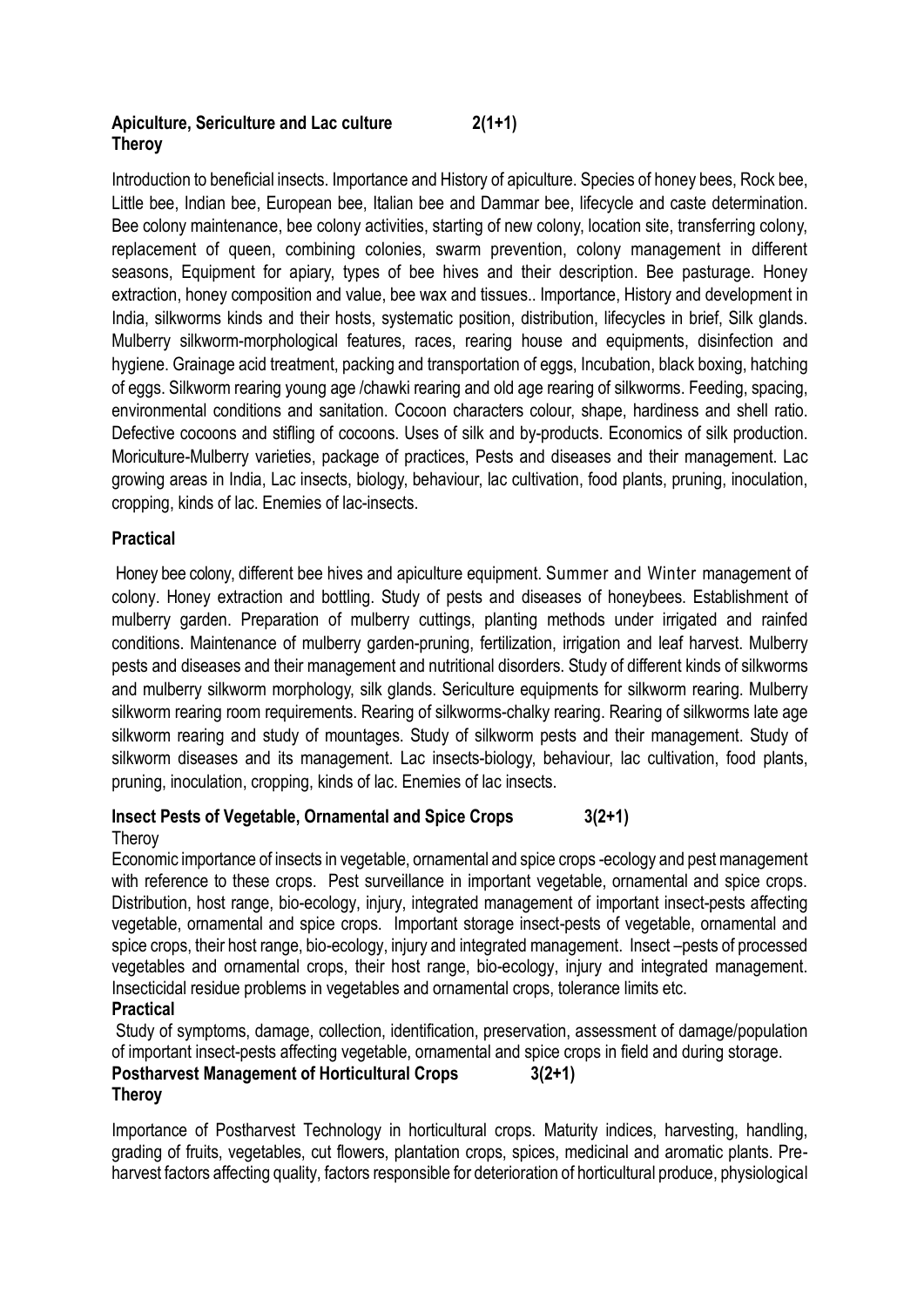**Apiculture, Sericulture and Lac culture 2(1+1)**
**Theroy**

Introduction to beneficial insects. Importance and History of apiculture. Species of honey bees, Rock bee, Little bee, Indian bee, European bee, Italian bee and Dammar bee, lifecycle and caste determination. Bee colony maintenance, bee colony activities, starting of new colony, location site, transferring colony, replacement of queen, combining colonies, swarm prevention, colony management in different seasons, Equipment for apiary, types of bee hives and their description. Bee pasturage. Honey extraction, honey composition and value, bee wax and tissues.. Importance, History and development in India, silkworms kinds and their hosts, systematic position, distribution, lifecycles in brief, Silk glands. Mulberry silkworm-morphological features, races, rearing house and equipments, disinfection and hygiene. Grainage acid treatment, packing and transportation of eggs, Incubation, black boxing, hatching of eggs. Silkworm rearing young age /chawki rearing and old age rearing of silkworms. Feeding, spacing, environmental conditions and sanitation. Cocoon characters colour, shape, hardiness and shell ratio. Defective cocoons and stifling of cocoons. Uses of silk and by-products. Economics of silk production. Moriculture-Mulberry varieties, package of practices, Pests and diseases and their management. Lac growing areas in India, Lac insects, biology, behaviour, lac cultivation, food plants, pruning, inoculation, cropping, kinds of lac. Enemies of lac-insects.

**Practical**

Honey bee colony, different bee hives and apiculture equipment. Summer and Winter management of colony. Honey extraction and bottling. Study of pests and diseases of honeybees. Establishment of mulberry garden. Preparation of mulberry cuttings, planting methods under irrigated and rainfed conditions. Maintenance of mulberry garden-pruning, fertilization, irrigation and leaf harvest. Mulberry pests and diseases and their management and nutritional disorders. Study of different kinds of silkworms and mulberry silkworm morphology, silk glands. Sericulture equipments for silkworm rearing. Mulberry silkworm rearing room requirements. Rearing of silkworms-chalky rearing. Rearing of silkworms late age silkworm rearing and study of mountages. Study of silkworm pests and their management. Study of silkworm diseases and its management. Lac insects-biology, behaviour, lac cultivation, food plants, pruning, inoculation, cropping, kinds of lac. Enemies of lac insects.

**Insect Pests of Vegetable, Ornamental and Spice Crops 3(2+1)**
Theroy

Economic importance of insects in vegetable, ornamental and spice crops -ecology and pest management with reference to these crops. Pest surveillance in important vegetable, ornamental and spice crops. Distribution, host range, bio-ecology, injury, integrated management of important insect-pests affecting vegetable, ornamental and spice crops. Important storage insect-pests of vegetable, ornamental and spice crops, their host range, bio-ecology, injury and integrated management. Insect –pests of processed vegetables and ornamental crops, their host range, bio-ecology, injury and integrated management. Insecticidal residue problems in vegetables and ornamental crops, tolerance limits etc.

**Practical**

Study of symptoms, damage, collection, identification, preservation, assessment of damage/population of important insect-pests affecting vegetable, ornamental and spice crops in field and during storage.

**Postharvest Management of Horticultural Crops 3(2+1)**
**Theroy**

Importance of Postharvest Technology in horticultural crops. Maturity indices, harvesting, handling, grading of fruits, vegetables, cut flowers, plantation crops, spices, medicinal and aromatic plants. Pre-harvest factors affecting quality, factors responsible for deterioration of horticultural produce, physiological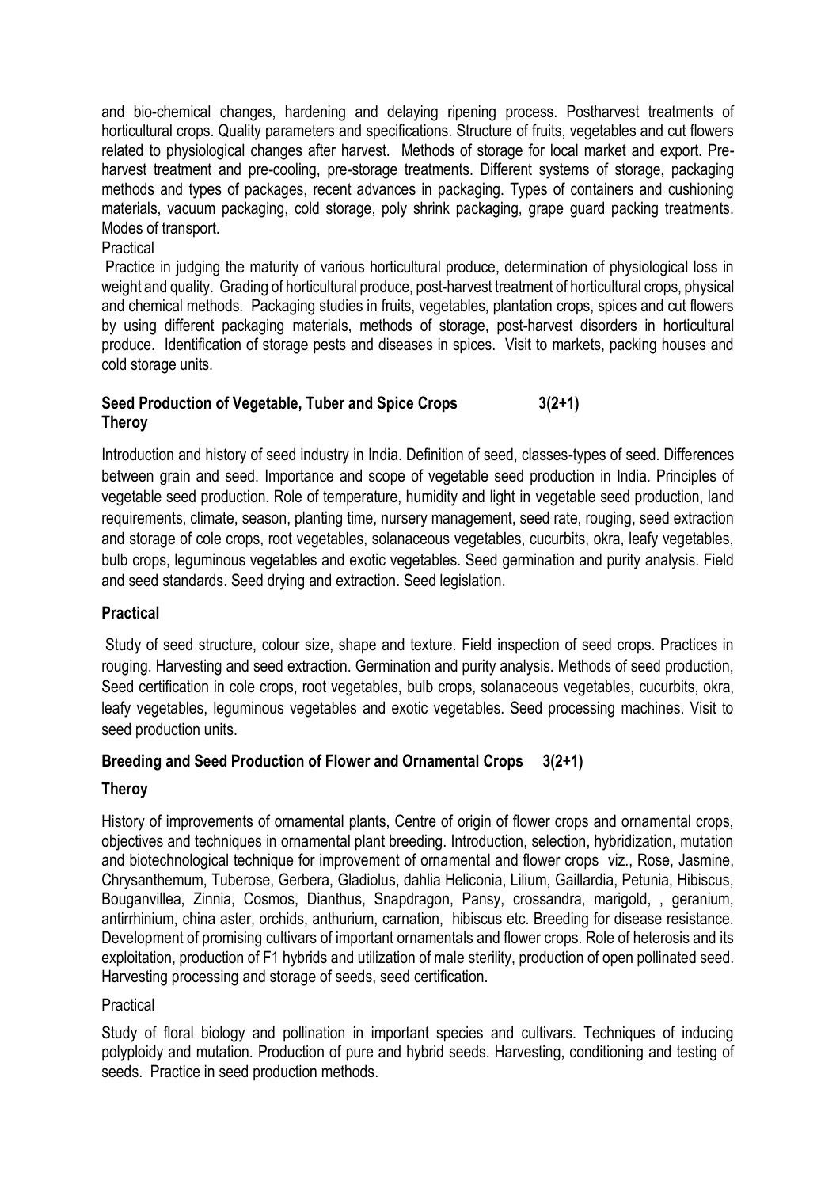and bio-chemical changes, hardening and delaying ripening process. Postharvest treatments of horticultural crops. Quality parameters and specifications. Structure of fruits, vegetables and cut flowers related to physiological changes after harvest. Methods of storage for local market and export. Pre-harvest treatment and pre-cooling, pre-storage treatments. Different systems of storage, packaging methods and types of packages, recent advances in packaging. Types of containers and cushioning materials, vacuum packaging, cold storage, poly shrink packaging, grape guard packing treatments. Modes of transport.

Practical

Practice in judging the maturity of various horticultural produce, determination of physiological loss in weight and quality. Grading of horticultural produce, post-harvest treatment of horticultural crops, physical and chemical methods. Packaging studies in fruits, vegetables, plantation crops, spices and cut flowers by using different packaging materials, methods of storage, post-harvest disorders in horticultural produce. Identification of storage pests and diseases in spices. Visit to markets, packing houses and cold storage units.

**Seed Production of Vegetable, Tuber and Spice Crops 3(2+1)**
**Theroy**

Introduction and history of seed industry in India. Definition of seed, classes-types of seed. Differences between grain and seed. Importance and scope of vegetable seed production in India. Principles of vegetable seed production. Role of temperature, humidity and light in vegetable seed production, land requirements, climate, season, planting time, nursery management, seed rate, rouging, seed extraction and storage of cole crops, root vegetables, solanaceous vegetables, cucurbits, okra, leafy vegetables, bulb crops, leguminous vegetables and exotic vegetables. Seed germination and purity analysis. Field and seed standards. Seed drying and extraction. Seed legislation.

**Practical**

Study of seed structure, colour size, shape and texture. Field inspection of seed crops. Practices in rouging. Harvesting and seed extraction. Germination and purity analysis. Methods of seed production, Seed certification in cole crops, root vegetables, bulb crops, solanaceous vegetables, cucurbits, okra, leafy vegetables, leguminous vegetables and exotic vegetables. Seed processing machines. Visit to seed production units.

**Breeding and Seed Production of Flower and Ornamental Crops 3(2+1)**

**Theroy**

History of improvements of ornamental plants, Centre of origin of flower crops and ornamental crops, objectives and techniques in ornamental plant breeding. Introduction, selection, hybridization, mutation and biotechnological technique for improvement of ornamental and flower crops viz., Rose, Jasmine, Chrysanthemum, Tuberose, Gerbera, Gladiolus, dahlia Heliconia, Lilium, Gaillardia, Petunia, Hibiscus, Bouganvillea, Zinnia, Cosmos, Dianthus, Snapdragon, Pansy, crossandra, marigold, , geranium, antirrhinium, china aster, orchids, anthurium, carnation, hibiscus etc. Breeding for disease resistance. Development of promising cultivars of important ornamentals and flower crops. Role of heterosis and its exploitation, production of F1 hybrids and utilization of male sterility, production of open pollinated seed. Harvesting processing and storage of seeds, seed certification.

Practical

Study of floral biology and pollination in important species and cultivars. Techniques of inducing polyploidy and mutation. Production of pure and hybrid seeds. Harvesting, conditioning and testing of seeds. Practice in seed production methods.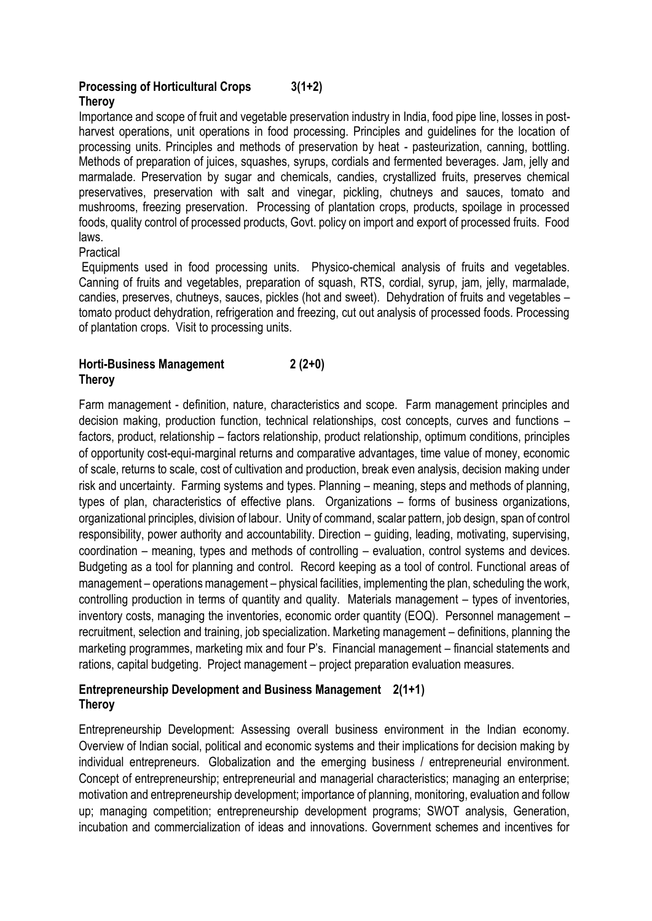**Processing of Horticultural Crops 3(1+2)**
**Theroy**

Importance and scope of fruit and vegetable preservation industry in India, food pipe line, losses in post-harvest operations, unit operations in food processing. Principles and guidelines for the location of processing units. Principles and methods of preservation by heat - pasteurization, canning, bottling. Methods of preparation of juices, squashes, syrups, cordials and fermented beverages. Jam, jelly and marmalade. Preservation by sugar and chemicals, candies, crystallized fruits, preserves chemical preservatives, preservation with salt and vinegar, pickling, chutneys and sauces, tomato and mushrooms, freezing preservation. Processing of plantation crops, products, spoilage in processed foods, quality control of processed products, Govt. policy on import and export of processed fruits. Food laws.

Practical

Equipments used in food processing units. Physico-chemical analysis of fruits and vegetables. Canning of fruits and vegetables, preparation of squash, RTS, cordial, syrup, jam, jelly, marmalade, candies, preserves, chutneys, sauces, pickles (hot and sweet). Dehydration of fruits and vegetables – tomato product dehydration, refrigeration and freezing, cut out analysis of processed foods. Processing of plantation crops. Visit to processing units.

**Horti-Business Management 2 (2+0)**
**Theroy**

Farm management - definition, nature, characteristics and scope. Farm management principles and decision making, production function, technical relationships, cost concepts, curves and functions – factors, product, relationship – factors relationship, product relationship, optimum conditions, principles of opportunity cost-equi-marginal returns and comparative advantages, time value of money, economic of scale, returns to scale, cost of cultivation and production, break even analysis, decision making under risk and uncertainty. Farming systems and types. Planning – meaning, steps and methods of planning, types of plan, characteristics of effective plans. Organizations – forms of business organizations, organizational principles, division of labour. Unity of command, scalar pattern, job design, span of control responsibility, power authority and accountability. Direction – guiding, leading, motivating, supervising, coordination – meaning, types and methods of controlling – evaluation, control systems and devices. Budgeting as a tool for planning and control. Record keeping as a tool of control. Functional areas of management – operations management – physical facilities, implementing the plan, scheduling the work, controlling production in terms of quantity and quality. Materials management – types of inventories, inventory costs, managing the inventories, economic order quantity (EOQ). Personnel management – recruitment, selection and training, job specialization. Marketing management – definitions, planning the marketing programmes, marketing mix and four P's. Financial management – financial statements and rations, capital budgeting. Project management – project preparation evaluation measures.

**Entrepreneurship Development and Business Management 2(1+1)**
**Theroy**

Entrepreneurship Development: Assessing overall business environment in the Indian economy. Overview of Indian social, political and economic systems and their implications for decision making by individual entrepreneurs. Globalization and the emerging business / entrepreneurial environment. Concept of entrepreneurship; entrepreneurial and managerial characteristics; managing an enterprise; motivation and entrepreneurship development; importance of planning, monitoring, evaluation and follow up; managing competition; entrepreneurship development programs; SWOT analysis, Generation, incubation and commercialization of ideas and innovations. Government schemes and incentives for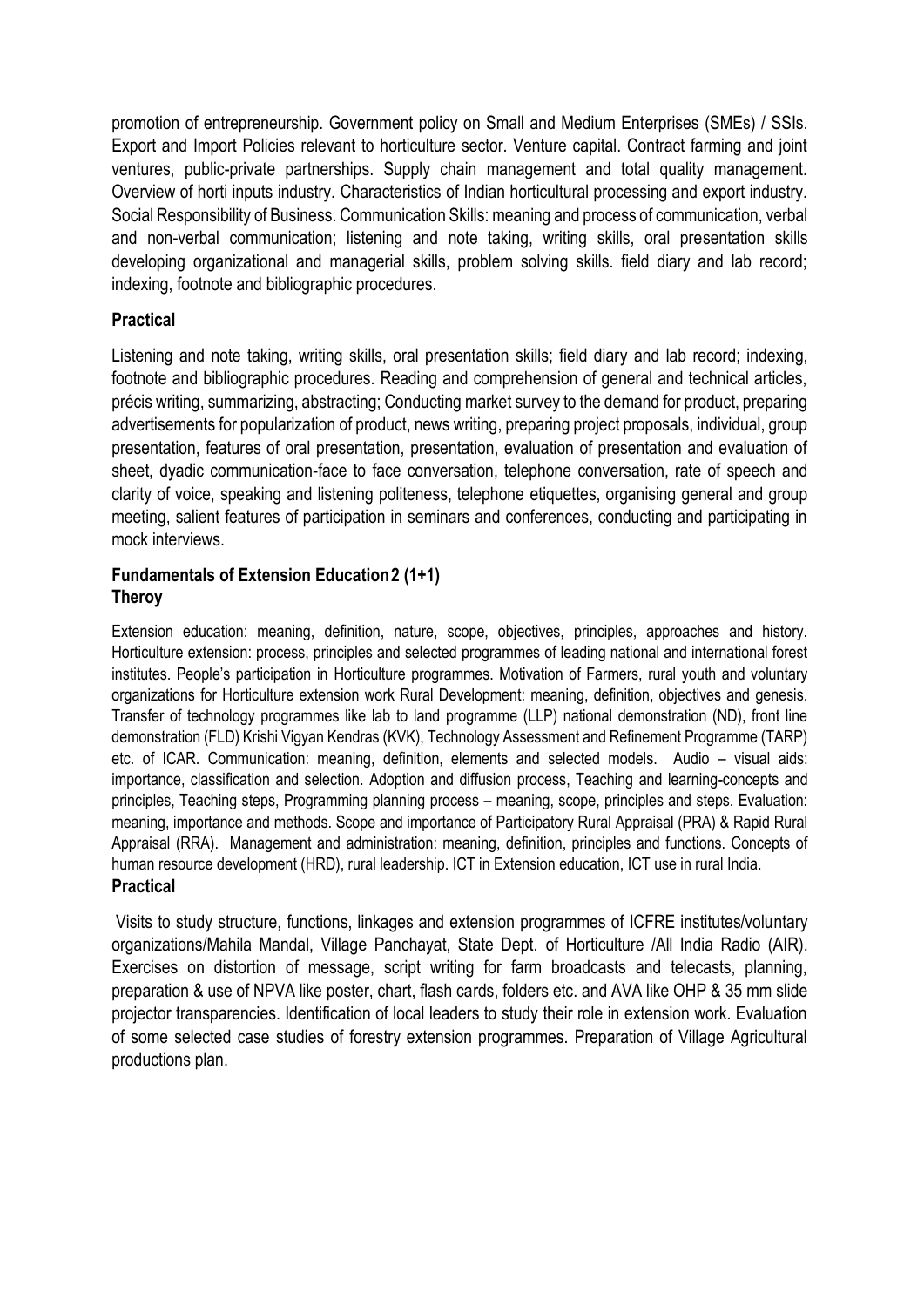promotion of entrepreneurship. Government policy on Small and Medium Enterprises (SMEs) / SSIs. Export and Import Policies relevant to horticulture sector. Venture capital. Contract farming and joint ventures, public-private partnerships. Supply chain management and total quality management. Overview of horti inputs industry. Characteristics of Indian horticultural processing and export industry. Social Responsibility of Business. Communication Skills: meaning and process of communication, verbal and non-verbal communication; listening and note taking, writing skills, oral presentation skills developing organizational and managerial skills, problem solving skills. field diary and lab record; indexing, footnote and bibliographic procedures.

**Practical**

Listening and note taking, writing skills, oral presentation skills; field diary and lab record; indexing, footnote and bibliographic procedures. Reading and comprehension of general and technical articles, précis writing, summarizing, abstracting; Conducting market survey to the demand for product, preparing advertisements for popularization of product, news writing, preparing project proposals, individual, group presentation, features of oral presentation, presentation, evaluation of presentation and evaluation of sheet, dyadic communication-face to face conversation, telephone conversation, rate of speech and clarity of voice, speaking and listening politeness, telephone etiquettes, organising general and group meeting, salient features of participation in seminars and conferences, conducting and participating in mock interviews.

**Fundamentals of Extension Education 2 (1+1)**
**Theroy**

Extension education: meaning, definition, nature, scope, objectives, principles, approaches and history. Horticulture extension: process, principles and selected programmes of leading national and international forest institutes. People's participation in Horticulture programmes. Motivation of Farmers, rural youth and voluntary organizations for Horticulture extension work Rural Development: meaning, definition, objectives and genesis. Transfer of technology programmes like lab to land programme (LLP) national demonstration (ND), front line demonstration (FLD) Krishi Vigyan Kendras (KVK), Technology Assessment and Refinement Programme (TARP) etc. of ICAR. Communication: meaning, definition, elements and selected models. Audio – visual aids: importance, classification and selection. Adoption and diffusion process, Teaching and learning-concepts and principles, Teaching steps, Programming planning process – meaning, scope, principles and steps. Evaluation: meaning, importance and methods. Scope and importance of Participatory Rural Appraisal (PRA) & Rapid Rural Appraisal (RRA). Management and administration: meaning, definition, principles and functions. Concepts of human resource development (HRD), rural leadership. ICT in Extension education, ICT use in rural India.

**Practical**

Visits to study structure, functions, linkages and extension programmes of ICFRE institutes/voluntary organizations/Mahila Mandal, Village Panchayat, State Dept. of Horticulture /All India Radio (AIR). Exercises on distortion of message, script writing for farm broadcasts and telecasts, planning, preparation & use of NPVA like poster, chart, flash cards, folders etc. and AVA like OHP & 35 mm slide projector transparencies. Identification of local leaders to study their role in extension work. Evaluation of some selected case studies of forestry extension programmes. Preparation of Village Agricultural productions plan.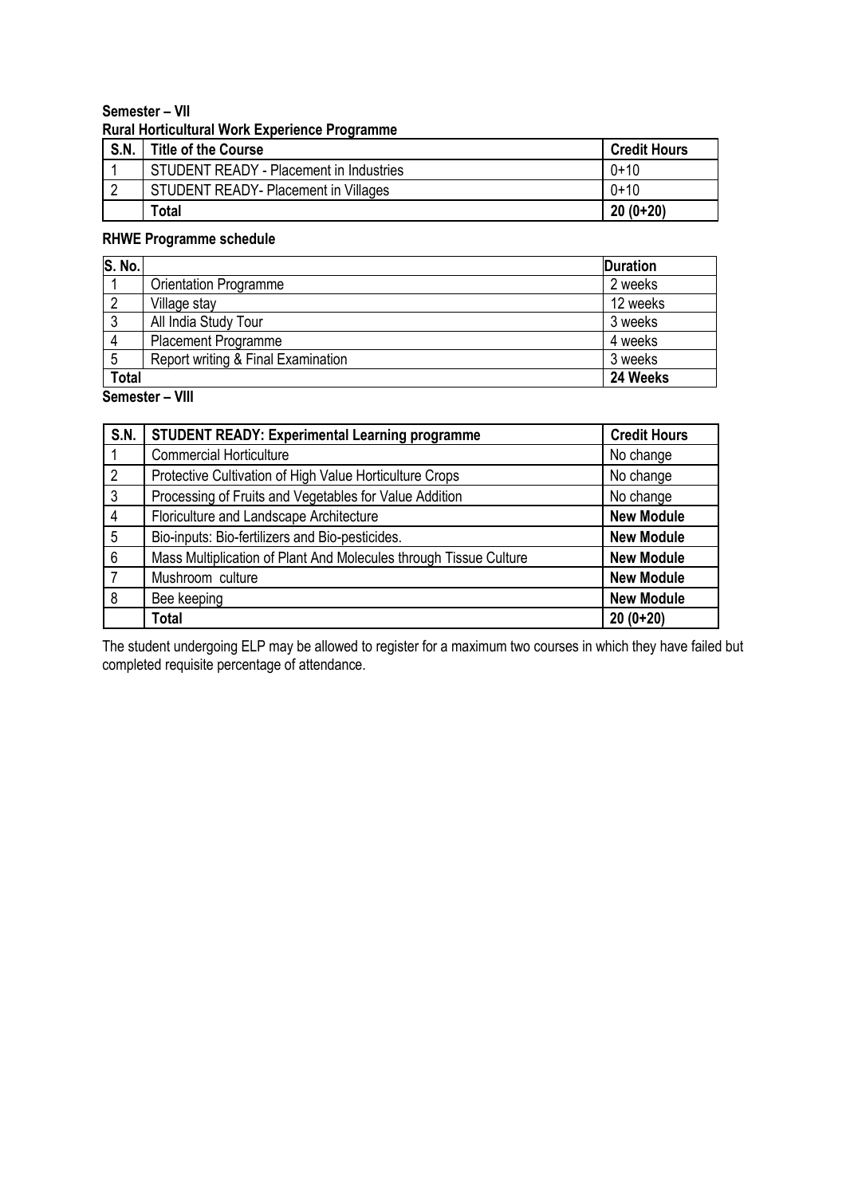**Semester – VII**

**Rural Horticultural Work Experience Programme**

| S.N. | Title of the Course | Credit Hours |
|---|---|---|
| 1 | STUDENT READY - Placement in Industries | 0+10 |
| 2 | STUDENT READY- Placement in Villages | 0+10 |
| | **Total** | **20 (0+20)** |

**RHWE Programme schedule**

| S. No. | | Duration |
|---|---|---|
| 1 | Orientation Programme | 2 weeks |
| 2 | Village stay | 12 weeks |
| 3 | All India Study Tour | 3 weeks |
| 4 | Placement Programme | 4 weeks |
| 5 | Report writing & Final Examination | 3 weeks |
| **Total** | | **24 Weeks** |

**Semester – VIII**

| S.N. | STUDENT READY: Experimental Learning programme | Credit Hours |
|---|---|---|
| 1 | Commercial Horticulture | No change |
| 2 | Protective Cultivation of High Value Horticulture Crops | No change |
| 3 | Processing of Fruits and Vegetables for Value Addition | No change |
| 4 | Floriculture and Landscape Architecture | **New Module** |
| 5 | Bio-inputs: Bio-fertilizers and Bio-pesticides. | **New Module** |
| 6 | Mass Multiplication of Plant And Molecules through Tissue Culture | **New Module** |
| 7 | Mushroom culture | **New Module** |
| 8 | Bee keeping | **New Module** |
| | **Total** | **20 (0+20)** |

The student undergoing ELP may be allowed to register for a maximum two courses in which they have failed but completed requisite percentage of attendance.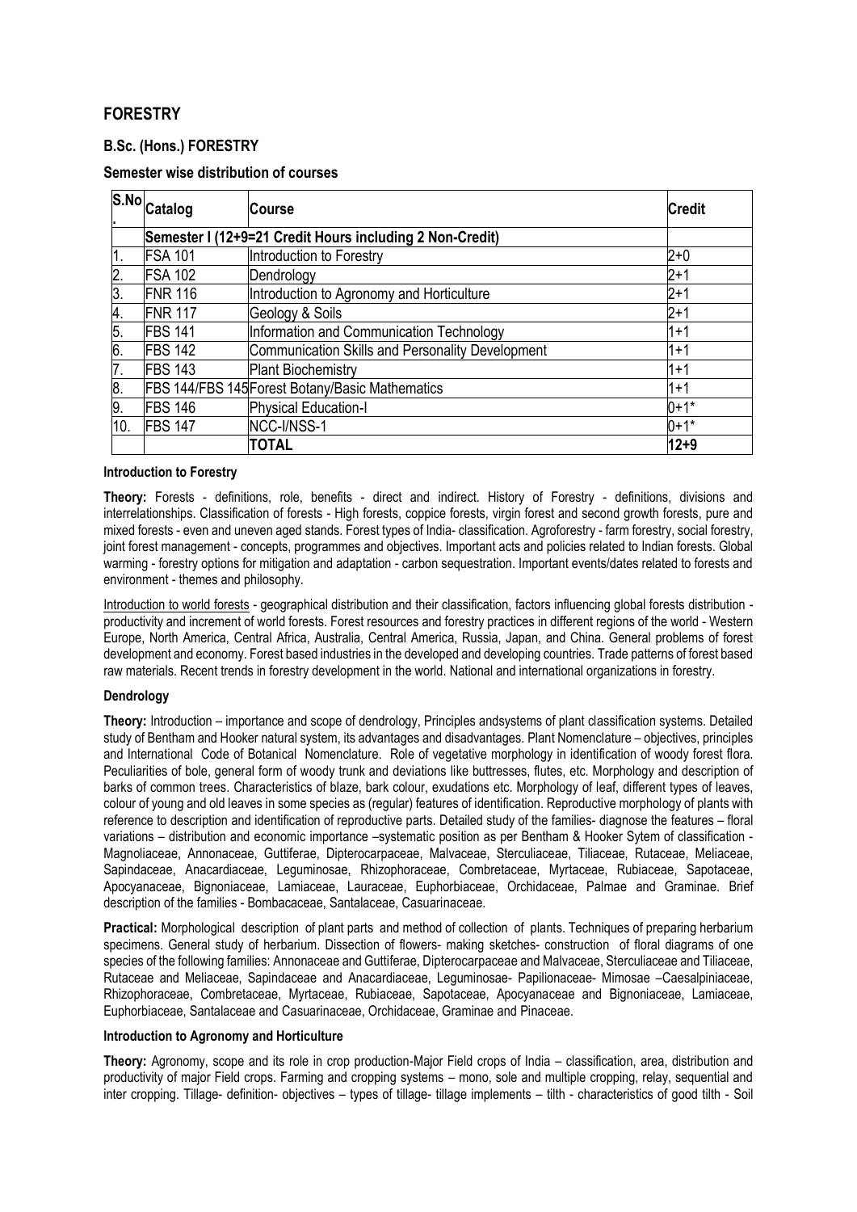## FORESTRY

### B.Sc. (Hons.) FORESTRY

### Semester wise distribution of courses

| S.No. | Catalog | Course | Credit |
|---|---|---|---|
| | Semester I (12+9=21 Credit Hours including 2 Non-Credit) | | |
| 1. | FSA 101 | Introduction to Forestry | 2+0 |
| 2. | FSA 102 | Dendrology | 2+1 |
| 3. | FNR 116 | Introduction to Agronomy and Horticulture | 2+1 |
| 4. | FNR 117 | Geology & Soils | 2+1 |
| 5. | FBS 141 | Information and Communication Technology | 1+1 |
| 6. | FBS 142 | Communication Skills and Personality Development | 1+1 |
| 7. | FBS 143 | Plant Biochemistry | 1+1 |
| 8. | FBS 144/FBS 145 | Forest Botany/Basic Mathematics | 1+1 |
| 9. | FBS 146 | Physical Education-I | 0+1* |
| 10. | FBS 147 | NCC-I/NSS-1 | 0+1* |
| | | **TOTAL** | **12+9** |

#### Introduction to Forestry

**Theory:** Forests - definitions, role, benefits - direct and indirect. History of Forestry - definitions, divisions and interrelationships. Classification of forests - High forests, coppice forests, virgin forest and second growth forests, pure and mixed forests - even and uneven aged stands. Forest types of India- classification. Agroforestry - farm forestry, social forestry, joint forest management - concepts, programmes and objectives. Important acts and policies related to Indian forests. Global warming - forestry options for mitigation and adaptation - carbon sequestration. Important events/dates related to forests and environment - themes and philosophy.

Introduction to world forests - geographical distribution and their classification, factors influencing global forests distribution - productivity and increment of world forests. Forest resources and forestry practices in different regions of the world - Western Europe, North America, Central Africa, Australia, Central America, Russia, Japan, and China. General problems of forest development and economy. Forest based industries in the developed and developing countries. Trade patterns of forest based raw materials. Recent trends in forestry development in the world. National and international organizations in forestry.

#### Dendrology

**Theory:** Introduction – importance and scope of dendrology, Principles andsystems of plant classification systems. Detailed study of Bentham and Hooker natural system, its advantages and disadvantages. Plant Nomenclature – objectives, principles and International Code of Botanical Nomenclature. Role of vegetative morphology in identification of woody forest flora. Peculiarities of bole, general form of woody trunk and deviations like buttresses, flutes, etc. Morphology and description of barks of common trees. Characteristics of blaze, bark colour, exudations etc. Morphology of leaf, different types of leaves, colour of young and old leaves in some species as (regular) features of identification. Reproductive morphology of plants with reference to description and identification of reproductive parts. Detailed study of the families- diagnose the features – floral variations – distribution and economic importance –systematic position as per Bentham & Hooker Sytem of classification - Magnoliaceae, Annonaceae, Guttiferae, Dipterocarpaceae, Malvaceae, Sterculiaceae, Tiliaceae, Rutaceae, Meliaceae, Sapindaceae, Anacardiaceae, Leguminosae, Rhizophoraceae, Combretaceae, Myrtaceae, Rubiaceae, Sapotaceae, Apocyanaceae, Bignoniaceae, Lamiaceae, Lauraceae, Euphorbiaceae, Orchidaceae, Palmae and Graminae. Brief description of the families - Bombacaceae, Santalaceae, Casuarinaceae.

**Practical:** Morphological description of plant parts and method of collection of plants. Techniques of preparing herbarium specimens. General study of herbarium. Dissection of flowers- making sketches- construction of floral diagrams of one species of the following families: Annonaceae and Guttiferae, Dipterocarpaceae and Malvaceae, Sterculiaceae and Tiliaceae, Rutaceae and Meliaceae, Sapindaceae and Anacardiaceae, Leguminosae- Papilionaceae- Mimosae –Caesalpiniaceae, Rhizophoraceae, Combretaceae, Myrtaceae, Rubiaceae, Sapotaceae, Apocyanaceae and Bignoniaceae, Lamiaceae, Euphorbiaceae, Santalaceae and Casuarinaceae, Orchidaceae, Graminae and Pinaceae.

#### Introduction to Agronomy and Horticulture

**Theory:** Agronomy, scope and its role in crop production-Major Field crops of India – classification, area, distribution and productivity of major Field crops. Farming and cropping systems – mono, sole and multiple cropping, relay, sequential and inter cropping. Tillage- definition- objectives – types of tillage- tillage implements – tilth - characteristics of good tilth - Soil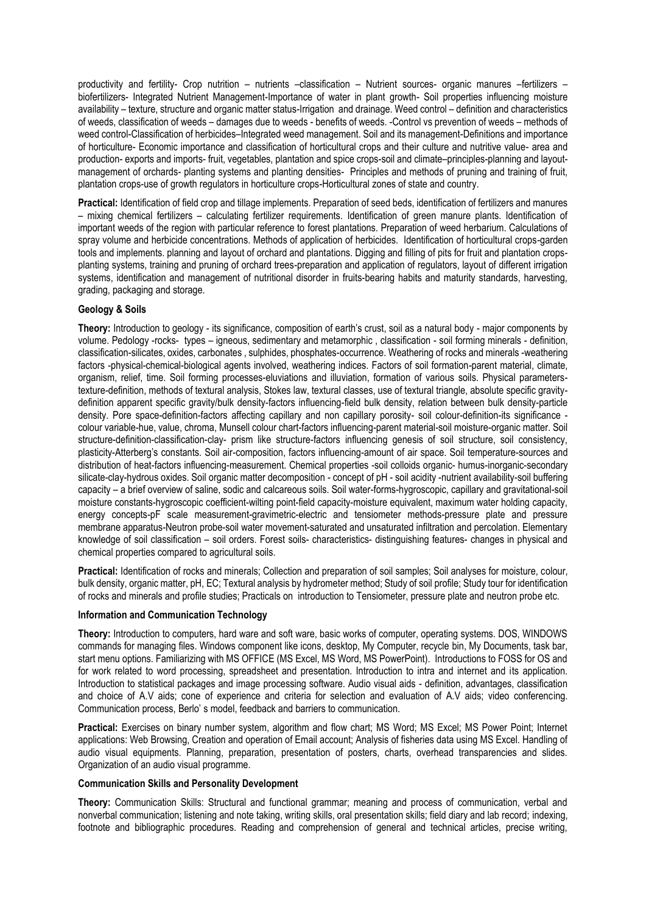productivity and fertility- Crop nutrition – nutrients –classification – Nutrient sources- organic manures –fertilizers – biofertilizers- Integrated Nutrient Management-Importance of water in plant growth- Soil properties influencing moisture availability – texture, structure and organic matter status-Irrigation and drainage. Weed control – definition and characteristics of weeds, classification of weeds – damages due to weeds - benefits of weeds. -Control vs prevention of weeds – methods of weed control-Classification of herbicides–Integrated weed management. Soil and its management-Definitions and importance of horticulture- Economic importance and classification of horticultural crops and their culture and nutritive value- area and production- exports and imports- fruit, vegetables, plantation and spice crops-soil and climate–principles-planning and layout-management of orchards- planting systems and planting densities- Principles and methods of pruning and training of fruit, plantation crops-use of growth regulators in horticulture crops-Horticultural zones of state and country.

**Practical:** Identification of field crop and tillage implements. Preparation of seed beds, identification of fertilizers and manures – mixing chemical fertilizers – calculating fertilizer requirements. Identification of green manure plants. Identification of important weeds of the region with particular reference to forest plantations. Preparation of weed herbarium. Calculations of spray volume and herbicide concentrations. Methods of application of herbicides. Identification of horticultural crops-garden tools and implements. planning and layout of orchard and plantations. Digging and filling of pits for fruit and plantation crops-planting systems, training and pruning of orchard trees-preparation and application of regulators, layout of different irrigation systems, identification and management of nutritional disorder in fruits-bearing habits and maturity standards, harvesting, grading, packaging and storage.

#### Geology & Soils

**Theory:** Introduction to geology - its significance, composition of earth's crust, soil as a natural body - major components by volume. Pedology -rocks- types – igneous, sedimentary and metamorphic , classification - soil forming minerals - definition, classification-silicates, oxides, carbonates , sulphides, phosphates-occurrence. Weathering of rocks and minerals -weathering factors -physical-chemical-biological agents involved, weathering indices. Factors of soil formation-parent material, climate, organism, relief, time. Soil forming processes-eluviations and illuviation, formation of various soils. Physical parameters-texture-definition, methods of textural analysis, Stokes law, textural classes, use of textural triangle, absolute specific gravity-definition apparent specific gravity/bulk density-factors influencing-field bulk density, relation between bulk density-particle density. Pore space-definition-factors affecting capillary and non capillary porosity- soil colour-definition-its significance - colour variable-hue, value, chroma, Munsell colour chart-factors influencing-parent material-soil moisture-organic matter. Soil structure-definition-classification-clay- prism like structure-factors influencing genesis of soil structure, soil consistency, plasticity-Atterberg's constants. Soil air-composition, factors influencing-amount of air space. Soil temperature-sources and distribution of heat-factors influencing-measurement. Chemical properties -soil colloids organic- humus-inorganic-secondary silicate-clay-hydrous oxides. Soil organic matter decomposition - concept of pH - soil acidity -nutrient availability-soil buffering capacity – a brief overview of saline, sodic and calcareous soils. Soil water-forms-hygroscopic, capillary and gravitational-soil moisture constants-hygroscopic coefficient-wilting point-field capacity-moisture equivalent, maximum water holding capacity, energy concepts-pF scale measurement-gravimetric-electric and tensiometer methods-pressure plate and pressure membrane apparatus-Neutron probe-soil water movement-saturated and unsaturated infiltration and percolation. Elementary knowledge of soil classification – soil orders. Forest soils- characteristics- distinguishing features- changes in physical and chemical properties compared to agricultural soils.

**Practical:** Identification of rocks and minerals; Collection and preparation of soil samples; Soil analyses for moisture, colour, bulk density, organic matter, pH, EC; Textural analysis by hydrometer method; Study of soil profile; Study tour for identification of rocks and minerals and profile studies; Practicals on introduction to Tensiometer, pressure plate and neutron probe etc.

#### Information and Communication Technology

**Theory:** Introduction to computers, hard ware and soft ware, basic works of computer, operating systems. DOS, WINDOWS commands for managing files. Windows component like icons, desktop, My Computer, recycle bin, My Documents, task bar, start menu options. Familiarizing with MS OFFICE (MS Excel, MS Word, MS PowerPoint). Introductions to FOSS for OS and for work related to word processing, spreadsheet and presentation. Introduction to intra and internet and its application. Introduction to statistical packages and image processing software. Audio visual aids - definition, advantages, classification and choice of A.V aids; cone of experience and criteria for selection and evaluation of A.V aids; video conferencing. Communication process, Berlo' s model, feedback and barriers to communication.

**Practical:** Exercises on binary number system, algorithm and flow chart; MS Word; MS Excel; MS Power Point; Internet applications: Web Browsing, Creation and operation of Email account; Analysis of fisheries data using MS Excel. Handling of audio visual equipments. Planning, preparation, presentation of posters, charts, overhead transparencies and slides. Organization of an audio visual programme.

#### Communication Skills and Personality Development

**Theory:** Communication Skills: Structural and functional grammar; meaning and process of communication, verbal and nonverbal communication; listening and note taking, writing skills, oral presentation skills; field diary and lab record; indexing, footnote and bibliographic procedures. Reading and comprehension of general and technical articles, precise writing,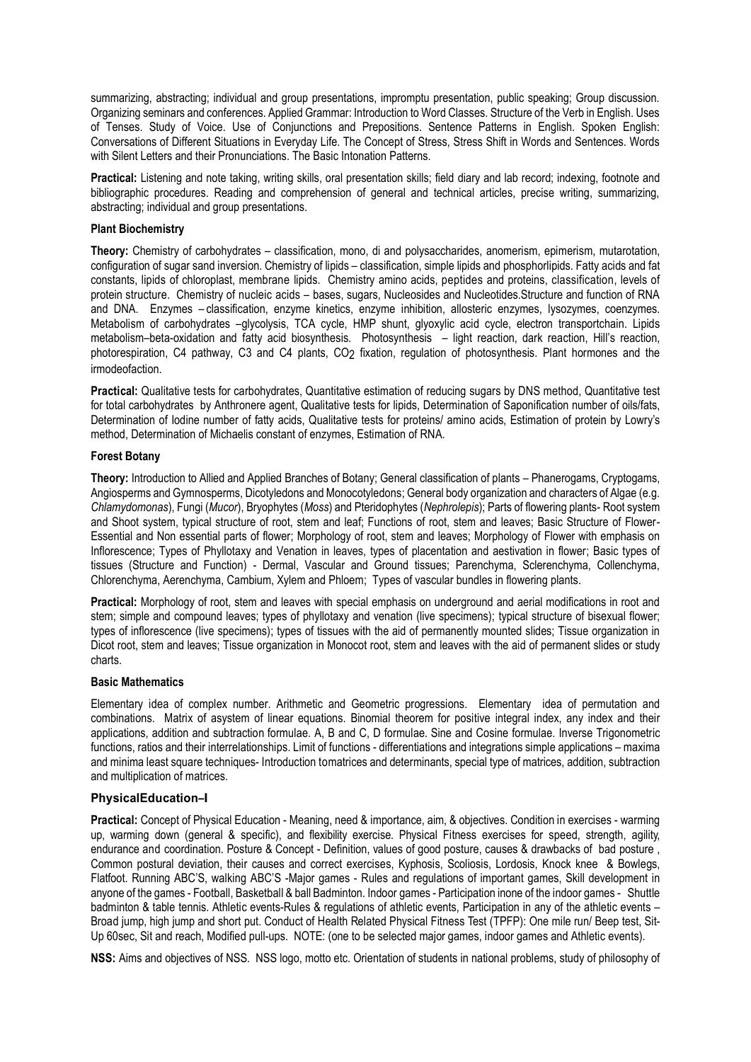summarizing, abstracting; individual and group presentations, impromptu presentation, public speaking; Group discussion. Organizing seminars and conferences. Applied Grammar: Introduction to Word Classes. Structure of the Verb in English. Uses of Tenses. Study of Voice. Use of Conjunctions and Prepositions. Sentence Patterns in English. Spoken English: Conversations of Different Situations in Everyday Life. The Concept of Stress, Stress Shift in Words and Sentences. Words with Silent Letters and their Pronunciations. The Basic Intonation Patterns.

**Practical:** Listening and note taking, writing skills, oral presentation skills; field diary and lab record; indexing, footnote and bibliographic procedures. Reading and comprehension of general and technical articles, precise writing, summarizing, abstracting; individual and group presentations.

**Plant Biochemistry**

**Theory:** Chemistry of carbohydrates – classification, mono, di and polysaccharides, anomerism, epimerism, mutarotation, configuration of sugar sand inversion. Chemistry of lipids – classification, simple lipids and phosphorlipids. Fatty acids and fat constants, lipids of chloroplast, membrane lipids. Chemistry amino acids, peptides and proteins, classification, levels of protein structure. Chemistry of nucleic acids – bases, sugars, Nucleosides and Nucleotides.Structure and function of RNA and DNA. Enzymes – classification, enzyme kinetics, enzyme inhibition, allosteric enzymes, lysozymes, coenzymes. Metabolism of carbohydrates –glycolysis, TCA cycle, HMP shunt, glyoxylic acid cycle, electron transportchain. Lipids metabolism–beta-oxidation and fatty acid biosynthesis. Photosynthesis – light reaction, dark reaction, Hill's reaction, photorespiration, C4 pathway, C3 and C4 plants, $CO_2$ fixation, regulation of photosynthesis. Plant hormones and the irmodeofaction.

**Practical:** Qualitative tests for carbohydrates, Quantitative estimation of reducing sugars by DNS method, Quantitative test for total carbohydrates by Anthronere agent, Qualitative tests for lipids, Determination of Saponification number of oils/fats, Determination of Iodine number of fatty acids, Qualitative tests for proteins/ amino acids, Estimation of protein by Lowry's method, Determination of Michaelis constant of enzymes, Estimation of RNA.

**Forest Botany**

**Theory:** Introduction to Allied and Applied Branches of Botany; General classification of plants – Phanerogams, Cryptogams, Angiosperms and Gymnosperms, Dicotyledons and Monocotyledons; General body organization and characters of Algae (e.g. *Chlamydomonas*), Fungi (*Mucor*), Bryophytes (*Moss*) and Pteridophytes (*Nephrolepis*); Parts of flowering plants- Root system and Shoot system, typical structure of root, stem and leaf; Functions of root, stem and leaves; Basic Structure of Flower- Essential and Non essential parts of flower; Morphology of root, stem and leaves; Morphology of Flower with emphasis on Inflorescence; Types of Phyllotaxy and Venation in leaves, types of placentation and aestivation in flower; Basic types of tissues (Structure and Function) - Dermal, Vascular and Ground tissues; Parenchyma, Sclerenchyma, Collenchyma, Chlorenchyma, Aerenchyma, Cambium, Xylem and Phloem; Types of vascular bundles in flowering plants.

**Practical:** Morphology of root, stem and leaves with special emphasis on underground and aerial modifications in root and stem; simple and compound leaves; types of phyllotaxy and venation (live specimens); typical structure of bisexual flower; types of inflorescence (live specimens); types of tissues with the aid of permanently mounted slides; Tissue organization in Dicot root, stem and leaves; Tissue organization in Monocot root, stem and leaves with the aid of permanent slides or study charts.

**Basic Mathematics**

Elementary idea of complex number. Arithmetic and Geometric progressions. Elementary idea of permutation and combinations. Matrix of asystem of linear equations. Binomial theorem for positive integral index, any index and their applications, addition and subtraction formulae. A, B and C, D formulae. Sine and Cosine formulae. Inverse Trigonometric functions, ratios and their interrelationships. Limit of functions - differentiations and integrations simple applications – maxima and minima least square techniques- Introduction tomatrices and determinants, special type of matrices, addition, subtraction and multiplication of matrices.

**PhysicalEducation–I**

**Practical:** Concept of Physical Education - Meaning, need & importance, aim, & objectives. Condition in exercises - warming up, warming down (general & specific), and flexibility exercise. Physical Fitness exercises for speed, strength, agility, endurance and coordination. Posture & Concept - Definition, values of good posture, causes & drawbacks of bad posture , Common postural deviation, their causes and correct exercises, Kyphosis, Scoliosis, Lordosis, Knock knee & Bowlegs, Flatfoot. Running ABC'S, walking ABC'S -Major games - Rules and regulations of important games, Skill development in anyone of the games - Football, Basketball & ball Badminton. Indoor games - Participation inone of the indoor games - Shuttle badminton & table tennis. Athletic events-Rules & regulations of athletic events, Participation in any of the athletic events – Broad jump, high jump and short put. Conduct of Health Related Physical Fitness Test (TPFP): One mile run/ Beep test, Sit-Up 60sec, Sit and reach, Modified pull-ups. NOTE: (one to be selected major games, indoor games and Athletic events).

**NSS:** Aims and objectives of NSS. NSS logo, motto etc. Orientation of students in national problems, study of philosophy of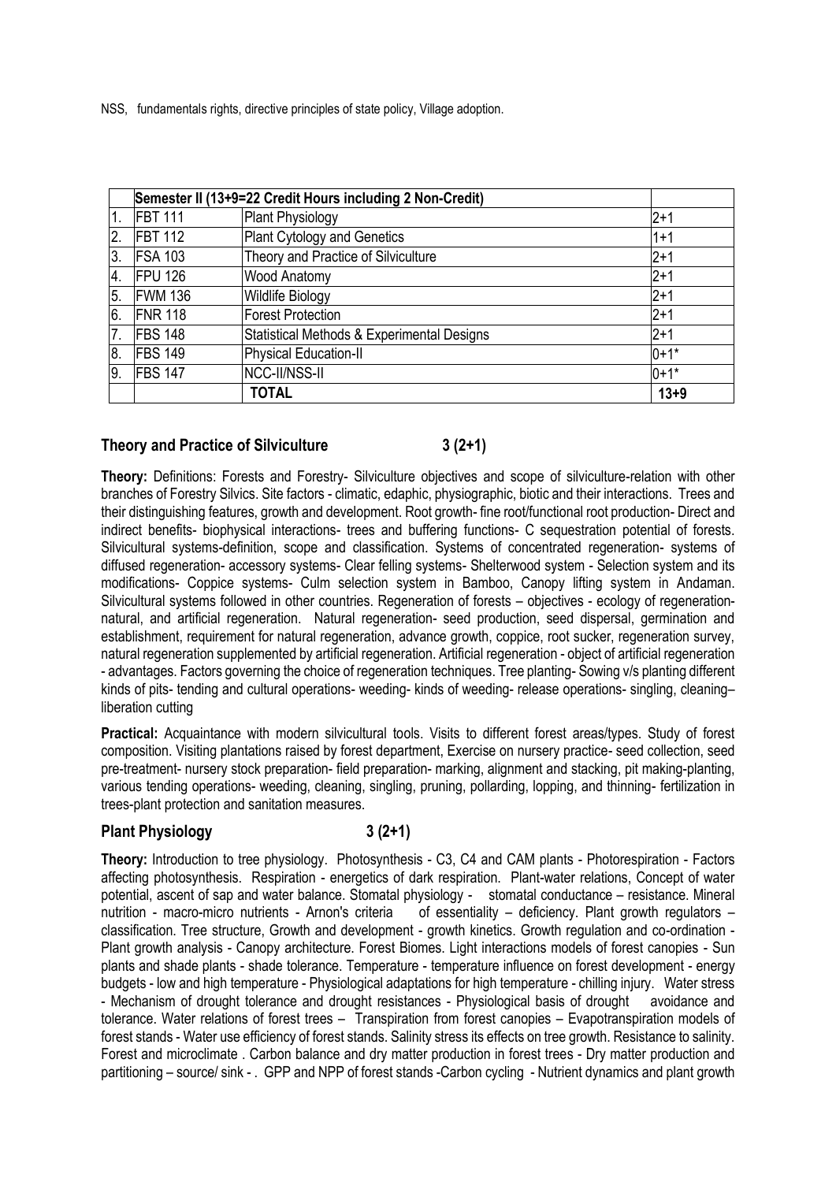NSS, fundamentals rights, directive principles of state policy, Village adoption.

| | Semester II (13+9=22 Credit Hours including 2 Non-Credit) | | |
|---|---|---|---|
| 1. | FBT 111 | Plant Physiology | 2+1 |
| 2. | FBT 112 | Plant Cytology and Genetics | 1+1 |
| 3. | FSA 103 | Theory and Practice of Silviculture | 2+1 |
| 4. | FPU 126 | Wood Anatomy | 2+1 |
| 5. | FWM 136 | Wildlife Biology | 2+1 |
| 6. | FNR 118 | Forest Protection | 2+1 |
| 7. | FBS 148 | Statistical Methods & Experimental Designs | 2+1 |
| 8. | FBS 149 | Physical Education-II | 0+1* |
| 9. | FBS 147 | NCC-II/NSS-II | 0+1* |
| | | **TOTAL** | **13+9** |

### Theory and Practice of Silviculture 3 (2+1)

**Theory:** Definitions: Forests and Forestry- Silviculture objectives and scope of silviculture-relation with other branches of Forestry Silvics. Site factors - climatic, edaphic, physiographic, biotic and their interactions. Trees and their distinguishing features, growth and development. Root growth- fine root/functional root production- Direct and indirect benefits- biophysical interactions- trees and buffering functions- C sequestration potential of forests. Silvicultural systems-definition, scope and classification. Systems of concentrated regeneration- systems of diffused regeneration- accessory systems- Clear felling systems- Shelterwood system - Selection system and its modifications- Coppice systems- Culm selection system in Bamboo, Canopy lifting system in Andaman. Silvicultural systems followed in other countries. Regeneration of forests – objectives - ecology of regeneration-natural, and artificial regeneration. Natural regeneration- seed production, seed dispersal, germination and establishment, requirement for natural regeneration, advance growth, coppice, root sucker, regeneration survey, natural regeneration supplemented by artificial regeneration. Artificial regeneration - object of artificial regeneration - advantages. Factors governing the choice of regeneration techniques. Tree planting- Sowing v/s planting different kinds of pits- tending and cultural operations- weeding- kinds of weeding- release operations- singling, cleaning– liberation cutting

**Practical:** Acquaintance with modern silvicultural tools. Visits to different forest areas/types. Study of forest composition. Visiting plantations raised by forest department, Exercise on nursery practice- seed collection, seed pre-treatment- nursery stock preparation- field preparation- marking, alignment and stacking, pit making-planting, various tending operations- weeding, cleaning, singling, pruning, pollarding, lopping, and thinning- fertilization in trees-plant protection and sanitation measures.

### Plant Physiology 3 (2+1)

**Theory:** Introduction to tree physiology. Photosynthesis - C3, C4 and CAM plants - Photorespiration - Factors affecting photosynthesis. Respiration - energetics of dark respiration. Plant-water relations, Concept of water potential, ascent of sap and water balance. Stomatal physiology - stomatal conductance – resistance. Mineral nutrition - macro-micro nutrients - Arnon's criteria of essentiality – deficiency. Plant growth regulators – classification. Tree structure, Growth and development - growth kinetics. Growth regulation and co-ordination - Plant growth analysis - Canopy architecture. Forest Biomes. Light interactions models of forest canopies - Sun plants and shade plants - shade tolerance. Temperature - temperature influence on forest development - energy budgets - low and high temperature - Physiological adaptations for high temperature - chilling injury. Water stress - Mechanism of drought tolerance and drought resistances - Physiological basis of drought avoidance and tolerance. Water relations of forest trees – Transpiration from forest canopies – Evapotranspiration models of forest stands - Water use efficiency of forest stands. Salinity stress its effects on tree growth. Resistance to salinity. Forest and microclimate . Carbon balance and dry matter production in forest trees - Dry matter production and partitioning – source/ sink - . GPP and NPP of forest stands -Carbon cycling - Nutrient dynamics and plant growth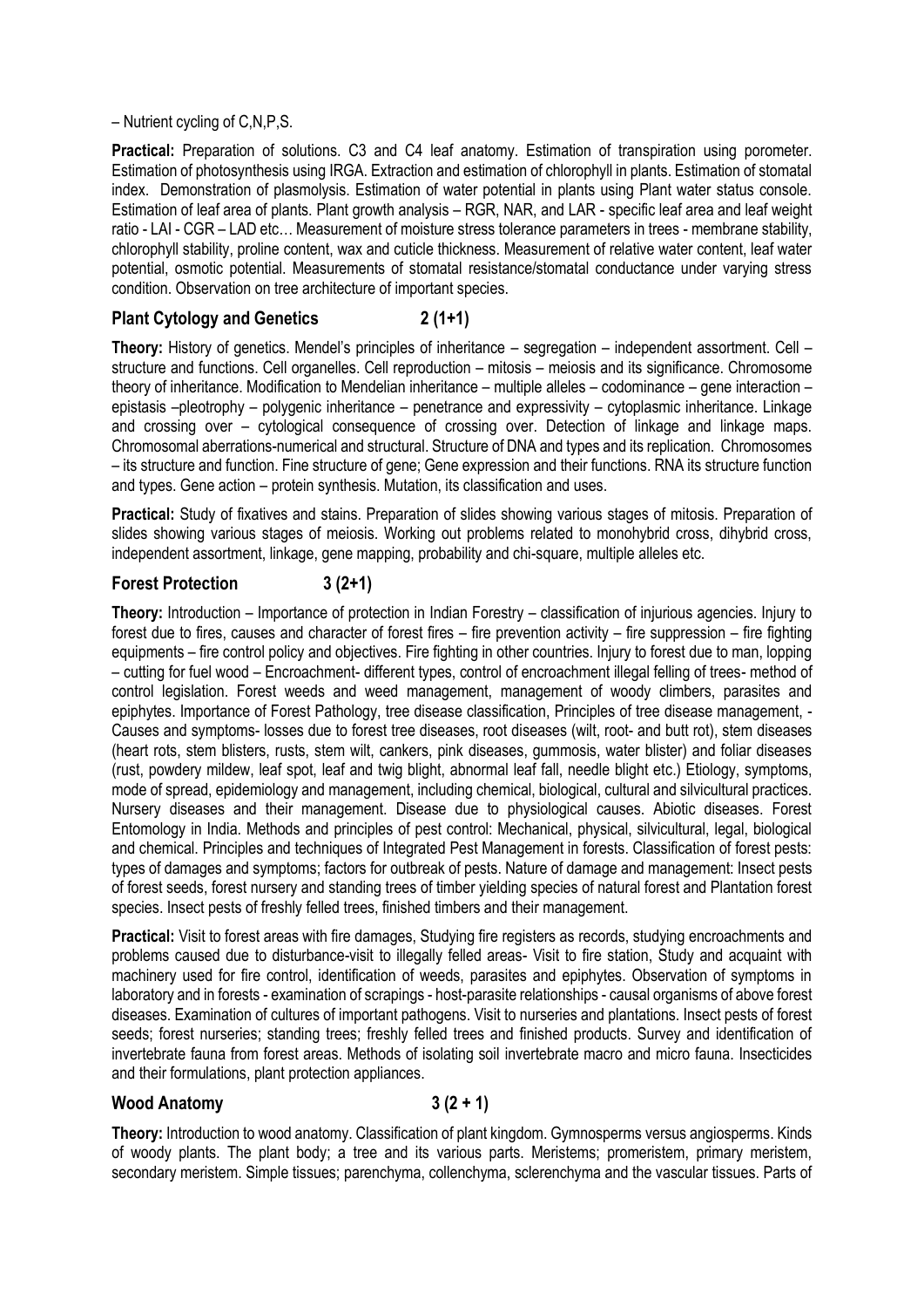– Nutrient cycling of C,N,P,S.

**Practical:** Preparation of solutions. C3 and C4 leaf anatomy. Estimation of transpiration using porometer. Estimation of photosynthesis using IRGA. Extraction and estimation of chlorophyll in plants. Estimation of stomatal index. Demonstration of plasmolysis. Estimation of water potential in plants using Plant water status console. Estimation of leaf area of plants. Plant growth analysis – RGR, NAR, and LAR - specific leaf area and leaf weight ratio - LAI - CGR – LAD etc… Measurement of moisture stress tolerance parameters in trees - membrane stability, chlorophyll stability, proline content, wax and cuticle thickness. Measurement of relative water content, leaf water potential, osmotic potential. Measurements of stomatal resistance/stomatal conductance under varying stress condition. Observation on tree architecture of important species.

## Plant Cytology and Genetics 2 (1+1)

**Theory:** History of genetics. Mendel's principles of inheritance – segregation – independent assortment. Cell – structure and functions. Cell organelles. Cell reproduction – mitosis – meiosis and its significance. Chromosome theory of inheritance. Modification to Mendelian inheritance – multiple alleles – codominance – gene interaction – epistasis –pleotrophy – polygenic inheritance – penetrance and expressivity – cytoplasmic inheritance. Linkage and crossing over – cytological consequence of crossing over. Detection of linkage and linkage maps. Chromosomal aberrations-numerical and structural. Structure of DNA and types and its replication. Chromosomes – its structure and function. Fine structure of gene; Gene expression and their functions. RNA its structure function and types. Gene action – protein synthesis. Mutation, its classification and uses.

**Practical:** Study of fixatives and stains. Preparation of slides showing various stages of mitosis. Preparation of slides showing various stages of meiosis. Working out problems related to monohybrid cross, dihybrid cross, independent assortment, linkage, gene mapping, probability and chi-square, multiple alleles etc.

## Forest Protection 3 (2+1)

**Theory:** Introduction – Importance of protection in Indian Forestry – classification of injurious agencies. Injury to forest due to fires, causes and character of forest fires – fire prevention activity – fire suppression – fire fighting equipments – fire control policy and objectives. Fire fighting in other countries. Injury to forest due to man, lopping – cutting for fuel wood – Encroachment- different types, control of encroachment illegal felling of trees- method of control legislation. Forest weeds and weed management, management of woody climbers, parasites and epiphytes. Importance of Forest Pathology, tree disease classification, Principles of tree disease management, - Causes and symptoms- losses due to forest tree diseases, root diseases (wilt, root- and butt rot), stem diseases (heart rots, stem blisters, rusts, stem wilt, cankers, pink diseases, gummosis, water blister) and foliar diseases (rust, powdery mildew, leaf spot, leaf and twig blight, abnormal leaf fall, needle blight etc.) Etiology, symptoms, mode of spread, epidemiology and management, including chemical, biological, cultural and silvicultural practices. Nursery diseases and their management. Disease due to physiological causes. Abiotic diseases. Forest Entomology in India. Methods and principles of pest control: Mechanical, physical, silvicultural, legal, biological and chemical. Principles and techniques of Integrated Pest Management in forests. Classification of forest pests: types of damages and symptoms; factors for outbreak of pests. Nature of damage and management: Insect pests of forest seeds, forest nursery and standing trees of timber yielding species of natural forest and Plantation forest species. Insect pests of freshly felled trees, finished timbers and their management.

**Practical:** Visit to forest areas with fire damages, Studying fire registers as records, studying encroachments and problems caused due to disturbance-visit to illegally felled areas- Visit to fire station, Study and acquaint with machinery used for fire control, identification of weeds, parasites and epiphytes. Observation of symptoms in laboratory and in forests - examination of scrapings - host-parasite relationships - causal organisms of above forest diseases. Examination of cultures of important pathogens. Visit to nurseries and plantations. Insect pests of forest seeds; forest nurseries; standing trees; freshly felled trees and finished products. Survey and identification of invertebrate fauna from forest areas. Methods of isolating soil invertebrate macro and micro fauna. Insecticides and their formulations, plant protection appliances.

## Wood Anatomy 3 (2 + 1)

**Theory:** Introduction to wood anatomy. Classification of plant kingdom. Gymnosperms versus angiosperms. Kinds of woody plants. The plant body; a tree and its various parts. Meristems; promeristem, primary meristem, secondary meristem. Simple tissues; parenchyma, collenchyma, sclerenchyma and the vascular tissues. Parts of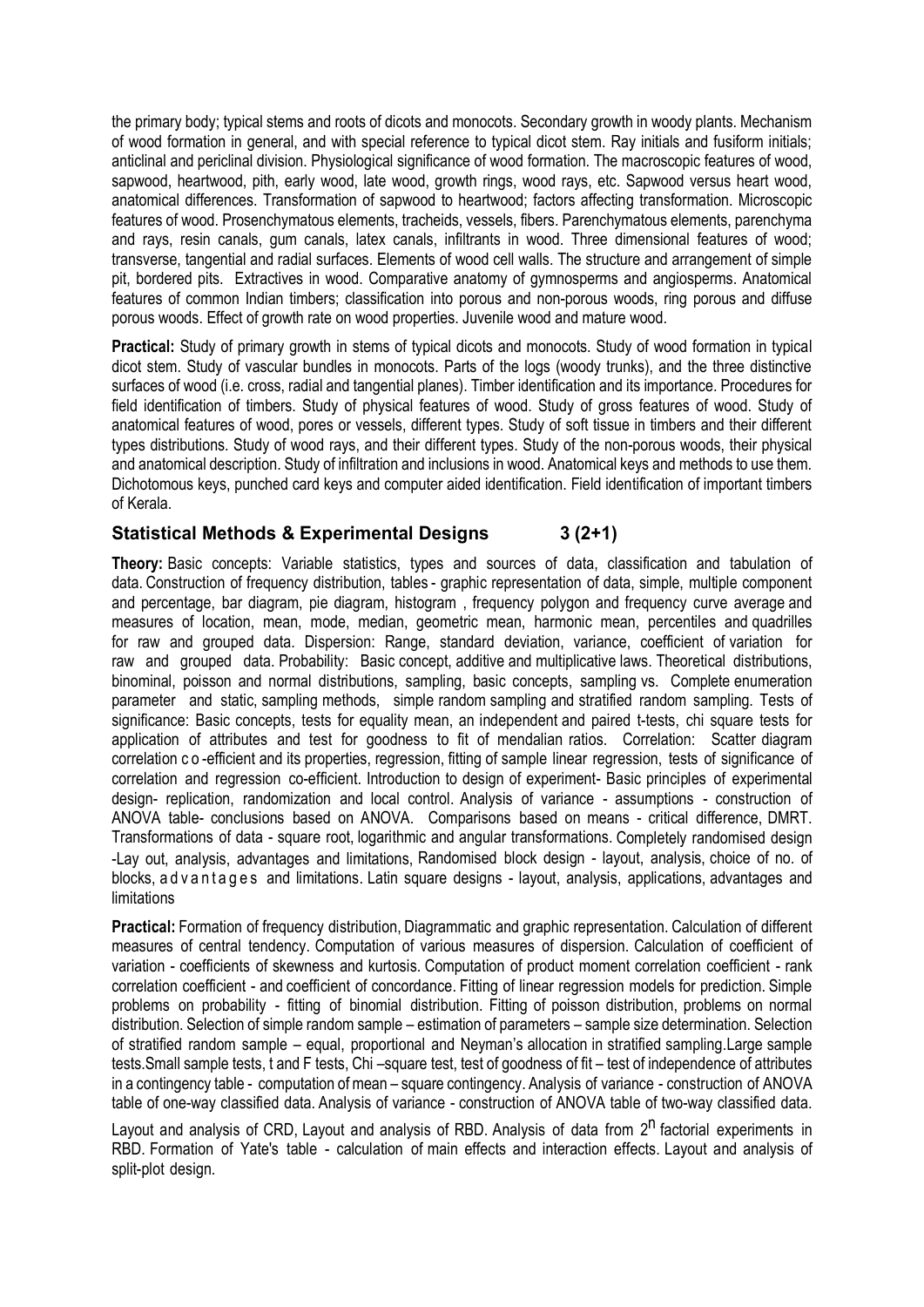the primary body; typical stems and roots of dicots and monocots. Secondary growth in woody plants. Mechanism of wood formation in general, and with special reference to typical dicot stem. Ray initials and fusiform initials; anticlinal and periclinal division. Physiological significance of wood formation. The macroscopic features of wood, sapwood, heartwood, pith, early wood, late wood, growth rings, wood rays, etc. Sapwood versus heart wood, anatomical differences. Transformation of sapwood to heartwood; factors affecting transformation. Microscopic features of wood. Prosenchymatous elements, tracheids, vessels, fibers. Parenchymatous elements, parenchyma and rays, resin canals, gum canals, latex canals, infiltrants in wood. Three dimensional features of wood; transverse, tangential and radial surfaces. Elements of wood cell walls. The structure and arrangement of simple pit, bordered pits. Extractives in wood. Comparative anatomy of gymnosperms and angiosperms. Anatomical features of common Indian timbers; classification into porous and non-porous woods, ring porous and diffuse porous woods. Effect of growth rate on wood properties. Juvenile wood and mature wood.

**Practical:** Study of primary growth in stems of typical dicots and monocots. Study of wood formation in typical dicot stem. Study of vascular bundles in monocots. Parts of the logs (woody trunks), and the three distinctive surfaces of wood (i.e. cross, radial and tangential planes). Timber identification and its importance. Procedures for field identification of timbers. Study of physical features of wood. Study of gross features of wood. Study of anatomical features of wood, pores or vessels, different types. Study of soft tissue in timbers and their different types distributions. Study of wood rays, and their different types. Study of the non-porous woods, their physical and anatomical description. Study of infiltration and inclusions in wood. Anatomical keys and methods to use them. Dichotomous keys, punched card keys and computer aided identification. Field identification of important timbers of Kerala.

## Statistical Methods & Experimental Designs 3 (2+1)

**Theory:** Basic concepts: Variable statistics, types and sources of data, classification and tabulation of data. Construction of frequency distribution, tables - graphic representation of data, simple, multiple component and percentage, bar diagram, pie diagram, histogram , frequency polygon and frequency curve average and measures of location, mean, mode, median, geometric mean, harmonic mean, percentiles and quadrilles for raw and grouped data. Dispersion: Range, standard deviation, variance, coefficient of variation for raw and grouped data. Probability: Basic concept, additive and multiplicative laws. Theoretical distributions, binominal, poisson and normal distributions, sampling, basic concepts, sampling vs. Complete enumeration parameter and static, sampling methods, simple random sampling and stratified random sampling. Tests of significance: Basic concepts, tests for equality mean, an independent and paired t-tests, chi square tests for application of attributes and test for goodness to fit of mendalian ratios. Correlation: Scatter diagram correlation c o -efficient and its properties, regression, fitting of sample linear regression, tests of significance of correlation and regression co-efficient. Introduction to design of experiment- Basic principles of experimental design- replication, randomization and local control. Analysis of variance - assumptions - construction of ANOVA table- conclusions based on ANOVA. Comparisons based on means - critical difference, DMRT. Transformations of data - square root, logarithmic and angular transformations. Completely randomised design -Lay out, analysis, advantages and limitations, Randomised block design - layout, analysis, choice of no. of blocks, advantages and limitations. Latin square designs - layout, analysis, applications, advantages and limitations

**Practical:** Formation of frequency distribution, Diagrammatic and graphic representation. Calculation of different measures of central tendency. Computation of various measures of dispersion. Calculation of coefficient of variation - coefficients of skewness and kurtosis. Computation of product moment correlation coefficient - rank correlation coefficient - and coefficient of concordance. Fitting of linear regression models for prediction. Simple problems on probability - fitting of binomial distribution. Fitting of poisson distribution, problems on normal distribution. Selection of simple random sample – estimation of parameters – sample size determination. Selection of stratified random sample – equal, proportional and Neyman's allocation in stratified sampling.Large sample tests.Small sample tests, t and F tests, Chi –square test, test of goodness of fit – test of independence of attributes in a contingency table - computation of mean – square contingency. Analysis of variance - construction of ANOVA table of one-way classified data. Analysis of variance - construction of ANOVA table of two-way classified data.

Layout and analysis of CRD, Layout and analysis of RBD. Analysis of data from $2^n$ factorial experiments in RBD. Formation of Yate's table - calculation of main effects and interaction effects. Layout and analysis of split-plot design.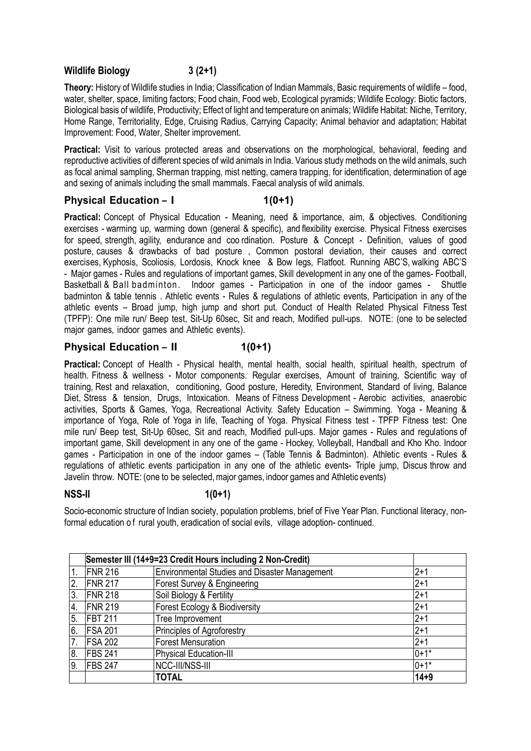**Wildlife Biology 3 (2+1)**

**Theory:** History of Wildlife studies in India; Classification of Indian Mammals, Basic requirements of wildlife – food, water, shelter, space, limiting factors; Food chain, Food web, Ecological pyramids; Wildlife Ecology: Biotic factors, Biological basis of wildlife, Productivity; Effect of light and temperature on animals; Wildlife Habitat: Niche, Territory, Home Range, Territoriality, Edge, Cruising Radius, Carrying Capacity; Animal behavior and adaptation; Habitat Improvement: Food, Water, Shelter improvement.

**Practical:** Visit to various protected areas and observations on the morphological, behavioral, feeding and reproductive activities of different species of wild animals in India. Various study methods on the wild animals, such as focal animal sampling, Sherman trapping, mist netting, camera trapping, for identification, determination of age and sexing of animals including the small mammals. Faecal analysis of wild animals.

## Physical Education – I 1(0+1)

**Practical:** Concept of Physical Education - Meaning, need & importance, aim, & objectives. Conditioning exercises - warming up, warming down (general & specific), and flexibility exercise. Physical Fitness exercises for speed, strength, agility, endurance and coo rdination. Posture & Concept - Definition, values of good posture, causes & drawbacks of bad posture , Common postoral deviation, their causes and correct exercises, Kyphosis, Scoliosis, Lordosis, Knock knee & Bow legs, Flatfoot. Running ABC'S, walking ABC'S - Major games - Rules and regulations of important games, Skill development in any one of the games- Football, Basketball & Ball badminton. Indoor games - Participation in one of the indoor games - Shuttle badminton & table tennis . Athletic events - Rules & regulations of athletic events, Participation in any of the athletic events – Broad jump, high jump and short put. Conduct of Health Related Physical Fitness Test (TPFP): One mile run/ Beep test, Sit-Up 60sec, Sit and reach, Modified pull-ups. NOTE: (one to be selected major games, indoor games and Athletic events).

## Physical Education – II 1(0+1)

**Practical:** Concept of Health - Physical health, mental health, social health, spiritual health, spectrum of health. Fitness & wellness - Motor components. Regular exercises, Amount of training, Scientific way of training, Rest and relaxation, conditioning, Good posture, Heredity, Environment, Standard of living, Balance Diet, Stress & tension, Drugs, Intoxication. Means of Fitness Development - Aerobic activities, anaerobic activities, Sports & Games, Yoga, Recreational Activity. Safety Education – Swimming. Yoga - Meaning & importance of Yoga, Role of Yoga in life, Teaching of Yoga. Physical Fitness test - TPFP Fitness test: One mile run/ Beep test, Sit-Up 60sec, Sit and reach, Modified pull-ups. Major games - Rules and regulations of important game, Skill development in any one of the game - Hockey, Volleyball, Handball and Kho Kho. Indoor games - Participation in one of the indoor games – (Table Tennis & Badminton). Athletic events - Rules & regulations of athletic events participation in any one of the athletic events- Triple jump, Discus throw and Javelin throw. NOTE: (one to be selected, major games, indoor games and Athletic events)

**NSS-II 1(0+1)**

Socio-economic structure of Indian society, population problems, brief of Five Year Plan. Functional literacy, non-formal education of rural youth, eradication of social evils, village adoption- continued.

| | **Semester III (14+9=23 Credit Hours including 2 Non-Credit)** | | |
|---|---|---|---|
| 1. | FNR 216 | Environmental Studies and Disaster Management | 2+1 |
| 2. | FNR 217 | Forest Survey & Engineering | 2+1 |
| 3. | FNR 218 | Soil Biology & Fertility | 2+1 |
| 4. | FNR 219 | Forest Ecology & Biodiversity | 2+1 |
| 5. | FBT 211 | Tree Improvement | 2+1 |
| 6. | FSA 201 | Principles of Agroforestry | 2+1 |
| 7. | FSA 202 | Forest Mensuration | 2+1 |
| 8. | FBS 241 | Physical Education-III | 0+1* |
| 9. | FBS 247 | NCC-III/NSS-III | 0+1* |
| | | **TOTAL** | **14+9** |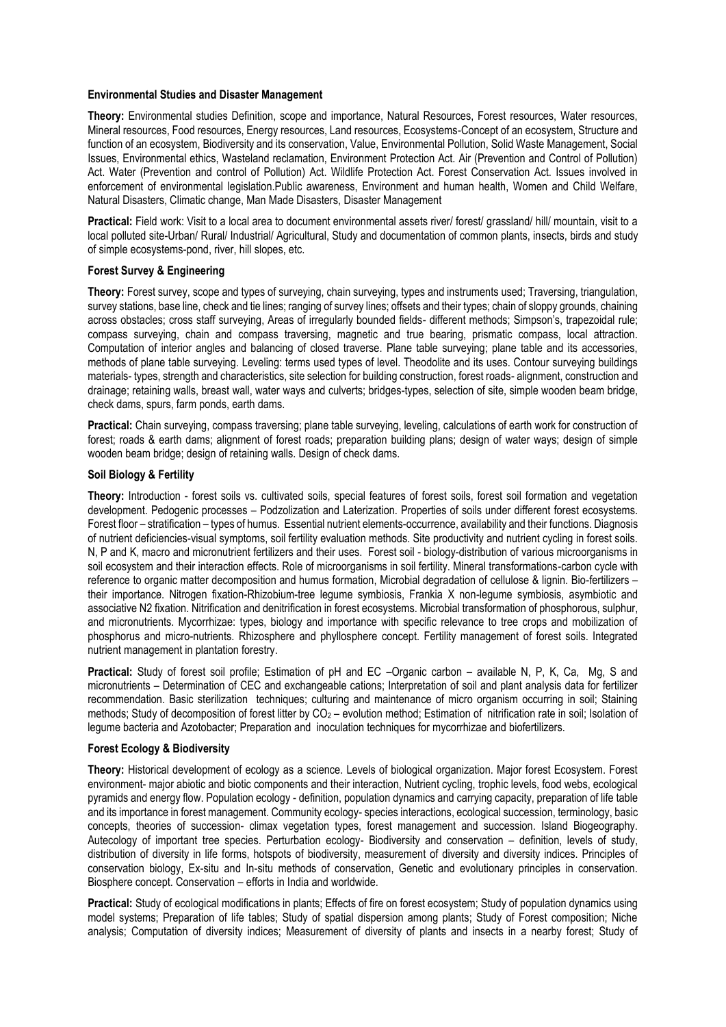**Environmental Studies and Disaster Management**

**Theory:** Environmental studies Definition, scope and importance, Natural Resources, Forest resources, Water resources, Mineral resources, Food resources, Energy resources, Land resources, Ecosystems-Concept of an ecosystem, Structure and function of an ecosystem, Biodiversity and its conservation, Value, Environmental Pollution, Solid Waste Management, Social Issues, Environmental ethics, Wasteland reclamation, Environment Protection Act. Air (Prevention and Control of Pollution) Act. Water (Prevention and control of Pollution) Act. Wildlife Protection Act. Forest Conservation Act. Issues involved in enforcement of environmental legislation.Public awareness, Environment and human health, Women and Child Welfare, Natural Disasters, Climatic change, Man Made Disasters, Disaster Management

**Practical:** Field work: Visit to a local area to document environmental assets river/ forest/ grassland/ hill/ mountain, visit to a local polluted site-Urban/ Rural/ Industrial/ Agricultural, Study and documentation of common plants, insects, birds and study of simple ecosystems-pond, river, hill slopes, etc.

**Forest Survey & Engineering**

**Theory:** Forest survey, scope and types of surveying, chain surveying, types and instruments used; Traversing, triangulation, survey stations, base line, check and tie lines; ranging of survey lines; offsets and their types; chain of sloppy grounds, chaining across obstacles; cross staff surveying, Areas of irregularly bounded fields- different methods; Simpson's, trapezoidal rule; compass surveying, chain and compass traversing, magnetic and true bearing, prismatic compass, local attraction. Computation of interior angles and balancing of closed traverse. Plane table surveying; plane table and its accessories, methods of plane table surveying. Leveling: terms used types of level. Theodolite and its uses. Contour surveying buildings materials- types, strength and characteristics, site selection for building construction, forest roads- alignment, construction and drainage; retaining walls, breast wall, water ways and culverts; bridges-types, selection of site, simple wooden beam bridge, check dams, spurs, farm ponds, earth dams.

**Practical:** Chain surveying, compass traversing; plane table surveying, leveling, calculations of earth work for construction of forest; roads & earth dams; alignment of forest roads; preparation building plans; design of water ways; design of simple wooden beam bridge; design of retaining walls. Design of check dams.

**Soil Biology & Fertility**

**Theory:** Introduction - forest soils vs. cultivated soils, special features of forest soils, forest soil formation and vegetation development. Pedogenic processes – Podzolization and Laterization. Properties of soils under different forest ecosystems. Forest floor – stratification – types of humus. Essential nutrient elements-occurrence, availability and their functions. Diagnosis of nutrient deficiencies-visual symptoms, soil fertility evaluation methods. Site productivity and nutrient cycling in forest soils. N, P and K, macro and micronutrient fertilizers and their uses. Forest soil - biology-distribution of various microorganisms in soil ecosystem and their interaction effects. Role of microorganisms in soil fertility. Mineral transformations-carbon cycle with reference to organic matter decomposition and humus formation, Microbial degradation of cellulose & lignin. Bio-fertilizers – their importance. Nitrogen fixation-Rhizobium-tree legume symbiosis, Frankia X non-legume symbiosis, asymbiotic and associative N2 fixation. Nitrification and denitrification in forest ecosystems. Microbial transformation of phosphorous, sulphur, and micronutrients. Mycorrhizae: types, biology and importance with specific relevance to tree crops and mobilization of phosphorus and micro-nutrients. Rhizosphere and phyllosphere concept. Fertility management of forest soils. Integrated nutrient management in plantation forestry.

**Practical:** Study of forest soil profile; Estimation of pH and EC –Organic carbon – available N, P, K, Ca, Mg, S and micronutrients – Determination of CEC and exchangeable cations; Interpretation of soil and plant analysis data for fertilizer recommendation. Basic sterilization techniques; culturing and maintenance of micro organism occurring in soil; Staining methods; Study of decomposition of forest litter by $CO_2$ – evolution method; Estimation of nitrification rate in soil; Isolation of legume bacteria and Azotobacter; Preparation and inoculation techniques for mycorrhizae and biofertilizers.

**Forest Ecology & Biodiversity**

**Theory:** Historical development of ecology as a science. Levels of biological organization. Major forest Ecosystem. Forest environment- major abiotic and biotic components and their interaction, Nutrient cycling, trophic levels, food webs, ecological pyramids and energy flow. Population ecology - definition, population dynamics and carrying capacity, preparation of life table and its importance in forest management. Community ecology- species interactions, ecological succession, terminology, basic concepts, theories of succession- climax vegetation types, forest management and succession. Island Biogeography. Autecology of important tree species. Perturbation ecology- Biodiversity and conservation – definition, levels of study, distribution of diversity in life forms, hotspots of biodiversity, measurement of diversity and diversity indices. Principles of conservation biology, Ex-situ and In-situ methods of conservation, Genetic and evolutionary principles in conservation. Biosphere concept. Conservation – efforts in India and worldwide.

**Practical:** Study of ecological modifications in plants; Effects of fire on forest ecosystem; Study of population dynamics using model systems; Preparation of life tables; Study of spatial dispersion among plants; Study of Forest composition; Niche analysis; Computation of diversity indices; Measurement of diversity of plants and insects in a nearby forest; Study of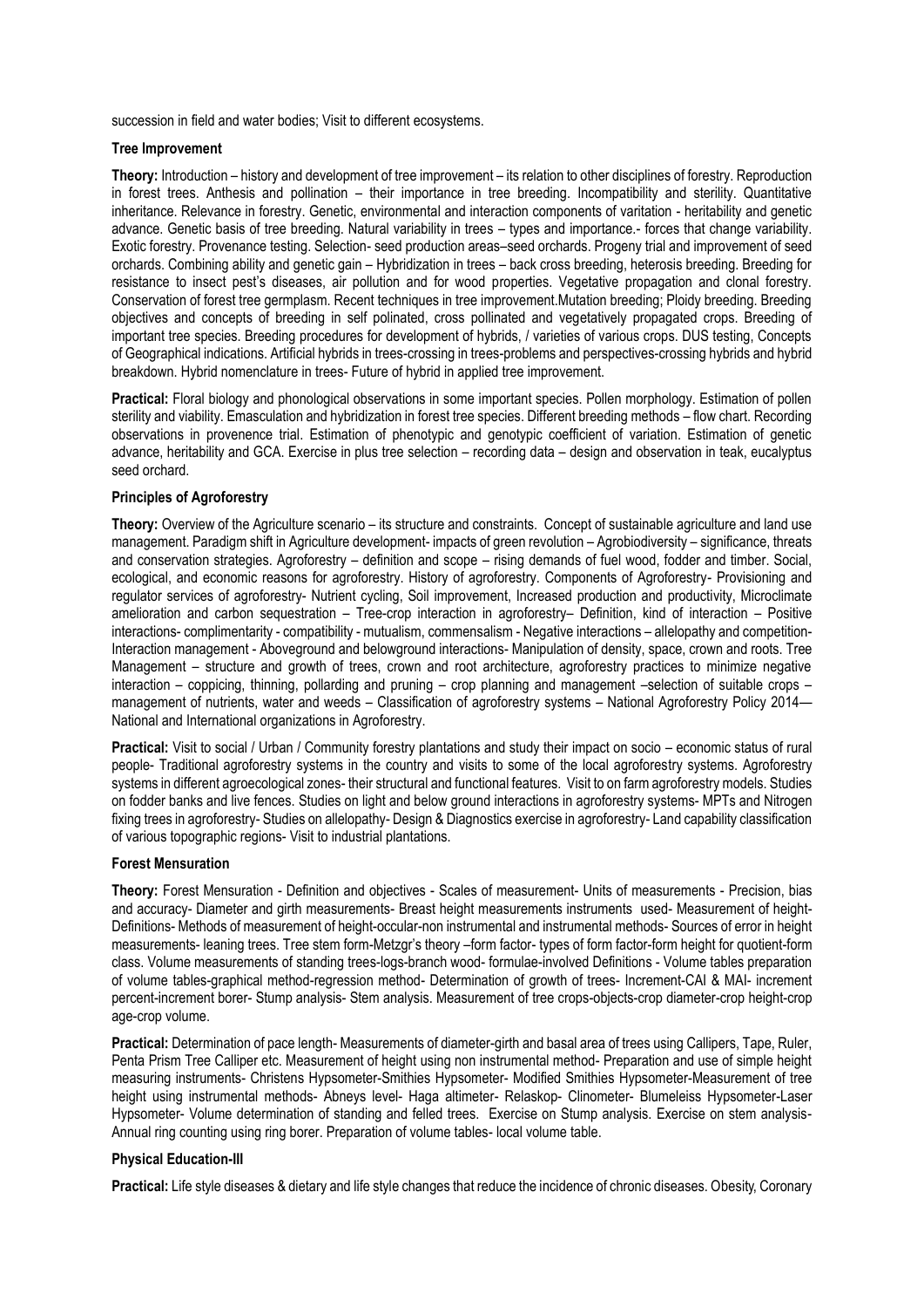succession in field and water bodies; Visit to different ecosystems.

**Tree Improvement**

**Theory:** Introduction – history and development of tree improvement – its relation to other disciplines of forestry. Reproduction in forest trees. Anthesis and pollination – their importance in tree breeding. Incompatibility and sterility. Quantitative inheritance. Relevance in forestry. Genetic, environmental and interaction components of varitation - heritability and genetic advance. Genetic basis of tree breeding. Natural variability in trees – types and importance.- forces that change variability. Exotic forestry. Provenance testing. Selection- seed production areas–seed orchards. Progeny trial and improvement of seed orchards. Combining ability and genetic gain – Hybridization in trees – back cross breeding, heterosis breeding. Breeding for resistance to insect pest's diseases, air pollution and for wood properties. Vegetative propagation and clonal forestry. Conservation of forest tree germplasm. Recent techniques in tree improvement.Mutation breeding; Ploidy breeding. Breeding objectives and concepts of breeding in self polinated, cross pollinated and vegetatively propagated crops. Breeding of important tree species. Breeding procedures for development of hybrids, / varieties of various crops. DUS testing, Concepts of Geographical indications. Artificial hybrids in trees-crossing in trees-problems and perspectives-crossing hybrids and hybrid breakdown. Hybrid nomenclature in trees- Future of hybrid in applied tree improvement.

**Practical:** Floral biology and phonological observations in some important species. Pollen morphology. Estimation of pollen sterility and viability. Emasculation and hybridization in forest tree species. Different breeding methods – flow chart. Recording observations in provenence trial. Estimation of phenotypic and genotypic coefficient of variation. Estimation of genetic advance, heritability and GCA. Exercise in plus tree selection – recording data – design and observation in teak, eucalyptus seed orchard.

**Principles of Agroforestry**

**Theory:** Overview of the Agriculture scenario – its structure and constraints. Concept of sustainable agriculture and land use management. Paradigm shift in Agriculture development- impacts of green revolution – Agrobiodiversity – significance, threats and conservation strategies. Agroforestry – definition and scope – rising demands of fuel wood, fodder and timber. Social, ecological, and economic reasons for agroforestry. History of agroforestry. Components of Agroforestry- Provisioning and regulator services of agroforestry- Nutrient cycling, Soil improvement, Increased production and productivity, Microclimate amelioration and carbon sequestration – Tree-crop interaction in agroforestry– Definition, kind of interaction – Positive interactions- complimentarity - compatibility - mutualism, commensalism - Negative interactions – allelopathy and competition- Interaction management - Aboveground and belowground interactions- Manipulation of density, space, crown and roots. Tree Management – structure and growth of trees, crown and root architecture, agroforestry practices to minimize negative interaction – coppicing, thinning, pollarding and pruning – crop planning and management –selection of suitable crops – management of nutrients, water and weeds – Classification of agroforestry systems – National Agroforestry Policy 2014— National and International organizations in Agroforestry.

**Practical:** Visit to social / Urban / Community forestry plantations and study their impact on socio – economic status of rural people- Traditional agroforestry systems in the country and visits to some of the local agroforestry systems. Agroforestry systems in different agroecological zones- their structural and functional features. Visit to on farm agroforestry models. Studies on fodder banks and live fences. Studies on light and below ground interactions in agroforestry systems- MPTs and Nitrogen fixing trees in agroforestry- Studies on allelopathy- Design & Diagnostics exercise in agroforestry- Land capability classification of various topographic regions- Visit to industrial plantations.

**Forest Mensuration**

**Theory:** Forest Mensuration - Definition and objectives - Scales of measurement- Units of measurements - Precision, bias and accuracy- Diameter and girth measurements- Breast height measurements instruments used- Measurement of height- Definitions- Methods of measurement of height-occular-non instrumental and instrumental methods- Sources of error in height measurements- leaning trees. Tree stem form-Metzgr's theory –form factor- types of form factor-form height for quotient-form class. Volume measurements of standing trees-logs-branch wood- formulae-involved Definitions - Volume tables preparation of volume tables-graphical method-regression method- Determination of growth of trees- Increment-CAI & MAI- increment percent-increment borer- Stump analysis- Stem analysis. Measurement of tree crops-objects-crop diameter-crop height-crop age-crop volume.

**Practical:** Determination of pace length- Measurements of diameter-girth and basal area of trees using Callipers, Tape, Ruler, Penta Prism Tree Calliper etc. Measurement of height using non instrumental method- Preparation and use of simple height measuring instruments- Christens Hypsometer-Smithies Hypsometer- Modified Smithies Hypsometer-Measurement of tree height using instrumental methods- Abneys level- Haga altimeter- Relaskop- Clinometer- Blumeleiss Hypsometer-Laser Hypsometer- Volume determination of standing and felled trees. Exercise on Stump analysis. Exercise on stem analysis- Annual ring counting using ring borer. Preparation of volume tables- local volume table.

**Physical Education-III**

**Practical:** Life style diseases & dietary and life style changes that reduce the incidence of chronic diseases. Obesity, Coronary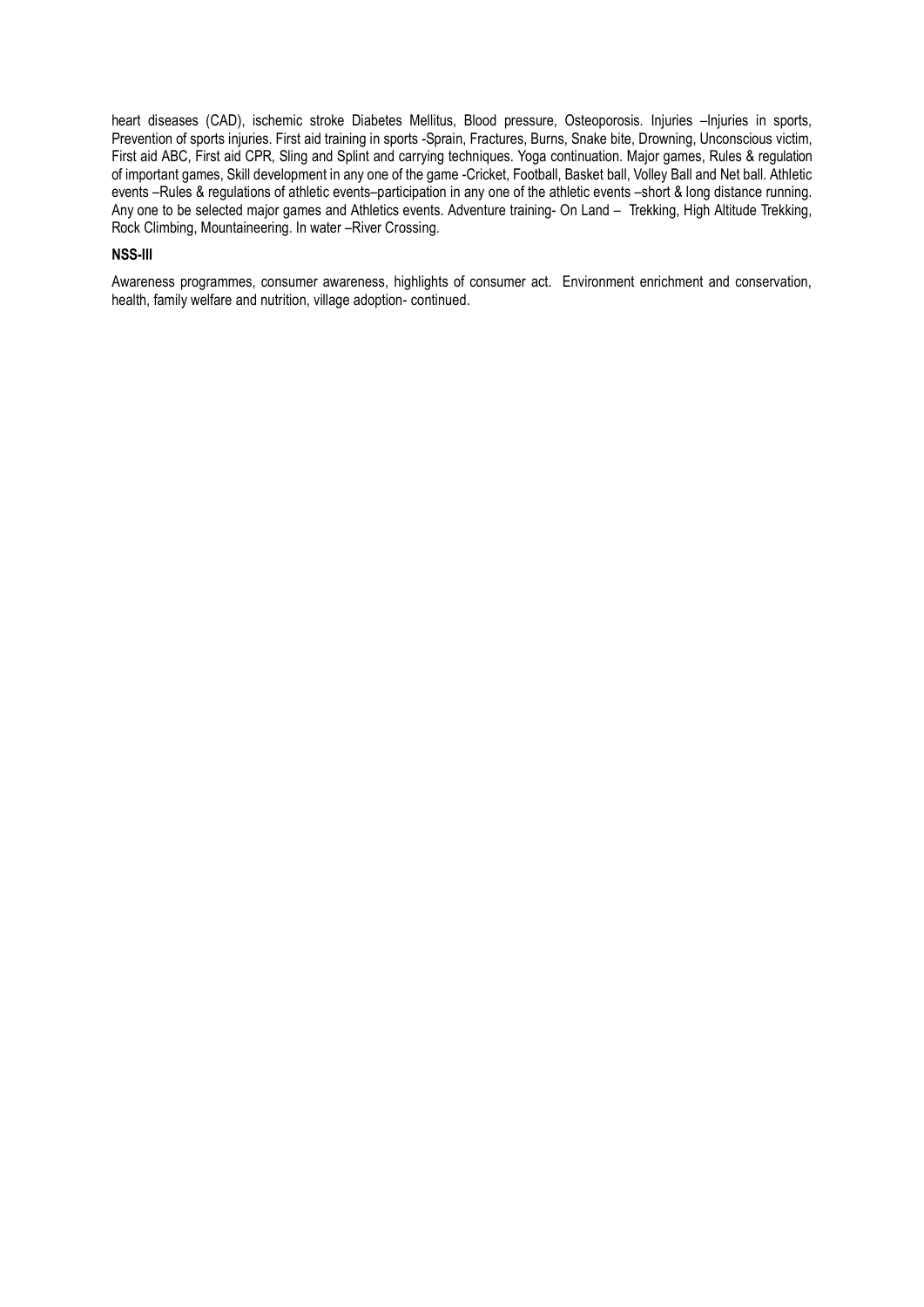heart diseases (CAD), ischemic stroke Diabetes Mellitus, Blood pressure, Osteoporosis. Injuries –Injuries in sports, Prevention of sports injuries. First aid training in sports -Sprain, Fractures, Burns, Snake bite, Drowning, Unconscious victim, First aid ABC, First aid CPR, Sling and Splint and carrying techniques. Yoga continuation. Major games, Rules & regulation of important games, Skill development in any one of the game -Cricket, Football, Basket ball, Volley Ball and Net ball. Athletic events –Rules & regulations of athletic events–participation in any one of the athletic events –short & long distance running. Any one to be selected major games and Athletics events. Adventure training- On Land – Trekking, High Altitude Trekking, Rock Climbing, Mountaineering. In water –River Crossing.

**NSS-III**

Awareness programmes, consumer awareness, highlights of consumer act. Environment enrichment and conservation, health, family welfare and nutrition, village adoption- continued.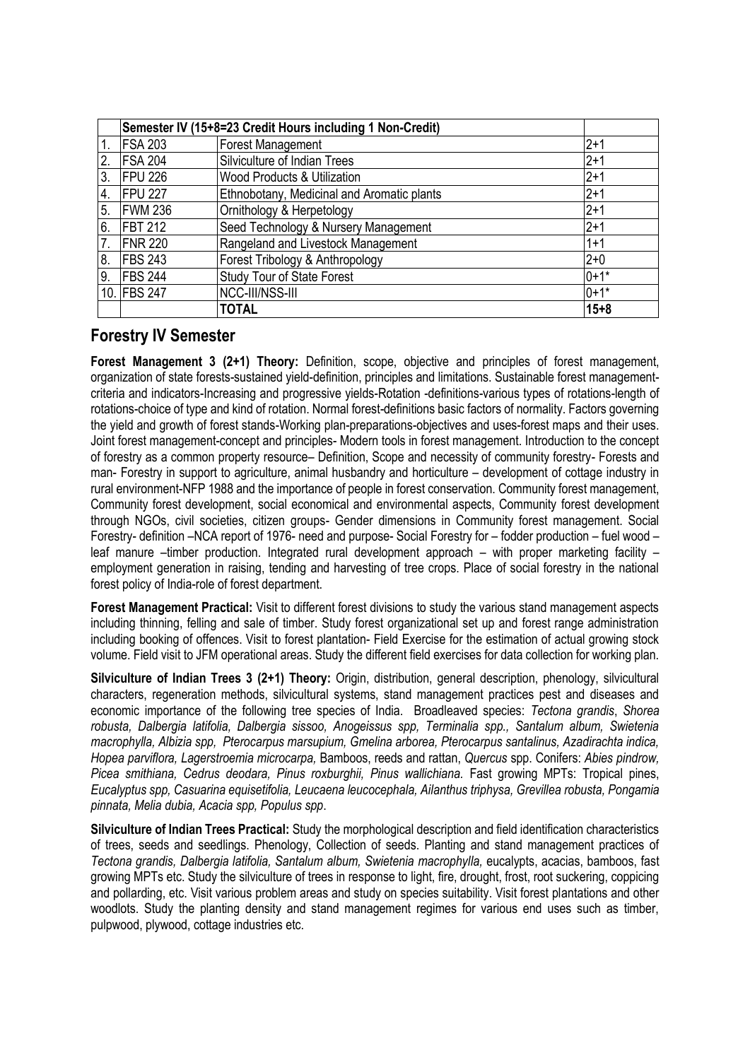| | Semester IV (15+8=23 Credit Hours including 1 Non-Credit) | | |
|---|---|---|---|
| 1. | FSA 203 | Forest Management | 2+1 |
| 2. | FSA 204 | Silviculture of Indian Trees | 2+1 |
| 3. | FPU 226 | Wood Products & Utilization | 2+1 |
| 4. | FPU 227 | Ethnobotany, Medicinal and Aromatic plants | 2+1 |
| 5. | FWM 236 | Ornithology & Herpetology | 2+1 |
| 6. | FBT 212 | Seed Technology & Nursery Management | 2+1 |
| 7. | FNR 220 | Rangeland and Livestock Management | 1+1 |
| 8. | FBS 243 | Forest Tribology & Anthropology | 2+0 |
| 9. | FBS 244 | Study Tour of State Forest | 0+1* |
| 10. | FBS 247 | NCC-III/NSS-III | 0+1* |
| | | **TOTAL** | **15+8** |

## Forestry IV Semester

**Forest Management 3 (2+1) Theory:** Definition, scope, objective and principles of forest management, organization of state forests-sustained yield-definition, principles and limitations. Sustainable forest management-criteria and indicators-Increasing and progressive yields-Rotation -definitions-various types of rotations-length of rotations-choice of type and kind of rotation. Normal forest-definitions basic factors of normality. Factors governing the yield and growth of forest stands-Working plan-preparations-objectives and uses-forest maps and their uses. Joint forest management-concept and principles- Modern tools in forest management. Introduction to the concept of forestry as a common property resource– Definition, Scope and necessity of community forestry- Forests and man- Forestry in support to agriculture, animal husbandry and horticulture – development of cottage industry in rural environment-NFP 1988 and the importance of people in forest conservation. Community forest management, Community forest development, social economical and environmental aspects, Community forest development through NGOs, civil societies, citizen groups- Gender dimensions in Community forest management. Social Forestry- definition –NCA report of 1976- need and purpose- Social Forestry for – fodder production – fuel wood – leaf manure –timber production. Integrated rural development approach – with proper marketing facility – employment generation in raising, tending and harvesting of tree crops. Place of social forestry in the national forest policy of India-role of forest department.

**Forest Management Practical:** Visit to different forest divisions to study the various stand management aspects including thinning, felling and sale of timber. Study forest organizational set up and forest range administration including booking of offences. Visit to forest plantation- Field Exercise for the estimation of actual growing stock volume. Field visit to JFM operational areas. Study the different field exercises for data collection for working plan.

**Silviculture of Indian Trees 3 (2+1) Theory:** Origin, distribution, general description, phenology, silvicultural characters, regeneration methods, silvicultural systems, stand management practices pest and diseases and economic importance of the following tree species of India. Broadleaved species: *Tectona grandis*, *Shorea robusta, Dalbergia latifolia, Dalbergia sissoo, Anogeissus spp, Terminalia spp., Santalum album, Swietenia macrophylla, Albizia spp, Pterocarpus marsupium, Gmelina arborea, Pterocarpus santalinus, Azadirachta indica, Hopea parviflora, Lagerstroemia microcarpa,* Bamboos, reeds and rattan, *Quercus* spp. Conifers: *Abies pindrow, Picea smithiana, Cedrus deodara, Pinus roxburghii, Pinus wallichiana.* Fast growing MPTs: Tropical pines, *Eucalyptus spp, Casuarina equisetifolia, Leucaena leucocephala, Ailanthus triphysa, Grevillea robusta, Pongamia pinnata, Melia dubia, Acacia spp, Populus spp*.

**Silviculture of Indian Trees Practical:** Study the morphological description and field identification characteristics of trees, seeds and seedlings. Phenology, Collection of seeds. Planting and stand management practices of *Tectona grandis, Dalbergia latifolia, Santalum album, Swietenia macrophylla,* eucalypts, acacias, bamboos, fast growing MPTs etc. Study the silviculture of trees in response to light, fire, drought, frost, root suckering, coppicing and pollarding, etc. Visit various problem areas and study on species suitability. Visit forest plantations and other woodlots. Study the planting density and stand management regimes for various end uses such as timber, pulpwood, plywood, cottage industries etc.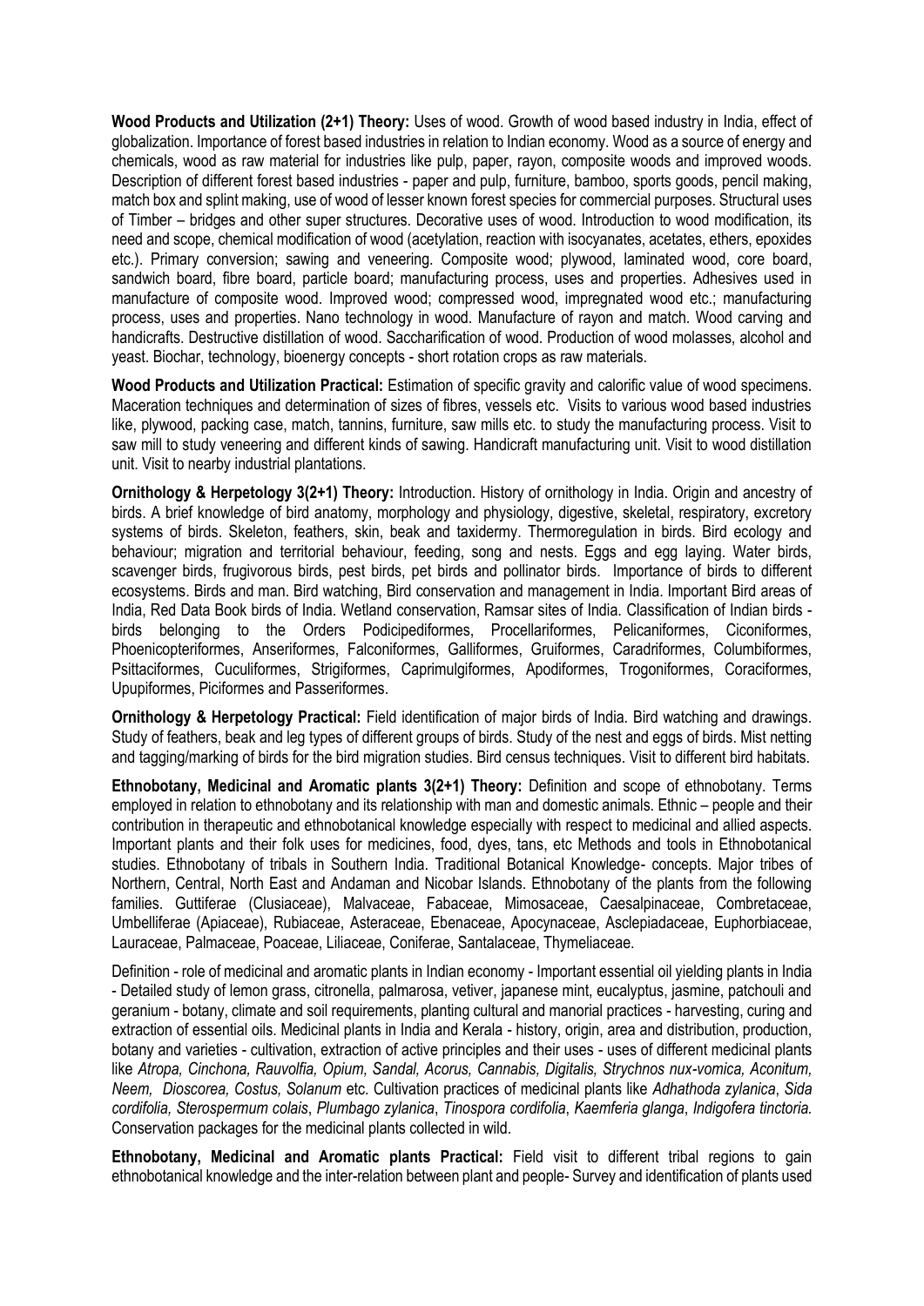**Wood Products and Utilization (2+1) Theory:** Uses of wood. Growth of wood based industry in India, effect of globalization. Importance of forest based industries in relation to Indian economy. Wood as a source of energy and chemicals, wood as raw material for industries like pulp, paper, rayon, composite woods and improved woods. Description of different forest based industries - paper and pulp, furniture, bamboo, sports goods, pencil making, match box and splint making, use of wood of lesser known forest species for commercial purposes. Structural uses of Timber – bridges and other super structures. Decorative uses of wood. Introduction to wood modification, its need and scope, chemical modification of wood (acetylation, reaction with isocyanates, acetates, ethers, epoxides etc.). Primary conversion; sawing and veneering. Composite wood; plywood, laminated wood, core board, sandwich board, fibre board, particle board; manufacturing process, uses and properties. Adhesives used in manufacture of composite wood. Improved wood; compressed wood, impregnated wood etc.; manufacturing process, uses and properties. Nano technology in wood. Manufacture of rayon and match. Wood carving and handicrafts. Destructive distillation of wood. Saccharification of wood. Production of wood molasses, alcohol and yeast. Biochar, technology, bioenergy concepts - short rotation crops as raw materials.

**Wood Products and Utilization Practical:** Estimation of specific gravity and calorific value of wood specimens. Maceration techniques and determination of sizes of fibres, vessels etc. Visits to various wood based industries like, plywood, packing case, match, tannins, furniture, saw mills etc. to study the manufacturing process. Visit to saw mill to study veneering and different kinds of sawing. Handicraft manufacturing unit. Visit to wood distillation unit. Visit to nearby industrial plantations.

**Ornithology & Herpetology 3(2+1) Theory:** Introduction. History of ornithology in India. Origin and ancestry of birds. A brief knowledge of bird anatomy, morphology and physiology, digestive, skeletal, respiratory, excretory systems of birds. Skeleton, feathers, skin, beak and taxidermy. Thermoregulation in birds. Bird ecology and behaviour; migration and territorial behaviour, feeding, song and nests. Eggs and egg laying. Water birds, scavenger birds, frugivorous birds, pest birds, pet birds and pollinator birds. Importance of birds to different ecosystems. Birds and man. Bird watching, Bird conservation and management in India. Important Bird areas of India, Red Data Book birds of India. Wetland conservation, Ramsar sites of India. Classification of Indian birds - birds belonging to the Orders Podicipediformes, Procellariformes, Pelicaniformes, Ciconiformes, Phoenicopteriformes, Anseriformes, Falconiformes, Galliformes, Gruiformes, Caradriformes, Columbiformes, Psittaciformes, Cuculiformes, Strigiformes, Caprimulgiformes, Apodiformes, Trogoniformes, Coraciformes, Upupiformes, Piciformes and Passeriformes.

**Ornithology & Herpetology Practical:** Field identification of major birds of India. Bird watching and drawings. Study of feathers, beak and leg types of different groups of birds. Study of the nest and eggs of birds. Mist netting and tagging/marking of birds for the bird migration studies. Bird census techniques. Visit to different bird habitats.

**Ethnobotany, Medicinal and Aromatic plants 3(2+1) Theory:** Definition and scope of ethnobotany. Terms employed in relation to ethnobotany and its relationship with man and domestic animals. Ethnic – people and their contribution in therapeutic and ethnobotanical knowledge especially with respect to medicinal and allied aspects. Important plants and their folk uses for medicines, food, dyes, tans, etc Methods and tools in Ethnobotanical studies. Ethnobotany of tribals in Southern India. Traditional Botanical Knowledge- concepts. Major tribes of Northern, Central, North East and Andaman and Nicobar Islands. Ethnobotany of the plants from the following families. Guttiferae (Clusiaceae), Malvaceae, Fabaceae, Mimosaceae, Caesalpinaceae, Combretaceae, Umbelliferae (Apiaceae), Rubiaceae, Asteraceae, Ebenaceae, Apocynaceae, Asclepiadaceae, Euphorbiaceae, Lauraceae, Palmaceae, Poaceae, Liliaceae, Coniferae, Santalaceae, Thymeliaceae.

Definition - role of medicinal and aromatic plants in Indian economy - Important essential oil yielding plants in India - Detailed study of lemon grass, citronella, palmarosa, vetiver, japanese mint, eucalyptus, jasmine, patchouli and geranium - botany, climate and soil requirements, planting cultural and manorial practices - harvesting, curing and extraction of essential oils. Medicinal plants in India and Kerala - history, origin, area and distribution, production, botany and varieties - cultivation, extraction of active principles and their uses - uses of different medicinal plants like *Atropa, Cinchona, Rauvolfia, Opium, Sandal, Acorus, Cannabis, Digitalis, Strychnos nux-vomica, Aconitum, Neem, Dioscorea, Costus, Solanum* etc. Cultivation practices of medicinal plants like *Adhathoda zylanica*, *Sida cordifolia, Sterospermum colais*, *Plumbago zylanica*, *Tinospora cordifolia*, *Kaemferia glanga*, *Indigofera tinctoria.* Conservation packages for the medicinal plants collected in wild.

**Ethnobotany, Medicinal and Aromatic plants Practical:** Field visit to different tribal regions to gain ethnobotanical knowledge and the inter-relation between plant and people- Survey and identification of plants used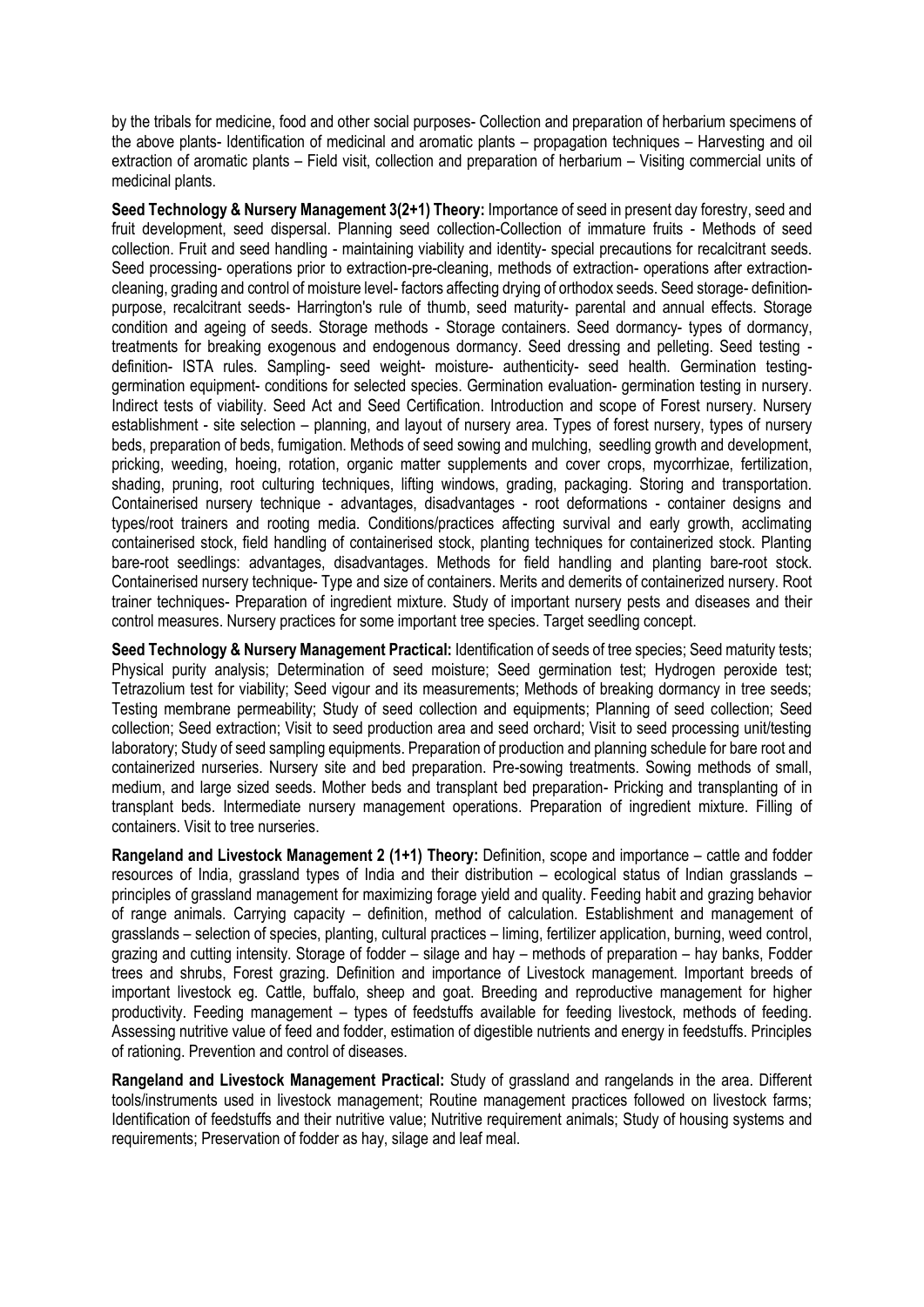by the tribals for medicine, food and other social purposes- Collection and preparation of herbarium specimens of the above plants- Identification of medicinal and aromatic plants – propagation techniques – Harvesting and oil extraction of aromatic plants – Field visit, collection and preparation of herbarium – Visiting commercial units of medicinal plants.

**Seed Technology & Nursery Management 3(2+1) Theory:** Importance of seed in present day forestry, seed and fruit development, seed dispersal. Planning seed collection-Collection of immature fruits - Methods of seed collection. Fruit and seed handling - maintaining viability and identity- special precautions for recalcitrant seeds. Seed processing- operations prior to extraction-pre-cleaning, methods of extraction- operations after extraction-cleaning, grading and control of moisture level- factors affecting drying of orthodox seeds. Seed storage- definition-purpose, recalcitrant seeds- Harrington's rule of thumb, seed maturity- parental and annual effects. Storage condition and ageing of seeds. Storage methods - Storage containers. Seed dormancy- types of dormancy, treatments for breaking exogenous and endogenous dormancy. Seed dressing and pelleting. Seed testing - definition- ISTA rules. Sampling- seed weight- moisture- authenticity- seed health. Germination testing-germination equipment- conditions for selected species. Germination evaluation- germination testing in nursery. Indirect tests of viability. Seed Act and Seed Certification. Introduction and scope of Forest nursery. Nursery establishment - site selection – planning, and layout of nursery area. Types of forest nursery, types of nursery beds, preparation of beds, fumigation. Methods of seed sowing and mulching, seedling growth and development, pricking, weeding, hoeing, rotation, organic matter supplements and cover crops, mycorrhizae, fertilization, shading, pruning, root culturing techniques, lifting windows, grading, packaging. Storing and transportation. Containerised nursery technique - advantages, disadvantages - root deformations - container designs and types/root trainers and rooting media. Conditions/practices affecting survival and early growth, acclimating containerised stock, field handling of containerised stock, planting techniques for containerized stock. Planting bare-root seedlings: advantages, disadvantages. Methods for field handling and planting bare-root stock. Containerised nursery technique- Type and size of containers. Merits and demerits of containerized nursery. Root trainer techniques- Preparation of ingredient mixture. Study of important nursery pests and diseases and their control measures. Nursery practices for some important tree species. Target seedling concept.

**Seed Technology & Nursery Management Practical:** Identification of seeds of tree species; Seed maturity tests; Physical purity analysis; Determination of seed moisture; Seed germination test; Hydrogen peroxide test; Tetrazolium test for viability; Seed vigour and its measurements; Methods of breaking dormancy in tree seeds; Testing membrane permeability; Study of seed collection and equipments; Planning of seed collection; Seed collection; Seed extraction; Visit to seed production area and seed orchard; Visit to seed processing unit/testing laboratory; Study of seed sampling equipments. Preparation of production and planning schedule for bare root and containerized nurseries. Nursery site and bed preparation. Pre-sowing treatments. Sowing methods of small, medium, and large sized seeds. Mother beds and transplant bed preparation- Pricking and transplanting of in transplant beds. Intermediate nursery management operations. Preparation of ingredient mixture. Filling of containers. Visit to tree nurseries.

**Rangeland and Livestock Management 2 (1+1) Theory:** Definition, scope and importance – cattle and fodder resources of India, grassland types of India and their distribution – ecological status of Indian grasslands – principles of grassland management for maximizing forage yield and quality. Feeding habit and grazing behavior of range animals. Carrying capacity – definition, method of calculation. Establishment and management of grasslands – selection of species, planting, cultural practices – liming, fertilizer application, burning, weed control, grazing and cutting intensity. Storage of fodder – silage and hay – methods of preparation – hay banks, Fodder trees and shrubs, Forest grazing. Definition and importance of Livestock management. Important breeds of important livestock eg. Cattle, buffalo, sheep and goat. Breeding and reproductive management for higher productivity. Feeding management – types of feedstuffs available for feeding livestock, methods of feeding. Assessing nutritive value of feed and fodder, estimation of digestible nutrients and energy in feedstuffs. Principles of rationing. Prevention and control of diseases.

**Rangeland and Livestock Management Practical:** Study of grassland and rangelands in the area. Different tools/instruments used in livestock management; Routine management practices followed on livestock farms; Identification of feedstuffs and their nutritive value; Nutritive requirement animals; Study of housing systems and requirements; Preservation of fodder as hay, silage and leaf meal.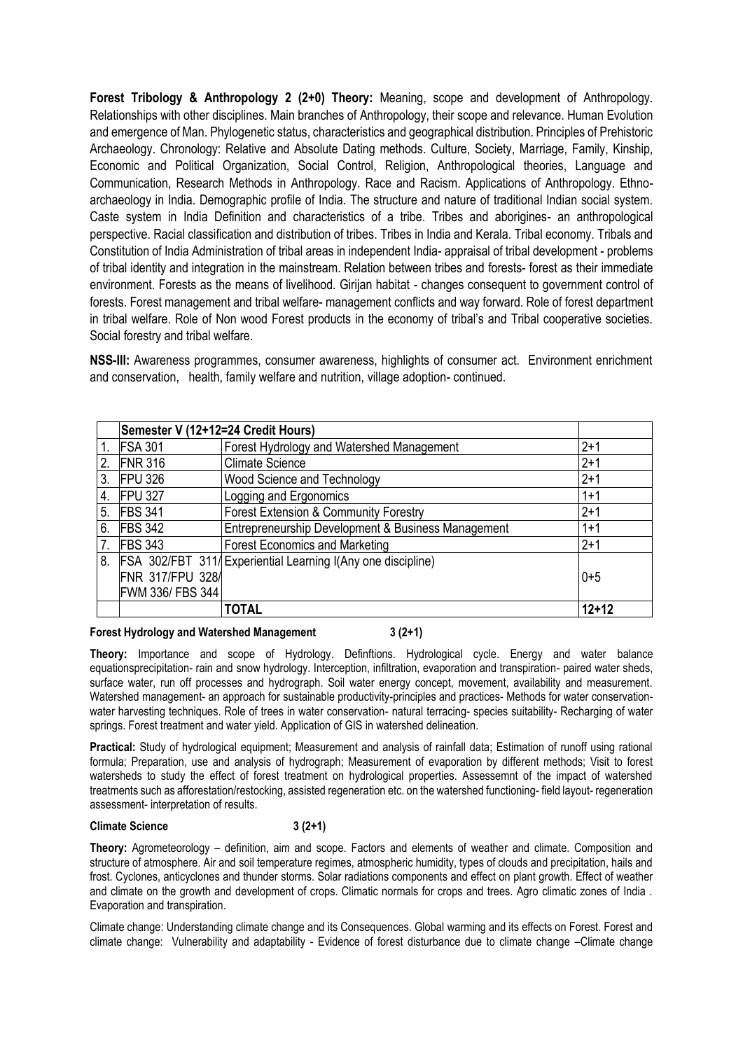**Forest Tribology & Anthropology 2 (2+0) Theory:** Meaning, scope and development of Anthropology. Relationships with other disciplines. Main branches of Anthropology, their scope and relevance. Human Evolution and emergence of Man. Phylogenetic status, characteristics and geographical distribution. Principles of Prehistoric Archaeology. Chronology: Relative and Absolute Dating methods. Culture, Society, Marriage, Family, Kinship, Economic and Political Organization, Social Control, Religion, Anthropological theories, Language and Communication, Research Methods in Anthropology. Race and Racism. Applications of Anthropology. Ethno-archaeology in India. Demographic profile of India. The structure and nature of traditional Indian social system. Caste system in India Definition and characteristics of a tribe. Tribes and aborigines- an anthropological perspective. Racial classification and distribution of tribes. Tribes in India and Kerala. Tribal economy. Tribals and Constitution of India Administration of tribal areas in independent India- appraisal of tribal development - problems of tribal identity and integration in the mainstream. Relation between tribes and forests- forest as their immediate environment. Forests as the means of livelihood. Girijan habitat - changes consequent to government control of forests. Forest management and tribal welfare- management conflicts and way forward. Role of forest department in tribal welfare. Role of Non wood Forest products in the economy of tribal's and Tribal cooperative societies. Social forestry and tribal welfare.

**NSS-III:** Awareness programmes, consumer awareness, highlights of consumer act. Environment enrichment and conservation, health, family welfare and nutrition, village adoption- continued.

| | **Semester V (12+12=24 Credit Hours)** | | |
|---|---|---|---|
| 1. | FSA 301 | Forest Hydrology and Watershed Management | 2+1 |
| 2. | FNR 316 | Climate Science | 2+1 |
| 3. | FPU 326 | Wood Science and Technology | 2+1 |
| 4. | FPU 327 | Logging and Ergonomics | 1+1 |
| 5. | FBS 341 | Forest Extension & Community Forestry | 2+1 |
| 6. | FBS 342 | Entrepreneurship Development & Business Management | 1+1 |
| 7. | FBS 343 | Forest Economics and Marketing | 2+1 |
| 8. | FSA 302/FBT 311/ FNR 317/FPU 328/ FWM 336/ FBS 344 | Experiential Learning I(Any one discipline) | 0+5 |
| | | **TOTAL** | **12+12** |

**Forest Hydrology and Watershed Management 3 (2+1)**

**Theory:** Importance and scope of Hydrology. Definftions. Hydrological cycle. Energy and water balance equationsprecipitation- rain and snow hydrology. Interception, infiltration, evaporation and transpiration- paired water sheds, surface water, run off processes and hydrograph. Soil water energy concept, movement, availability and measurement. Watershed management- an approach for sustainable productivity-principles and practices- Methods for water conservation-water harvesting techniques. Role of trees in water conservation- natural terracing- species suitability- Recharging of water springs. Forest treatment and water yield. Application of GIS in watershed delineation.

**Practical:** Study of hydrological equipment; Measurement and analysis of rainfall data; Estimation of runoff using rational formula; Preparation, use and analysis of hydrograph; Measurement of evaporation by different methods; Visit to forest watersheds to study the effect of forest treatment on hydrological properties. Assessemnt of the impact of watershed treatments such as afforestation/restocking, assisted regeneration etc. on the watershed functioning- field layout- regeneration assessment- interpretation of results.

**Climate Science 3 (2+1)**

**Theory:** Agrometeorology – definition, aim and scope. Factors and elements of weather and climate. Composition and structure of atmosphere. Air and soil temperature regimes, atmospheric humidity, types of clouds and precipitation, hails and frost. Cyclones, anticyclones and thunder storms. Solar radiations components and effect on plant growth. Effect of weather and climate on the growth and development of crops. Climatic normals for crops and trees. Agro climatic zones of India . Evaporation and transpiration.

Climate change: Understanding climate change and its Consequences. Global warming and its effects on Forest. Forest and climate change: Vulnerability and adaptability - Evidence of forest disturbance due to climate change –Climate change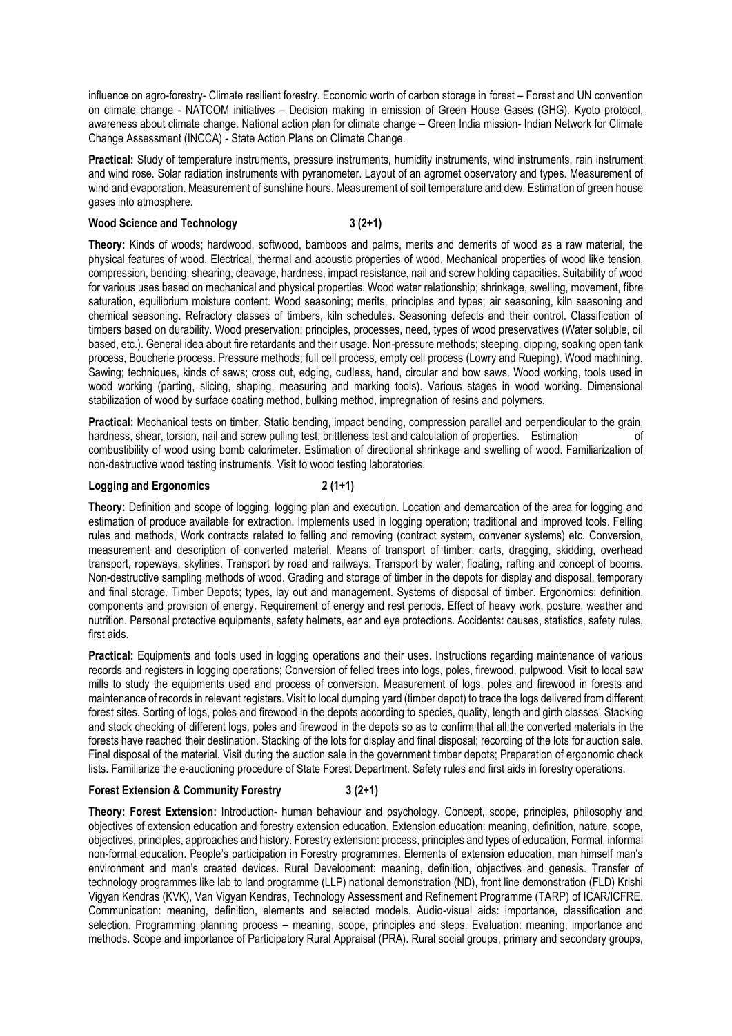influence on agro-forestry- Climate resilient forestry. Economic worth of carbon storage in forest – Forest and UN convention on climate change - NATCOM initiatives – Decision making in emission of Green House Gases (GHG). Kyoto protocol, awareness about climate change. National action plan for climate change – Green India mission- Indian Network for Climate Change Assessment (INCCA) - State Action Plans on Climate Change.

**Practical:** Study of temperature instruments, pressure instruments, humidity instruments, wind instruments, rain instrument and wind rose. Solar radiation instruments with pyranometer. Layout of an agromet observatory and types. Measurement of wind and evaporation. Measurement of sunshine hours. Measurement of soil temperature and dew. Estimation of green house gases into atmosphere.

**Wood Science and Technology 3 (2+1)**

**Theory:** Kinds of woods; hardwood, softwood, bamboos and palms, merits and demerits of wood as a raw material, the physical features of wood. Electrical, thermal and acoustic properties of wood. Mechanical properties of wood like tension, compression, bending, shearing, cleavage, hardness, impact resistance, nail and screw holding capacities. Suitability of wood for various uses based on mechanical and physical properties. Wood water relationship; shrinkage, swelling, movement, fibre saturation, equilibrium moisture content. Wood seasoning; merits, principles and types; air seasoning, kiln seasoning and chemical seasoning. Refractory classes of timbers, kiln schedules. Seasoning defects and their control. Classification of timbers based on durability. Wood preservation; principles, processes, need, types of wood preservatives (Water soluble, oil based, etc.). General idea about fire retardants and their usage. Non-pressure methods; steeping, dipping, soaking open tank process, Boucherie process. Pressure methods; full cell process, empty cell process (Lowry and Rueping). Wood machining. Sawing; techniques, kinds of saws; cross cut, edging, cudless, hand, circular and bow saws. Wood working, tools used in wood working (parting, slicing, shaping, measuring and marking tools). Various stages in wood working. Dimensional stabilization of wood by surface coating method, bulking method, impregnation of resins and polymers.

**Practical:** Mechanical tests on timber. Static bending, impact bending, compression parallel and perpendicular to the grain, hardness, shear, torsion, nail and screw pulling test, brittleness test and calculation of properties. Estimation of combustibility of wood using bomb calorimeter. Estimation of directional shrinkage and swelling of wood. Familiarization of non-destructive wood testing instruments. Visit to wood testing laboratories.

**Logging and Ergonomics 2 (1+1)**

**Theory:** Definition and scope of logging, logging plan and execution. Location and demarcation of the area for logging and estimation of produce available for extraction. Implements used in logging operation; traditional and improved tools. Felling rules and methods, Work contracts related to felling and removing (contract system, convener systems) etc. Conversion, measurement and description of converted material. Means of transport of timber; carts, dragging, skidding, overhead transport, ropeways, skylines. Transport by road and railways. Transport by water; floating, rafting and concept of booms. Non-destructive sampling methods of wood. Grading and storage of timber in the depots for display and disposal, temporary and final storage. Timber Depots; types, lay out and management. Systems of disposal of timber. Ergonomics: definition, components and provision of energy. Requirement of energy and rest periods. Effect of heavy work, posture, weather and nutrition. Personal protective equipments, safety helmets, ear and eye protections. Accidents: causes, statistics, safety rules, first aids.

**Practical:** Equipments and tools used in logging operations and their uses. Instructions regarding maintenance of various records and registers in logging operations; Conversion of felled trees into logs, poles, firewood, pulpwood. Visit to local saw mills to study the equipments used and process of conversion. Measurement of logs, poles and firewood in forests and maintenance of records in relevant registers. Visit to local dumping yard (timber depot) to trace the logs delivered from different forest sites. Sorting of logs, poles and firewood in the depots according to species, quality, length and girth classes. Stacking and stock checking of different logs, poles and firewood in the depots so as to confirm that all the converted materials in the forests have reached their destination. Stacking of the lots for display and final disposal; recording of the lots for auction sale. Final disposal of the material. Visit during the auction sale in the government timber depots; Preparation of ergonomic check lists. Familiarize the e-auctioning procedure of State Forest Department. Safety rules and first aids in forestry operations.

**Forest Extension & Community Forestry 3 (2+1)**

**Theory: <u>Forest Extension</u>:** Introduction- human behaviour and psychology. Concept, scope, principles, philosophy and objectives of extension education and forestry extension education. Extension education: meaning, definition, nature, scope, objectives, principles, approaches and history. Forestry extension: process, principles and types of education, Formal, informal non-formal education. People's participation in Forestry programmes. Elements of extension education, man himself man's environment and man's created devices. Rural Development: meaning, definition, objectives and genesis. Transfer of technology programmes like lab to land programme (LLP) national demonstration (ND), front line demonstration (FLD) Krishi Vigyan Kendras (KVK), Van Vigyan Kendras, Technology Assessment and Refinement Programme (TARP) of ICAR/ICFRE. Communication: meaning, definition, elements and selected models. Audio-visual aids: importance, classification and selection. Programming planning process – meaning, scope, principles and steps. Evaluation: meaning, importance and methods. Scope and importance of Participatory Rural Appraisal (PRA). Rural social groups, primary and secondary groups,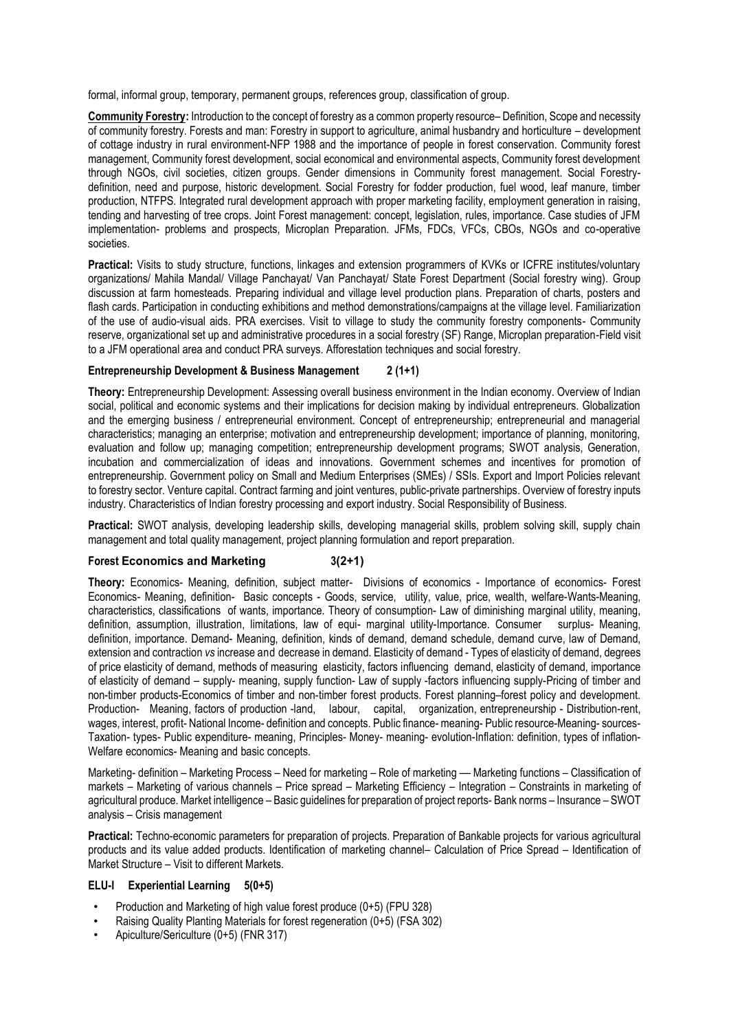formal, informal group, temporary, permanent groups, references group, classification of group.

**Community Forestry:** Introduction to the concept of forestry as a common property resource– Definition, Scope and necessity of community forestry. Forests and man: Forestry in support to agriculture, animal husbandry and horticulture – development of cottage industry in rural environment-NFP 1988 and the importance of people in forest conservation. Community forest management, Community forest development, social economical and environmental aspects, Community forest development through NGOs, civil societies, citizen groups. Gender dimensions in Community forest management. Social Forestry-definition, need and purpose, historic development. Social Forestry for fodder production, fuel wood, leaf manure, timber production, NTFPS. Integrated rural development approach with proper marketing facility, employment generation in raising, tending and harvesting of tree crops. Joint Forest management: concept, legislation, rules, importance. Case studies of JFM implementation- problems and prospects, Microplan Preparation. JFMs, FDCs, VFCs, CBOs, NGOs and co-operative societies.

**Practical:** Visits to study structure, functions, linkages and extension programmers of KVKs or ICFRE institutes/voluntary organizations/ Mahila Mandal/ Village Panchayat/ Van Panchayat/ State Forest Department (Social forestry wing). Group discussion at farm homesteads. Preparing individual and village level production plans. Preparation of charts, posters and flash cards. Participation in conducting exhibitions and method demonstrations/campaigns at the village level. Familiarization of the use of audio-visual aids. PRA exercises. Visit to village to study the community forestry components- Community reserve, organizational set up and administrative procedures in a social forestry (SF) Range, Microplan preparation-Field visit to a JFM operational area and conduct PRA surveys. Afforestation techniques and social forestry.

### Entrepreneurship Development & Business Management 2 (1+1)

**Theory:** Entrepreneurship Development: Assessing overall business environment in the Indian economy. Overview of Indian social, political and economic systems and their implications for decision making by individual entrepreneurs. Globalization and the emerging business / entrepreneurial environment. Concept of entrepreneurship; entrepreneurial and managerial characteristics; managing an enterprise; motivation and entrepreneurship development; importance of planning, monitoring, evaluation and follow up; managing competition; entrepreneurship development programs; SWOT analysis, Generation, incubation and commercialization of ideas and innovations. Government schemes and incentives for promotion of entrepreneurship. Government policy on Small and Medium Enterprises (SMEs) / SSIs. Export and Import Policies relevant to forestry sector. Venture capital. Contract farming and joint ventures, public-private partnerships. Overview of forestry inputs industry. Characteristics of Indian forestry processing and export industry. Social Responsibility of Business.

**Practical:** SWOT analysis, developing leadership skills, developing managerial skills, problem solving skill, supply chain management and total quality management, project planning formulation and report preparation.

### Forest Economics and Marketing 3(2+1)

**Theory:** Economics- Meaning, definition, subject matter- Divisions of economics - Importance of economics- Forest Economics- Meaning, definition- Basic concepts - Goods, service, utility, value, price, wealth, welfare-Wants-Meaning, characteristics, classifications of wants, importance. Theory of consumption- Law of diminishing marginal utility, meaning, definition, assumption, illustration, limitations, law of equi- marginal utility-Importance. Consumer surplus- Meaning, definition, importance. Demand- Meaning, definition, kinds of demand, demand schedule, demand curve, law of Demand, extension and contraction *vs* increase and decrease in demand. Elasticity of demand - Types of elasticity of demand, degrees of price elasticity of demand, methods of measuring elasticity, factors influencing demand, elasticity of demand, importance of elasticity of demand – supply- meaning, supply function- Law of supply -factors influencing supply-Pricing of timber and non-timber products-Economics of timber and non-timber forest products. Forest planning–forest policy and development. Production- Meaning, factors of production -land, labour, capital, organization, entrepreneurship - Distribution-rent, wages, interest, profit- National Income- definition and concepts. Public finance- meaning- Public resource-Meaning- sources- Taxation- types- Public expenditure- meaning, Principles- Money- meaning- evolution-Inflation: definition, types of inflation- Welfare economics- Meaning and basic concepts.

Marketing- definition – Marketing Process – Need for marketing – Role of marketing — Marketing functions – Classification of markets – Marketing of various channels – Price spread – Marketing Efficiency – Integration – Constraints in marketing of agricultural produce. Market intelligence – Basic guidelines for preparation of project reports- Bank norms – Insurance – SWOT analysis – Crisis management

**Practical:** Techno-economic parameters for preparation of projects. Preparation of Bankable projects for various agricultural products and its value added products. Identification of marketing channel– Calculation of Price Spread – Identification of Market Structure – Visit to different Markets.

### ELU-I Experiential Learning 5(0+5)

- Production and Marketing of high value forest produce (0+5) (FPU 328)
- Raising Quality Planting Materials for forest regeneration (0+5) (FSA 302)
- Apiculture/Sericulture (0+5) (FNR 317)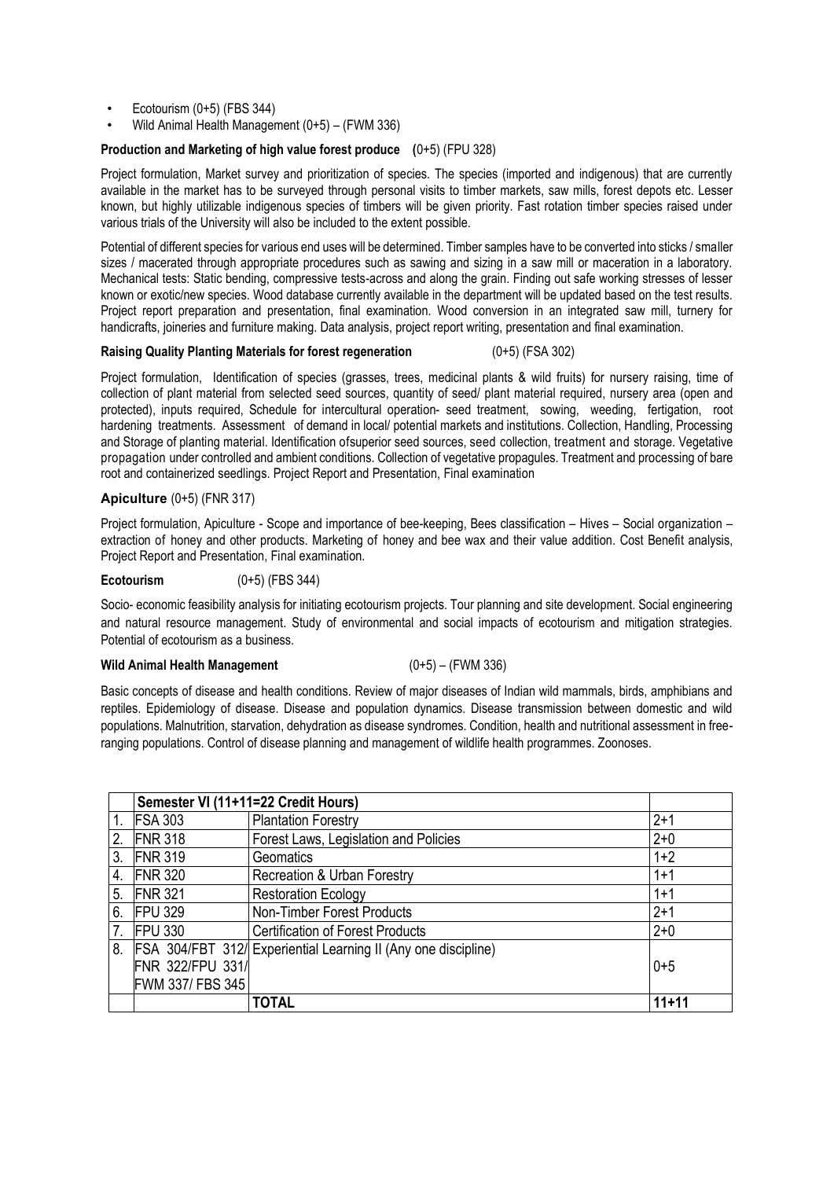- Ecotourism (0+5) (FBS 344)
- Wild Animal Health Management (0+5) – (FWM 336)

**Production and Marketing of high value forest produce (**0+5) (FPU 328)

Project formulation, Market survey and prioritization of species. The species (imported and indigenous) that are currently available in the market has to be surveyed through personal visits to timber markets, saw mills, forest depots etc. Lesser known, but highly utilizable indigenous species of timbers will be given priority. Fast rotation timber species raised under various trials of the University will also be included to the extent possible.

Potential of different species for various end uses will be determined. Timber samples have to be converted into sticks / smaller sizes / macerated through appropriate procedures such as sawing and sizing in a saw mill or maceration in a laboratory. Mechanical tests: Static bending, compressive tests-across and along the grain. Finding out safe working stresses of lesser known or exotic/new species. Wood database currently available in the department will be updated based on the test results. Project report preparation and presentation, final examination. Wood conversion in an integrated saw mill, turnery for handicrafts, joineries and furniture making. Data analysis, project report writing, presentation and final examination.

**Raising Quality Planting Materials for forest regeneration** (0+5) (FSA 302)

Project formulation, Identification of species (grasses, trees, medicinal plants & wild fruits) for nursery raising, time of collection of plant material from selected seed sources, quantity of seed/ plant material required, nursery area (open and protected), inputs required, Schedule for intercultural operation- seed treatment, sowing, weeding, fertigation, root hardening treatments. Assessment of demand in local/ potential markets and institutions. Collection, Handling, Processing and Storage of planting material. Identification ofsuperior seed sources, seed collection, treatment and storage. Vegetative propagation under controlled and ambient conditions. Collection of vegetative propagules. Treatment and processing of bare root and containerized seedlings. Project Report and Presentation, Final examination

**Apiculture** (0+5) (FNR 317)

Project formulation, Apiculture - Scope and importance of bee-keeping, Bees classification – Hives – Social organization – extraction of honey and other products. Marketing of honey and bee wax and their value addition. Cost Benefit analysis, Project Report and Presentation, Final examination.

**Ecotourism** (0+5) (FBS 344)

Socio- economic feasibility analysis for initiating ecotourism projects. Tour planning and site development. Social engineering and natural resource management. Study of environmental and social impacts of ecotourism and mitigation strategies. Potential of ecotourism as a business.

**Wild Animal Health Management** (0+5) – (FWM 336)

Basic concepts of disease and health conditions. Review of major diseases of Indian wild mammals, birds, amphibians and reptiles. Epidemiology of disease. Disease and population dynamics. Disease transmission between domestic and wild populations. Malnutrition, starvation, dehydration as disease syndromes. Condition, health and nutritional assessment in free-ranging populations. Control of disease planning and management of wildlife health programmes. Zoonoses.

| | **Semester VI (11+11=22 Credit Hours)** | | |
|---|---|---|---|
| 1. | FSA 303 | Plantation Forestry | 2+1 |
| 2. | FNR 318 | Forest Laws, Legislation and Policies | 2+0 |
| 3. | FNR 319 | Geomatics | 1+2 |
| 4. | FNR 320 | Recreation & Urban Forestry | 1+1 |
| 5. | FNR 321 | Restoration Ecology | 1+1 |
| 6. | FPU 329 | Non-Timber Forest Products | 2+1 |
| 7. | FPU 330 | Certification of Forest Products | 2+0 |
| 8. | FSA 304/FBT 312/ FNR 322/FPU 331/ FWM 337/ FBS 345 | Experiential Learning II (Any one discipline) | 0+5 |
| | | **TOTAL** | **11+11** |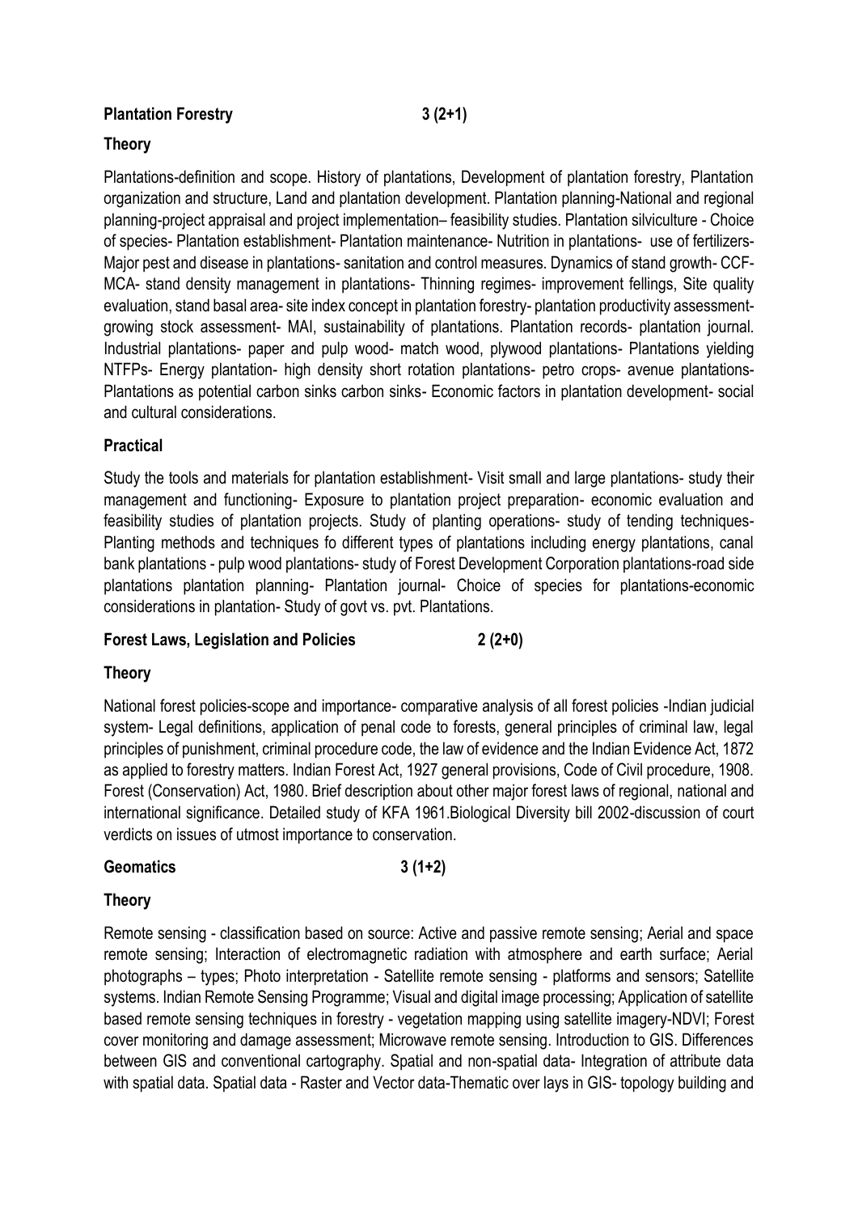**Plantation Forestry 3 (2+1)**

**Theory**

Plantations-definition and scope. History of plantations, Development of plantation forestry, Plantation organization and structure, Land and plantation development. Plantation planning-National and regional planning-project appraisal and project implementation– feasibility studies. Plantation silviculture - Choice of species- Plantation establishment- Plantation maintenance- Nutrition in plantations- use of fertilizers- Major pest and disease in plantations- sanitation and control measures. Dynamics of stand growth- CCF- MCA- stand density management in plantations- Thinning regimes- improvement fellings, Site quality evaluation, stand basal area- site index concept in plantation forestry- plantation productivity assessment- growing stock assessment- MAI, sustainability of plantations. Plantation records- plantation journal. Industrial plantations- paper and pulp wood- match wood, plywood plantations- Plantations yielding NTFPs- Energy plantation- high density short rotation plantations- petro crops- avenue plantations- Plantations as potential carbon sinks carbon sinks- Economic factors in plantation development- social and cultural considerations.

**Practical**

Study the tools and materials for plantation establishment- Visit small and large plantations- study their management and functioning- Exposure to plantation project preparation- economic evaluation and feasibility studies of plantation projects. Study of planting operations- study of tending techniques- Planting methods and techniques fo different types of plantations including energy plantations, canal bank plantations - pulp wood plantations- study of Forest Development Corporation plantations-road side plantations plantation planning- Plantation journal- Choice of species for plantations-economic considerations in plantation- Study of govt vs. pvt. Plantations.

**Forest Laws, Legislation and Policies 2 (2+0)**

**Theory**

National forest policies-scope and importance- comparative analysis of all forest policies -Indian judicial system- Legal definitions, application of penal code to forests, general principles of criminal law, legal principles of punishment, criminal procedure code, the law of evidence and the Indian Evidence Act, 1872 as applied to forestry matters. Indian Forest Act, 1927 general provisions, Code of Civil procedure, 1908. Forest (Conservation) Act, 1980. Brief description about other major forest laws of regional, national and international significance. Detailed study of KFA 1961.Biological Diversity bill 2002-discussion of court verdicts on issues of utmost importance to conservation.

**Geomatics 3 (1+2)**

**Theory**

Remote sensing - classification based on source: Active and passive remote sensing; Aerial and space remote sensing; Interaction of electromagnetic radiation with atmosphere and earth surface; Aerial photographs – types; Photo interpretation - Satellite remote sensing - platforms and sensors; Satellite systems. Indian Remote Sensing Programme; Visual and digital image processing; Application of satellite based remote sensing techniques in forestry - vegetation mapping using satellite imagery-NDVI; Forest cover monitoring and damage assessment; Microwave remote sensing. Introduction to GIS. Differences between GIS and conventional cartography. Spatial and non-spatial data- Integration of attribute data with spatial data. Spatial data - Raster and Vector data-Thematic over lays in GIS- topology building and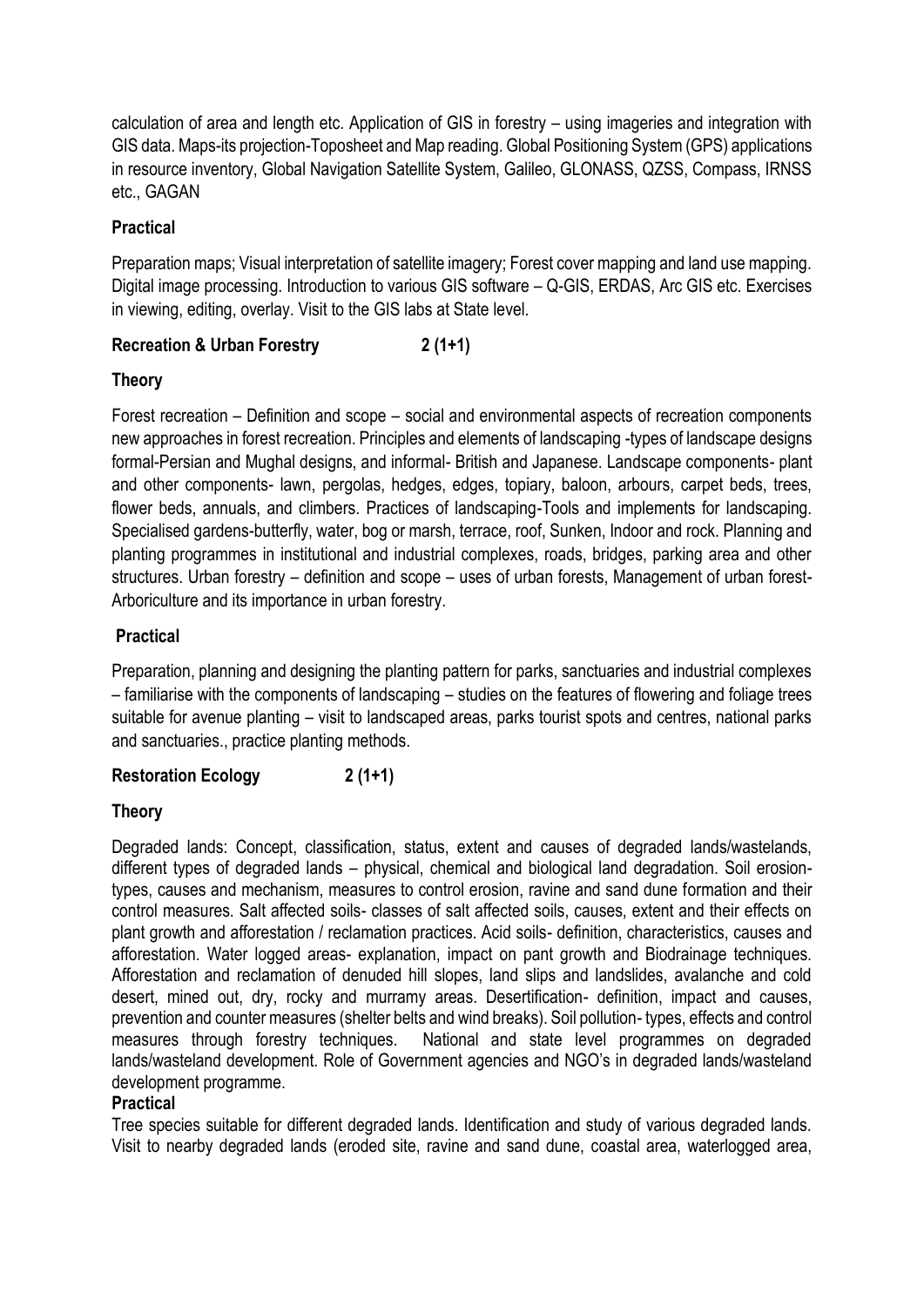calculation of area and length etc. Application of GIS in forestry – using imageries and integration with GIS data. Maps-its projection-Toposheet and Map reading. Global Positioning System (GPS) applications in resource inventory, Global Navigation Satellite System, Galileo, GLONASS, QZSS, Compass, IRNSS etc., GAGAN

**Practical**

Preparation maps; Visual interpretation of satellite imagery; Forest cover mapping and land use mapping. Digital image processing. Introduction to various GIS software – Q-GIS, ERDAS, Arc GIS etc. Exercises in viewing, editing, overlay. Visit to the GIS labs at State level.

**Recreation & Urban Forestry 2 (1+1)**

**Theory**

Forest recreation – Definition and scope – social and environmental aspects of recreation components new approaches in forest recreation. Principles and elements of landscaping -types of landscape designs formal-Persian and Mughal designs, and informal- British and Japanese. Landscape components- plant and other components- lawn, pergolas, hedges, edges, topiary, baloon, arbours, carpet beds, trees, flower beds, annuals, and climbers. Practices of landscaping-Tools and implements for landscaping. Specialised gardens-butterfly, water, bog or marsh, terrace, roof, Sunken, Indoor and rock. Planning and planting programmes in institutional and industrial complexes, roads, bridges, parking area and other structures. Urban forestry – definition and scope – uses of urban forests, Management of urban forest-Arboriculture and its importance in urban forestry.

**Practical**

Preparation, planning and designing the planting pattern for parks, sanctuaries and industrial complexes – familiarise with the components of landscaping – studies on the features of flowering and foliage trees suitable for avenue planting – visit to landscaped areas, parks tourist spots and centres, national parks and sanctuaries., practice planting methods.

**Restoration Ecology 2 (1+1)**

**Theory**

Degraded lands: Concept, classification, status, extent and causes of degraded lands/wastelands, different types of degraded lands – physical, chemical and biological land degradation. Soil erosion-types, causes and mechanism, measures to control erosion, ravine and sand dune formation and their control measures. Salt affected soils- classes of salt affected soils, causes, extent and their effects on plant growth and afforestation / reclamation practices. Acid soils- definition, characteristics, causes and afforestation. Water logged areas- explanation, impact on pant growth and Biodrainage techniques. Afforestation and reclamation of denuded hill slopes, land slips and landslides, avalanche and cold desert, mined out, dry, rocky and murramy areas. Desertification- definition, impact and causes, prevention and counter measures (shelter belts and wind breaks). Soil pollution- types, effects and control measures through forestry techniques. National and state level programmes on degraded lands/wasteland development. Role of Government agencies and NGO's in degraded lands/wasteland development programme.

**Practical**

Tree species suitable for different degraded lands. Identification and study of various degraded lands. Visit to nearby degraded lands (eroded site, ravine and sand dune, coastal area, waterlogged area,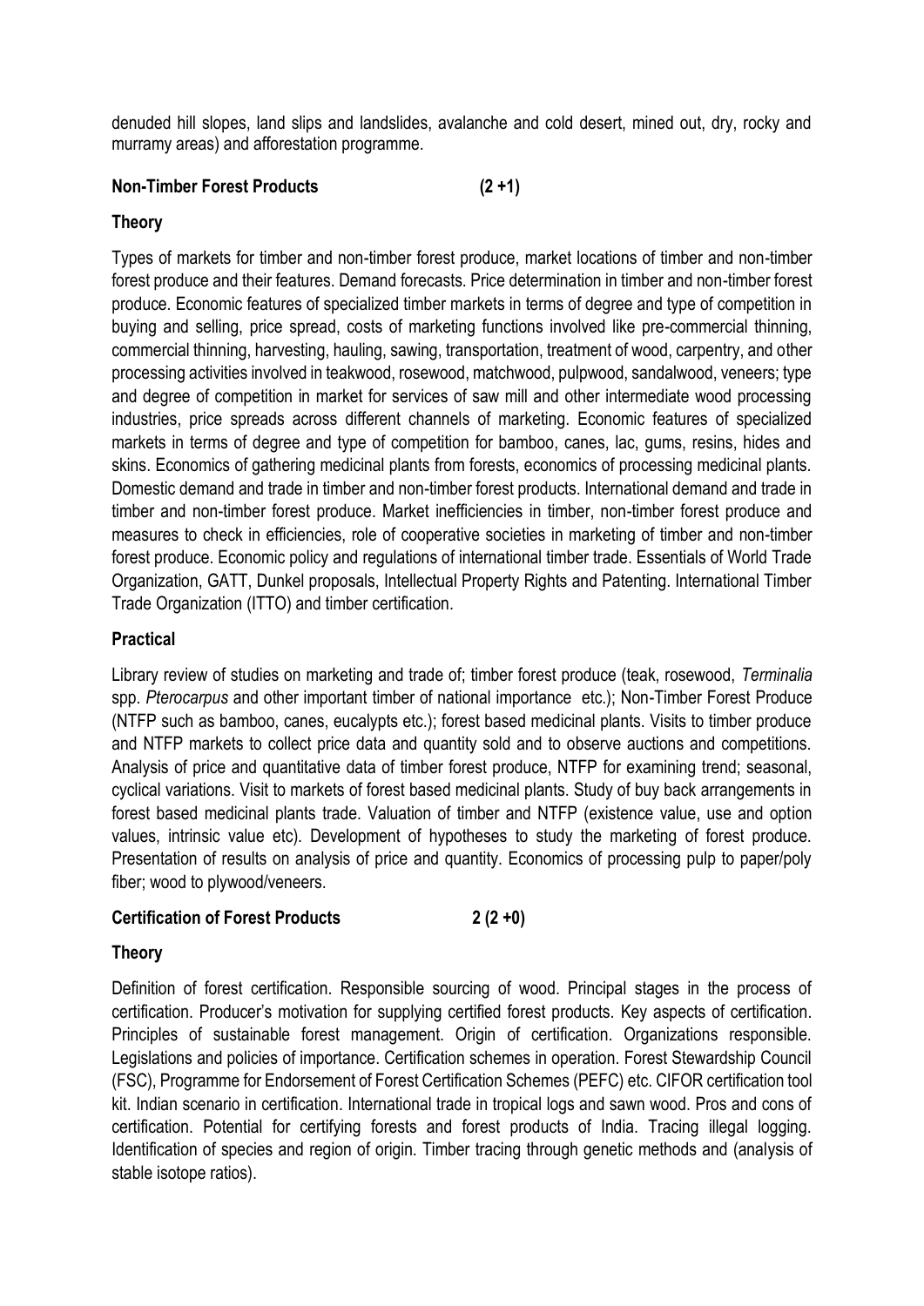denuded hill slopes, land slips and landslides, avalanche and cold desert, mined out, dry, rocky and murramy areas) and afforestation programme.

**Non-Timber Forest Products (2 +1)**

**Theory**

Types of markets for timber and non-timber forest produce, market locations of timber and non-timber forest produce and their features. Demand forecasts. Price determination in timber and non-timber forest produce. Economic features of specialized timber markets in terms of degree and type of competition in buying and selling, price spread, costs of marketing functions involved like pre-commercial thinning, commercial thinning, harvesting, hauling, sawing, transportation, treatment of wood, carpentry, and other processing activities involved in teakwood, rosewood, matchwood, pulpwood, sandalwood, veneers; type and degree of competition in market for services of saw mill and other intermediate wood processing industries, price spreads across different channels of marketing. Economic features of specialized markets in terms of degree and type of competition for bamboo, canes, lac, gums, resins, hides and skins. Economics of gathering medicinal plants from forests, economics of processing medicinal plants. Domestic demand and trade in timber and non-timber forest products. International demand and trade in timber and non-timber forest produce. Market inefficiencies in timber, non-timber forest produce and measures to check in efficiencies, role of cooperative societies in marketing of timber and non-timber forest produce. Economic policy and regulations of international timber trade. Essentials of World Trade Organization, GATT, Dunkel proposals, Intellectual Property Rights and Patenting. International Timber Trade Organization (ITTO) and timber certification.

**Practical**

Library review of studies on marketing and trade of; timber forest produce (teak, rosewood, *Terminalia* spp. *Pterocarpus* and other important timber of national importance etc.); Non-Timber Forest Produce (NTFP such as bamboo, canes, eucalypts etc.); forest based medicinal plants. Visits to timber produce and NTFP markets to collect price data and quantity sold and to observe auctions and competitions. Analysis of price and quantitative data of timber forest produce, NTFP for examining trend; seasonal, cyclical variations. Visit to markets of forest based medicinal plants. Study of buy back arrangements in forest based medicinal plants trade. Valuation of timber and NTFP (existence value, use and option values, intrinsic value etc). Development of hypotheses to study the marketing of forest produce. Presentation of results on analysis of price and quantity. Economics of processing pulp to paper/poly fiber; wood to plywood/veneers.

**Certification of Forest Products 2 (2 +0)**

**Theory**

Definition of forest certification. Responsible sourcing of wood. Principal stages in the process of certification. Producer's motivation for supplying certified forest products. Key aspects of certification. Principles of sustainable forest management. Origin of certification. Organizations responsible. Legislations and policies of importance. Certification schemes in operation. Forest Stewardship Council (FSC), Programme for Endorsement of Forest Certification Schemes (PEFC) etc. CIFOR certification tool kit. Indian scenario in certification. International trade in tropical logs and sawn wood. Pros and cons of certification. Potential for certifying forests and forest products of India. Tracing illegal logging. Identification of species and region of origin. Timber tracing through genetic methods and (analysis of stable isotope ratios).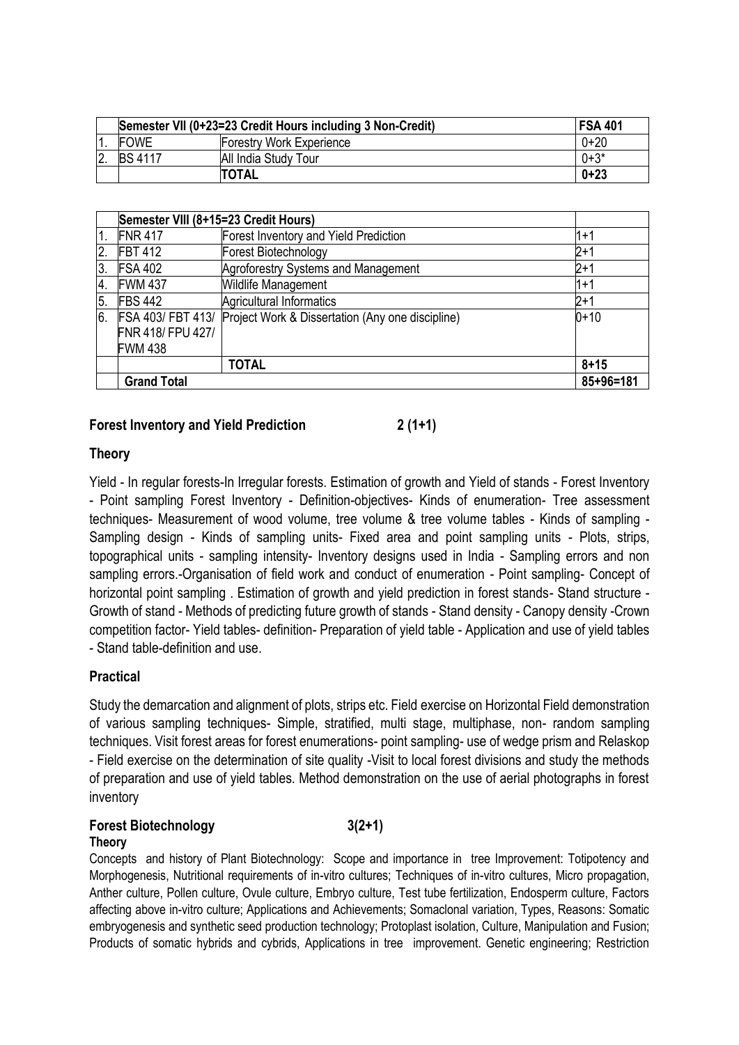|  | Semester VII (0+23=23 Credit Hours including 3 Non-Credit) |  | FSA 401 |
|---|---|---|---|
| 1. | FOWE | Forestry Work Experience | 0+20 |
| 2. | BS 4117 | All India Study Tour | 0+3* |
|  |  | TOTAL | 0+23 |

|  | Semester VIII (8+15=23 Credit Hours) |  |  |
|---|---|---|---|
| 1. | FNR 417 | Forest Inventory and Yield Prediction | 1+1 |
| 2. | FBT 412 | Forest Biotechnology | 2+1 |
| 3. | FSA 402 | Agroforestry Systems and Management | 2+1 |
| 4. | FWM 437 | Wildlife Management | 1+1 |
| 5. | FBS 442 | Agricultural Informatics | 2+1 |
| 6. | FSA 403/ FBT 413/ FNR 418/ FPU 427/ FWM 438 | Project Work & Dissertation (Any one discipline) | 0+10 |
|  |  | TOTAL | 8+15 |
|  | Grand Total |  | 85+96=181 |

**Forest Inventory and Yield Prediction 2 (1+1)**

**Theory**

Yield - In regular forests-In Irregular forests. Estimation of growth and Yield of stands - Forest Inventory - Point sampling Forest Inventory - Definition-objectives- Kinds of enumeration- Tree assessment techniques- Measurement of wood volume, tree volume & tree volume tables - Kinds of sampling - Sampling design - Kinds of sampling units- Fixed area and point sampling units - Plots, strips, topographical units - sampling intensity- Inventory designs used in India - Sampling errors and non sampling errors.-Organisation of field work and conduct of enumeration - Point sampling- Concept of horizontal point sampling . Estimation of growth and yield prediction in forest stands- Stand structure - Growth of stand - Methods of predicting future growth of stands - Stand density - Canopy density -Crown competition factor- Yield tables- definition- Preparation of yield table - Application and use of yield tables - Stand table-definition and use.

**Practical**

Study the demarcation and alignment of plots, strips etc. Field exercise on Horizontal Field demonstration of various sampling techniques- Simple, stratified, multi stage, multiphase, non- random sampling techniques. Visit forest areas for forest enumerations- point sampling- use of wedge prism and Relaskop - Field exercise on the determination of site quality -Visit to local forest divisions and study the methods of preparation and use of yield tables. Method demonstration on the use of aerial photographs in forest inventory

**Forest Biotechnology 3(2+1)**

**Theory**

Concepts and history of Plant Biotechnology: Scope and importance in tree Improvement: Totipotency and Morphogenesis, Nutritional requirements of in-vitro cultures; Techniques of in-vitro cultures, Micro propagation, Anther culture, Pollen culture, Ovule culture, Embryo culture, Test tube fertilization, Endosperm culture, Factors affecting above in-vitro culture; Applications and Achievements; Somaclonal variation, Types, Reasons: Somatic embryogenesis and synthetic seed production technology; Protoplast isolation, Culture, Manipulation and Fusion; Products of somatic hybrids and cybrids, Applications in tree improvement. Genetic engineering; Restriction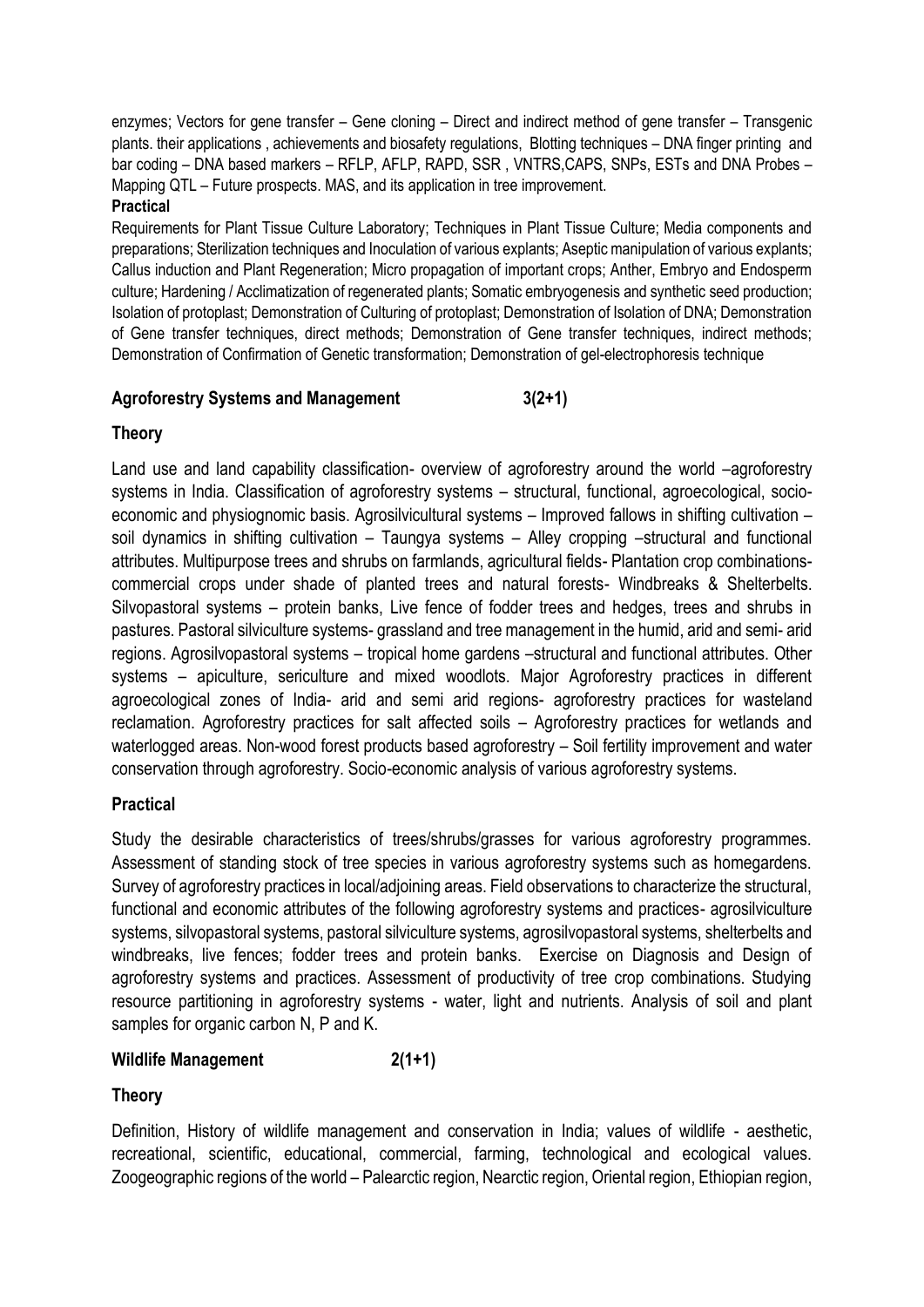enzymes; Vectors for gene transfer – Gene cloning – Direct and indirect method of gene transfer – Transgenic plants. their applications , achievements and biosafety regulations, Blotting techniques – DNA finger printing and bar coding – DNA based markers – RFLP, AFLP, RAPD, SSR , VNTRS,CAPS, SNPs, ESTs and DNA Probes – Mapping QTL – Future prospects. MAS, and its application in tree improvement.

**Practical**

Requirements for Plant Tissue Culture Laboratory; Techniques in Plant Tissue Culture; Media components and preparations; Sterilization techniques and Inoculation of various explants; Aseptic manipulation of various explants; Callus induction and Plant Regeneration; Micro propagation of important crops; Anther, Embryo and Endosperm culture; Hardening / Acclimatization of regenerated plants; Somatic embryogenesis and synthetic seed production; Isolation of protoplast; Demonstration of Culturing of protoplast; Demonstration of Isolation of DNA; Demonstration of Gene transfer techniques, direct methods; Demonstration of Gene transfer techniques, indirect methods; Demonstration of Confirmation of Genetic transformation; Demonstration of gel-electrophoresis technique

**Agroforestry Systems and Management 3(2+1)**

**Theory**

Land use and land capability classification- overview of agroforestry around the world –agroforestry systems in India. Classification of agroforestry systems – structural, functional, agroecological, socio-economic and physiognomic basis. Agrosilvicultural systems – Improved fallows in shifting cultivation – soil dynamics in shifting cultivation – Taungya systems – Alley cropping –structural and functional attributes. Multipurpose trees and shrubs on farmlands, agricultural fields- Plantation crop combinations-commercial crops under shade of planted trees and natural forests- Windbreaks & Shelterbelts. Silvopastoral systems – protein banks, Live fence of fodder trees and hedges, trees and shrubs in pastures. Pastoral silviculture systems- grassland and tree management in the humid, arid and semi- arid regions. Agrosilvopastoral systems – tropical home gardens –structural and functional attributes. Other systems – apiculture, sericulture and mixed woodlots. Major Agroforestry practices in different agroecological zones of India- arid and semi arid regions- agroforestry practices for wasteland reclamation. Agroforestry practices for salt affected soils – Agroforestry practices for wetlands and waterlogged areas. Non-wood forest products based agroforestry – Soil fertility improvement and water conservation through agroforestry. Socio-economic analysis of various agroforestry systems.

**Practical**

Study the desirable characteristics of trees/shrubs/grasses for various agroforestry programmes. Assessment of standing stock of tree species in various agroforestry systems such as homegardens. Survey of agroforestry practices in local/adjoining areas. Field observations to characterize the structural, functional and economic attributes of the following agroforestry systems and practices- agrosilviculture systems, silvopastoral systems, pastoral silviculture systems, agrosilvopastoral systems, shelterbelts and windbreaks, live fences; fodder trees and protein banks. Exercise on Diagnosis and Design of agroforestry systems and practices. Assessment of productivity of tree crop combinations. Studying resource partitioning in agroforestry systems - water, light and nutrients. Analysis of soil and plant samples for organic carbon N, P and K.

**Wildlife Management 2(1+1)**

**Theory**

Definition, History of wildlife management and conservation in India; values of wildlife - aesthetic, recreational, scientific, educational, commercial, farming, technological and ecological values. Zoogeographic regions of the world – Palearctic region, Nearctic region, Oriental region, Ethiopian region,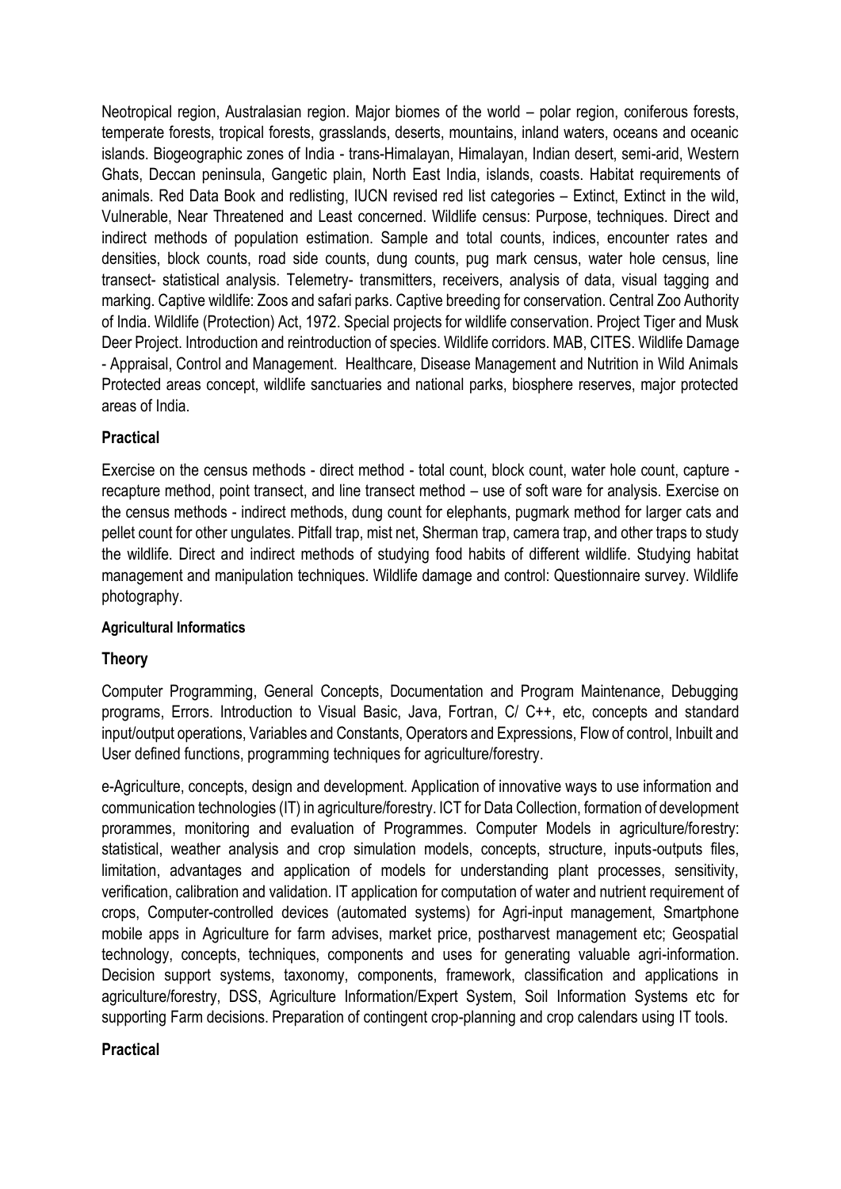Neotropical region, Australasian region. Major biomes of the world – polar region, coniferous forests, temperate forests, tropical forests, grasslands, deserts, mountains, inland waters, oceans and oceanic islands. Biogeographic zones of India - trans-Himalayan, Himalayan, Indian desert, semi-arid, Western Ghats, Deccan peninsula, Gangetic plain, North East India, islands, coasts. Habitat requirements of animals. Red Data Book and redlisting, IUCN revised red list categories – Extinct, Extinct in the wild, Vulnerable, Near Threatened and Least concerned. Wildlife census: Purpose, techniques. Direct and indirect methods of population estimation. Sample and total counts, indices, encounter rates and densities, block counts, road side counts, dung counts, pug mark census, water hole census, line transect- statistical analysis. Telemetry- transmitters, receivers, analysis of data, visual tagging and marking. Captive wildlife: Zoos and safari parks. Captive breeding for conservation. Central Zoo Authority of India. Wildlife (Protection) Act, 1972. Special projects for wildlife conservation. Project Tiger and Musk Deer Project. Introduction and reintroduction of species. Wildlife corridors. MAB, CITES. Wildlife Damage - Appraisal, Control and Management. Healthcare, Disease Management and Nutrition in Wild Animals Protected areas concept, wildlife sanctuaries and national parks, biosphere reserves, major protected areas of India.

### Practical

Exercise on the census methods - direct method - total count, block count, water hole count, capture - recapture method, point transect, and line transect method – use of soft ware for analysis. Exercise on the census methods - indirect methods, dung count for elephants, pugmark method for larger cats and pellet count for other ungulates. Pitfall trap, mist net, Sherman trap, camera trap, and other traps to study the wildlife. Direct and indirect methods of studying food habits of different wildlife. Studying habitat management and manipulation techniques. Wildlife damage and control: Questionnaire survey. Wildlife photography.

#### Agricultural Informatics

### Theory

Computer Programming, General Concepts, Documentation and Program Maintenance, Debugging programs, Errors. Introduction to Visual Basic, Java, Fortran, C/ C++, etc, concepts and standard input/output operations, Variables and Constants, Operators and Expressions, Flow of control, Inbuilt and User defined functions, programming techniques for agriculture/forestry.

e-Agriculture, concepts, design and development. Application of innovative ways to use information and communication technologies (IT) in agriculture/forestry. ICT for Data Collection, formation of development prorammes, monitoring and evaluation of Programmes. Computer Models in agriculture/forestry: statistical, weather analysis and crop simulation models, concepts, structure, inputs-outputs files, limitation, advantages and application of models for understanding plant processes, sensitivity, verification, calibration and validation. IT application for computation of water and nutrient requirement of crops, Computer-controlled devices (automated systems) for Agri-input management, Smartphone mobile apps in Agriculture for farm advises, market price, postharvest management etc; Geospatial technology, concepts, techniques, components and uses for generating valuable agri-information. Decision support systems, taxonomy, components, framework, classification and applications in agriculture/forestry, DSS, Agriculture Information/Expert System, Soil Information Systems etc for supporting Farm decisions. Preparation of contingent crop-planning and crop calendars using IT tools.

### Practical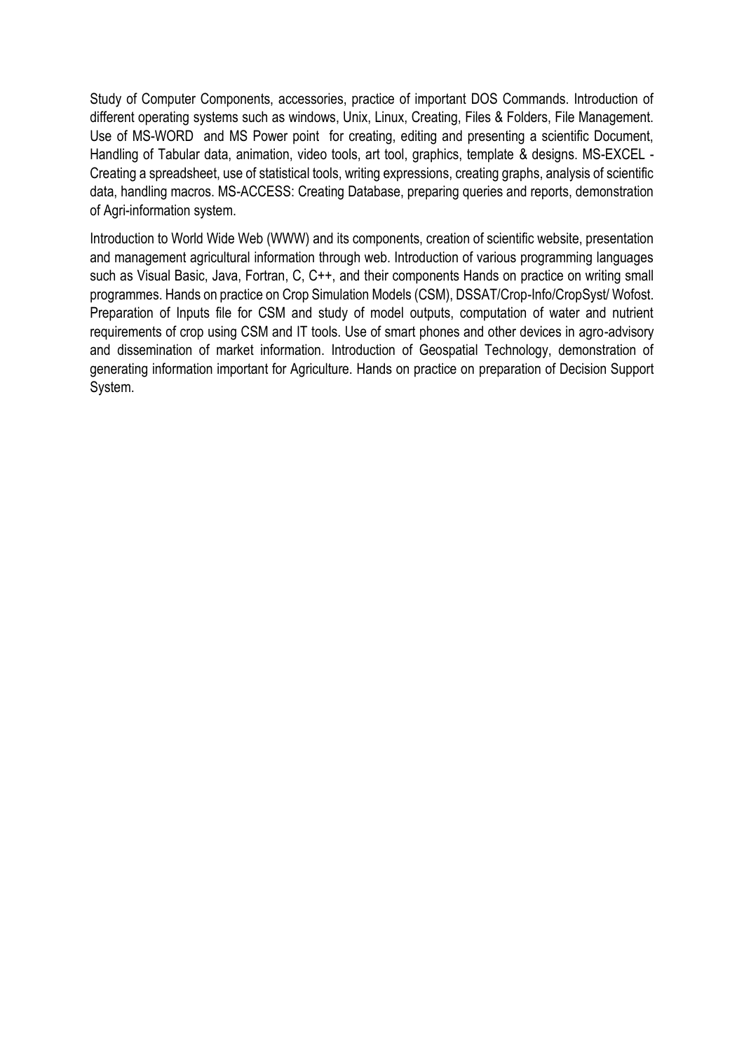Study of Computer Components, accessories, practice of important DOS Commands. Introduction of different operating systems such as windows, Unix, Linux, Creating, Files & Folders, File Management. Use of MS-WORD and MS Power point for creating, editing and presenting a scientific Document, Handling of Tabular data, animation, video tools, art tool, graphics, template & designs. MS-EXCEL - Creating a spreadsheet, use of statistical tools, writing expressions, creating graphs, analysis of scientific data, handling macros. MS-ACCESS: Creating Database, preparing queries and reports, demonstration of Agri-information system.

Introduction to World Wide Web (WWW) and its components, creation of scientific website, presentation and management agricultural information through web. Introduction of various programming languages such as Visual Basic, Java, Fortran, C, C++, and their components Hands on practice on writing small programmes. Hands on practice on Crop Simulation Models (CSM), DSSAT/Crop-Info/CropSyst/ Wofost. Preparation of Inputs file for CSM and study of model outputs, computation of water and nutrient requirements of crop using CSM and IT tools. Use of smart phones and other devices in agro-advisory and dissemination of market information. Introduction of Geospatial Technology, demonstration of generating information important for Agriculture. Hands on practice on preparation of Decision Support System.